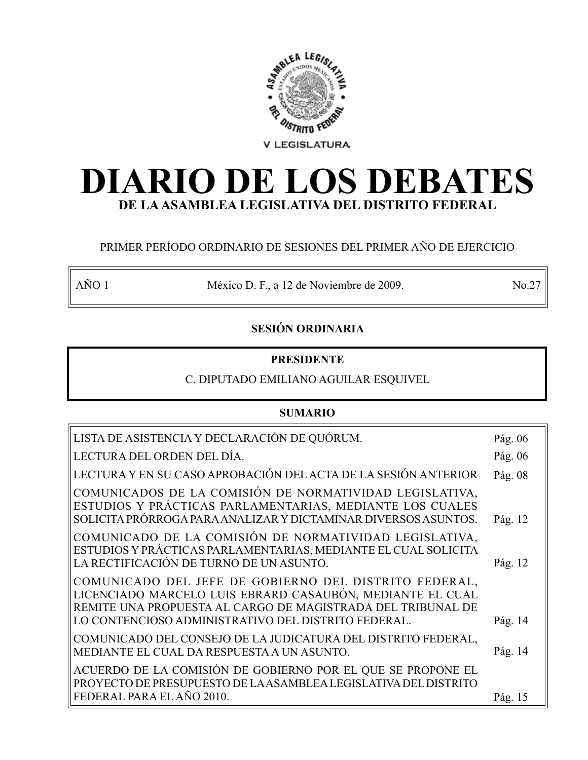V LEGISLATURA

# DIARIO DE LOS DEBATES

## DE LA ASAMBLEA LEGISLATIVA DEL DISTRITO FEDERAL

PRIMER PERÍODO ORDINARIO DE SESIONES DEL PRIMER AÑO DE EJERCICIO

| AÑO 1 | México D. F., a 12 de Noviembre de 2009. | No.27 |
|---|---|---|

**SESIÓN ORDINARIA**

**PRESIDENTE**

C. DIPUTADO EMILIANO AGUILAR ESQUIVEL

**SUMARIO**

| | |
|---|---|
| LISTA DE ASISTENCIA Y DECLARACIÓN DE QUÓRUM. | Pág. 06 |
| LECTURA DEL ORDEN DEL DÍA. | Pág. 06 |
| LECTURA Y EN SU CASO APROBACIÓN DEL ACTA DE LA SESIÓN ANTERIOR | Pág. 08 |
| COMUNICADOS DE LA COMISIÓN DE NORMATIVIDAD LEGISLATIVA, ESTUDIOS Y PRÁCTICAS PARLAMENTARIAS, MEDIANTE LOS CUALES SOLICITA PRÓRROGA PARA ANALIZAR Y DICTAMINAR DIVERSOS ASUNTOS. | Pág. 12 |
| COMUNICADO DE LA COMISIÓN DE NORMATIVIDAD LEGISLATIVA, ESTUDIOS Y PRÁCTICAS PARLAMENTARIAS, MEDIANTE EL CUAL SOLICITA LA RECTIFICACIÓN DE TURNO DE UN ASUNTO. | Pág. 12 |
| COMUNICADO DEL JEFE DE GOBIERNO DEL DISTRITO FEDERAL, LICENCIADO MARCELO LUIS EBRARD CASAUBÓN, MEDIANTE EL CUAL REMITE UNA PROPUESTA AL CARGO DE MAGISTRADA DEL TRIBUNAL DE LO CONTENCIOSO ADMINISTRATIVO DEL DISTRITO FEDERAL. | Pág. 14 |
| COMUNICADO DEL CONSEJO DE LA JUDICATURA DEL DISTRITO FEDERAL, MEDIANTE EL CUAL DA RESPUESTA A UN ASUNTO. | Pág. 14 |
| ACUERDO DE LA COMISIÓN DE GOBIERNO POR EL QUE SE PROPONE EL PROYECTO DE PRESUPUESTO DE LA ASAMBLEA LEGISLATIVA DEL DISTRITO FEDERAL PARA EL AÑO 2010. | Pág. 15 |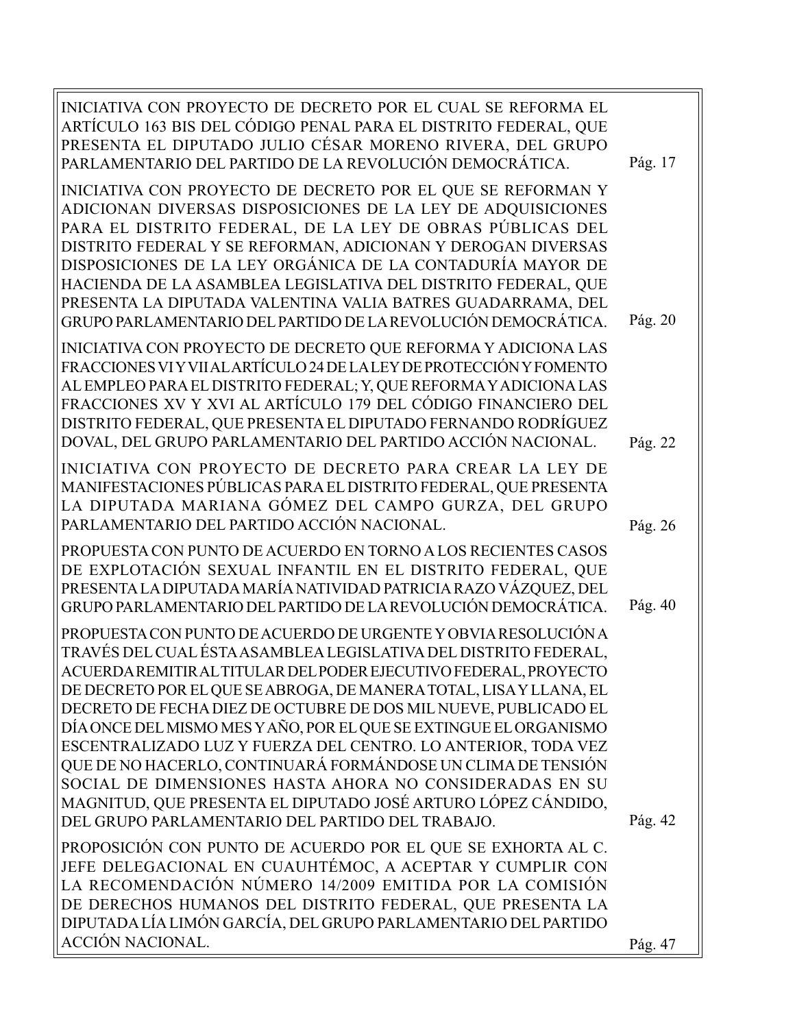| | |
|---|---|
| INICIATIVA CON PROYECTO DE DECRETO POR EL CUAL SE REFORMA EL ARTÍCULO 163 BIS DEL CÓDIGO PENAL PARA EL DISTRITO FEDERAL, QUE PRESENTA EL DIPUTADO JULIO CÉSAR MORENO RIVERA, DEL GRUPO PARLAMENTARIO DEL PARTIDO DE LA REVOLUCIÓN DEMOCRÁTICA. | Pág. 17 |
| INICIATIVA CON PROYECTO DE DECRETO POR EL QUE SE REFORMAN Y ADICIONAN DIVERSAS DISPOSICIONES DE LA LEY DE ADQUISICIONES PARA EL DISTRITO FEDERAL, DE LA LEY DE OBRAS PÚBLICAS DEL DISTRITO FEDERAL Y SE REFORMAN, ADICIONAN Y DEROGAN DIVERSAS DISPOSICIONES DE LA LEY ORGÁNICA DE LA CONTADURÍA MAYOR DE HACIENDA DE LA ASAMBLEA LEGISLATIVA DEL DISTRITO FEDERAL, QUE PRESENTA LA DIPUTADA VALENTINA VALIA BATRES GUADARRAMA, DEL GRUPO PARLAMENTARIO DEL PARTIDO DE LA REVOLUCIÓN DEMOCRÁTICA. | Pág. 20 |
| INICIATIVA CON PROYECTO DE DECRETO QUE REFORMA Y ADICIONA LAS FRACCIONES VI Y VII AL ARTÍCULO 24 DE LA LEY DE PROTECCIÓN Y FOMENTO AL EMPLEO PARA EL DISTRITO FEDERAL; Y, QUE REFORMA Y ADICIONA LAS FRACCIONES XV Y XVI AL ARTÍCULO 179 DEL CÓDIGO FINANCIERO DEL DISTRITO FEDERAL, QUE PRESENTA EL DIPUTADO FERNANDO RODRÍGUEZ DOVAL, DEL GRUPO PARLAMENTARIO DEL PARTIDO ACCIÓN NACIONAL. | Pág. 22 |
| INICIATIVA CON PROYECTO DE DECRETO PARA CREAR LA LEY DE MANIFESTACIONES PÚBLICAS PARA EL DISTRITO FEDERAL, QUE PRESENTA LA DIPUTADA MARIANA GÓMEZ DEL CAMPO GURZA, DEL GRUPO PARLAMENTARIO DEL PARTIDO ACCIÓN NACIONAL. | Pág. 26 |
| PROPUESTA CON PUNTO DE ACUERDO EN TORNO A LOS RECIENTES CASOS DE EXPLOTACIÓN SEXUAL INFANTIL EN EL DISTRITO FEDERAL, QUE PRESENTA LA DIPUTADA MARÍA NATIVIDAD PATRICIA RAZO VÁZQUEZ, DEL GRUPO PARLAMENTARIO DEL PARTIDO DE LA REVOLUCIÓN DEMOCRÁTICA. | Pág. 40 |
| PROPUESTA CON PUNTO DE ACUERDO DE URGENTE Y OBVIA RESOLUCIÓN A TRAVÉS DEL CUAL ÉSTA ASAMBLEA LEGISLATIVA DEL DISTRITO FEDERAL, ACUERDA REMITIR AL TITULAR DEL PODER EJECUTIVO FEDERAL, PROYECTO DE DECRETO POR EL QUE SE ABROGA, DE MANERA TOTAL, LISA Y LLANA, EL DECRETO DE FECHA DIEZ DE OCTUBRE DE DOS MIL NUEVE, PUBLICADO EL DÍA ONCE DEL MISMO MES Y AÑO, POR EL QUE SE EXTINGUE EL ORGANISMO ESCENTRALIZADO LUZ Y FUERZA DEL CENTRO. LO ANTERIOR, TODA VEZ QUE DE NO HACERLO, CONTINUARÁ FORMÁNDOSE UN CLIMA DE TENSIÓN SOCIAL DE DIMENSIONES HASTA AHORA NO CONSIDERADAS EN SU MAGNITUD, QUE PRESENTA EL DIPUTADO JOSÉ ARTURO LÓPEZ CÁNDIDO, DEL GRUPO PARLAMENTARIO DEL PARTIDO DEL TRABAJO. | Pág. 42 |
| PROPOSICIÓN CON PUNTO DE ACUERDO POR EL QUE SE EXHORTA AL C. JEFE DELEGACIONAL EN CUAUHTÉMOC, A ACEPTAR Y CUMPLIR CON LA RECOMENDACIÓN NÚMERO 14/2009 EMITIDA POR LA COMISIÓN DE DERECHOS HUMANOS DEL DISTRITO FEDERAL, QUE PRESENTA LA DIPUTADA LÍA LIMÓN GARCÍA, DEL GRUPO PARLAMENTARIO DEL PARTIDO ACCIÓN NACIONAL. | Pág. 47 |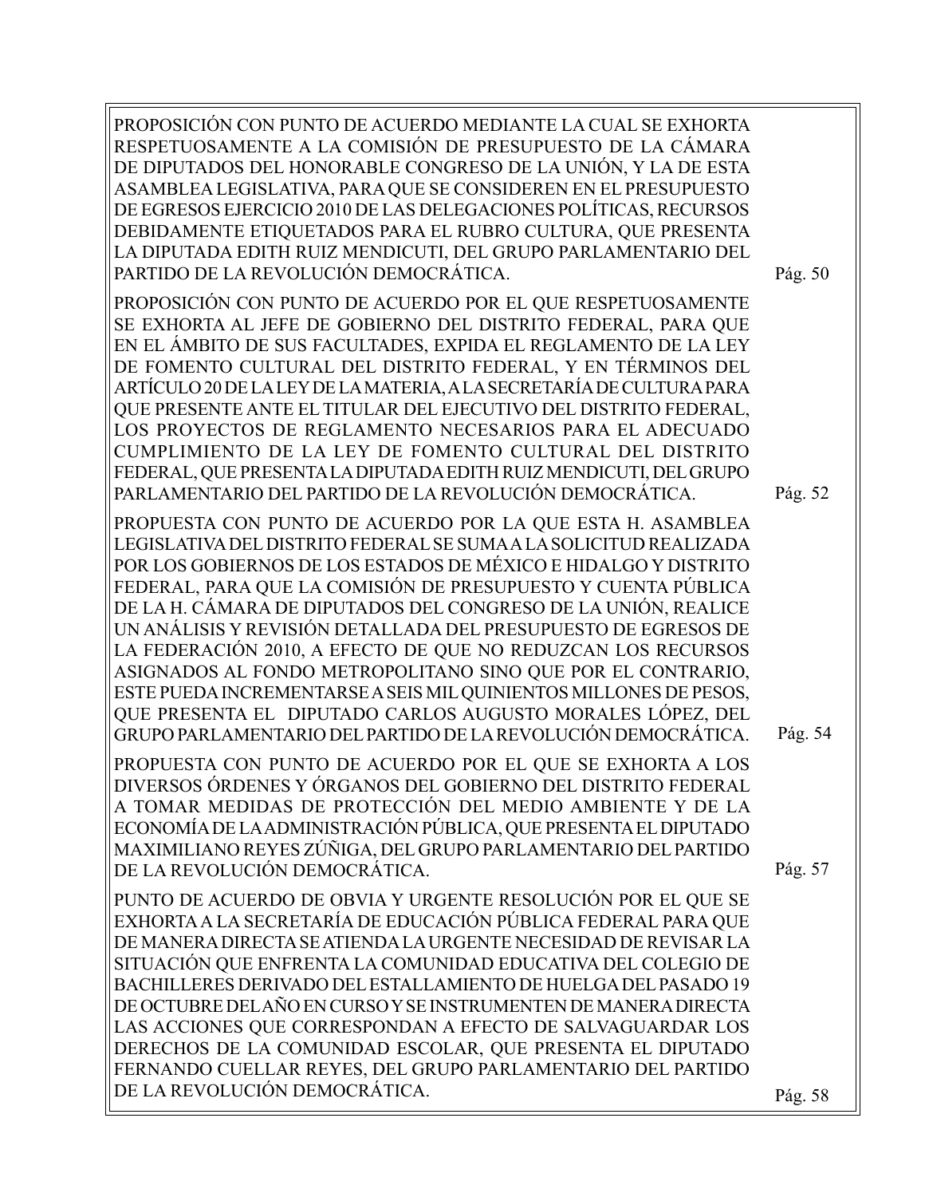PROPOSICIÓN CON PUNTO DE ACUERDO MEDIANTE LA CUAL SE EXHORTA RESPETUOSAMENTE A LA COMISIÓN DE PRESUPUESTO DE LA CÁMARA DE DIPUTADOS DEL HONORABLE CONGRESO DE LA UNIÓN, Y LA DE ESTA ASAMBLEA LEGISLATIVA, PARA QUE SE CONSIDEREN EN EL PRESUPUESTO DE EGRESOS EJERCICIO 2010 DE LAS DELEGACIONES POLÍTICAS, RECURSOS DEBIDAMENTE ETIQUETADOS PARA EL RUBRO CULTURA, QUE PRESENTA LA DIPUTADA EDITH RUIZ MENDICUTI, DEL GRUPO PARLAMENTARIO DEL PARTIDO DE LA REVOLUCIÓN DEMOCRÁTICA. Pág. 50

PROPOSICIÓN CON PUNTO DE ACUERDO POR EL QUE RESPETUOSAMENTE SE EXHORTA AL JEFE DE GOBIERNO DEL DISTRITO FEDERAL, PARA QUE EN EL ÁMBITO DE SUS FACULTADES, EXPIDA EL REGLAMENTO DE LA LEY DE FOMENTO CULTURAL DEL DISTRITO FEDERAL, Y EN TÉRMINOS DEL ARTÍCULO 20 DE LA LEY DE LA MATERIA, A LA SECRETARÍA DE CULTURA PARA QUE PRESENTE ANTE EL TITULAR DEL EJECUTIVO DEL DISTRITO FEDERAL, LOS PROYECTOS DE REGLAMENTO NECESARIOS PARA EL ADECUADO CUMPLIMIENTO DE LA LEY DE FOMENTO CULTURAL DEL DISTRITO FEDERAL, QUE PRESENTA LA DIPUTADA EDITH RUIZ MENDICUTI, DEL GRUPO PARLAMENTARIO DEL PARTIDO DE LA REVOLUCIÓN DEMOCRÁTICA. Pág. 52

PROPUESTA CON PUNTO DE ACUERDO POR LA QUE ESTA H. ASAMBLEA LEGISLATIVA DEL DISTRITO FEDERAL SE SUMA A LA SOLICITUD REALIZADA POR LOS GOBIERNOS DE LOS ESTADOS DE MÉXICO E HIDALGO Y DISTRITO FEDERAL, PARA QUE LA COMISIÓN DE PRESUPUESTO Y CUENTA PÚBLICA DE LA H. CÁMARA DE DIPUTADOS DEL CONGRESO DE LA UNIÓN, REALICE UN ANÁLISIS Y REVISIÓN DETALLADA DEL PRESUPUESTO DE EGRESOS DE LA FEDERACIÓN 2010, A EFECTO DE QUE NO REDUZCAN LOS RECURSOS ASIGNADOS AL FONDO METROPOLITANO SINO QUE POR EL CONTRARIO, ESTE PUEDA INCREMENTARSE A SEIS MIL QUINIENTOS MILLONES DE PESOS, QUE PRESENTA EL DIPUTADO CARLOS AUGUSTO MORALES LÓPEZ, DEL GRUPO PARLAMENTARIO DEL PARTIDO DE LA REVOLUCIÓN DEMOCRÁTICA. Pág. 54

PROPUESTA CON PUNTO DE ACUERDO POR EL QUE SE EXHORTA A LOS DIVERSOS ÓRDENES Y ÓRGANOS DEL GOBIERNO DEL DISTRITO FEDERAL A TOMAR MEDIDAS DE PROTECCIÓN DEL MEDIO AMBIENTE Y DE LA ECONOMÍA DE LA ADMINISTRACIÓN PÚBLICA, QUE PRESENTA EL DIPUTADO MAXIMILIANO REYES ZÚÑIGA, DEL GRUPO PARLAMENTARIO DEL PARTIDO DE LA REVOLUCIÓN DEMOCRÁTICA. Pág. 57

PUNTO DE ACUERDO DE OBVIA Y URGENTE RESOLUCIÓN POR EL QUE SE EXHORTA A LA SECRETARÍA DE EDUCACIÓN PÚBLICA FEDERAL PARA QUE DE MANERA DIRECTA SE ATIENDA LA URGENTE NECESIDAD DE REVISAR LA SITUACIÓN QUE ENFRENTA LA COMUNIDAD EDUCATIVA DEL COLEGIO DE BACHILLERES DERIVADO DEL ESTALLAMIENTO DE HUELGA DEL PASADO 19 DE OCTUBRE DEL AÑO EN CURSO Y SE INSTRUMENTEN DE MANERA DIRECTA LAS ACCIONES QUE CORRESPONDAN A EFECTO DE SALVAGUARDAR LOS DERECHOS DE LA COMUNIDAD ESCOLAR, QUE PRESENTA EL DIPUTADO FERNANDO CUELLAR REYES, DEL GRUPO PARLAMENTARIO DEL PARTIDO DE LA REVOLUCIÓN DEMOCRÁTICA. Pág. 58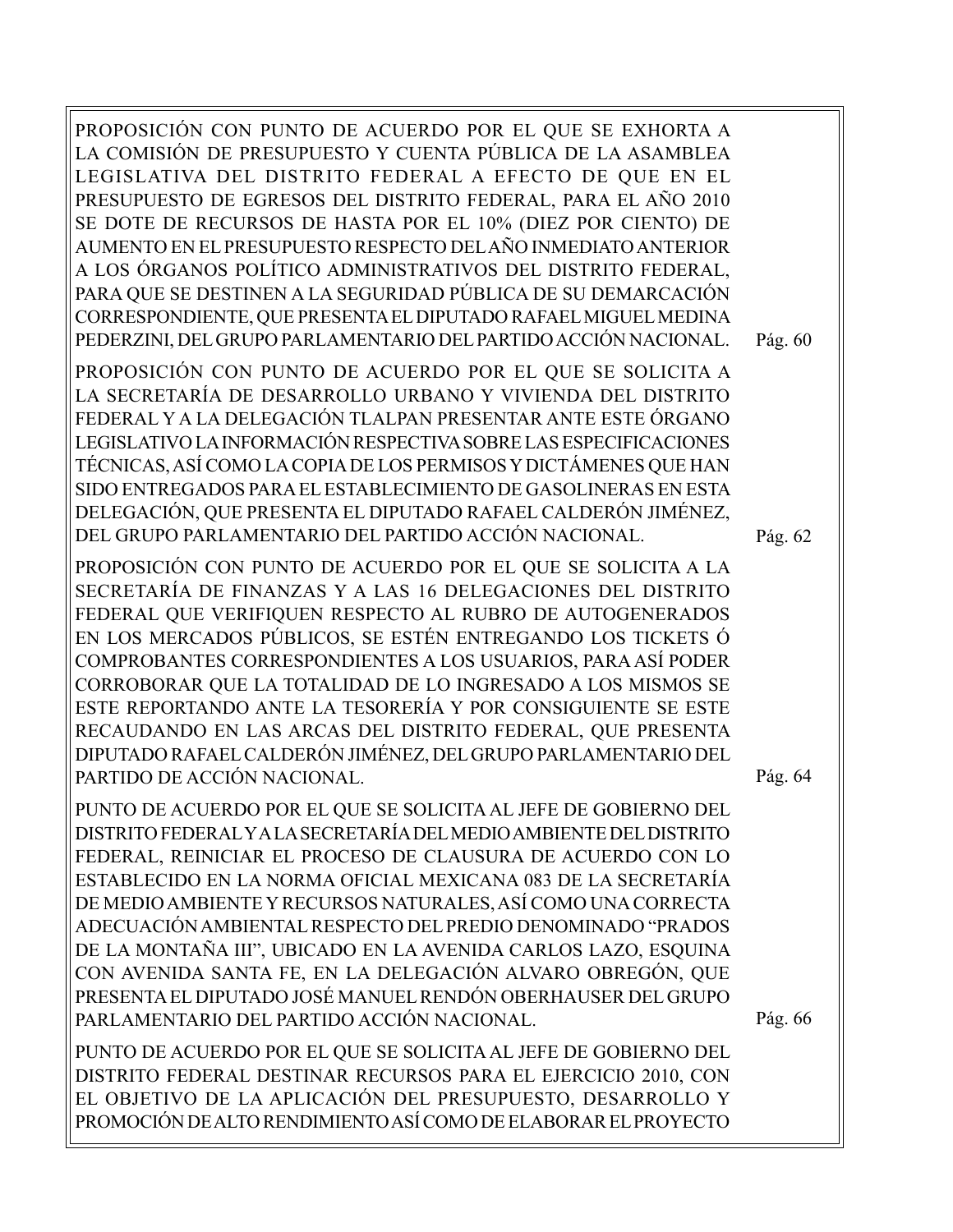PROPOSICIÓN CON PUNTO DE ACUERDO POR EL QUE SE EXHORTA A LA COMISIÓN DE PRESUPUESTO Y CUENTA PÚBLICA DE LA ASAMBLEA LEGISLATIVA DEL DISTRITO FEDERAL A EFECTO DE QUE EN EL PRESUPUESTO DE EGRESOS DEL DISTRITO FEDERAL, PARA EL AÑO 2010 SE DOTE DE RECURSOS DE HASTA POR EL 10% (DIEZ POR CIENTO) DE AUMENTO EN EL PRESUPUESTO RESPECTO DEL AÑO INMEDIATO ANTERIOR A LOS ÓRGANOS POLÍTICO ADMINISTRATIVOS DEL DISTRITO FEDERAL, PARA QUE SE DESTINEN A LA SEGURIDAD PÚBLICA DE SU DEMARCACIÓN CORRESPONDIENTE, QUE PRESENTA EL DIPUTADO RAFAEL MIGUEL MEDINA PEDERZINI, DEL GRUPO PARLAMENTARIO DEL PARTIDO ACCIÓN NACIONAL. Pág. 60

PROPOSICIÓN CON PUNTO DE ACUERDO POR EL QUE SE SOLICITA A LA SECRETARÍA DE DESARROLLO URBANO Y VIVIENDA DEL DISTRITO FEDERAL Y A LA DELEGACIÓN TLALPAN PRESENTAR ANTE ESTE ÓRGANO LEGISLATIVO LA INFORMACIÓN RESPECTIVA SOBRE LAS ESPECIFICACIONES TÉCNICAS, ASÍ COMO LA COPIA DE LOS PERMISOS Y DICTÁMENES QUE HAN SIDO ENTREGADOS PARA EL ESTABLECIMIENTO DE GASOLINERAS EN ESTA DELEGACIÓN, QUE PRESENTA EL DIPUTADO RAFAEL CALDERÓN JIMÉNEZ, DEL GRUPO PARLAMENTARIO DEL PARTIDO ACCIÓN NACIONAL. Pág. 62

PROPOSICIÓN CON PUNTO DE ACUERDO POR EL QUE SE SOLICITA A LA SECRETARÍA DE FINANZAS Y A LAS 16 DELEGACIONES DEL DISTRITO FEDERAL QUE VERIFIQUEN RESPECTO AL RUBRO DE AUTOGENERADOS EN LOS MERCADOS PÚBLICOS, SE ESTÉN ENTREGANDO LOS TICKETS Ó COMPROBANTES CORRESPONDIENTES A LOS USUARIOS, PARA ASÍ PODER CORROBORAR QUE LA TOTALIDAD DE LO INGRESADO A LOS MISMOS SE ESTE REPORTANDO ANTE LA TESORERÍA Y POR CONSIGUIENTE SE ESTE RECAUDANDO EN LAS ARCAS DEL DISTRITO FEDERAL, QUE PRESENTA DIPUTADO RAFAEL CALDERÓN JIMÉNEZ, DEL GRUPO PARLAMENTARIO DEL PARTIDO DE ACCIÓN NACIONAL. Pág. 64

PUNTO DE ACUERDO POR EL QUE SE SOLICITA AL JEFE DE GOBIERNO DEL DISTRITO FEDERAL Y A LA SECRETARÍA DEL MEDIO AMBIENTE DEL DISTRITO FEDERAL, REINICIAR EL PROCESO DE CLAUSURA DE ACUERDO CON LO ESTABLECIDO EN LA NORMA OFICIAL MEXICANA 083 DE LA SECRETARÍA DE MEDIO AMBIENTE Y RECURSOS NATURALES, ASÍ COMO UNA CORRECTA ADECUACIÓN AMBIENTAL RESPECTO DEL PREDIO DENOMINADO "PRADOS DE LA MONTAÑA III", UBICADO EN LA AVENIDA CARLOS LAZO, ESQUINA CON AVENIDA SANTA FE, EN LA DELEGACIÓN ALVARO OBREGÓN, QUE PRESENTA EL DIPUTADO JOSÉ MANUEL RENDÓN OBERHAUSER DEL GRUPO PARLAMENTARIO DEL PARTIDO ACCIÓN NACIONAL. Pág. 66

PUNTO DE ACUERDO POR EL QUE SE SOLICITA AL JEFE DE GOBIERNO DEL DISTRITO FEDERAL DESTINAR RECURSOS PARA EL EJERCICIO 2010, CON EL OBJETIVO DE LA APLICACIÓN DEL PRESUPUESTO, DESARROLLO Y PROMOCIÓN DE ALTO RENDIMIENTO ASÍ COMO DE ELABORAR EL PROYECTO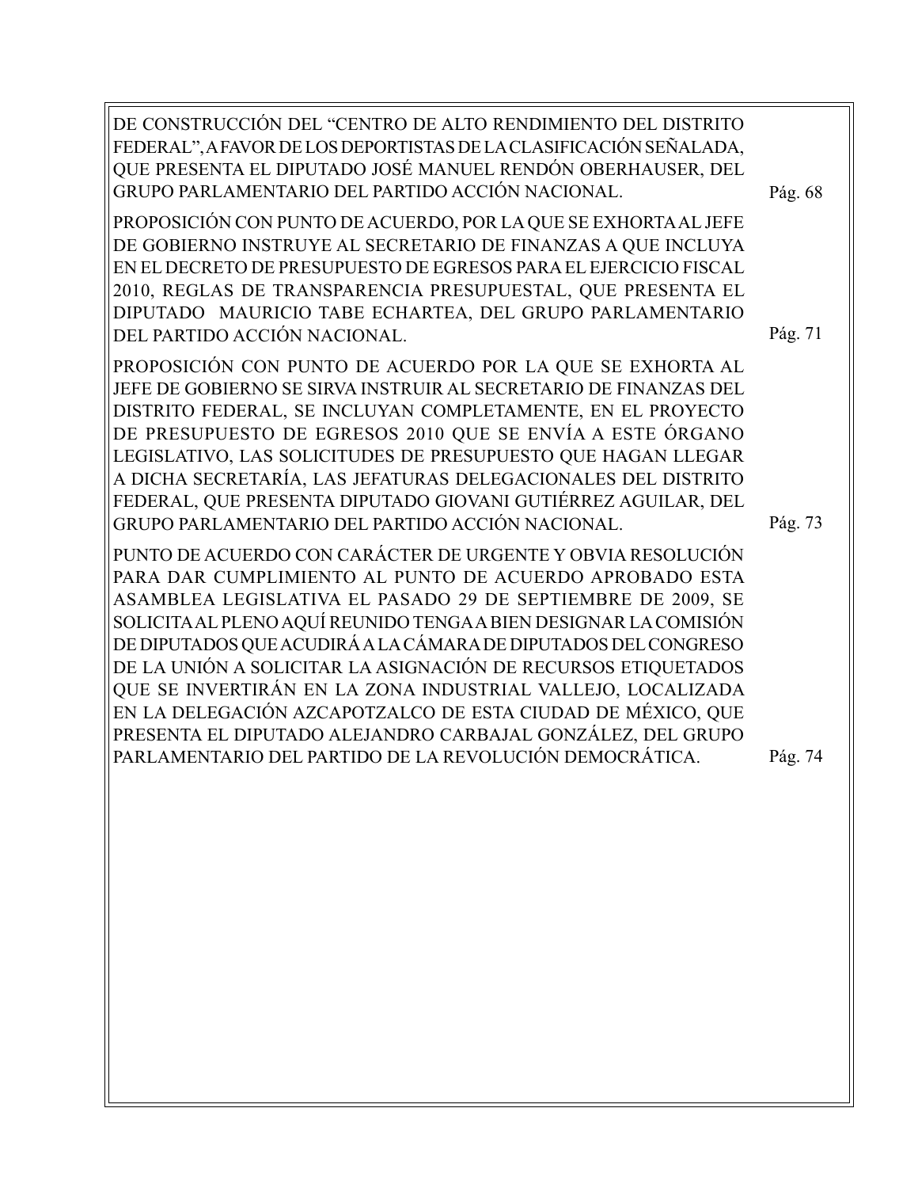DE CONSTRUCCIÓN DEL "CENTRO DE ALTO RENDIMIENTO DEL DISTRITO FEDERAL", A FAVOR DE LOS DEPORTISTAS DE LA CLASIFICACIÓN SEÑALADA, QUE PRESENTA EL DIPUTADO JOSÉ MANUEL RENDÓN OBERHAUSER, DEL GRUPO PARLAMENTARIO DEL PARTIDO ACCIÓN NACIONAL. Pág. 68

PROPOSICIÓN CON PUNTO DE ACUERDO, POR LA QUE SE EXHORTA AL JEFE DE GOBIERNO INSTRUYE AL SECRETARIO DE FINANZAS A QUE INCLUYA EN EL DECRETO DE PRESUPUESTO DE EGRESOS PARA EL EJERCICIO FISCAL 2010, REGLAS DE TRANSPARENCIA PRESUPUESTAL, QUE PRESENTA EL DIPUTADO MAURICIO TABE ECHARTEA, DEL GRUPO PARLAMENTARIO DEL PARTIDO ACCIÓN NACIONAL. Pág. 71

PROPOSICIÓN CON PUNTO DE ACUERDO POR LA QUE SE EXHORTA AL JEFE DE GOBIERNO SE SIRVA INSTRUIR AL SECRETARIO DE FINANZAS DEL DISTRITO FEDERAL, SE INCLUYAN COMPLETAMENTE, EN EL PROYECTO DE PRESUPUESTO DE EGRESOS 2010 QUE SE ENVÍA A ESTE ÓRGANO LEGISLATIVO, LAS SOLICITUDES DE PRESUPUESTO QUE HAGAN LLEGAR A DICHA SECRETARÍA, LAS JEFATURAS DELEGACIONALES DEL DISTRITO FEDERAL, QUE PRESENTA DIPUTADO GIOVANI GUTIÉRREZ AGUILAR, DEL GRUPO PARLAMENTARIO DEL PARTIDO ACCIÓN NACIONAL. Pág. 73

PUNTO DE ACUERDO CON CARÁCTER DE URGENTE Y OBVIA RESOLUCIÓN PARA DAR CUMPLIMIENTO AL PUNTO DE ACUERDO APROBADO ESTA ASAMBLEA LEGISLATIVA EL PASADO 29 DE SEPTIEMBRE DE 2009, SE SOLICITA AL PLENO AQUÍ REUNIDO TENGA A BIEN DESIGNAR LA COMISIÓN DE DIPUTADOS QUE ACUDIRÁ A LA CÁMARA DE DIPUTADOS DEL CONGRESO DE LA UNIÓN A SOLICITAR LA ASIGNACIÓN DE RECURSOS ETIQUETADOS QUE SE INVERTIRÁN EN LA ZONA INDUSTRIAL VALLEJO, LOCALIZADA EN LA DELEGACIÓN AZCAPOTZALCO DE ESTA CIUDAD DE MÉXICO, QUE PRESENTA EL DIPUTADO ALEJANDRO CARBAJAL GONZÁLEZ, DEL GRUPO PARLAMENTARIO DEL PARTIDO DE LA REVOLUCIÓN DEMOCRÁTICA. Pág. 74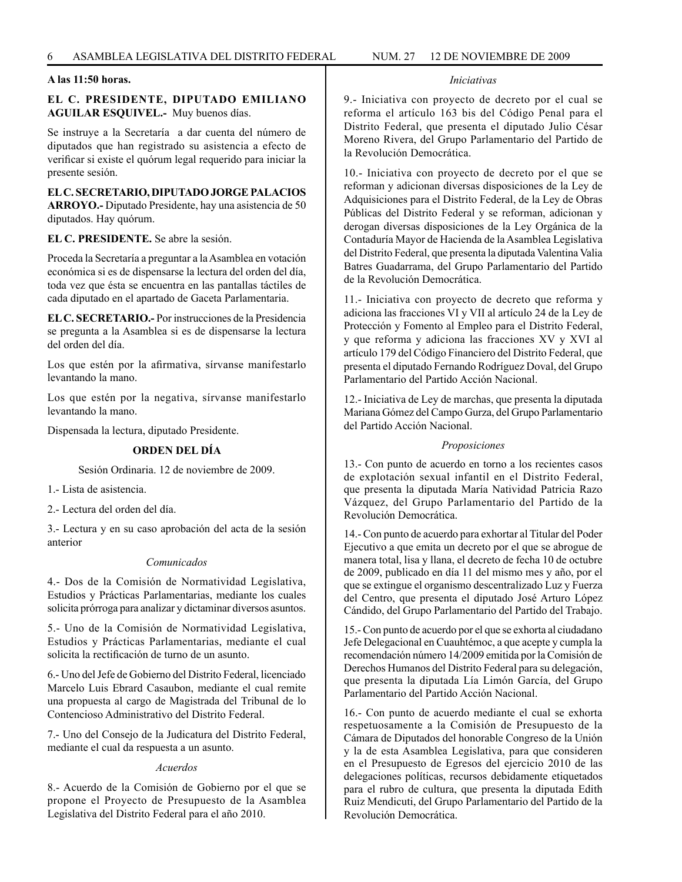**A las 11:50 horas.**

**EL C. PRESIDENTE, DIPUTADO EMILIANO AGUILAR ESQUIVEL.-** Muy buenos días.

Se instruye a la Secretaría a dar cuenta del número de diputados que han registrado su asistencia a efecto de verificar si existe el quórum legal requerido para iniciar la presente sesión.

**EL C. SECRETARIO, DIPUTADO JORGE PALACIOS ARROYO.-** Diputado Presidente, hay una asistencia de 50 diputados. Hay quórum.

**EL C. PRESIDENTE.** Se abre la sesión.

Proceda la Secretaría a preguntar a la Asamblea en votación económica si es de dispensarse la lectura del orden del día, toda vez que ésta se encuentra en las pantallas táctiles de cada diputado en el apartado de Gaceta Parlamentaria.

**EL C. SECRETARIO.-** Por instrucciones de la Presidencia se pregunta a la Asamblea si es de dispensarse la lectura del orden del día.

Los que estén por la afirmativa, sírvanse manifestarlo levantando la mano.

Los que estén por la negativa, sírvanse manifestarlo levantando la mano.

Dispensada la lectura, diputado Presidente.

**ORDEN DEL DÍA**

Sesión Ordinaria. 12 de noviembre de 2009.

1.- Lista de asistencia.

2.- Lectura del orden del día.

3.- Lectura y en su caso aprobación del acta de la sesión anterior

*Comunicados*

4.- Dos de la Comisión de Normatividad Legislativa, Estudios y Prácticas Parlamentarias, mediante los cuales solicita prórroga para analizar y dictaminar diversos asuntos.

5.- Uno de la Comisión de Normatividad Legislativa, Estudios y Prácticas Parlamentarias, mediante el cual solicita la rectificación de turno de un asunto.

6.- Uno del Jefe de Gobierno del Distrito Federal, licenciado Marcelo Luis Ebrard Casaubon, mediante el cual remite una propuesta al cargo de Magistrada del Tribunal de lo Contencioso Administrativo del Distrito Federal.

7.- Uno del Consejo de la Judicatura del Distrito Federal, mediante el cual da respuesta a un asunto.

*Acuerdos*

8.- Acuerdo de la Comisión de Gobierno por el que se propone el Proyecto de Presupuesto de la Asamblea Legislativa del Distrito Federal para el año 2010.

*Iniciativas*

9.- Iniciativa con proyecto de decreto por el cual se reforma el artículo 163 bis del Código Penal para el Distrito Federal, que presenta el diputado Julio César Moreno Rivera, del Grupo Parlamentario del Partido de la Revolución Democrática.

10.- Iniciativa con proyecto de decreto por el que se reforman y adicionan diversas disposiciones de la Ley de Adquisiciones para el Distrito Federal, de la Ley de Obras Públicas del Distrito Federal y se reforman, adicionan y derogan diversas disposiciones de la Ley Orgánica de la Contaduría Mayor de Hacienda de la Asamblea Legislativa del Distrito Federal, que presenta la diputada Valentina Valia Batres Guadarrama, del Grupo Parlamentario del Partido de la Revolución Democrática.

11.- Iniciativa con proyecto de decreto que reforma y adiciona las fracciones VI y VII al artículo 24 de la Ley de Protección y Fomento al Empleo para el Distrito Federal, y que reforma y adiciona las fracciones XV y XVI al artículo 179 del Código Financiero del Distrito Federal, que presenta el diputado Fernando Rodríguez Doval, del Grupo Parlamentario del Partido Acción Nacional.

12.- Iniciativa de Ley de marchas, que presenta la diputada Mariana Gómez del Campo Gurza, del Grupo Parlamentario del Partido Acción Nacional.

*Proposiciones*

13.- Con punto de acuerdo en torno a los recientes casos de explotación sexual infantil en el Distrito Federal, que presenta la diputada María Natividad Patricia Razo Vázquez, del Grupo Parlamentario del Partido de la Revolución Democrática.

14.- Con punto de acuerdo para exhortar al Titular del Poder Ejecutivo a que emita un decreto por el que se abrogue de manera total, lisa y llana, el decreto de fecha 10 de octubre de 2009, publicado en día 11 del mismo mes y año, por el que se extingue el organismo descentralizado Luz y Fuerza del Centro, que presenta el diputado José Arturo López Cándido, del Grupo Parlamentario del Partido del Trabajo.

15.- Con punto de acuerdo por el que se exhorta al ciudadano Jefe Delegacional en Cuauhtémoc, a que acepte y cumpla la recomendación número 14/2009 emitida por la Comisión de Derechos Humanos del Distrito Federal para su delegación, que presenta la diputada Lía Limón García, del Grupo Parlamentario del Partido Acción Nacional.

16.- Con punto de acuerdo mediante el cual se exhorta respetuosamente a la Comisión de Presupuesto de la Cámara de Diputados del honorable Congreso de la Unión y la de esta Asamblea Legislativa, para que consideren en el Presupuesto de Egresos del ejercicio 2010 de las delegaciones políticas, recursos debidamente etiquetados para el rubro de cultura, que presenta la diputada Edith Ruiz Mendicuti, del Grupo Parlamentario del Partido de la Revolución Democrática.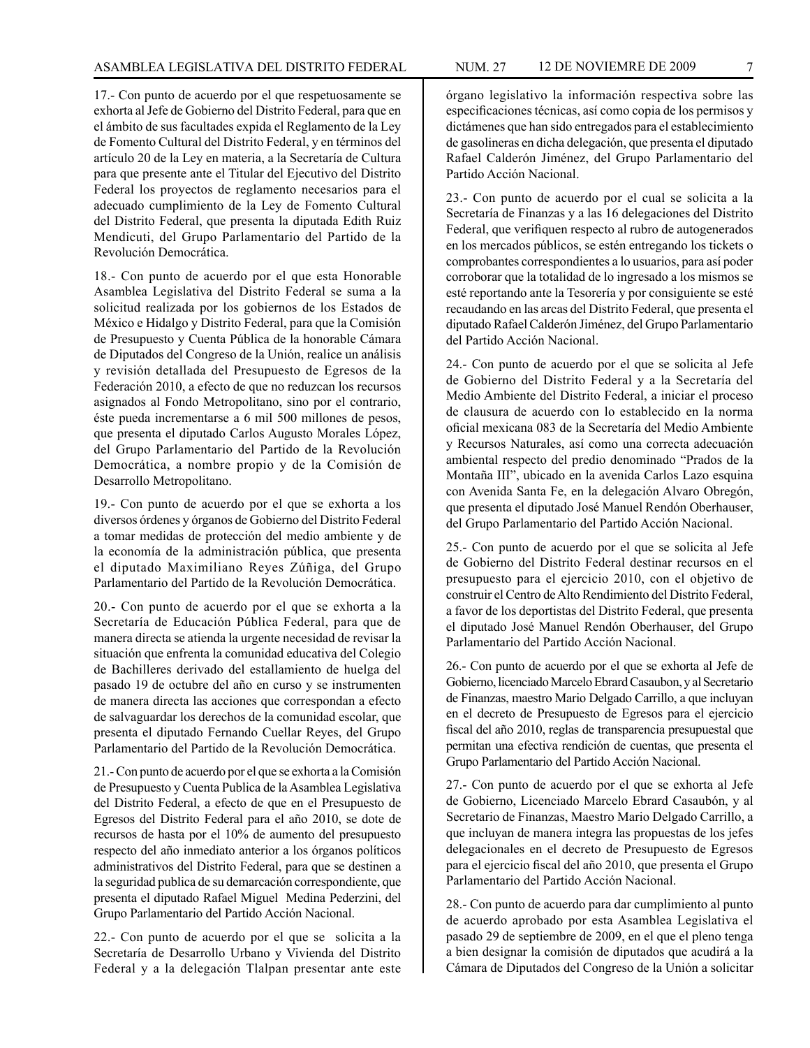17.- Con punto de acuerdo por el que respetuosamente se exhorta al Jefe de Gobierno del Distrito Federal, para que en el ámbito de sus facultades expida el Reglamento de la Ley de Fomento Cultural del Distrito Federal, y en términos del artículo 20 de la Ley en materia, a la Secretaría de Cultura para que presente ante el Titular del Ejecutivo del Distrito Federal los proyectos de reglamento necesarios para el adecuado cumplimiento de la Ley de Fomento Cultural del Distrito Federal, que presenta la diputada Edith Ruiz Mendicuti, del Grupo Parlamentario del Partido de la Revolución Democrática.

18.- Con punto de acuerdo por el que esta Honorable Asamblea Legislativa del Distrito Federal se suma a la solicitud realizada por los gobiernos de los Estados de México e Hidalgo y Distrito Federal, para que la Comisión de Presupuesto y Cuenta Pública de la honorable Cámara de Diputados del Congreso de la Unión, realice un análisis y revisión detallada del Presupuesto de Egresos de la Federación 2010, a efecto de que no reduzcan los recursos asignados al Fondo Metropolitano, sino por el contrario, éste pueda incrementarse a 6 mil 500 millones de pesos, que presenta el diputado Carlos Augusto Morales López, del Grupo Parlamentario del Partido de la Revolución Democrática, a nombre propio y de la Comisión de Desarrollo Metropolitano.

19.- Con punto de acuerdo por el que se exhorta a los diversos órdenes y órganos de Gobierno del Distrito Federal a tomar medidas de protección del medio ambiente y de la economía de la administración pública, que presenta el diputado Maximiliano Reyes Zúñiga, del Grupo Parlamentario del Partido de la Revolución Democrática.

20.- Con punto de acuerdo por el que se exhorta a la Secretaría de Educación Pública Federal, para que de manera directa se atienda la urgente necesidad de revisar la situación que enfrenta la comunidad educativa del Colegio de Bachilleres derivado del estallamiento de huelga del pasado 19 de octubre del año en curso y se instrumenten de manera directa las acciones que correspondan a efecto de salvaguardar los derechos de la comunidad escolar, que presenta el diputado Fernando Cuellar Reyes, del Grupo Parlamentario del Partido de la Revolución Democrática.

21.- Con punto de acuerdo por el que se exhorta a la Comisión de Presupuesto y Cuenta Publica de la Asamblea Legislativa del Distrito Federal, a efecto de que en el Presupuesto de Egresos del Distrito Federal para el año 2010, se dote de recursos de hasta por el 10% de aumento del presupuesto respecto del año inmediato anterior a los órganos políticos administrativos del Distrito Federal, para que se destinen a la seguridad publica de su demarcación correspondiente, que presenta el diputado Rafael Miguel Medina Pederzini, del Grupo Parlamentario del Partido Acción Nacional.

22.- Con punto de acuerdo por el que se solicita a la Secretaría de Desarrollo Urbano y Vivienda del Distrito Federal y a la delegación Tlalpan presentar ante este órgano legislativo la información respectiva sobre las especificaciones técnicas, así como copia de los permisos y dictámenes que han sido entregados para el establecimiento de gasolineras en dicha delegación, que presenta el diputado Rafael Calderón Jiménez, del Grupo Parlamentario del Partido Acción Nacional.

23.- Con punto de acuerdo por el cual se solicita a la Secretaría de Finanzas y a las 16 delegaciones del Distrito Federal, que verifiquen respecto al rubro de autogenerados en los mercados públicos, se estén entregando los tickets o comprobantes correspondientes a lo usuarios, para así poder corroborar que la totalidad de lo ingresado a los mismos se esté reportando ante la Tesorería y por consiguiente se esté recaudando en las arcas del Distrito Federal, que presenta el diputado Rafael Calderón Jiménez, del Grupo Parlamentario del Partido Acción Nacional.

24.- Con punto de acuerdo por el que se solicita al Jefe de Gobierno del Distrito Federal y a la Secretaría del Medio Ambiente del Distrito Federal, a iniciar el proceso de clausura de acuerdo con lo establecido en la norma oficial mexicana 083 de la Secretaría del Medio Ambiente y Recursos Naturales, así como una correcta adecuación ambiental respecto del predio denominado "Prados de la Montaña III", ubicado en la avenida Carlos Lazo esquina con Avenida Santa Fe, en la delegación Alvaro Obregón, que presenta el diputado José Manuel Rendón Oberhauser, del Grupo Parlamentario del Partido Acción Nacional.

25.- Con punto de acuerdo por el que se solicita al Jefe de Gobierno del Distrito Federal destinar recursos en el presupuesto para el ejercicio 2010, con el objetivo de construir el Centro de Alto Rendimiento del Distrito Federal, a favor de los deportistas del Distrito Federal, que presenta el diputado José Manuel Rendón Oberhauser, del Grupo Parlamentario del Partido Acción Nacional.

26.- Con punto de acuerdo por el que se exhorta al Jefe de Gobierno, licenciado Marcelo Ebrard Casaubon, y al Secretario de Finanzas, maestro Mario Delgado Carrillo, a que incluyan en el decreto de Presupuesto de Egresos para el ejercicio fiscal del año 2010, reglas de transparencia presupuestal que permitan una efectiva rendición de cuentas, que presenta el Grupo Parlamentario del Partido Acción Nacional.

27.- Con punto de acuerdo por el que se exhorta al Jefe de Gobierno, Licenciado Marcelo Ebrard Casaubón, y al Secretario de Finanzas, Maestro Mario Delgado Carrillo, a que incluyan de manera integra las propuestas de los jefes delegacionales en el decreto de Presupuesto de Egresos para el ejercicio fiscal del año 2010, que presenta el Grupo Parlamentario del Partido Acción Nacional.

28.- Con punto de acuerdo para dar cumplimiento al punto de acuerdo aprobado por esta Asamblea Legislativa el pasado 29 de septiembre de 2009, en el que el pleno tenga a bien designar la comisión de diputados que acudirá a la Cámara de Diputados del Congreso de la Unión a solicitar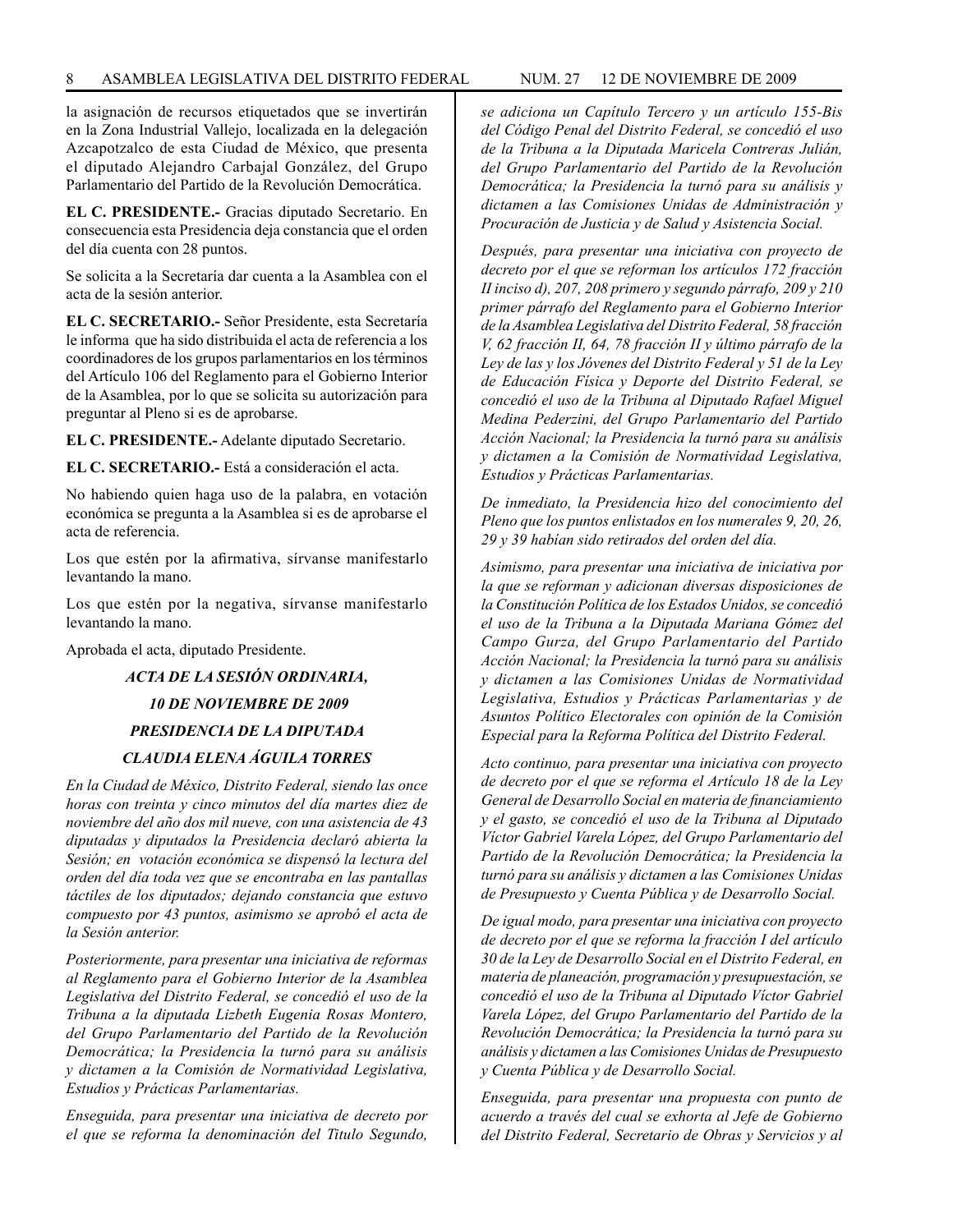la asignación de recursos etiquetados que se invertirán en la Zona Industrial Vallejo, localizada en la delegación Azcapotzalco de esta Ciudad de México, que presenta el diputado Alejandro Carbajal González, del Grupo Parlamentario del Partido de la Revolución Democrática.

**EL C. PRESIDENTE.-** Gracias diputado Secretario. En consecuencia esta Presidencia deja constancia que el orden del día cuenta con 28 puntos.

Se solicita a la Secretaría dar cuenta a la Asamblea con el acta de la sesión anterior.

**EL C. SECRETARIO.-** Señor Presidente, esta Secretaría le informa que ha sido distribuida el acta de referencia a los coordinadores de los grupos parlamentarios en los términos del Artículo 106 del Reglamento para el Gobierno Interior de la Asamblea, por lo que se solicita su autorización para preguntar al Pleno si es de aprobarse.

**EL C. PRESIDENTE.-** Adelante diputado Secretario.

**EL C. SECRETARIO.-** Está a consideración el acta.

No habiendo quien haga uso de la palabra, en votación económica se pregunta a la Asamblea si es de aprobarse el acta de referencia.

Los que estén por la afirmativa, sírvanse manifestarlo levantando la mano.

Los que estén por la negativa, sírvanse manifestarlo levantando la mano.

Aprobada el acta, diputado Presidente.

***ACTA DE LA SESIÓN ORDINARIA,***

***10 DE NOVIEMBRE DE 2009***

***PRESIDENCIA DE LA DIPUTADA***

***CLAUDIA ELENA ÁGUILA TORRES***

*En la Ciudad de México, Distrito Federal, siendo las once horas con treinta y cinco minutos del día martes diez de noviembre del año dos mil nueve, con una asistencia de 43 diputadas y diputados la Presidencia declaró abierta la Sesión; en votación económica se dispensó la lectura del orden del día toda vez que se encontraba en las pantallas táctiles de los diputados; dejando constancia que estuvo compuesto por 43 puntos, asimismo se aprobó el acta de la Sesión anterior.*

*Posteriormente, para presentar una iniciativa de reformas al Reglamento para el Gobierno Interior de la Asamblea Legislativa del Distrito Federal, se concedió el uso de la Tribuna a la diputada Lizbeth Eugenia Rosas Montero, del Grupo Parlamentario del Partido de la Revolución Democrática; la Presidencia la turnó para su análisis y dictamen a la Comisión de Normatividad Legislativa, Estudios y Prácticas Parlamentarias.*

*Enseguida, para presentar una iniciativa de decreto por el que se reforma la denominación del Titulo Segundo, se adiciona un Capítulo Tercero y un artículo 155-Bis del Código Penal del Distrito Federal, se concedió el uso de la Tribuna a la Diputada Maricela Contreras Julián, del Grupo Parlamentario del Partido de la Revolución Democrática; la Presidencia la turnó para su análisis y dictamen a las Comisiones Unidas de Administración y Procuración de Justicia y de Salud y Asistencia Social.*

*Después, para presentar una iniciativa con proyecto de decreto por el que se reforman los artículos 172 fracción II inciso d), 207, 208 primero y segundo párrafo, 209 y 210 primer párrafo del Reglamento para el Gobierno Interior de la Asamblea Legislativa del Distrito Federal, 58 fracción V, 62 fracción II, 64, 78 fracción II y último párrafo de la Ley de las y los Jóvenes del Distrito Federal y 51 de la Ley de Educación Física y Deporte del Distrito Federal, se concedió el uso de la Tribuna al Diputado Rafael Miguel Medina Pederzini, del Grupo Parlamentario del Partido Acción Nacional; la Presidencia la turnó para su análisis y dictamen a la Comisión de Normatividad Legislativa, Estudios y Prácticas Parlamentarias.*

*De inmediato, la Presidencia hizo del conocimiento del Pleno que los puntos enlistados en los numerales 9, 20, 26, 29 y 39 habían sido retirados del orden del día.*

*Asimismo, para presentar una iniciativa de iniciativa por la que se reforman y adicionan diversas disposiciones de la Constitución Política de los Estados Unidos, se concedió el uso de la Tribuna a la Diputada Mariana Gómez del Campo Gurza, del Grupo Parlamentario del Partido Acción Nacional; la Presidencia la turnó para su análisis y dictamen a las Comisiones Unidas de Normatividad Legislativa, Estudios y Prácticas Parlamentarias y de Asuntos Político Electorales con opinión de la Comisión Especial para la Reforma Política del Distrito Federal.*

*Acto continuo, para presentar una iniciativa con proyecto de decreto por el que se reforma el Artículo 18 de la Ley General de Desarrollo Social en materia de financiamiento y el gasto, se concedió el uso de la Tribuna al Diputado Víctor Gabriel Varela López, del Grupo Parlamentario del Partido de la Revolución Democrática; la Presidencia la turnó para su análisis y dictamen a las Comisiones Unidas de Presupuesto y Cuenta Pública y de Desarrollo Social.*

*De igual modo, para presentar una iniciativa con proyecto de decreto por el que se reforma la fracción I del artículo 30 de la Ley de Desarrollo Social en el Distrito Federal, en materia de planeación, programación y presupuestación, se concedió el uso de la Tribuna al Diputado Víctor Gabriel Varela López, del Grupo Parlamentario del Partido de la Revolución Democrática; la Presidencia la turnó para su análisis y dictamen a las Comisiones Unidas de Presupuesto y Cuenta Pública y de Desarrollo Social.*

*Enseguida, para presentar una propuesta con punto de acuerdo a través del cual se exhorta al Jefe de Gobierno del Distrito Federal, Secretario de Obras y Servicios y al*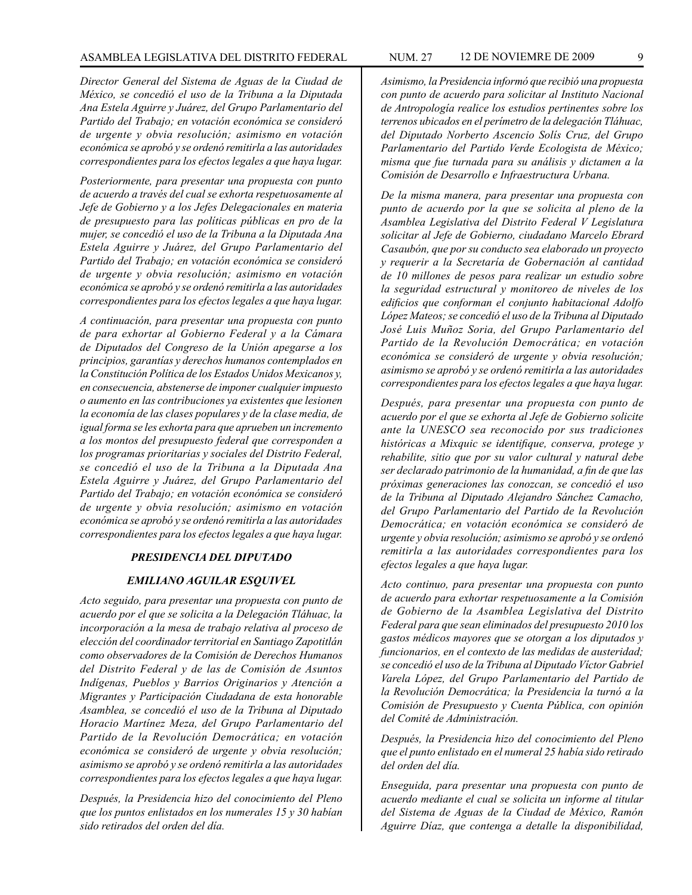*Director General del Sistema de Aguas de la Ciudad de México, se concedió el uso de la Tribuna a la Diputada Ana Estela Aguirre y Juárez, del Grupo Parlamentario del Partido del Trabajo; en votación económica se consideró de urgente y obvia resolución; asimismo en votación económica se aprobó y se ordenó remitirla a las autoridades correspondientes para los efectos legales a que haya lugar.*

*Posteriormente, para presentar una propuesta con punto de acuerdo a través del cual se exhorta respetuosamente al Jefe de Gobierno y a los Jefes Delegacionales en materia de presupuesto para las políticas públicas en pro de la mujer, se concedió el uso de la Tribuna a la Diputada Ana Estela Aguirre y Juárez, del Grupo Parlamentario del Partido del Trabajo; en votación económica se consideró de urgente y obvia resolución; asimismo en votación económica se aprobó y se ordenó remitirla a las autoridades correspondientes para los efectos legales a que haya lugar.*

*A continuación, para presentar una propuesta con punto de para exhortar al Gobierno Federal y a la Cámara de Diputados del Congreso de la Unión apegarse a los principios, garantías y derechos humanos contemplados en la Constitución Política de los Estados Unidos Mexicanos y, en consecuencia, abstenerse de imponer cualquier impuesto o aumento en las contribuciones ya existentes que lesionen la economía de las clases populares y de la clase media, de igual forma se les exhorta para que aprueben un incremento a los montos del presupuesto federal que corresponden a los programas prioritarias y sociales del Distrito Federal, se concedió el uso de la Tribuna a la Diputada Ana Estela Aguirre y Juárez, del Grupo Parlamentario del Partido del Trabajo; en votación económica se consideró de urgente y obvia resolución; asimismo en votación económica se aprobó y se ordenó remitirla a las autoridades correspondientes para los efectos legales a que haya lugar.*

***PRESIDENCIA DEL DIPUTADO***

***EMILIANO AGUILAR ESQUIVEL***

*Acto seguido, para presentar una propuesta con punto de acuerdo por el que se solicita a la Delegación Tláhuac, la incorporación a la mesa de trabajo relativa al proceso de elección del coordinador territorial en Santiago Zapotitlán como observadores de la Comisión de Derechos Humanos del Distrito Federal y de las de Comisión de Asuntos Indígenas, Pueblos y Barrios Originarios y Atención a Migrantes y Participación Ciudadana de esta honorable Asamblea, se concedió el uso de la Tribuna al Diputado Horacio Martínez Meza, del Grupo Parlamentario del Partido de la Revolución Democrática; en votación económica se consideró de urgente y obvia resolución; asimismo se aprobó y se ordenó remitirla a las autoridades correspondientes para los efectos legales a que haya lugar.*

*Después, la Presidencia hizo del conocimiento del Pleno que los puntos enlistados en los numerales 15 y 30 habían sido retirados del orden del día.*

*Asimismo, la Presidencia informó que recibió una propuesta con punto de acuerdo para solicitar al Instituto Nacional de Antropología realice los estudios pertinentes sobre los terrenos ubicados en el perímetro de la delegación Tláhuac, del Diputado Norberto Ascencio Solís Cruz, del Grupo Parlamentario del Partido Verde Ecologista de México; misma que fue turnada para su análisis y dictamen a la Comisión de Desarrollo e Infraestructura Urbana.*

*De la misma manera, para presentar una propuesta con punto de acuerdo por la que se solicita al pleno de la Asamblea Legislativa del Distrito Federal V Legislatura solicitar al Jefe de Gobierno, ciudadano Marcelo Ebrard Casaubón, que por su conducto sea elaborado un proyecto y requerir a la Secretaría de Gobernación al cantidad de 10 millones de pesos para realizar un estudio sobre la seguridad estructural y monitoreo de niveles de los edificios que conforman el conjunto habitacional Adolfo López Mateos; se concedió el uso de la Tribuna al Diputado José Luis Muñoz Soria, del Grupo Parlamentario del Partido de la Revolución Democrática; en votación económica se consideró de urgente y obvia resolución; asimismo se aprobó y se ordenó remitirla a las autoridades correspondientes para los efectos legales a que haya lugar.*

*Después, para presentar una propuesta con punto de acuerdo por el que se exhorta al Jefe de Gobierno solicite ante la UNESCO sea reconocido por sus tradiciones históricas a Mixquic se identifique, conserva, protege y rehabilite, sitio que por su valor cultural y natural debe ser declarado patrimonio de la humanidad, a fin de que las próximas generaciones las conozcan, se concedió el uso de la Tribuna al Diputado Alejandro Sánchez Camacho, del Grupo Parlamentario del Partido de la Revolución Democrática; en votación económica se consideró de urgente y obvia resolución; asimismo se aprobó y se ordenó remitirla a las autoridades correspondientes para los efectos legales a que haya lugar.*

*Acto continuo, para presentar una propuesta con punto de acuerdo para exhortar respetuosamente a la Comisión de Gobierno de la Asamblea Legislativa del Distrito Federal para que sean eliminados del presupuesto 2010 los gastos médicos mayores que se otorgan a los diputados y funcionarios, en el contexto de las medidas de austeridad; se concedió el uso de la Tribuna al Diputado Víctor Gabriel Varela López, del Grupo Parlamentario del Partido de la Revolución Democrática; la Presidencia lo turnó a la Comisión de Presupuesto y Cuenta Pública, con opinión del Comité de Administración.*

*Después, la Presidencia hizo del conocimiento del Pleno que el punto enlistado en el numeral 25 había sido retirado del orden del día.*

*Enseguida, para presentar una propuesta con punto de acuerdo mediante el cual se solicita un informe al titular del Sistema de Aguas de la Ciudad de México, Ramón Aguirre Díaz, que contenga a detalle la disponibilidad,*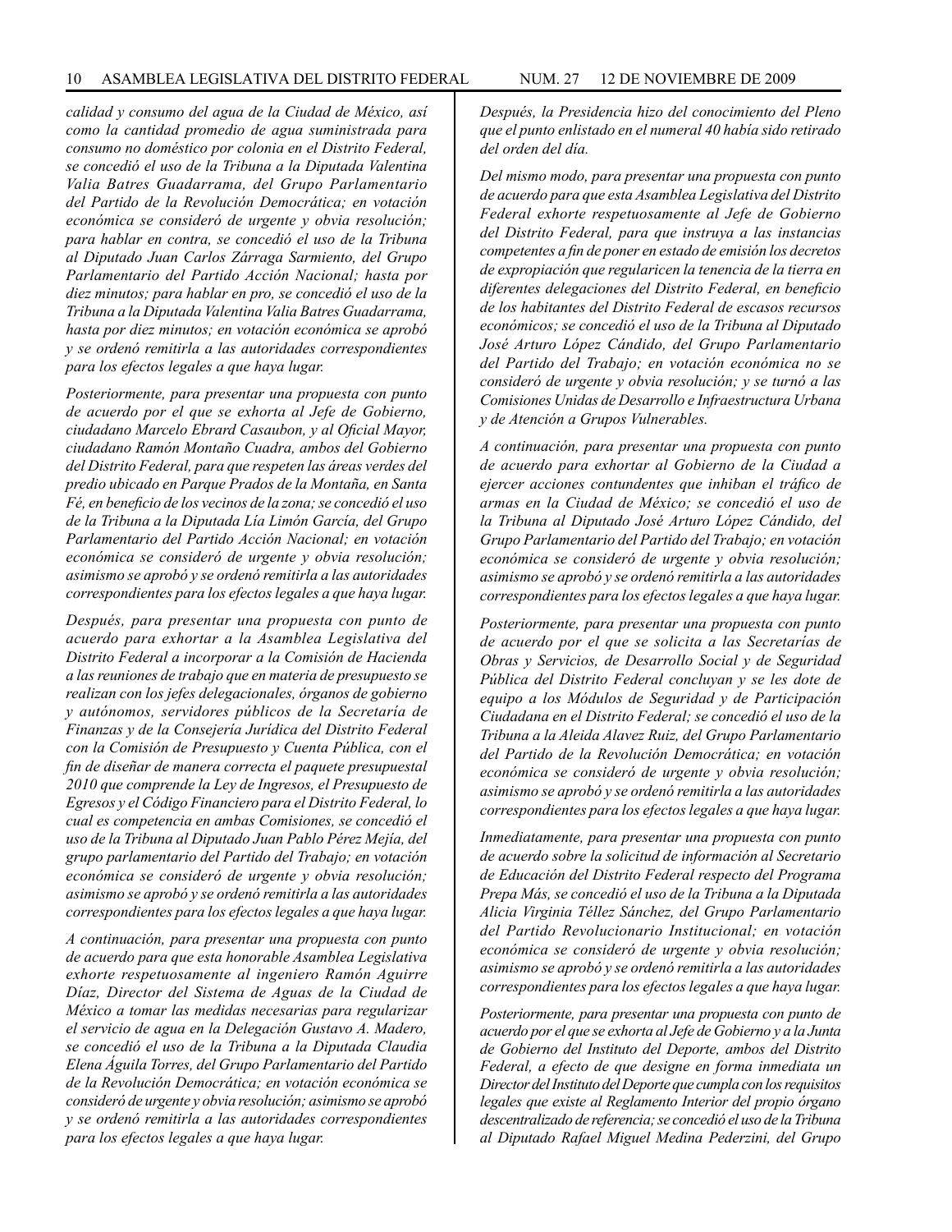*calidad y consumo del agua de la Ciudad de México, así como la cantidad promedio de agua suministrada para consumo no doméstico por colonia en el Distrito Federal, se concedió el uso de la Tribuna a la Diputada Valentina Valia Batres Guadarrama, del Grupo Parlamentario del Partido de la Revolución Democrática; en votación económica se consideró de urgente y obvia resolución; para hablar en contra, se concedió el uso de la Tribuna al Diputado Juan Carlos Zárraga Sarmiento, del Grupo Parlamentario del Partido Acción Nacional; hasta por diez minutos; para hablar en pro, se concedió el uso de la Tribuna a la Diputada Valentina Valia Batres Guadarrama, hasta por diez minutos; en votación económica se aprobó y se ordenó remitirla a las autoridades correspondientes para los efectos legales a que haya lugar.*

*Posteriormente, para presentar una propuesta con punto de acuerdo por el que se exhorta al Jefe de Gobierno, ciudadano Marcelo Ebrard Casaubon, y al Oficial Mayor, ciudadano Ramón Montaño Cuadra, ambos del Gobierno del Distrito Federal, para que respeten las áreas verdes del predio ubicado en Parque Prados de la Montaña, en Santa Fé, en beneficio de los vecinos de la zona; se concedió el uso de la Tribuna a la Diputada Lía Limón García, del Grupo Parlamentario del Partido Acción Nacional; en votación económica se consideró de urgente y obvia resolución; asimismo se aprobó y se ordenó remitirla a las autoridades correspondientes para los efectos legales a que haya lugar.*

*Después, para presentar una propuesta con punto de acuerdo para exhortar a la Asamblea Legislativa del Distrito Federal a incorporar a la Comisión de Hacienda a las reuniones de trabajo que en materia de presupuesto se realizan con los jefes delegacionales, órganos de gobierno y autónomos, servidores públicos de la Secretaría de Finanzas y de la Consejería Jurídica del Distrito Federal con la Comisión de Presupuesto y Cuenta Pública, con el fin de diseñar de manera correcta el paquete presupuestal 2010 que comprende la Ley de Ingresos, el Presupuesto de Egresos y el Código Financiero para el Distrito Federal, lo cual es competencia en ambas Comisiones, se concedió el uso de la Tribuna al Diputado Juan Pablo Pérez Mejía, del grupo parlamentario del Partido del Trabajo; en votación económica se consideró de urgente y obvia resolución; asimismo se aprobó y se ordenó remitirla a las autoridades correspondientes para los efectos legales a que haya lugar.*

*A continuación, para presentar una propuesta con punto de acuerdo para que esta honorable Asamblea Legislativa exhorte respetuosamente al ingeniero Ramón Aguirre Díaz, Director del Sistema de Aguas de la Ciudad de México a tomar las medidas necesarias para regularizar el servicio de agua en la Delegación Gustavo A. Madero, se concedió el uso de la Tribuna a la Diputada Claudia Elena Águila Torres, del Grupo Parlamentario del Partido de la Revolución Democrática; en votación económica se consideró de urgente y obvia resolución; asimismo se aprobó y se ordenó remitirla a las autoridades correspondientes para los efectos legales a que haya lugar.*

*Después, la Presidencia hizo del conocimiento del Pleno que el punto enlistado en el numeral 40 había sido retirado del orden del día.*

*Del mismo modo, para presentar una propuesta con punto de acuerdo para que esta Asamblea Legislativa del Distrito Federal exhorte respetuosamente al Jefe de Gobierno del Distrito Federal, para que instruya a las instancias competentes a fin de poner en estado de emisión los decretos de expropiación que regularicen la tenencia de la tierra en diferentes delegaciones del Distrito Federal, en beneficio de los habitantes del Distrito Federal de escasos recursos económicos; se concedió el uso de la Tribuna al Diputado José Arturo López Cándido, del Grupo Parlamentario del Partido del Trabajo; en votación económica no se consideró de urgente y obvia resolución; y se turnó a las Comisiones Unidas de Desarrollo e Infraestructura Urbana y de Atención a Grupos Vulnerables.*

*A continuación, para presentar una propuesta con punto de acuerdo para exhortar al Gobierno de la Ciudad a ejercer acciones contundentes que inhiban el tráfico de armas en la Ciudad de México; se concedió el uso de la Tribuna al Diputado José Arturo López Cándido, del Grupo Parlamentario del Partido del Trabajo; en votación económica se consideró de urgente y obvia resolución; asimismo se aprobó y se ordenó remitirla a las autoridades correspondientes para los efectos legales a que haya lugar.*

*Posteriormente, para presentar una propuesta con punto de acuerdo por el que se solicita a las Secretarías de Obras y Servicios, de Desarrollo Social y de Seguridad Pública del Distrito Federal concluyan y se les dote de equipo a los Módulos de Seguridad y de Participación Ciudadana en el Distrito Federal; se concedió el uso de la Tribuna a la Aleida Alavez Ruiz, del Grupo Parlamentario del Partido de la Revolución Democrática; en votación económica se consideró de urgente y obvia resolución; asimismo se aprobó y se ordenó remitirla a las autoridades correspondientes para los efectos legales a que haya lugar.*

*Inmediatamente, para presentar una propuesta con punto de acuerdo sobre la solicitud de información al Secretario de Educación del Distrito Federal respecto del Programa Prepa Más, se concedió el uso de la Tribuna a la Diputada Alicia Virginia Téllez Sánchez, del Grupo Parlamentario del Partido Revolucionario Institucional; en votación económica se consideró de urgente y obvia resolución; asimismo se aprobó y se ordenó remitirla a las autoridades correspondientes para los efectos legales a que haya lugar.*

*Posteriormente, para presentar una propuesta con punto de acuerdo por el que se exhorta al Jefe de Gobierno y a la Junta de Gobierno del Instituto del Deporte, ambos del Distrito Federal, a efecto de que designe en forma inmediata un Director del Instituto del Deporte que cumpla con los requisitos legales que existe al Reglamento Interior del propio órgano descentralizado de referencia; se concedió el uso de la Tribuna al Diputado Rafael Miguel Medina Pederzini, del Grupo*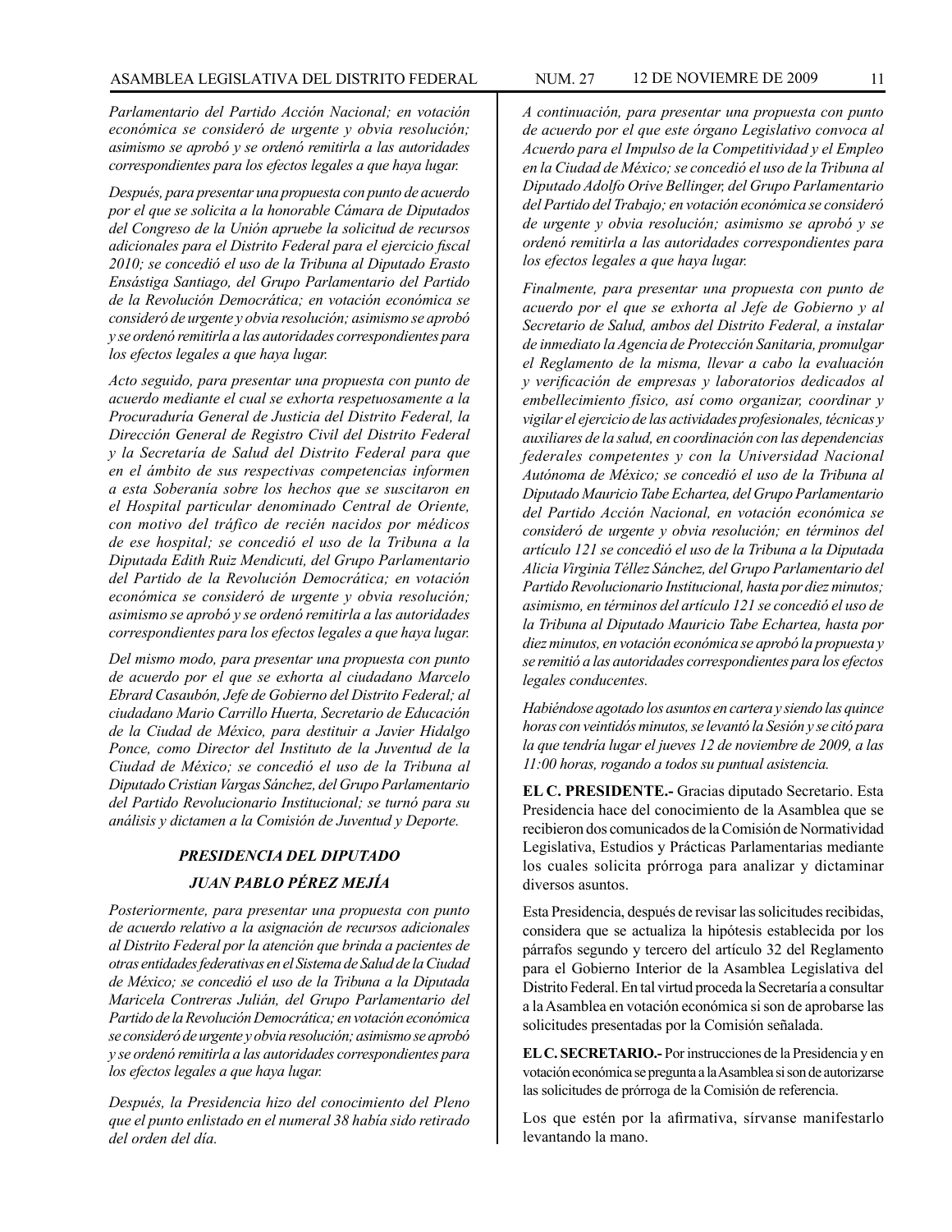*Parlamentario del Partido Acción Nacional; en votación económica se consideró de urgente y obvia resolución; asimismo se aprobó y se ordenó remitirla a las autoridades correspondientes para los efectos legales a que haya lugar.*

*Después, para presentar una propuesta con punto de acuerdo por el que se solicita a la honorable Cámara de Diputados del Congreso de la Unión apruebe la solicitud de recursos adicionales para el Distrito Federal para el ejercicio fiscal 2010; se concedió el uso de la Tribuna al Diputado Erasto Ensástiga Santiago, del Grupo Parlamentario del Partido de la Revolución Democrática; en votación económica se consideró de urgente y obvia resolución; asimismo se aprobó y se ordenó remitirla a las autoridades correspondientes para los efectos legales a que haya lugar.*

*Acto seguido, para presentar una propuesta con punto de acuerdo mediante el cual se exhorta respetuosamente a la Procuraduría General de Justicia del Distrito Federal, la Dirección General de Registro Civil del Distrito Federal y la Secretaría de Salud del Distrito Federal para que en el ámbito de sus respectivas competencias informen a esta Soberanía sobre los hechos que se suscitaron en el Hospital particular denominado Central de Oriente, con motivo del tráfico de recién nacidos por médicos de ese hospital; se concedió el uso de la Tribuna a la Diputada Edith Ruiz Mendicuti, del Grupo Parlamentario del Partido de la Revolución Democrática; en votación económica se consideró de urgente y obvia resolución; asimismo se aprobó y se ordenó remitirla a las autoridades correspondientes para los efectos legales a que haya lugar.*

*Del mismo modo, para presentar una propuesta con punto de acuerdo por el que se exhorta al ciudadano Marcelo Ebrard Casaubón, Jefe de Gobierno del Distrito Federal; al ciudadano Mario Carrillo Huerta, Secretario de Educación de la Ciudad de México, para destituir a Javier Hidalgo Ponce, como Director del Instituto de la Juventud de la Ciudad de México; se concedió el uso de la Tribuna al Diputado Cristian Vargas Sánchez, del Grupo Parlamentario del Partido Revolucionario Institucional; se turnó para su análisis y dictamen a la Comisión de Juventud y Deporte.*

***PRESIDENCIA DEL DIPUTADO***

***JUAN PABLO PÉREZ MEJÍA***

*Posteriormente, para presentar una propuesta con punto de acuerdo relativo a la asignación de recursos adicionales al Distrito Federal por la atención que brinda a pacientes de otras entidades federativas en el Sistema de Salud de la Ciudad de México; se concedió el uso de la Tribuna a la Diputada Maricela Contreras Julián, del Grupo Parlamentario del Partido de la Revolución Democrática; en votación económica se consideró de urgente y obvia resolución; asimismo se aprobó y se ordenó remitirla a las autoridades correspondientes para los efectos legales a que haya lugar.*

*Después, la Presidencia hizo del conocimiento del Pleno que el punto enlistado en el numeral 38 había sido retirado del orden del día.*

*A continuación, para presentar una propuesta con punto de acuerdo por el que este órgano Legislativo convoca al Acuerdo para el Impulso de la Competitividad y el Empleo en la Ciudad de México; se concedió el uso de la Tribuna al Diputado Adolfo Orive Bellinger, del Grupo Parlamentario del Partido del Trabajo; en votación económica se consideró de urgente y obvia resolución; asimismo se aprobó y se ordenó remitirla a las autoridades correspondientes para los efectos legales a que haya lugar.*

*Finalmente, para presentar una propuesta con punto de acuerdo por el que se exhorta al Jefe de Gobierno y al Secretario de Salud, ambos del Distrito Federal, a instalar de inmediato la Agencia de Protección Sanitaria, promulgar el Reglamento de la misma, llevar a cabo la evaluación y verificación de empresas y laboratorios dedicados al embellecimiento físico, así como organizar, coordinar y vigilar el ejercicio de las actividades profesionales, técnicas y auxiliares de la salud, en coordinación con las dependencias federales competentes y con la Universidad Nacional Autónoma de México; se concedió el uso de la Tribuna al Diputado Mauricio Tabe Echartea, del Grupo Parlamentario del Partido Acción Nacional, en votación económica se consideró de urgente y obvia resolución; en términos del artículo 121 se concedió el uso de la Tribuna a la Diputada Alicia Virginia Téllez Sánchez, del Grupo Parlamentario del Partido Revolucionario Institucional, hasta por diez minutos; asimismo, en términos del artículo 121 se concedió el uso de la Tribuna al Diputado Mauricio Tabe Echartea, hasta por diez minutos, en votación económica se aprobó la propuesta y se remitió a las autoridades correspondientes para los efectos legales conducentes.*

*Habiéndose agotado los asuntos en cartera y siendo las quince horas con veintidós minutos, se levantó la Sesión y se citó para la que tendría lugar el jueves 12 de noviembre de 2009, a las 11:00 horas, rogando a todos su puntual asistencia.*

**EL C. PRESIDENTE.-** Gracias diputado Secretario. Esta Presidencia hace del conocimiento de la Asamblea que se recibieron dos comunicados de la Comisión de Normatividad Legislativa, Estudios y Prácticas Parlamentarias mediante los cuales solicita prórroga para analizar y dictaminar diversos asuntos.

Esta Presidencia, después de revisar las solicitudes recibidas, considera que se actualiza la hipótesis establecida por los párrafos segundo y tercero del artículo 32 del Reglamento para el Gobierno Interior de la Asamblea Legislativa del Distrito Federal. En tal virtud proceda la Secretaría a consultar a la Asamblea en votación económica si son de aprobarse las solicitudes presentadas por la Comisión señalada.

**EL C. SECRETARIO.-** Por instrucciones de la Presidencia y en votación económica se pregunta a la Asamblea si son de autorizarse las solicitudes de prórroga de la Comisión de referencia.

Los que estén por la afirmativa, sírvanse manifestarlo levantando la mano.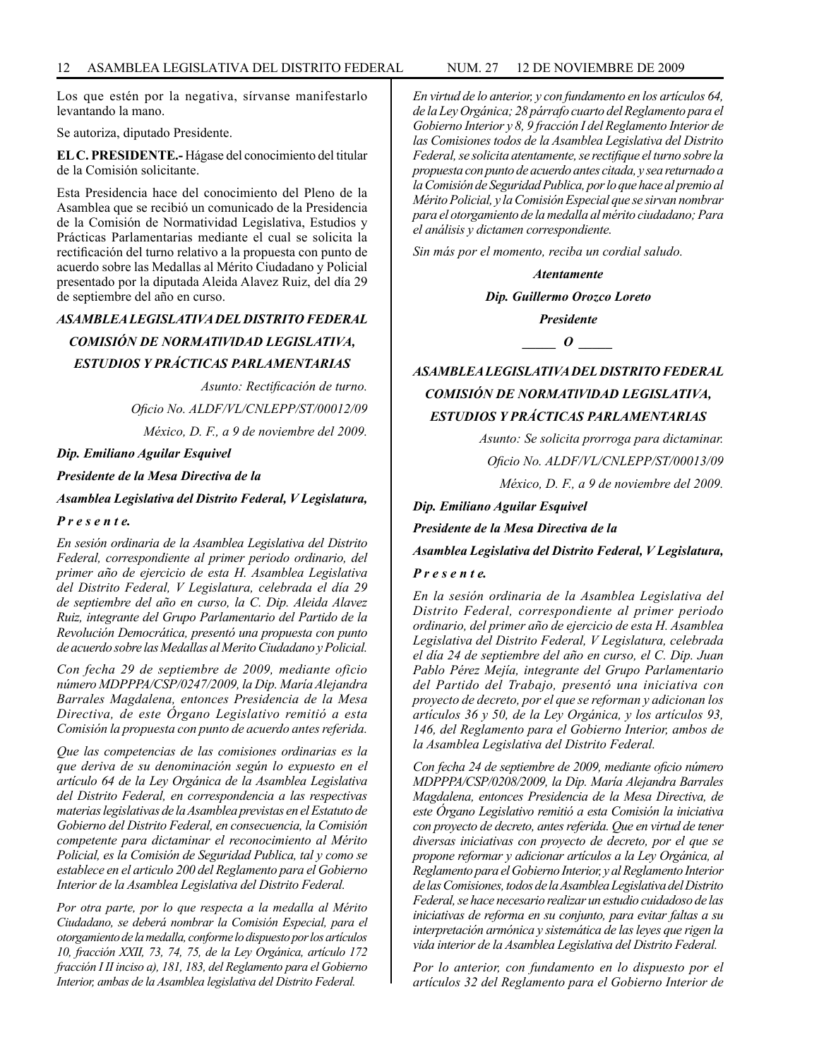Los que estén por la negativa, sírvanse manifestarlo levantando la mano.

Se autoriza, diputado Presidente.

**EL C. PRESIDENTE.-** Hágase del conocimiento del titular de la Comisión solicitante.

Esta Presidencia hace del conocimiento del Pleno de la Asamblea que se recibió un comunicado de la Presidencia de la Comisión de Normatividad Legislativa, Estudios y Prácticas Parlamentarias mediante el cual se solicita la rectificación del turno relativo a la propuesta con punto de acuerdo sobre las Medallas al Mérito Ciudadano y Policial presentado por la diputada Aleida Alavez Ruiz, del día 29 de septiembre del año en curso.

***ASAMBLEA LEGISLATIVA DEL DISTRITO FEDERAL***

***COMISIÓN DE NORMATIVIDAD LEGISLATIVA,***

***ESTUDIOS Y PRÁCTICAS PARLAMENTARIAS***

*Asunto: Rectificación de turno.*

*Oficio No. ALDF/VL/CNLEPP/ST/00012/09*

*México, D. F., a 9 de noviembre del 2009.*

***Dip. Emiliano Aguilar Esquivel***

***Presidente de la Mesa Directiva de la***

***Asamblea Legislativa del Distrito Federal, V Legislatura,***

***P r e s e n t e.***

*En sesión ordinaria de la Asamblea Legislativa del Distrito Federal, correspondiente al primer periodo ordinario, del primer año de ejercicio de esta H. Asamblea Legislativa del Distrito Federal, V Legislatura, celebrada el día 29 de septiembre del año en curso, la C. Dip. Aleida Alavez Ruiz, integrante del Grupo Parlamentario del Partido de la Revolución Democrática, presentó una propuesta con punto de acuerdo sobre las Medallas al Merito Ciudadano y Policial.*

*Con fecha 29 de septiembre de 2009, mediante oficio número MDPPPA/CSP/0247/2009, la Dip. María Alejandra Barrales Magdalena, entonces Presidencia de la Mesa Directiva, de este Órgano Legislativo remitió a esta Comisión la propuesta con punto de acuerdo antes referida.*

*Que las competencias de las comisiones ordinarias es la que deriva de su denominación según lo expuesto en el artículo 64 de la Ley Orgánica de la Asamblea Legislativa del Distrito Federal, en correspondencia a las respectivas materias legislativas de la Asamblea previstas en el Estatuto de Gobierno del Distrito Federal, en consecuencia, la Comisión competente para dictaminar el reconocimiento al Mérito Policial, es la Comisión de Seguridad Publica, tal y como se establece en el articulo 200 del Reglamento para el Gobierno Interior de la Asamblea Legislativa del Distrito Federal.*

*Por otra parte, por lo que respecta a la medalla al Mérito Ciudadano, se deberá nombrar la Comisión Especial, para el otorgamiento de la medalla, conforme lo dispuesto por los artículos 10, fracción XXII, 73, 74, 75, de la Ley Orgánica, artículo 172 fracción I II inciso a), 181, 183, del Reglamento para el Gobierno Interior, ambas de la Asamblea legislativa del Distrito Federal.*

*En virtud de lo anterior, y con fundamento en los artículos 64, de la Ley Orgánica; 28 párrafo cuarto del Reglamento para el Gobierno Interior y 8, 9 fracción I del Reglamento Interior de las Comisiones todos de la Asamblea Legislativa del Distrito Federal, se solicita atentamente, se rectifique el turno sobre la propuesta con punto de acuerdo antes citada, y sea returnado a la Comisión de Seguridad Publica, por lo que hace al premio al Mérito Policial, y la Comisión Especial que se sirvan nombrar para el otorgamiento de la medalla al mérito ciudadano; Para el análisis y dictamen correspondiente.*

*Sin más por el momento, reciba un cordial saludo.*

***Atentamente***

***Dip. Guillermo Orozco Loreto***

***Presidente***

***_____ O _____***

***ASAMBLEA LEGISLATIVA DEL DISTRITO FEDERAL***

***COMISIÓN DE NORMATIVIDAD LEGISLATIVA,***

***ESTUDIOS Y PRÁCTICAS PARLAMENTARIAS***

*Asunto: Se solicita prorroga para dictaminar.*

*Oficio No. ALDF/VL/CNLEPP/ST/00013/09*

*México, D. F., a 9 de noviembre del 2009.*

***Dip. Emiliano Aguilar Esquivel***

***Presidente de la Mesa Directiva de la***

***Asamblea Legislativa del Distrito Federal, V Legislatura,***

***P r e s e n t e.***

*En la sesión ordinaria de la Asamblea Legislativa del Distrito Federal, correspondiente al primer periodo ordinario, del primer año de ejercicio de esta H. Asamblea Legislativa del Distrito Federal, V Legislatura, celebrada el día 24 de septiembre del año en curso, el C. Dip. Juan Pablo Pérez Mejía, integrante del Grupo Parlamentario del Partido del Trabajo, presentó una iniciativa con proyecto de decreto, por el que se reforman y adicionan los artículos 36 y 50, de la Ley Orgánica, y los artículos 93, 146, del Reglamento para el Gobierno Interior, ambos de la Asamblea Legislativa del Distrito Federal.*

*Con fecha 24 de septiembre de 2009, mediante oficio número MDPPPA/CSP/0208/2009, la Dip. María Alejandra Barrales Magdalena, entonces Presidencia de la Mesa Directiva, de este Órgano Legislativo remitió a esta Comisión la iniciativa con proyecto de decreto, antes referida. Que en virtud de tener diversas iniciativas con proyecto de decreto, por el que se propone reformar y adicionar artículos a la Ley Orgánica, al Reglamento para el Gobierno Interior, y al Reglamento Interior de las Comisiones, todos de la Asamblea Legislativa del Distrito Federal, se hace necesario realizar un estudio cuidadoso de las iniciativas de reforma en su conjunto, para evitar faltas a su interpretación armónica y sistemática de las leyes que rigen la vida interior de la Asamblea Legislativa del Distrito Federal.*

*Por lo anterior, con fundamento en lo dispuesto por el artículos 32 del Reglamento para el Gobierno Interior de*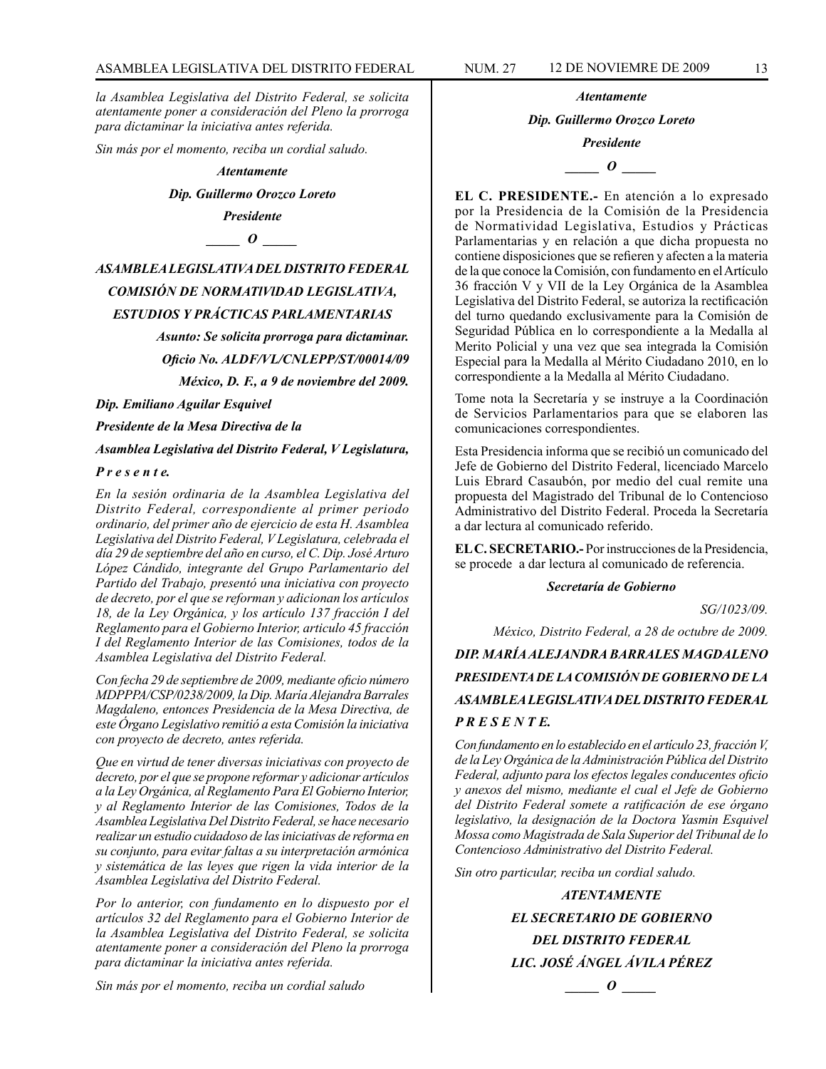*la Asamblea Legislativa del Distrito Federal, se solicita atentamente poner a consideración del Pleno la prorroga para dictaminar la iniciativa antes referida.*

*Sin más por el momento, reciba un cordial saludo.*

***Atentamente***

***Dip. Guillermo Orozco Loreto***

***Presidente***

***_____ O _____***

***ASAMBLEA LEGISLATIVA DEL DISTRITO FEDERAL***

***COMISIÓN DE NORMATIVIDAD LEGISLATIVA, ESTUDIOS Y PRÁCTICAS PARLAMENTARIAS***

***Asunto: Se solicita prorroga para dictaminar.***

***Oficio No. ALDF/VL/CNLEPP/ST/00014/09***

***México, D. F., a 9 de noviembre del 2009.***

***Dip. Emiliano Aguilar Esquivel***

***Presidente de la Mesa Directiva de la***

***Asamblea Legislativa del Distrito Federal, V Legislatura,***

***P r e s e n t e.***

*En la sesión ordinaria de la Asamblea Legislativa del Distrito Federal, correspondiente al primer periodo ordinario, del primer año de ejercicio de esta H. Asamblea Legislativa del Distrito Federal, V Legislatura, celebrada el día 29 de septiembre del año en curso, el C. Dip. José Arturo López Cándido, integrante del Grupo Parlamentario del Partido del Trabajo, presentó una iniciativa con proyecto de decreto, por el que se reforman y adicionan los artículos 18, de la Ley Orgánica, y los artículo 137 fracción I del Reglamento para el Gobierno Interior, articulo 45 fracción I del Reglamento Interior de las Comisiones, todos de la Asamblea Legislativa del Distrito Federal.*

*Con fecha 29 de septiembre de 2009, mediante oficio número MDPPPA/CSP/0238/2009, la Dip. María Alejandra Barrales Magdaleno, entonces Presidencia de la Mesa Directiva, de este Órgano Legislativo remitió a esta Comisión la iniciativa con proyecto de decreto, antes referida.*

*Que en virtud de tener diversas iniciativas con proyecto de decreto, por el que se propone reformar y adicionar artículos a la Ley Orgánica, al Reglamento Para El Gobierno Interior, y al Reglamento Interior de las Comisiones, Todos de la Asamblea Legislativa Del Distrito Federal, se hace necesario realizar un estudio cuidadoso de las iniciativas de reforma en su conjunto, para evitar faltas a su interpretación armónica y sistemática de las leyes que rigen la vida interior de la Asamblea Legislativa del Distrito Federal.*

*Por lo anterior, con fundamento en lo dispuesto por el artículos 32 del Reglamento para el Gobierno Interior de la Asamblea Legislativa del Distrito Federal, se solicita atentamente poner a consideración del Pleno la prorroga para dictaminar la iniciativa antes referida.*

*Sin más por el momento, reciba un cordial saludo*

***Atentamente***

***Dip. Guillermo Orozco Loreto***

***Presidente***

***_____ O _____***

**EL C. PRESIDENTE.-** En atención a lo expresado por la Presidencia de la Comisión de la Presidencia de Normatividad Legislativa, Estudios y Prácticas Parlamentarias y en relación a que dicha propuesta no contiene disposiciones que se refieren y afecten a la materia de la que conoce la Comisión, con fundamento en el Artículo 36 fracción V y VII de la Ley Orgánica de la Asamblea Legislativa del Distrito Federal, se autoriza la rectificación del turno quedando exclusivamente para la Comisión de Seguridad Pública en lo correspondiente a la Medalla al Merito Policial y una vez que sea integrada la Comisión Especial para la Medalla al Mérito Ciudadano 2010, en lo correspondiente a la Medalla al Mérito Ciudadano.

Tome nota la Secretaría y se instruye a la Coordinación de Servicios Parlamentarios para que se elaboren las comunicaciones correspondientes.

Esta Presidencia informa que se recibió un comunicado del Jefe de Gobierno del Distrito Federal, licenciado Marcelo Luis Ebrard Casaubón, por medio del cual remite una propuesta del Magistrado del Tribunal de lo Contencioso Administrativo del Distrito Federal. Proceda la Secretaría a dar lectura al comunicado referido.

**EL C. SECRETARIO.-** Por instrucciones de la Presidencia, se procede a dar lectura al comunicado de referencia.

***Secretaría de Gobierno***

*SG/1023/09.*

*México, Distrito Federal, a 28 de octubre de 2009.*

***DIP. MARÍA ALEJANDRA BARRALES MAGDALENO***

***PRESIDENTA DE LA COMISIÓN DE GOBIERNO DE LA ASAMBLEA LEGISLATIVA DEL DISTRITO FEDERAL***

***P R E S E N T E.***

*Con fundamento en lo establecido en el artículo 23, fracción V, de la Ley Orgánica de la Administración Pública del Distrito Federal, adjunto para los efectos legales conducentes oficio y anexos del mismo, mediante el cual el Jefe de Gobierno del Distrito Federal somete a ratificación de ese órgano legislativo, la designación de la Doctora Yasmin Esquivel Mossa como Magistrada de Sala Superior del Tribunal de lo Contencioso Administrativo del Distrito Federal.*

*Sin otro particular, reciba un cordial saludo.*

***ATENTAMENTE***

***EL SECRETARIO DE GOBIERNO DEL DISTRITO FEDERAL***

***LIC. JOSÉ ÁNGEL ÁVILA PÉREZ***

***_____ O _____***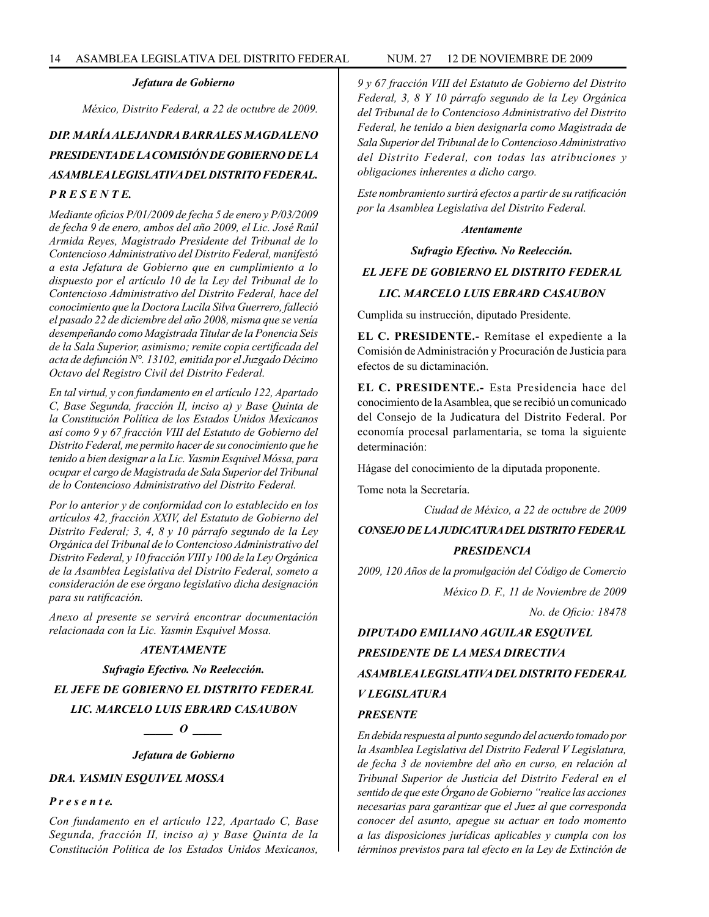*Jefatura de Gobierno*

*México, Distrito Federal, a 22 de octubre de 2009.*

***DIP. MARÍA ALEJANDRA BARRALES MAGDALENO***

***PRESIDENTA DE LA COMISIÓN DE GOBIERNO DE LA ASAMBLEA LEGISLATIVA DEL DISTRITO FEDERAL.***

***P R E S E N T E.***

*Mediante oficios P/01/2009 de fecha 5 de enero y P/03/2009 de fecha 9 de enero, ambos del año 2009, el Lic. José Raúl Armida Reyes, Magistrado Presidente del Tribunal de lo Contencioso Administrativo del Distrito Federal, manifestó a esta Jefatura de Gobierno que en cumplimiento a lo dispuesto por el artículo 10 de la Ley del Tribunal de lo Contencioso Administrativo del Distrito Federal, hace del conocimiento que la Doctora Lucila Silva Guerrero, falleció el pasado 22 de diciembre del año 2008, misma que se venía desempeñando como Magistrada Titular de la Ponencia Seis de la Sala Superior, asimismo; remite copia certificada del acta de defunción N°. 13102, emitida por el Juzgado Décimo Octavo del Registro Civil del Distrito Federal.*

*En tal virtud, y con fundamento en el artículo 122, Apartado C, Base Segunda, fracción II, inciso a) y Base Quinta de la Constitución Política de los Estados Unidos Mexicanos así como 9 y 67 fracción VIII del Estatuto de Gobierno del Distrito Federal, me permito hacer de su conocimiento que he tenido a bien designar a la Lic. Yasmin Esquivel Móssa, para ocupar el cargo de Magistrada de Sala Superior del Tribunal de lo Contencioso Administrativo del Distrito Federal.*

*Por lo anterior y de conformidad con lo establecido en los artículos 42, fracción XXIV, del Estatuto de Gobierno del Distrito Federal; 3, 4, 8 y 10 párrafo segundo de la Ley Orgánica del Tribunal de lo Contencioso Administrativo del Distrito Federal, y 10 fracción VIII y 100 de la Ley Orgánica de la Asamblea Legislativa del Distrito Federal, someto a consideración de ese órgano legislativo dicha designación para su ratificación.*

*Anexo al presente se servirá encontrar documentación relacionada con la Lic. Yasmin Esquivel Mossa.*

***ATENTAMENTE***

***Sufragio Efectivo. No Reelección.***

***EL JEFE DE GOBIERNO EL DISTRITO FEDERAL***

***LIC. MARCELO LUIS EBRARD CASAUBON***

***_____ O _____***

***Jefatura de Gobierno***

***DRA. YASMIN ESQUIVEL MOSSA***

***P r e s e n t e.***

*Con fundamento en el artículo 122, Apartado C, Base Segunda, fracción II, inciso a) y Base Quinta de la Constitución Política de los Estados Unidos Mexicanos, 9 y 67 fracción VIII del Estatuto de Gobierno del Distrito Federal, 3, 8 Y 10 párrafo segundo de la Ley Orgánica del Tribunal de lo Contencioso Administrativo del Distrito Federal, he tenido a bien designarla como Magistrada de Sala Superior del Tribunal de lo Contencioso Administrativo del Distrito Federal, con todas las atribuciones y obligaciones inherentes a dicho cargo.*

*Este nombramiento surtirá efectos a partir de su ratificación por la Asamblea Legislativa del Distrito Federal.*

***Atentamente***

***Sufragio Efectivo. No Reelección.***

***EL JEFE DE GOBIERNO EL DISTRITO FEDERAL***

***LIC. MARCELO LUIS EBRARD CASAUBON***

Cumplida su instrucción, diputado Presidente.

**EL C. PRESIDENTE.-** Remítase el expediente a la Comisión de Administración y Procuración de Justicia para efectos de su dictaminación.

**EL C. PRESIDENTE.-** Esta Presidencia hace del conocimiento de la Asamblea, que se recibió un comunicado del Consejo de la Judicatura del Distrito Federal. Por economía procesal parlamentaria, se toma la siguiente determinación:

Hágase del conocimiento de la diputada proponente.

Tome nota la Secretaría.

*Ciudad de México, a 22 de octubre de 2009*

***CONSEJO DE LA JUDICATURA DEL DISTRITO FEDERAL***

***PRESIDENCIA***

*2009, 120 Años de la promulgación del Código de Comercio*

*México D. F., 11 de Noviembre de 2009*

*No. de Oficio: 18478*

***DIPUTADO EMILIANO AGUILAR ESQUIVEL***

***PRESIDENTE DE LA MESA DIRECTIVA***

***ASAMBLEA LEGISLATIVA DEL DISTRITO FEDERAL***

***V LEGISLATURA***

***PRESENTE***

*En debida respuesta al punto segundo del acuerdo tomado por la Asamblea Legislativa del Distrito Federal V Legislatura, de fecha 3 de noviembre del año en curso, en relación al Tribunal Superior de Justicia del Distrito Federal en el sentido de que este Órgano de Gobierno "realice las acciones necesarias para garantizar que el Juez al que corresponda conocer del asunto, apegue su actuar en todo momento a las disposiciones jurídicas aplicables y cumpla con los términos previstos para tal efecto en la Ley de Extinción de*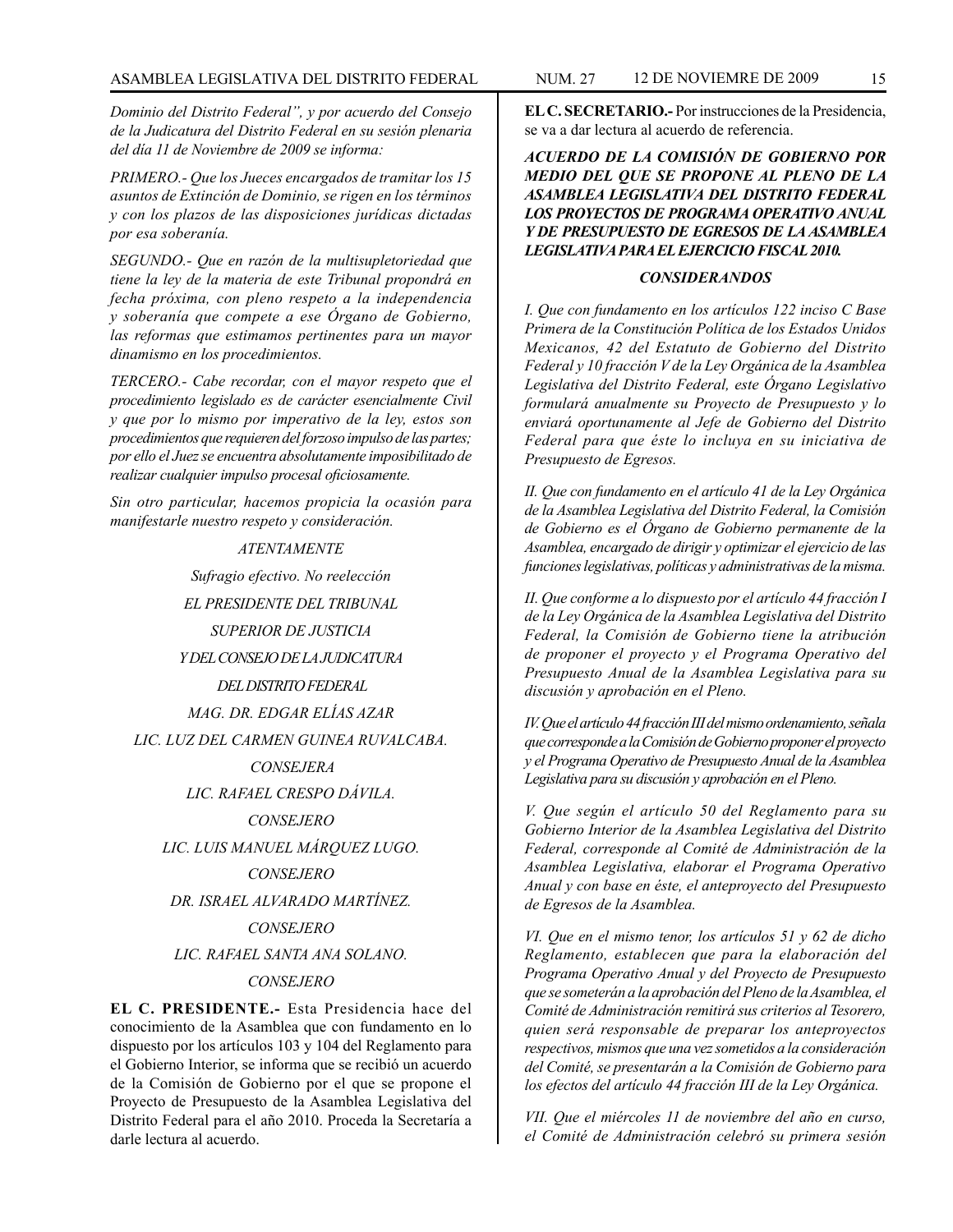*Dominio del Distrito Federal", y por acuerdo del Consejo de la Judicatura del Distrito Federal en su sesión plenaria del día 11 de Noviembre de 2009 se informa:*

*PRIMERO.- Que los Jueces encargados de tramitar los 15 asuntos de Extinción de Dominio, se rigen en los términos y con los plazos de las disposiciones jurídicas dictadas por esa soberanía.*

*SEGUNDO.- Que en razón de la multisupletoriedad que tiene la ley de la materia de este Tribunal propondrá en fecha próxima, con pleno respeto a la independencia y soberanía que compete a ese Órgano de Gobierno, las reformas que estimamos pertinentes para un mayor dinamismo en los procedimientos.*

*TERCERO.- Cabe recordar, con el mayor respeto que el procedimiento legislado es de carácter esencialmente Civil y que por lo mismo por imperativo de la ley, estos son procedimientos que requieren del forzoso impulso de las partes; por ello el Juez se encuentra absolutamente imposibilitado de realizar cualquier impulso procesal oficiosamente.*

*Sin otro particular, hacemos propicia la ocasión para manifestarle nuestro respeto y consideración.*

*ATENTAMENTE*

*Sufragio efectivo. No reelección*

*EL PRESIDENTE DEL TRIBUNAL*

*SUPERIOR DE JUSTICIA*

*Y DEL CONSEJO DE LA JUDICATURA*

*DEL DISTRITO FEDERAL*

*MAG. DR. EDGAR ELÍAS AZAR*

*LIC. LUZ DEL CARMEN GUINEA RUVALCABA.*

*CONSEJERA*

*LIC. RAFAEL CRESPO DÁVILA.*

*CONSEJERO*

*LIC. LUIS MANUEL MÁRQUEZ LUGO.*

*CONSEJERO*

*DR. ISRAEL ALVARADO MARTÍNEZ.*

*CONSEJERO*

*LIC. RAFAEL SANTA ANA SOLANO.*

*CONSEJERO*

**EL C. PRESIDENTE.-** Esta Presidencia hace del conocimiento de la Asamblea que con fundamento en lo dispuesto por los artículos 103 y 104 del Reglamento para el Gobierno Interior, se informa que se recibió un acuerdo de la Comisión de Gobierno por el que se propone el Proyecto de Presupuesto de la Asamblea Legislativa del Distrito Federal para el año 2010. Proceda la Secretaría a darle lectura al acuerdo.

**EL C. SECRETARIO.-** Por instrucciones de la Presidencia, se va a dar lectura al acuerdo de referencia.

***ACUERDO DE LA COMISIÓN DE GOBIERNO POR MEDIO DEL QUE SE PROPONE AL PLENO DE LA ASAMBLEA LEGISLATIVA DEL DISTRITO FEDERAL LOS PROYECTOS DE PROGRAMA OPERATIVO ANUAL Y DE PRESUPUESTO DE EGRESOS DE LA ASAMBLEA LEGISLATIVA PARA EL EJERCICIO FISCAL 2010.***

***CONSIDERANDOS***

*I. Que con fundamento en los artículos 122 inciso C Base Primera de la Constitución Política de los Estados Unidos Mexicanos, 42 del Estatuto de Gobierno del Distrito Federal y 10 fracción V de la Ley Orgánica de la Asamblea Legislativa del Distrito Federal, este Órgano Legislativo formulará anualmente su Proyecto de Presupuesto y lo enviará oportunamente al Jefe de Gobierno del Distrito Federal para que éste lo incluya en su iniciativa de Presupuesto de Egresos.*

*II. Que con fundamento en el artículo 41 de la Ley Orgánica de la Asamblea Legislativa del Distrito Federal, la Comisión de Gobierno es el Órgano de Gobierno permanente de la Asamblea, encargado de dirigir y optimizar el ejercicio de las funciones legislativas, políticas y administrativas de la misma.*

*II. Que conforme a lo dispuesto por el artículo 44 fracción I de la Ley Orgánica de la Asamblea Legislativa del Distrito Federal, la Comisión de Gobierno tiene la atribución de proponer el proyecto y el Programa Operativo del Presupuesto Anual de la Asamblea Legislativa para su discusión y aprobación en el Pleno.*

*IV. Que el artículo 44 fracción III del mismo ordenamiento, señala que corresponde a la Comisión de Gobierno proponer el proyecto y el Programa Operativo de Presupuesto Anual de la Asamblea Legislativa para su discusión y aprobación en el Pleno.*

*V. Que según el artículo 50 del Reglamento para su Gobierno Interior de la Asamblea Legislativa del Distrito Federal, corresponde al Comité de Administración de la Asamblea Legislativa, elaborar el Programa Operativo Anual y con base en éste, el anteproyecto del Presupuesto de Egresos de la Asamblea.*

*VI. Que en el mismo tenor, los artículos 51 y 62 de dicho Reglamento, establecen que para la elaboración del Programa Operativo Anual y del Proyecto de Presupuesto que se someterán a la aprobación del Pleno de la Asamblea, el Comité de Administración remitirá sus criterios al Tesorero, quien será responsable de preparar los anteproyectos respectivos, mismos que una vez sometidos a la consideración del Comité, se presentarán a la Comisión de Gobierno para los efectos del artículo 44 fracción III de la Ley Orgánica.*

*VII. Que el miércoles 11 de noviembre del año en curso, el Comité de Administración celebró su primera sesión*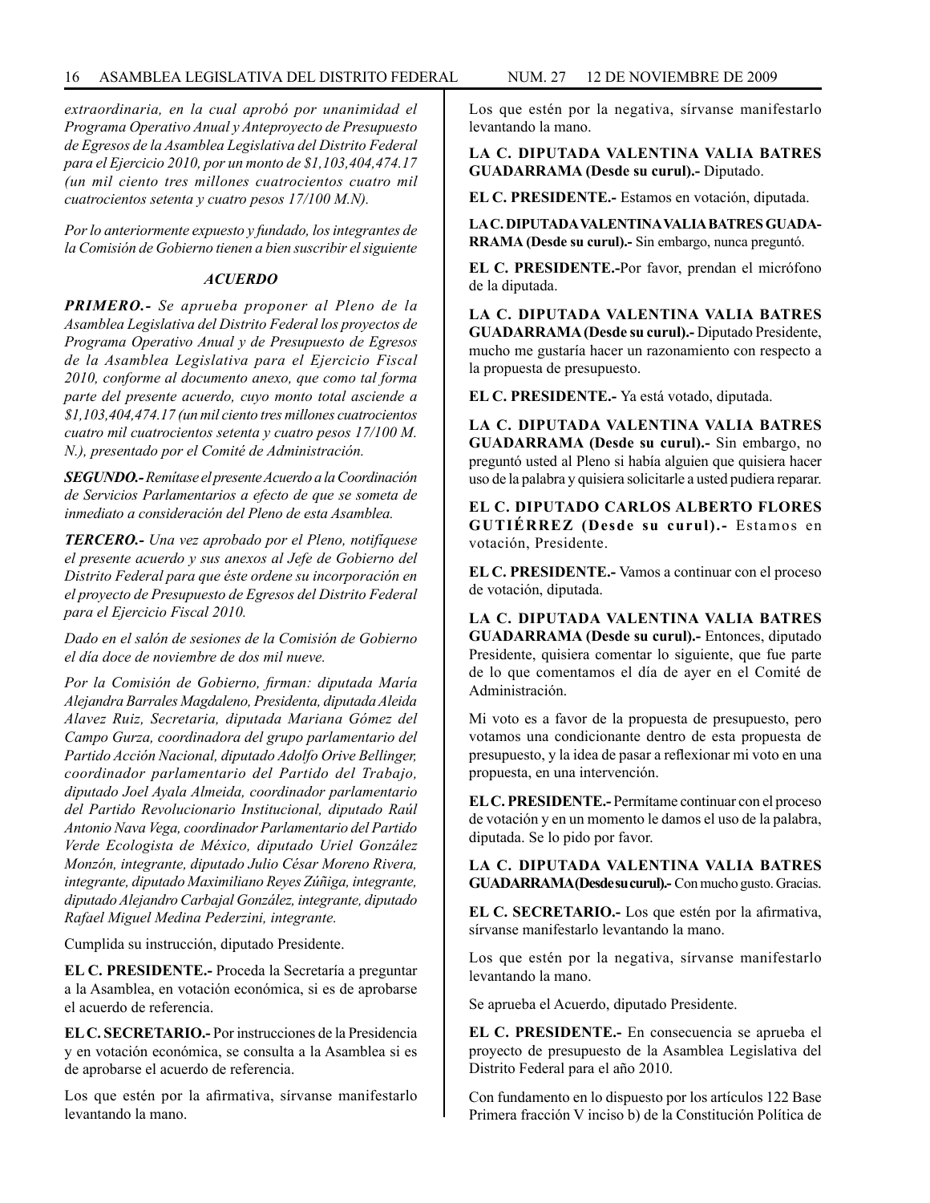*extraordinaria, en la cual aprobó por unanimidad el Programa Operativo Anual y Anteproyecto de Presupuesto de Egresos de la Asamblea Legislativa del Distrito Federal para el Ejercicio 2010, por un monto de $1,103,404,474.17 (un mil ciento tres millones cuatrocientos cuatro mil cuatrocientos setenta y cuatro pesos 17/100 M.N).*

*Por lo anteriormente expuesto y fundado, los integrantes de la Comisión de Gobierno tienen a bien suscribir el siguiente*

***ACUERDO***

***PRIMERO.-** Se aprueba proponer al Pleno de la Asamblea Legislativa del Distrito Federal los proyectos de Programa Operativo Anual y de Presupuesto de Egresos de la Asamblea Legislativa para el Ejercicio Fiscal 2010, conforme al documento anexo, que como tal forma parte del presente acuerdo, cuyo monto total asciende a $1,103,404,474.17 (un mil ciento tres millones cuatrocientos cuatro mil cuatrocientos setenta y cuatro pesos 17/100 M. N.), presentado por el Comité de Administración.*

***SEGUNDO.-** Remítase el presente Acuerdo a la Coordinación de Servicios Parlamentarios a efecto de que se someta de inmediato a consideración del Pleno de esta Asamblea.*

***TERCERO.-** Una vez aprobado por el Pleno, notifíquese el presente acuerdo y sus anexos al Jefe de Gobierno del Distrito Federal para que éste ordene su incorporación en el proyecto de Presupuesto de Egresos del Distrito Federal para el Ejercicio Fiscal 2010.*

*Dado en el salón de sesiones de la Comisión de Gobierno el día doce de noviembre de dos mil nueve.*

*Por la Comisión de Gobierno, firman: diputada María Alejandra Barrales Magdaleno, Presidenta, diputada Aleida Alavez Ruiz, Secretaria, diputada Mariana Gómez del Campo Gurza, coordinadora del grupo parlamentario del Partido Acción Nacional, diputado Adolfo Orive Bellinger, coordinador parlamentario del Partido del Trabajo, diputado Joel Ayala Almeida, coordinador parlamentario del Partido Revolucionario Institucional, diputado Raúl Antonio Nava Vega, coordinador Parlamentario del Partido Verde Ecologista de México, diputado Uriel González Monzón, integrante, diputado Julio César Moreno Rivera, integrante, diputado Maximiliano Reyes Zúñiga, integrante, diputado Alejandro Carbajal González, integrante, diputado Rafael Miguel Medina Pederzini, integrante.*

Cumplida su instrucción, diputado Presidente.

**EL C. PRESIDENTE.-** Proceda la Secretaría a preguntar a la Asamblea, en votación económica, si es de aprobarse el acuerdo de referencia.

**EL C. SECRETARIO.-** Por instrucciones de la Presidencia y en votación económica, se consulta a la Asamblea si es de aprobarse el acuerdo de referencia.

Los que estén por la afirmativa, sírvanse manifestarlo levantando la mano.

Los que estén por la negativa, sírvanse manifestarlo levantando la mano.

**LA C. DIPUTADA VALENTINA VALIA BATRES GUADARRAMA (Desde su curul).-** Diputado.

**EL C. PRESIDENTE.-** Estamos en votación, diputada.

**LA C. DIPUTADA VALENTINA VALIA BATRES GUADARRAMA (Desde su curul).-** Sin embargo, nunca preguntó.

**EL C. PRESIDENTE.-**Por favor, prendan el micrófono de la diputada.

**LA C. DIPUTADA VALENTINA VALIA BATRES GUADARRAMA (Desde su curul).-** Diputado Presidente, mucho me gustaría hacer un razonamiento con respecto a la propuesta de presupuesto.

**EL C. PRESIDENTE.-** Ya está votado, diputada.

**LA C. DIPUTADA VALENTINA VALIA BATRES GUADARRAMA (Desde su curul).-** Sin embargo, no preguntó usted al Pleno si había alguien que quisiera hacer uso de la palabra y quisiera solicitarle a usted pudiera reparar.

**EL C. DIPUTADO CARLOS ALBERTO FLORES GUTIÉRREZ (Desde su curul).-** Estamos en votación, Presidente.

**EL C. PRESIDENTE.-** Vamos a continuar con el proceso de votación, diputada.

**LA C. DIPUTADA VALENTINA VALIA BATRES GUADARRAMA (Desde su curul).-** Entonces, diputado Presidente, quisiera comentar lo siguiente, que fue parte de lo que comentamos el día de ayer en el Comité de Administración.

Mi voto es a favor de la propuesta de presupuesto, pero votamos una condicionante dentro de esta propuesta de presupuesto, y la idea de pasar a reflexionar mi voto en una propuesta, en una intervención.

**EL C. PRESIDENTE.-** Permítame continuar con el proceso de votación y en un momento le damos el uso de la palabra, diputada. Se lo pido por favor.

**LA C. DIPUTADA VALENTINA VALIA BATRES GUADARRAMA (Desde su curul).-** Con mucho gusto. Gracias.

**EL C. SECRETARIO.-** Los que estén por la afirmativa, sírvanse manifestarlo levantando la mano.

Los que estén por la negativa, sírvanse manifestarlo levantando la mano.

Se aprueba el Acuerdo, diputado Presidente.

**EL C. PRESIDENTE.-** En consecuencia se aprueba el proyecto de presupuesto de la Asamblea Legislativa del Distrito Federal para el año 2010.

Con fundamento en lo dispuesto por los artículos 122 Base Primera fracción V inciso b) de la Constitución Política de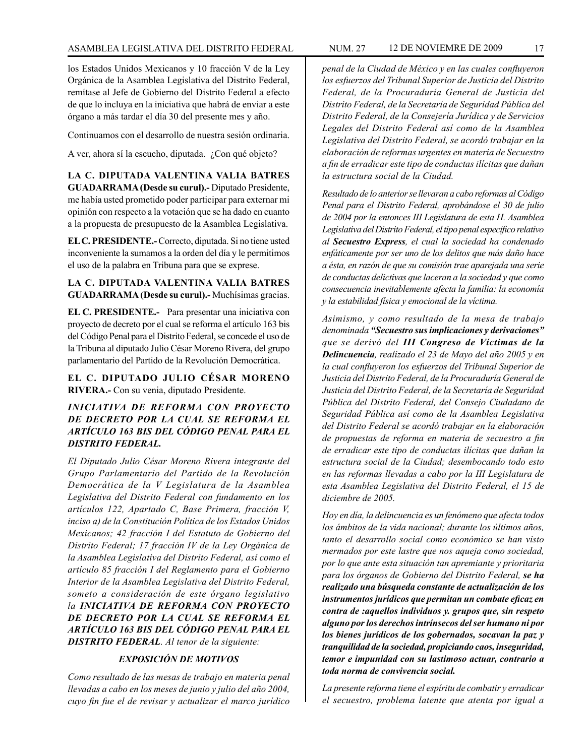los Estados Unidos Mexicanos y 10 fracción V de la Ley Orgánica de la Asamblea Legislativa del Distrito Federal, remítase al Jefe de Gobierno del Distrito Federal a efecto de que lo incluya en la iniciativa que habrá de enviar a este órgano a más tardar el día 30 del presente mes y año.

Continuamos con el desarrollo de nuestra sesión ordinaria.

A ver, ahora sí la escucho, diputada. ¿Con qué objeto?

**LA C. DIPUTADA VALENTINA VALIA BATRES GUADARRAMA (Desde su curul).-** Diputado Presidente, me había usted prometido poder participar para externar mi opinión con respecto a la votación que se ha dado en cuanto a la propuesta de presupuesto de la Asamblea Legislativa.

**EL C. PRESIDENTE.-** Correcto, diputada. Si no tiene usted inconveniente la sumamos a la orden del día y le permitimos el uso de la palabra en Tribuna para que se exprese.

**LA C. DIPUTADA VALENTINA VALIA BATRES GUADARRAMA (Desde su curul).-** Muchísimas gracias.

**EL C. PRESIDENTE.-** Para presentar una iniciativa con proyecto de decreto por el cual se reforma el artículo 163 bis del Código Penal para el Distrito Federal, se concede el uso de la Tribuna al diputado Julio César Moreno Rivera, del grupo parlamentario del Partido de la Revolución Democrática.

**EL C. DIPUTADO JULIO CÉSAR MORENO RIVERA.-** Con su venia, diputado Presidente.

***INICIATIVA DE REFORMA CON PROYECTO DE DECRETO POR LA CUAL SE REFORMA EL ARTÍCULO 163 BIS DEL CÓDIGO PENAL PARA EL DISTRITO FEDERAL.***

*El Diputado Julio César Moreno Rivera integrante del Grupo Parlamentario del Partido de la Revolución Democrática de la V Legislatura de la Asamblea Legislativa del Distrito Federal con fundamento en los artículos 122, Apartado C, Base Primera, fracción V, inciso a) de la Constitución Política de los Estados Unidos Mexicanos; 42 fracción I del Estatuto de Gobierno del Distrito Federal; 17 fracción IV de la Ley Orgánica de la Asamblea Legislativa del Distrito Federal, así como el artículo 85 fracción I del Reglamento para el Gobierno Interior de la Asamblea Legislativa del Distrito Federal, someto a consideración de este órgano legislativo la* ***INICIATIVA DE REFORMA CON PROYECTO DE DECRETO POR LA CUAL SE REFORMA EL ARTÍCULO 163 BIS DEL CÓDIGO PENAL PARA EL DISTRITO FEDERAL****. Al tenor de la siguiente:*

***EXPOSICIÓN DE MOTIVOS***

*Como resultado de las mesas de trabajo en materia penal llevadas a cabo en los meses de junio y julio del año 2004, cuyo fin fue el de revisar y actualizar el marco jurídico penal de la Ciudad de México y en las cuales confluyeron los esfuerzos del Tribunal Superior de Justicia del Distrito Federal, de la Procuraduría General de Justicia del Distrito Federal, de la Secretaría de Seguridad Pública del Distrito Federal, de la Consejería Jurídica y de Servicios Legales del Distrito Federal así como de la Asamblea Legislativa del Distrito Federal, se acordó trabajar en la elaboración de reformas urgentes en materia de Secuestro a fin de erradicar este tipo de conductas ilícitas que dañan la estructura social de la Ciudad.*

*Resultado de lo anterior se llevaran a cabo reformas al Código Penal para el Distrito Federal, aprobándose el 30 de julio de 2004 por la entonces III Legislatura de esta H. Asamblea Legislativa del Distrito Federal, el tipo penal específico relativo al* ***Secuestro Express****, el cual la sociedad ha condenado enfáticamente por ser uno de los delitos que más daño hace a ésta, en razón de que su comisión trae aparejada una serie de conductas delictivas que laceran a la sociedad y que como consecuencia inevitablemente afecta la familia: la economía y la estabilidad física y emocional de la víctima.*

*Asimismo, y como resultado de la mesa de trabajo denominada* ***"Secuestro sus implicaciones y derivaciones"*** *que se derivó del* ***III Congreso de Víctimas de la Delincuencia****, realizado el 23 de Mayo del año 2005 y en la cual confluyeron los esfuerzos del Tribunal Superior de Justicia del Distrito Federal, de la Procuraduría General de Justicia del Distrito Federal, de la Secretaría de Seguridad Pública del Distrito Federal, del Consejo Ciudadano de Seguridad Pública así como de la Asamblea Legislativa del Distrito Federal se acordó trabajar en la elaboración de propuestas de reforma en materia de secuestro a fin de erradicar este tipo de conductas ilícitas que dañan la estructura social de la Ciudad; desembocando todo esto en las reformas llevadas a cabo por la III Legislatura de esta Asamblea Legislativa del Distrito Federal, el 15 de diciembre de 2005.*

*Hoy en día, la delincuencia es un fenómeno que afecta todos los ámbitos de la vida nacional; durante los últimos años, tanto el desarrollo social como económico se han visto mermados por este lastre que nos aqueja como sociedad, por lo que ante esta situación tan apremiante y prioritaria para los órganos de Gobierno del Distrito Federal,* ***se ha realizado una búsqueda constante de actualización de los instrumentos jurídicos que permitan un combate eficaz en contra de :aquellos individuos y. grupos que, sin respeto alguno por los derechos intrínsecos del ser humano ni por los bienes jurídicos de los gobernados, socavan la paz y tranquilidad de la sociedad, propiciando caos, inseguridad, temor e impunidad con su lastimoso actuar, contrario a toda norma de convivencia social.***

*La presente reforma tiene el espíritu de combatir y erradicar el secuestro, problema latente que atenta por igual a*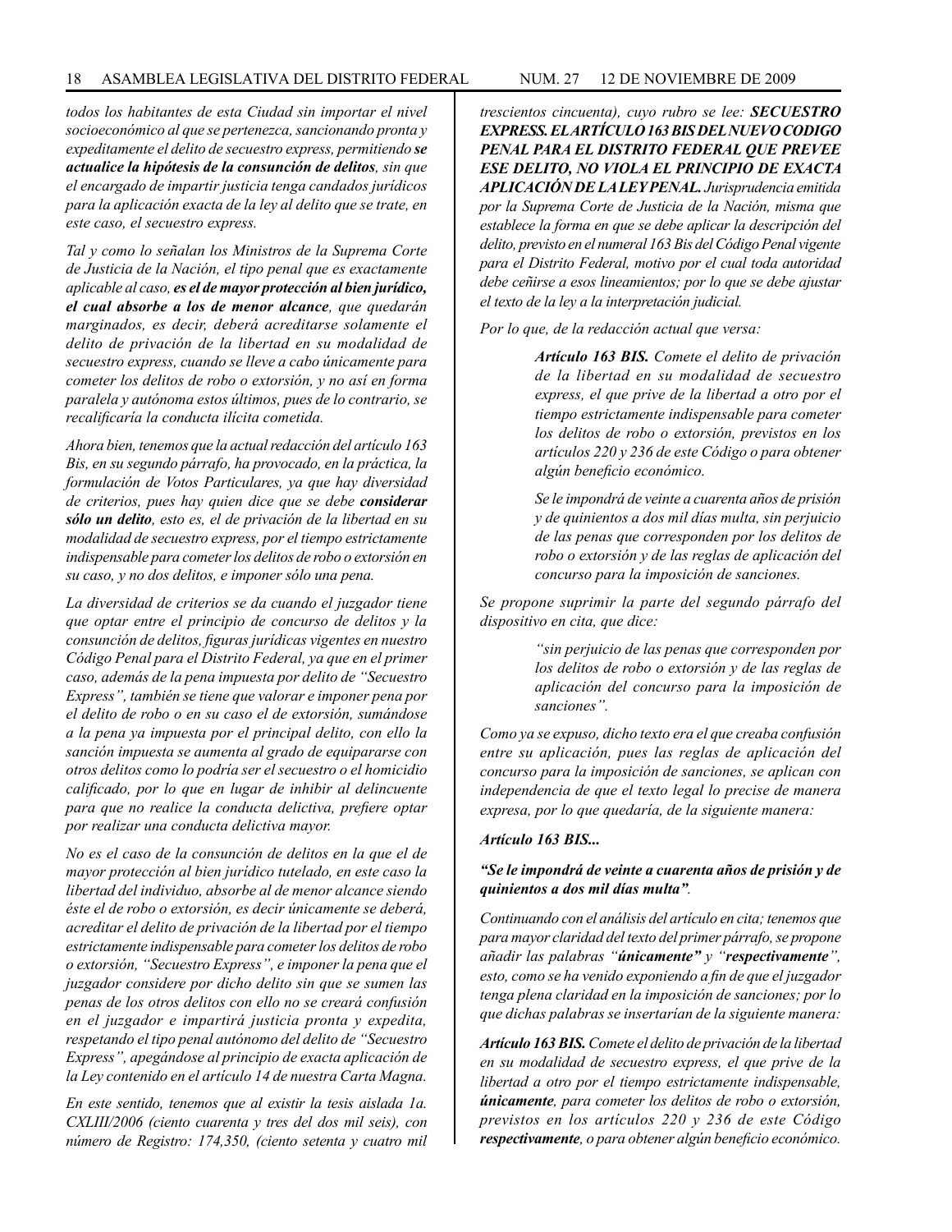*todos los habitantes de esta Ciudad sin importar el nivel socioeconómico al que se pertenezca, sancionando pronta y expeditamente el delito de secuestro express, permitiendo* ***se actualice la hipótesis de la consunción de delitos****, sin que el encargado de impartir justicia tenga candados jurídicos para la aplicación exacta de la ley al delito que se trate, en este caso, el secuestro express.*

*Tal y como lo señalan los Ministros de la Suprema Corte de Justicia de la Nación, el tipo penal que es exactamente aplicable al caso,* ***es el de mayor protección al bien jurídico, el cual absorbe a los de menor alcance****, que quedarán marginados, es decir, deberá acreditarse solamente el delito de privación de la libertad en su modalidad de secuestro express, cuando se lleve a cabo únicamente para cometer los delitos de robo o extorsión, y no así en forma paralela y autónoma estos últimos, pues de lo contrario, se recalificaría la conducta ilícita cometida.*

*Ahora bien, tenemos que la actual redacción del artículo 163 Bis, en su segundo párrafo, ha provocado, en la práctica, la formulación de Votos Particulares, ya que hay diversidad de criterios, pues hay quien dice que se debe* ***considerar sólo un delito****, esto es, el de privación de la libertad en su modalidad de secuestro express, por el tiempo estrictamente indispensable para cometer los delitos de robo o extorsión en su caso, y no dos delitos, e imponer sólo una pena.*

*La diversidad de criterios se da cuando el juzgador tiene que optar entre el principio de concurso de delitos y la consunción de delitos, figuras jurídicas vigentes en nuestro Código Penal para el Distrito Federal, ya que en el primer caso, además de la pena impuesta por delito de "Secuestro Express", también se tiene que valorar e imponer pena por el delito de robo o en su caso el de extorsión, sumándose a la pena ya impuesta por el principal delito, con ello la sanción impuesta se aumenta al grado de equipararse con otros delitos como lo podría ser el secuestro o el homicidio calificado, por lo que en lugar de inhibir al delincuente para que no realice la conducta delictiva, prefiere optar por realizar una conducta delictiva mayor.*

*No es el caso de la consunción de delitos en la que el de mayor protección al bien jurídico tutelado, en este caso la libertad del individuo, absorbe al de menor alcance siendo éste el de robo o extorsión, es decir únicamente se deberá, acreditar el delito de privación de la libertad por el tiempo estrictamente indispensable para cometer los delitos de robo o extorsión, "Secuestro Express", e imponer la pena que el juzgador considere por dicho delito sin que se sumen las penas de los otros delitos con ello no se creará confusión en el juzgador e impartirá justicia pronta y expedita, respetando el tipo penal autónomo del delito de "Secuestro Express", apegándose al principio de exacta aplicación de la Ley contenido en el artículo 14 de nuestra Carta Magna.*

*En este sentido, tenemos que al existir la tesis aislada 1a. CXLIII/2006 (ciento cuarenta y tres del dos mil seis), con número de Registro: 174,350, (ciento setenta y cuatro mil trescientos cincuenta), cuyo rubro se lee:* ***SECUESTRO EXPRESS. EL ARTÍCULO 163 BIS DEL NUEVO CODIGO PENAL PARA EL DISTRITO FEDERAL QUE PREVEE ESE DELITO, NO VIOLA EL PRINCIPIO DE EXACTA APLICACIÓN DE LA LEY PENAL.*** *Jurisprudencia emitida por la Suprema Corte de Justicia de la Nación, misma que establece la forma en que se debe aplicar la descripción del delito, previsto en el numeral 163 Bis del Código Penal vigente para el Distrito Federal, motivo por el cual toda autoridad debe ceñirse a esos lineamientos; por lo que se debe ajustar el texto de la ley a la interpretación judicial.*

*Por lo que, de la redacción actual que versa:*

> ***Artículo 163 BIS.*** *Comete el delito de privación de la libertad en su modalidad de secuestro express, el que prive de la libertad a otro por el tiempo estrictamente indispensable para cometer los delitos de robo o extorsión, previstos en los artículos 220 y 236 de este Código o para obtener algún beneficio económico.*
>
> *Se le impondrá de veinte a cuarenta años de prisión y de quinientos a dos mil días multa, sin perjuicio de las penas que corresponden por los delitos de robo o extorsión y de las reglas de aplicación del concurso para la imposición de sanciones.*

*Se propone suprimir la parte del segundo párrafo del dispositivo en cita, que dice:*

> *"sin perjuicio de las penas que corresponden por los delitos de robo o extorsión y de las reglas de aplicación del concurso para la imposición de sanciones".*

*Como ya se expuso, dicho texto era el que creaba confusión entre su aplicación, pues las reglas de aplicación del concurso para la imposición de sanciones, se aplican con independencia de que el texto legal lo precise de manera expresa, por lo que quedaría, de la siguiente manera:*

***Artículo 163 BIS...***

***"Se le impondrá de veinte a cuarenta años de prisión y de quinientos a dos mil días multa".***

*Continuando con el análisis del artículo en cita; tenemos que para mayor claridad del texto del primer párrafo, se propone añadir las palabras "****únicamente****" y "****respectivamente****", esto, como se ha venido exponiendo a fin de que el juzgador tenga plena claridad en la imposición de sanciones; por lo que dichas palabras se insertarían de la siguiente manera:*

***Artículo 163 BIS.*** *Comete el delito de privación de la libertad en su modalidad de secuestro express, el que prive de la libertad a otro por el tiempo estrictamente indispensable,* ***únicamente****, para cometer los delitos de robo o extorsión, previstos en los artículos 220 y 236 de este Código* ***respectivamente****, o para obtener algún beneficio económico.*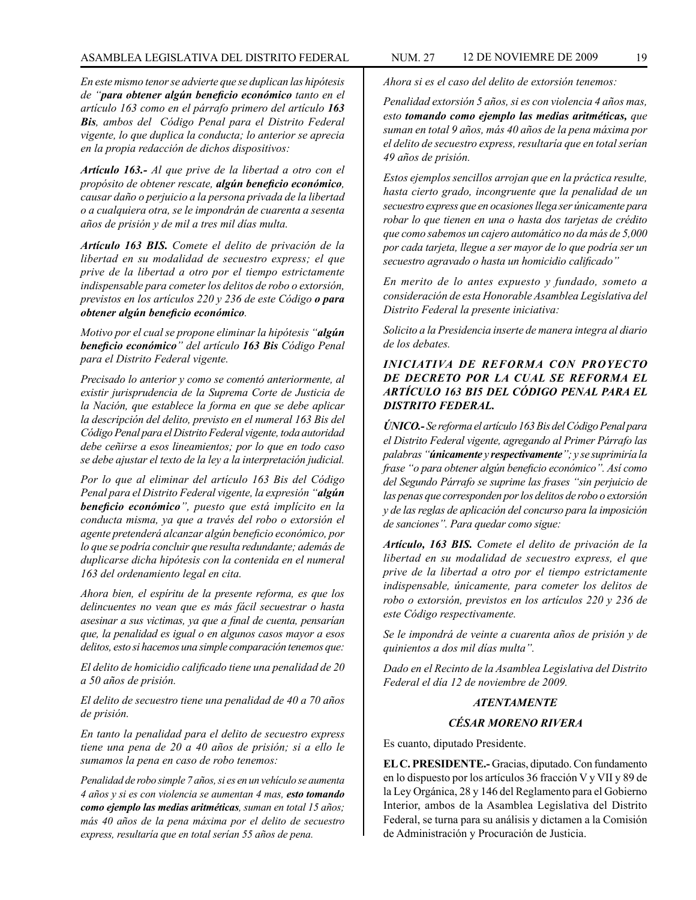*En este mismo tenor se advierte que se duplican las hipótesis de "**para obtener algún beneficio económico** tanto en el artículo 163 como en el párrafo primero del artículo **163 Bis**, ambos del Código Penal para el Distrito Federal vigente, lo que duplica la conducta; lo anterior se aprecia en la propia redacción de dichos dispositivos:*

***Artículo 163.-** Al que prive de la libertad a otro con el propósito de obtener rescate, **algún beneficio económico**, causar daño o perjuicio a la persona privada de la libertad o a cualquiera otra, se le impondrán de cuarenta a sesenta años de prisión y de mil a tres mil días multa.*

***Artículo 163 BIS.** Comete el delito de privación de la libertad en su modalidad de secuestro express; el que prive de la libertad a otro por el tiempo estrictamente indispensable para cometer los delitos de robo o extorsión, previstos en los artículos 220 y 236 de este Código **o para obtener algún beneficio económico**.*

*Motivo por el cual se propone eliminar la hipótesis "**algún beneficio económico**" del artículo **163 Bis** Código Penal para el Distrito Federal vigente.*

*Precisado lo anterior y como se comentó anteriormente, al existir jurisprudencia de la Suprema Corte de Justicia de la Nación, que establece la forma en que se debe aplicar la descripción del delito, previsto en el numeral 163 Bis del Código Penal para el Distrito Federal vigente, toda autoridad debe ceñirse a esos lineamientos; por lo que en todo caso se debe ajustar el texto de la ley a la interpretación judicial.*

*Por lo que al eliminar del artículo 163 Bis del Código Penal para el Distrito Federal vigente, la expresión "**algún beneficio económico**", puesto que está implícito en la conducta misma, ya que a través del robo o extorsión el agente pretenderá alcanzar algún beneficio económico, por lo que se podría concluir que resulta redundante; además de duplicarse dicha hipótesis con la contenida en el numeral 163 del ordenamiento legal en cita.*

*Ahora bien, el espíritu de la presente reforma, es que los delincuentes no vean que es más fácil secuestrar o hasta asesinar a sus victimas, ya que a final de cuenta, pensarían que, la penalidad es igual o en algunos casos mayor a esos delitos, esto si hacemos una simple comparación tenemos que:*

*El delito de homicidio calificado tiene una penalidad de 20 a 50 años de prisión.*

*El delito de secuestro tiene una penalidad de 40 a 70 años de prisión.*

*En tanto la penalidad para el delito de secuestro express tiene una pena de 20 a 40 años de prisión; si a ello le sumamos la pena en caso de robo tenemos:*

*Penalidad de robo simple 7 años, si es en un vehículo se aumenta 4 años y si es con violencia se aumentan 4 mas, **esto tomando como ejemplo las medias aritméticas**, suman en total 15 años; más 40 años de la pena máxima por el delito de secuestro express, resultaría que en total serían 55 años de pena.*

*Ahora si es el caso del delito de extorsión tenemos:*

*Penalidad extorsión 5 años, si es con violencia 4 años mas, esto **tomando como ejemplo las medias aritméticas,** que suman en total 9 años, más 40 años de la pena máxima por el delito de secuestro express, resultaría que en total serían 49 años de prisión.*

*Estos ejemplos sencillos arrojan que en la práctica resulte, hasta cierto grado, incongruente que la penalidad de un secuestro express que en ocasiones llega ser únicamente para robar lo que tienen en una o hasta dos tarjetas de crédito que como sabemos un cajero automático no da más de 5,000 por cada tarjeta, llegue a ser mayor de lo que podría ser un secuestro agravado o hasta un homicidio calificado"*

*En merito de lo antes expuesto y fundado, someto a consideración de esta Honorable Asamblea Legislativa del Distrito Federal la presente iniciativa:*

*Solicito a la Presidencia inserte de manera integra al diario de los debates.*

***INICIATIVA DE REFORMA CON PROYECTO DE DECRETO POR LA CUAL SE REFORMA EL ARTÍCULO 163 BI5 DEL CÓDIGO PENAL PARA EL DISTRITO FEDERAL.***

***ÚNICO.-** Se reforma el artículo 163 Bis del Código Penal para el Distrito Federal vigente, agregando al Primer Párrafo las palabras "**únicamente** y **respectivamente**"; y se suprimiría la frase "o para obtener algún beneficio económico". Así como del Segundo Párrafo se suprime las frases "sin perjuicio de las penas que corresponden por los delitos de robo o extorsión y de las reglas de aplicación del concurso para la imposición de sanciones". Para quedar como sigue:*

***Artículo, 163 BIS.** Comete el delito de privación de la libertad en su modalidad de secuestro express, el que prive de la libertad a otro por el tiempo estrictamente indispensable, únicamente, para cometer los delitos de robo o extorsión, previstos en los artículos 220 y 236 de este Código respectivamente.*

*Se le impondrá de veinte a cuarenta años de prisión y de quinientos a dos mil días multa".*

*Dado en el Recinto de la Asamblea Legislativa del Distrito Federal el día 12 de noviembre de 2009.*

***ATENTAMENTE***

***CÉSAR MORENO RIVERA***

Es cuanto, diputado Presidente.

**EL C. PRESIDENTE.-** Gracias, diputado. Con fundamento en lo dispuesto por los artículos 36 fracción V y VII y 89 de la Ley Orgánica, 28 y 146 del Reglamento para el Gobierno Interior, ambos de la Asamblea Legislativa del Distrito Federal, se turna para su análisis y dictamen a la Comisión de Administración y Procuración de Justicia.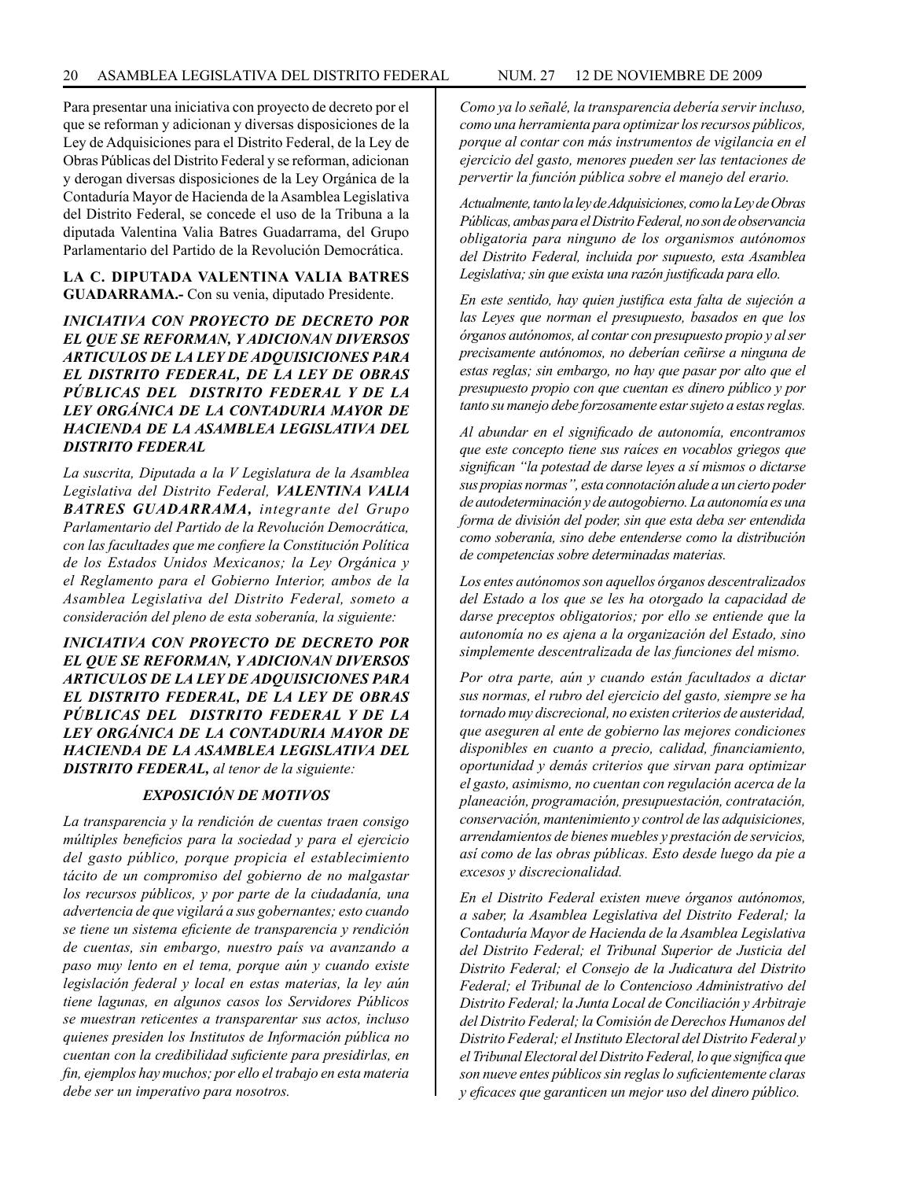Para presentar una iniciativa con proyecto de decreto por el que se reforman y adicionan y diversas disposiciones de la Ley de Adquisiciones para el Distrito Federal, de la Ley de Obras Públicas del Distrito Federal y se reforman, adicionan y derogan diversas disposiciones de la Ley Orgánica de la Contaduría Mayor de Hacienda de la Asamblea Legislativa del Distrito Federal, se concede el uso de la Tribuna a la diputada Valentina Valia Batres Guadarrama, del Grupo Parlamentario del Partido de la Revolución Democrática.

**LA C. DIPUTADA VALENTINA VALIA BATRES GUADARRAMA.-** Con su venia, diputado Presidente.

***INICIATIVA CON PROYECTO DE DECRETO POR EL QUE SE REFORMAN, Y ADICIONAN DIVERSOS ARTICULOS DE LA LEY DE ADQUISICIONES PARA EL DISTRITO FEDERAL, DE LA LEY DE OBRAS PÚBLICAS DEL DISTRITO FEDERAL Y DE LA LEY ORGÁNICA DE LA CONTADURIA MAYOR DE HACIENDA DE LA ASAMBLEA LEGISLATIVA DEL DISTRITO FEDERAL***

*La suscrita, Diputada a la V Legislatura de la Asamblea Legislativa del Distrito Federal, **VALENTINA VALIA BATRES GUADARRAMA,** integrante del Grupo Parlamentario del Partido de la Revolución Democrática, con las facultades que me confiere la Constitución Política de los Estados Unidos Mexicanos; la Ley Orgánica y el Reglamento para el Gobierno Interior, ambos de la Asamblea Legislativa del Distrito Federal, someto a consideración del pleno de esta soberanía, la siguiente:*

***INICIATIVA CON PROYECTO DE DECRETO POR EL QUE SE REFORMAN, Y ADICIONAN DIVERSOS ARTICULOS DE LA LEY DE ADQUISICIONES PARA EL DISTRITO FEDERAL, DE LA LEY DE OBRAS PÚBLICAS DEL DISTRITO FEDERAL Y DE LA LEY ORGÁNICA DE LA CONTADURIA MAYOR DE HACIENDA DE LA ASAMBLEA LEGISLATIVA DEL DISTRITO FEDERAL,*** *al tenor de la siguiente:*

***EXPOSICIÓN DE MOTIVOS***

*La transparencia y la rendición de cuentas traen consigo múltiples beneficios para la sociedad y para el ejercicio del gasto público, porque propicia el establecimiento tácito de un compromiso del gobierno de no malgastar los recursos públicos, y por parte de la ciudadanía, una advertencia de que vigilará a sus gobernantes; esto cuando se tiene un sistema eficiente de transparencia y rendición de cuentas, sin embargo, nuestro país va avanzando a paso muy lento en el tema, porque aún y cuando existe legislación federal y local en estas materias, la ley aún tiene lagunas, en algunos casos los Servidores Públicos se muestran reticentes a transparentar sus actos, incluso quienes presiden los Institutos de Información pública no cuentan con la credibilidad suficiente para presidirlas, en fin, ejemplos hay muchos; por ello el trabajo en esta materia debe ser un imperativo para nosotros.*

*Como ya lo señalé, la transparencia debería servir incluso, como una herramienta para optimizar los recursos públicos, porque al contar con más instrumentos de vigilancia en el ejercicio del gasto, menores pueden ser las tentaciones de pervertir la función pública sobre el manejo del erario.*

*Actualmente, tanto la ley de Adquisiciones, como la Ley de Obras Públicas, ambas para el Distrito Federal, no son de observancia obligatoria para ninguno de los organismos autónomos del Distrito Federal, incluida por supuesto, esta Asamblea Legislativa; sin que exista una razón justificada para ello.*

*En este sentido, hay quien justifica esta falta de sujeción a las Leyes que norman el presupuesto, basados en que los órganos autónomos, al contar con presupuesto propio y al ser precisamente autónomos, no deberían ceñirse a ninguna de estas reglas; sin embargo, no hay que pasar por alto que el presupuesto propio con que cuentan es dinero público y por tanto su manejo debe forzosamente estar sujeto a estas reglas.*

*Al abundar en el significado de autonomía, encontramos que este concepto tiene sus raíces en vocablos griegos que significan "la potestad de darse leyes a sí mismos o dictarse sus propias normas", esta connotación alude a un cierto poder de autodeterminación y de autogobierno. La autonomía es una forma de división del poder, sin que esta deba ser entendida como soberanía, sino debe entenderse como la distribución de competencias sobre determinadas materias.*

*Los entes autónomos son aquellos órganos descentralizados del Estado a los que se les ha otorgado la capacidad de darse preceptos obligatorios; por ello se entiende que la autonomía no es ajena a la organización del Estado, sino simplemente descentralizada de las funciones del mismo.*

*Por otra parte, aún y cuando están facultados a dictar sus normas, el rubro del ejercicio del gasto, siempre se ha tornado muy discrecional, no existen criterios de austeridad, que aseguren al ente de gobierno las mejores condiciones disponibles en cuanto a precio, calidad, financiamiento, oportunidad y demás criterios que sirvan para optimizar el gasto, asimismo, no cuentan con regulación acerca de la planeación, programación, presupuestación, contratación, conservación, mantenimiento y control de las adquisiciones, arrendamientos de bienes muebles y prestación de servicios, así como de las obras públicas. Esto desde luego da pie a excesos y discrecionalidad.*

*En el Distrito Federal existen nueve órganos autónomos, a saber, la Asamblea Legislativa del Distrito Federal; la Contaduría Mayor de Hacienda de la Asamblea Legislativa del Distrito Federal; el Tribunal Superior de Justicia del Distrito Federal; el Consejo de la Judicatura del Distrito Federal; el Tribunal de lo Contencioso Administrativo del Distrito Federal; la Junta Local de Conciliación y Arbitraje del Distrito Federal; la Comisión de Derechos Humanos del Distrito Federal; el Instituto Electoral del Distrito Federal y el Tribunal Electoral del Distrito Federal, lo que significa que son nueve entes públicos sin reglas lo suficientemente claras y eficaces que garanticen un mejor uso del dinero público.*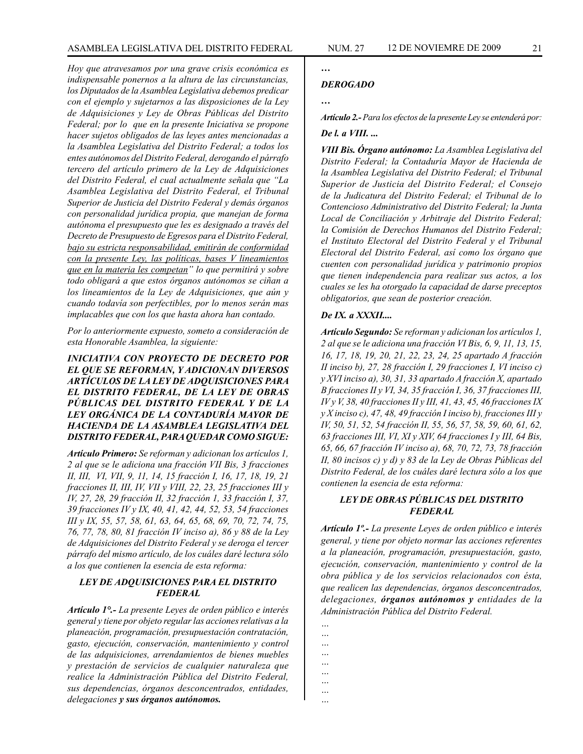*Hoy que atravesamos por una grave crisis económica es indispensable ponernos a la altura de las circunstancias, los Diputados de la Asamblea Legislativa debemos predicar con el ejemplo y sujetarnos a las disposiciones de la Ley de Adquisiciones y Ley de Obras Públicas del Distrito Federal; por lo que en la presente Iniciativa se propone hacer sujetos obligados de las leyes antes mencionadas a la Asamblea Legislativa del Distrito Federal; a todos los entes autónomos del Distrito Federal, derogando el párrafo tercero del artículo primero de la Ley de Adquisiciones del Distrito Federal, el cual actualmente señala que "La Asamblea Legislativa del Distrito Federal, el Tribunal Superior de Justicia del Distrito Federal y demás órganos con personalidad jurídica propia, que manejan de forma autónoma el presupuesto que les es designado a través del Decreto de Presupuesto de Egresos para el Distrito Federal, <u>bajo su estricta responsabilidad, emitirán de conformidad con la presente Ley, las políticas, bases V lineamientos que en la materia les competan</u>" lo que permitirá y sobre todo obligará a que estos órganos autónomos se ciñan a los lineamientos de la Ley de Adquisiciones, que aún y cuando todavía son perfectibles, por lo menos serán mas implacables que con los que hasta ahora han contado.*

*Por lo anteriormente expuesto, someto a consideración de esta Honorable Asamblea, la siguiente:*

***INICIATIVA CON PROYECTO DE DECRETO POR EL QUE SE REFORMAN, Y ADICIONAN DIVERSOS ARTÍCULOS DE LA LEY DE ADQUISICIONES PARA EL DISTRITO FEDERAL, DE LA LEY DE OBRAS PÚBLICAS DEL DISTRITO FEDERAL Y DE LA LEY ORGÁNICA DE LA CONTADURÍA MAYOR DE HACIENDA DE LA ASAMBLEA LEGISLATIVA DEL DISTRITO FEDERAL, PARA QUEDAR COMO SIGUE:***

***Artículo Primero:** Se reforman y adicionan los artículos 1, 2 al que se le adiciona una fracción VII Bis, 3 fracciones II, III, VI, VII, 9, 11, 14, 15 fracción I, 16, 17, 18, 19, 21 fracciones II, III, IV, VII y VIII, 22, 23, 25 fracciones III y IV, 27, 28, 29 fracción II, 32 fracción 1, 33 fracción I, 37, 39 fracciones IV y IX, 40, 41, 42, 44, 52, 53, 54 fracciones III y IX, 55, 57, 58, 61, 63, 64, 65, 68, 69, 70, 72, 74, 75, 76, 77, 78, 80, 81 fracción IV inciso a), 86 y 88 de la Ley de Adquisiciones del Distrito Federal y se deroga el tercer párrafo del mismo artículo, de los cuáles daré lectura sólo a los que contienen la esencia de esta reforma:*

### *LEY DE ADQUISICIONES PARA EL DISTRITO FEDERAL*

***Artículo 1°.-** La presente Leyes de orden público e interés general y tiene por objeto regular las acciones relativas a la planeación, programación, presupuestación contratación, gasto, ejecución, conservación, mantenimiento y control de las adquisiciones, arrendamientos de bienes muebles y prestación de servicios de cualquier naturaleza que realice la Administración Pública del Distrito Federal, sus dependencias, órganos desconcentrados, entidades, delegaciones **y sus órganos autónomos.***

*…*

***DEROGADO***

*…*

***Artículo 2.-** Para los efectos de la presente Ley se entenderá por:*

***De l. a VIII. ...***

***VIII Bis. Órgano autónomo:** La Asamblea Legislativa del Distrito Federal; la Contaduría Mayor de Hacienda de la Asamblea Legislativa del Distrito Federal; el Tribunal Superior de Justicia del Distrito Federal; el Consejo de la Judicatura del Distrito Federal; el Tribunal de lo Contencioso Administrativo del Distrito Federal; la Junta Local de Conciliación y Arbitraje del Distrito Federal; la Comisión de Derechos Humanos del Distrito Federal; el Instituto Electoral del Distrito Federal y el Tribunal Electoral del Distrito Federal, así como los órgano que cuenten con personalidad jurídica y patrimonio propios que tienen independencia para realizar sus actos, a los cuales se les ha otorgado la capacidad de darse preceptos obligatorios, que sean de posterior creación.*

***De IX. a XXXII....***

***Artículo Segundo:** Se reforman y adicionan los artículos 1, 2 al que se le adiciona una fracción VI Bis, 6, 9, 11, 13, 15, 16, 17, 18, 19, 20, 21, 22, 23, 24, 25 apartado A fracción II inciso b), 27, 28 fracción I, 29 fracciones I, VI inciso c) y XVI inciso a), 30, 31, 33 apartado A fracción X, apartado B fracciones II y VI, 34, 35 fracción I, 36, 37 fracciones III, IV y V, 38, 40 fracciones II y III, 41, 43, 45, 46 fracciones IX y X inciso c), 47, 48, 49 fracción I inciso b), fracciones III y IV, 50, 51, 52, 54 fracción II, 55, 56, 57, 58, 59, 60, 61, 62, 63 fracciones III, VI, XI y XIV, 64 fracciones I y III, 64 Bis, 65, 66, 67 fracción IV inciso a), 68, 70, 72, 73, 78 fracción II, 80 incisos c) y d) y 83 de la Ley de Obras Públicas del Distrito Federal, de los cuáles daré lectura sólo a los que contienen la esencia de esta reforma:*

### *LEY DE OBRAS PÚBLICAS DEL DISTRITO FEDERAL*

***Artículo 1º.-** La presente Leyes de orden público e interés general, y tiene por objeto normar las acciones referentes a la planeación, programación, presupuestación, gasto, ejecución, conservación, mantenimiento y control de la obra pública y de los servicios relacionados con ésta, que realicen las dependencias, órganos desconcentrados, delegaciones, **órganos autónomos y** entidades de la Administración Pública del Distrito Federal.*

*…*
*…*
*…*
*…*
*…*
*…*
*…*
*…*
*…*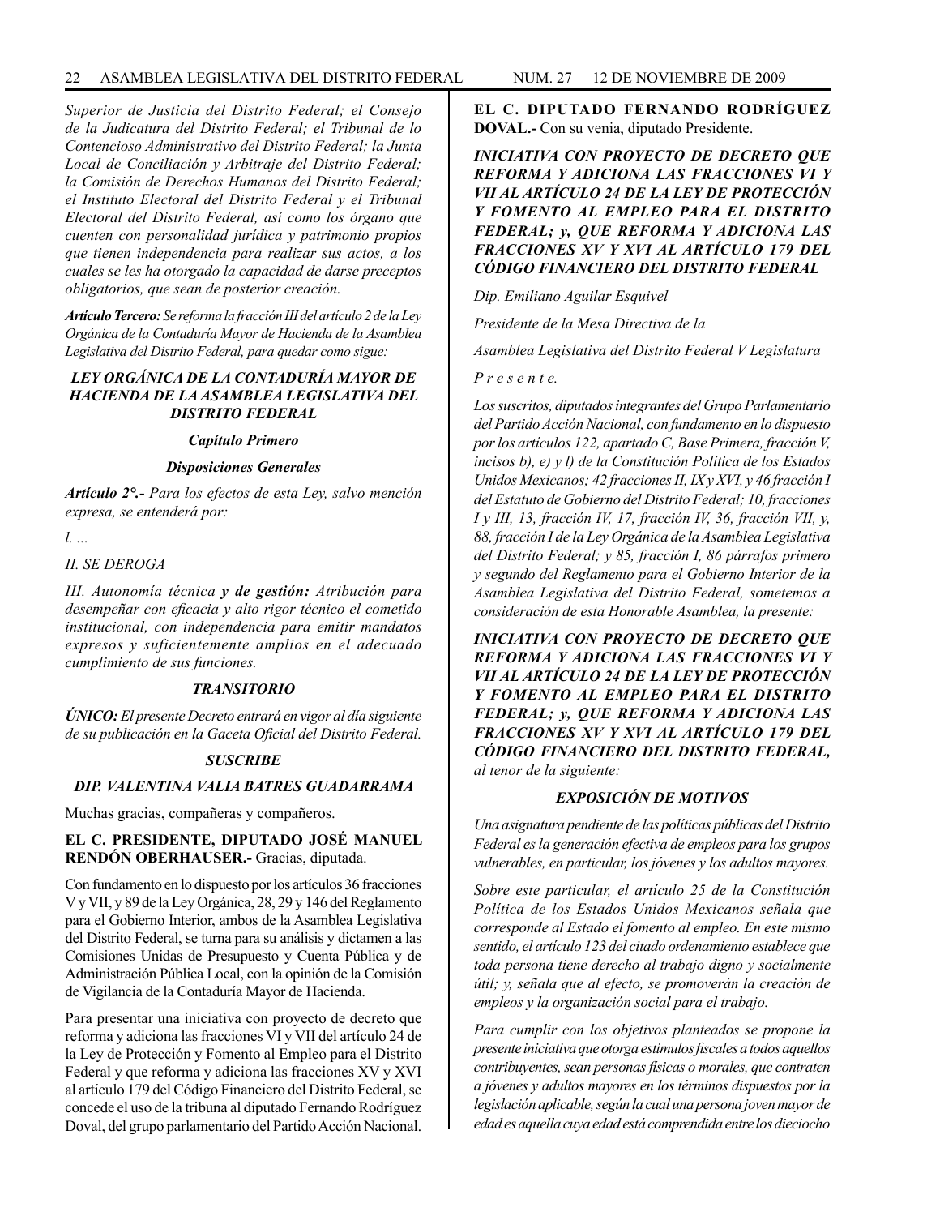*Superior de Justicia del Distrito Federal; el Consejo de la Judicatura del Distrito Federal; el Tribunal de lo Contencioso Administrativo del Distrito Federal; la Junta Local de Conciliación y Arbitraje del Distrito Federal; la Comisión de Derechos Humanos del Distrito Federal; el Instituto Electoral del Distrito Federal y el Tribunal Electoral del Distrito Federal, así como los órgano que cuenten con personalidad jurídica y patrimonio propios que tienen independencia para realizar sus actos, a los cuales se les ha otorgado la capacidad de darse preceptos obligatorios, que sean de posterior creación.*

***Artículo Tercero:*** *Se reforma la fracción III del artículo 2 de la Ley Orgánica de la Contaduría Mayor de Hacienda de la Asamblea Legislativa del Distrito Federal, para quedar como sigue:*

***LEY ORGÁNICA DE LA CONTADURÍA MAYOR DE HACIENDA DE LA ASAMBLEA LEGISLATIVA DEL DISTRITO FEDERAL***

***Capítulo Primero***

***Disposiciones Generales***

***Artículo 2°.-*** *Para los efectos de esta Ley, salvo mención expresa, se entenderá por:*

*I. ...*

*II. SE DEROGA*

*III. Autonomía técnica* ***y de gestión:*** *Atribución para desempeñar con eficacia y alto rigor técnico el cometido institucional, con independencia para emitir mandatos expresos y suficientemente amplios en el adecuado cumplimiento de sus funciones.*

***TRANSITORIO***

***ÚNICO:*** *El presente Decreto entrará en vigor al día siguiente de su publicación en la Gaceta Oficial del Distrito Federal.*

***SUSCRIBE***

***DIP. VALENTINA VALIA BATRES GUADARRAMA***

Muchas gracias, compañeras y compañeros.

**EL C. PRESIDENTE, DIPUTADO JOSÉ MANUEL RENDÓN OBERHAUSER.-** Gracias, diputada.

Con fundamento en lo dispuesto por los artículos 36 fracciones V y VII, y 89 de la Ley Orgánica, 28, 29 y 146 del Reglamento para el Gobierno Interior, ambos de la Asamblea Legislativa del Distrito Federal, se turna para su análisis y dictamen a las Comisiones Unidas de Presupuesto y Cuenta Pública y de Administración Pública Local, con la opinión de la Comisión de Vigilancia de la Contaduría Mayor de Hacienda.

Para presentar una iniciativa con proyecto de decreto que reforma y adiciona las fracciones VI y VII del artículo 24 de la Ley de Protección y Fomento al Empleo para el Distrito Federal y que reforma y adiciona las fracciones XV y XVI al artículo 179 del Código Financiero del Distrito Federal, se concede el uso de la tribuna al diputado Fernando Rodríguez Doval, del grupo parlamentario del Partido Acción Nacional.

**EL C. DIPUTADO FERNANDO RODRÍGUEZ DOVAL.-** Con su venia, diputado Presidente.

***INICIATIVA CON PROYECTO DE DECRETO QUE REFORMA Y ADICIONA LAS FRACCIONES VI Y VII AL ARTÍCULO 24 DE LA LEY DE PROTECCIÓN Y FOMENTO AL EMPLEO PARA EL DISTRITO FEDERAL; y, QUE REFORMA Y ADICIONA LAS FRACCIONES XV Y XVI AL ARTÍCULO 179 DEL CÓDIGO FINANCIERO DEL DISTRITO FEDERAL***

*Dip. Emiliano Aguilar Esquivel*

*Presidente de la Mesa Directiva de la*

*Asamblea Legislativa del Distrito Federal V Legislatura*

*P r e s e n t e.*

*Los suscritos, diputados integrantes del Grupo Parlamentario del Partido Acción Nacional, con fundamento en lo dispuesto por los artículos 122, apartado C, Base Primera, fracción V, incisos b), e) y l) de la Constitución Política de los Estados Unidos Mexicanos; 42 fracciones II, IX y XVI, y 46 fracción I del Estatuto de Gobierno del Distrito Federal; 10, fracciones I y III, 13, fracción IV, 17, fracción IV, 36, fracción VII, y, 88, fracción I de la Ley Orgánica de la Asamblea Legislativa del Distrito Federal; y 85, fracción I, 86 párrafos primero y segundo del Reglamento para el Gobierno Interior de la Asamblea Legislativa del Distrito Federal, sometemos a consideración de esta Honorable Asamblea, la presente:*

***INICIATIVA CON PROYECTO DE DECRETO QUE REFORMA Y ADICIONA LAS FRACCIONES VI Y VII AL ARTÍCULO 24 DE LA LEY DE PROTECCIÓN Y FOMENTO AL EMPLEO PARA EL DISTRITO FEDERAL; y, QUE REFORMA Y ADICIONA LAS FRACCIONES XV Y XVI AL ARTÍCULO 179 DEL CÓDIGO FINANCIERO DEL DISTRITO FEDERAL,*** *al tenor de la siguiente:*

***EXPOSICIÓN DE MOTIVOS***

*Una asignatura pendiente de las políticas públicas del Distrito Federal es la generación efectiva de empleos para los grupos vulnerables, en particular, los jóvenes y los adultos mayores.*

*Sobre este particular, el artículo 25 de la Constitución Política de los Estados Unidos Mexicanos señala que corresponde al Estado el fomento al empleo. En este mismo sentido, el artículo 123 del citado ordenamiento establece que toda persona tiene derecho al trabajo digno y socialmente útil; y, señala que al efecto, se promoverán la creación de empleos y la organización social para el trabajo.*

*Para cumplir con los objetivos planteados se propone la presente iniciativa que otorga estímulos fiscales a todos aquellos contribuyentes, sean personas físicas o morales, que contraten a jóvenes y adultos mayores en los términos dispuestos por la legislación aplicable, según la cual una persona joven mayor de edad es aquella cuya edad está comprendida entre los dieciocho*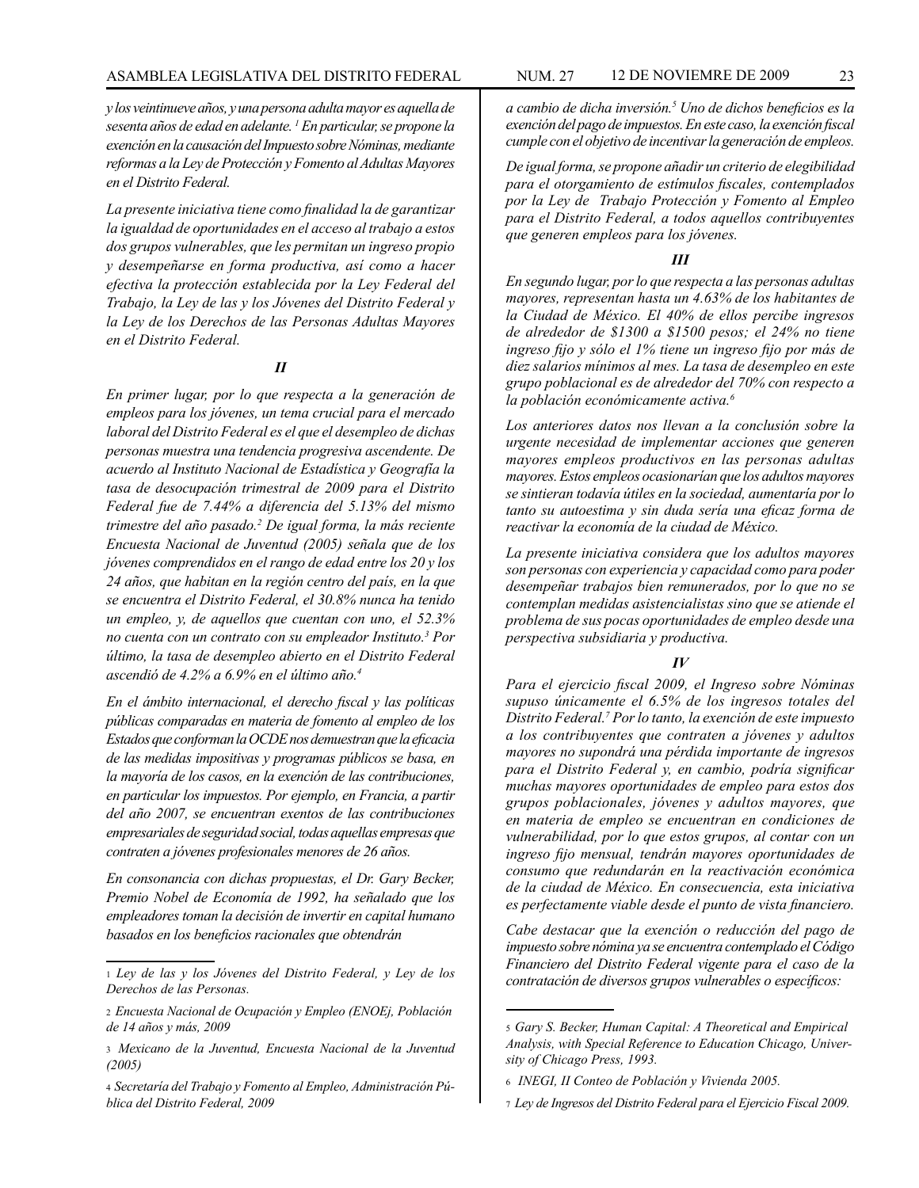*y los veintinueve años, y una persona adulta mayor es aquella de sesenta años de edad en adelante.* [1] *En particular, se propone la exención en la causación del Impuesto sobre Nóminas, mediante reformas a la Ley de Protección y Fomento al Adultas Mayores en el Distrito Federal.*

*La presente iniciativa tiene como finalidad la de garantizar la igualdad de oportunidades en el acceso al trabajo a estos dos grupos vulnerables, que les permitan un ingreso propio y desempeñarse en forma productiva, así como a hacer efectiva la protección establecida por la Ley Federal del Trabajo, la Ley de las y los Jóvenes del Distrito Federal y la Ley de los Derechos de las Personas Adultas Mayores en el Distrito Federal.*

***II***

*En primer lugar, por lo que respecta a la generación de empleos para los jóvenes, un tema crucial para el mercado laboral del Distrito Federal es el que el desempleo de dichas personas muestra una tendencia progresiva ascendente. De acuerdo al Instituto Nacional de Estadística y Geografía la tasa de desocupación trimestral de 2009 para el Distrito Federal fue de 7.44% a diferencia del 5.13% del mismo trimestre del año pasado.*[2] *De igual forma, la más reciente Encuesta Nacional de Juventud (2005) señala que de los jóvenes comprendidos en el rango de edad entre los 20 y los 24 años, que habitan en la región centro del país, en la que se encuentra el Distrito Federal, el 30.8% nunca ha tenido un empleo, y, de aquellos que cuentan con uno, el 52.3% no cuenta con un contrato con su empleador Instituto.*[3] *Por último, la tasa de desempleo abierto en el Distrito Federal ascendió de 4.2% a 6.9% en el último año.*[4]

*En el ámbito internacional, el derecho fiscal y las políticas públicas comparadas en materia de fomento al empleo de los Estados que conforman la OCDE nos demuestran que la eficacia de las medidas impositivas y programas públicos se basa, en la mayoría de los casos, en la exención de las contribuciones, en particular los impuestos. Por ejemplo, en Francia, a partir del año 2007, se encuentran exentos de las contribuciones empresariales de seguridad social, todas aquellas empresas que contraten a jóvenes profesionales menores de 26 años.*

*En consonancia con dichas propuestas, el Dr. Gary Becker, Premio Nobel de Economía de 1992, ha señalado que los empleadores toman la decisión de invertir en capital humano basados en los beneficios racionales que obtendrán a cambio de dicha inversión.*[5] *Uno de dichos beneficios es la exención del pago de impuestos. En este caso, la exención fiscal cumple con el objetivo de incentivar la generación de empleos.*

*De igual forma, se propone añadir un criterio de elegibilidad para el otorgamiento de estímulos fiscales, contemplados por la Ley de Trabajo Protección y Fomento al Empleo para el Distrito Federal, a todos aquellos contribuyentes que generen empleos para los jóvenes.*

***III***

*En segundo lugar, por lo que respecta a las personas adultas mayores, representan hasta un 4.63% de los habitantes de la Ciudad de México. El 40% de ellos percibe ingresos de alrededor de $1300 a $1500 pesos; el 24% no tiene ingreso fijo y sólo el 1% tiene un ingreso fijo por más de diez salarios mínimos al mes. La tasa de desempleo en este grupo poblacional es de alrededor del 70% con respecto a la población económicamente activa.*[6]

*Los anteriores datos nos llevan a la conclusión sobre la urgente necesidad de implementar acciones que generen mayores empleos productivos en las personas adultas mayores. Estos empleos ocasionarían que los adultos mayores se sintieran todavía útiles en la sociedad, aumentaría por lo tanto su autoestima y sin duda sería una eficaz forma de reactivar la economía de la ciudad de México.*

*La presente iniciativa considera que los adultos mayores son personas con experiencia y capacidad como para poder desempeñar trabajos bien remunerados, por lo que no se contemplan medidas asistencialistas sino que se atiende el problema de sus pocas oportunidades de empleo desde una perspectiva subsidiaria y productiva.*

***IV***

*Para el ejercicio fiscal 2009, el Ingreso sobre Nóminas supuso únicamente el 6.5% de los ingresos totales del Distrito Federal.*[7] *Por lo tanto, la exención de este impuesto a los contribuyentes que contraten a jóvenes y adultos mayores no supondrá una pérdida importante de ingresos para el Distrito Federal y, en cambio, podría significar muchas mayores oportunidades de empleo para estos dos grupos poblacionales, jóvenes y adultos mayores, que en materia de empleo se encuentran en condiciones de vulnerabilidad, por lo que estos grupos, al contar con un ingreso fijo mensual, tendrán mayores oportunidades de consumo que redundarán en la reactivación económica de la ciudad de México. En consecuencia, esta iniciativa es perfectamente viable desde el punto de vista financiero.*

*Cabe destacar que la exención o reducción del pago de impuesto sobre nómina ya se encuentra contemplado el Código Financiero del Distrito Federal vigente para el caso de la contratación de diversos grupos vulnerables o específicos:*

---

[1] *Ley de las y los Jóvenes del Distrito Federal, y Ley de los Derechos de las Personas.*

[2] *Encuesta Nacional de Ocupación y Empleo (ENOEj, Población de 14 años y más, 2009*

[3] *Mexicano de la Juventud, Encuesta Nacional de la Juventud (2005)*

[4] *Secretaría del Trabajo y Fomento al Empleo, Administración Pública del Distrito Federal, 2009*

[5] *Gary S. Becker, Human Capital: A Theoretical and Empirical Analysis, with Special Reference to Education Chicago, University of Chicago Press, 1993.*

[6] *INEGI, II Conteo de Población y Vivienda 2005.*

[7] *Ley de Ingresos del Distrito Federal para el Ejercicio Fiscal 2009.*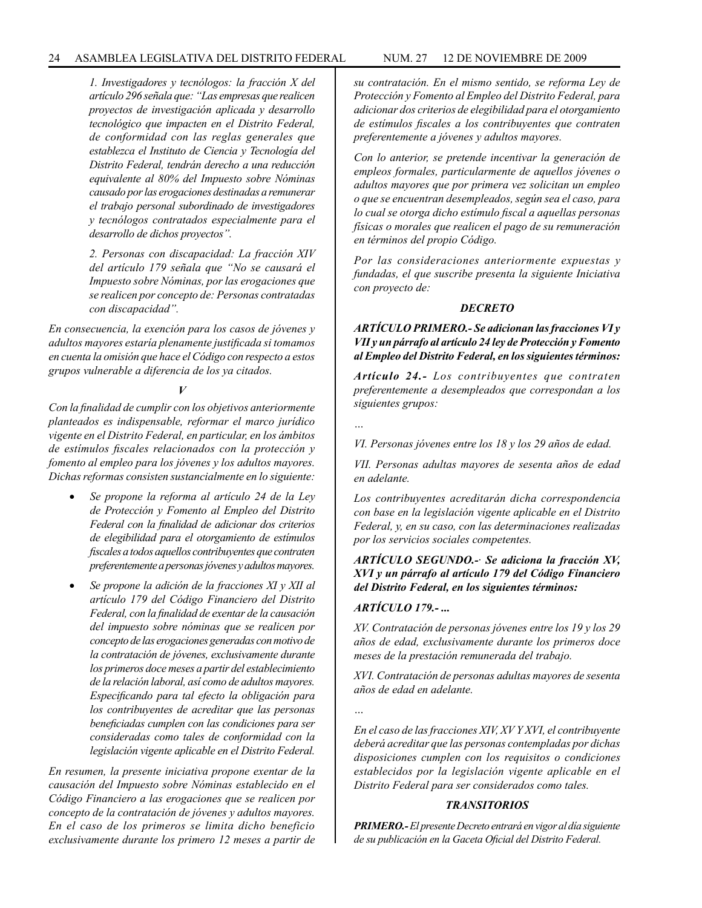*1. Investigadores y tecnólogos: la fracción X del artículo 296 señala que: "Las empresas que realicen proyectos de investigación aplicada y desarrollo tecnológico que impacten en el Distrito Federal, de conformidad con las reglas generales que establezca el Instituto de Ciencia y Tecnología del Distrito Federal, tendrán derecho a una reducción equivalente al 80% del Impuesto sobre Nóminas causado por las erogaciones destinadas a remunerar el trabajo personal subordinado de investigadores y tecnólogos contratados especialmente para el desarrollo de dichos proyectos".*

*2. Personas con discapacidad: La fracción XIV del artículo 179 señala que "No se causará el Impuesto sobre Nóminas, por las erogaciones que se realicen por concepto de: Personas contratadas con discapacidad".*

*En consecuencia, la exención para los casos de jóvenes y adultos mayores estaría plenamente justificada si tomamos en cuenta la omisión que hace el Código con respecto a estos grupos vulnerable a diferencia de los ya citados.*

***V***

*Con la finalidad de cumplir con los objetivos anteriormente planteados es indispensable, reformar el marco jurídico vigente en el Distrito Federal, en particular, en los ámbitos de estímulos fiscales relacionados con la protección y fomento al empleo para los jóvenes y los adultos mayores. Dichas reformas consisten sustancialmente en lo siguiente:*

- *Se propone la reforma al artículo 24 de la Ley de Protección y Fomento al Empleo del Distrito Federal con la finalidad de adicionar dos criterios de elegibilidad para el otorgamiento de estímulos fiscales a todos aquellos contribuyentes que contraten preferentemente a personas jóvenes y adultos mayores.*
- *Se propone la adición de la fracciones XI y XII al artículo 179 del Código Financiero del Distrito Federal, con la finalidad de exentar de la causación del impuesto sobre nóminas que se realicen por concepto de las erogaciones generadas con motivo de la contratación de jóvenes, exclusivamente durante los primeros doce meses a partir del establecimiento de la relación laboral, así como de adultos mayores. Especificando para tal efecto la obligación para los contribuyentes de acreditar que las personas beneficiadas cumplen con las condiciones para ser consideradas como tales de conformidad con la legislación vigente aplicable en el Distrito Federal.*

*En resumen, la presente iniciativa propone exentar de la causación del Impuesto sobre Nóminas establecido en el Código Financiero a las erogaciones que se realicen por concepto de la contratación de jóvenes y adultos mayores. En el caso de los primeros se limita dicho beneficio exclusivamente durante los primero 12 meses a partir de su contratación. En el mismo sentido, se reforma Ley de Protección y Fomento al Empleo del Distrito Federal, para adicionar dos criterios de elegibilidad para el otorgamiento de estímulos fiscales a los contribuyentes que contraten preferentemente a jóvenes y adultos mayores.*

*Con lo anterior, se pretende incentivar la generación de empleos formales, particularmente de aquellos jóvenes o adultos mayores que por primera vez solicitan un empleo o que se encuentran desempleados, según sea el caso, para lo cual se otorga dicho estímulo fiscal a aquellas personas físicas o morales que realicen el pago de su remuneración en términos del propio Código.*

*Por las consideraciones anteriormente expuestas y fundadas, el que suscribe presenta la siguiente Iniciativa con proyecto de:*

***DECRETO***

***ARTÍCULO PRIMERO.- Se adicionan las fracciones VI y VII y un párrafo al artículo 24 ley de Protección y Fomento al Empleo del Distrito Federal, en los siguientes términos:***

***Artículo 24.-*** *Los contribuyentes que contraten preferentemente a desempleados que correspondan a los siguientes grupos:*

*…*

*VI. Personas jóvenes entre los 18 y los 29 años de edad.*

*VII. Personas adultas mayores de sesenta años de edad en adelante.*

*Los contribuyentes acreditarán dicha correspondencia con base en la legislación vigente aplicable en el Distrito Federal, y, en su caso, con las determinaciones realizadas por los servicios sociales competentes.*

***ARTÍCULO SEGUNDO.-· Se adiciona la fracción XV, XVI y un párrafo al artículo 179 del Código Financiero del Distrito Federal, en los siguientes términos:***

***ARTÍCULO 179.- ...***

*XV. Contratación de personas jóvenes entre los 19 y los 29 años de edad, exclusivamente durante los primeros doce meses de la prestación remunerada del trabajo.*

*XVI. Contratación de personas adultas mayores de sesenta años de edad en adelante.*

*…*

*En el caso de las fracciones XIV, XV Y XVI, el contribuyente deberá acreditar que las personas contempladas por dichas disposiciones cumplen con los requisitos o condiciones establecidos por la legislación vigente aplicable en el Distrito Federal para ser considerados como tales.*

***TRANSITORIOS***

***PRIMERO.-*** *El presente Decreto entrará en vigor al día siguiente de su publicación en la Gaceta Oficial del Distrito Federal.*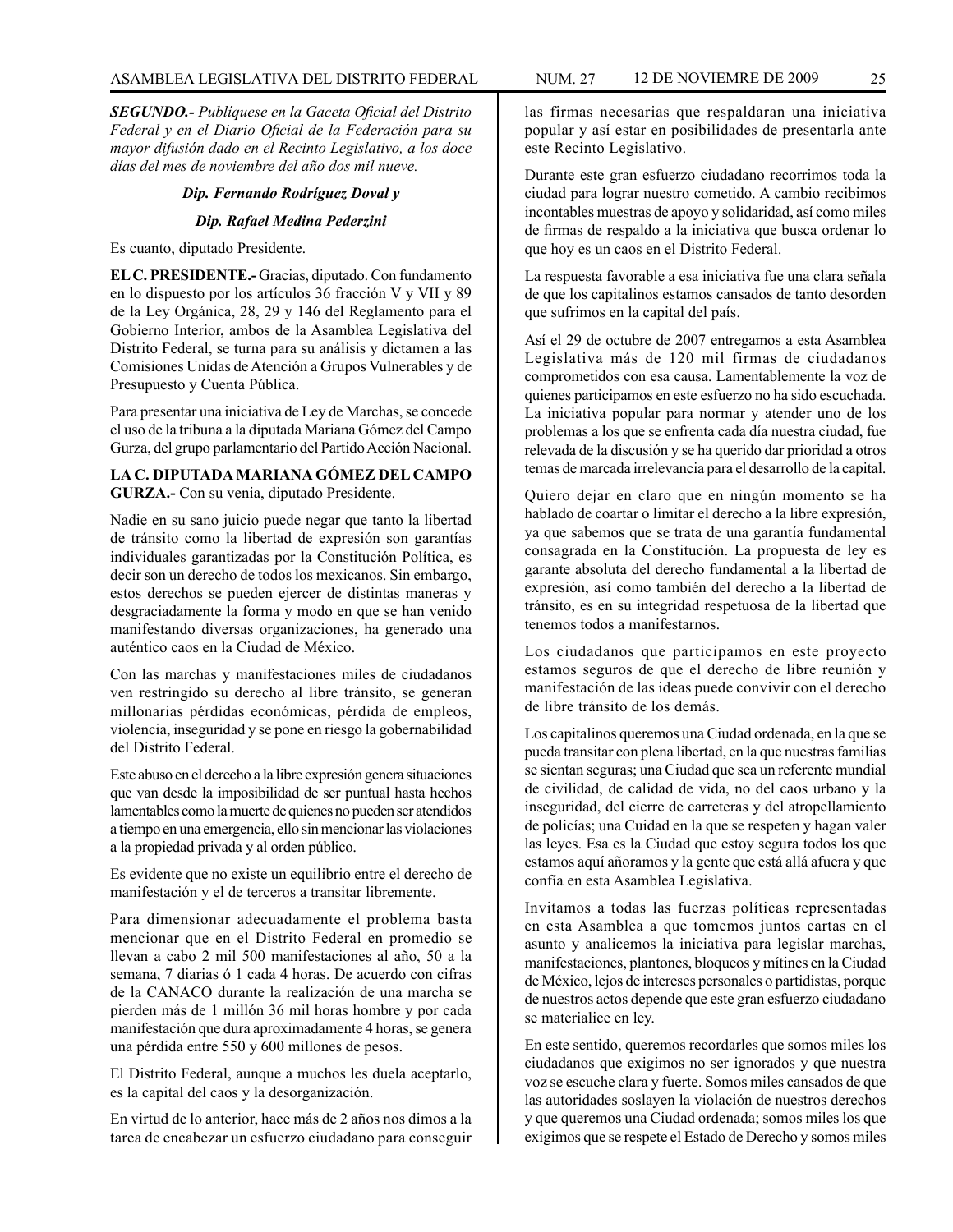***SEGUNDO.-*** *Publíquese en la Gaceta Oficial del Distrito Federal y en el Diario Oficial de la Federación para su mayor difusión dado en el Recinto Legislativo, a los doce días del mes de noviembre del año dos mil nueve.*

***Dip. Fernando Rodríguez Doval y***

***Dip. Rafael Medina Pederzini***

Es cuanto, diputado Presidente.

**EL C. PRESIDENTE.-** Gracias, diputado. Con fundamento en lo dispuesto por los artículos 36 fracción V y VII y 89 de la Ley Orgánica, 28, 29 y 146 del Reglamento para el Gobierno Interior, ambos de la Asamblea Legislativa del Distrito Federal, se turna para su análisis y dictamen a las Comisiones Unidas de Atención a Grupos Vulnerables y de Presupuesto y Cuenta Pública.

Para presentar una iniciativa de Ley de Marchas, se concede el uso de la tribuna a la diputada Mariana Gómez del Campo Gurza, del grupo parlamentario del Partido Acción Nacional.

**LA C. DIPUTADA MARIANA GÓMEZ DEL CAMPO GURZA.-** Con su venia, diputado Presidente.

Nadie en su sano juicio puede negar que tanto la libertad de tránsito como la libertad de expresión son garantías individuales garantizadas por la Constitución Política, es decir son un derecho de todos los mexicanos. Sin embargo, estos derechos se pueden ejercer de distintas maneras y desgraciadamente la forma y modo en que se han venido manifestando diversas organizaciones, ha generado una auténtico caos en la Ciudad de México.

Con las marchas y manifestaciones miles de ciudadanos ven restringido su derecho al libre tránsito, se generan millonarias pérdidas económicas, pérdida de empleos, violencia, inseguridad y se pone en riesgo la gobernabilidad del Distrito Federal.

Este abuso en el derecho a la libre expresión genera situaciones que van desde la imposibilidad de ser puntual hasta hechos lamentables como la muerte de quienes no pueden ser atendidos a tiempo en una emergencia, ello sin mencionar las violaciones a la propiedad privada y al orden público.

Es evidente que no existe un equilibrio entre el derecho de manifestación y el de terceros a transitar libremente.

Para dimensionar adecuadamente el problema basta mencionar que en el Distrito Federal en promedio se llevan a cabo 2 mil 500 manifestaciones al año, 50 a la semana, 7 diarias ó 1 cada 4 horas. De acuerdo con cifras de la CANACO durante la realización de una marcha se pierden más de 1 millón 36 mil horas hombre y por cada manifestación que dura aproximadamente 4 horas, se genera una pérdida entre 550 y 600 millones de pesos.

El Distrito Federal, aunque a muchos les duela aceptarlo, es la capital del caos y la desorganización.

En virtud de lo anterior, hace más de 2 años nos dimos a la tarea de encabezar un esfuerzo ciudadano para conseguir las firmas necesarias que respaldaran una iniciativa popular y así estar en posibilidades de presentarla ante este Recinto Legislativo.

Durante este gran esfuerzo ciudadano recorrimos toda la ciudad para lograr nuestro cometido. A cambio recibimos incontables muestras de apoyo y solidaridad, así como miles de firmas de respaldo a la iniciativa que busca ordenar lo que hoy es un caos en el Distrito Federal.

La respuesta favorable a esa iniciativa fue una clara señala de que los capitalinos estamos cansados de tanto desorden que sufrimos en la capital del país.

Así el 29 de octubre de 2007 entregamos a esta Asamblea Legislativa más de 120 mil firmas de ciudadanos comprometidos con esa causa. Lamentablemente la voz de quienes participamos en este esfuerzo no ha sido escuchada. La iniciativa popular para normar y atender uno de los problemas a los que se enfrenta cada día nuestra ciudad, fue relevada de la discusión y se ha querido dar prioridad a otros temas de marcada irrelevancia para el desarrollo de la capital.

Quiero dejar en claro que en ningún momento se ha hablado de coartar o limitar el derecho a la libre expresión, ya que sabemos que se trata de una garantía fundamental consagrada en la Constitución. La propuesta de ley es garante absoluta del derecho fundamental a la libertad de expresión, así como también del derecho a la libertad de tránsito, es en su integridad respetuosa de la libertad que tenemos todos a manifestarnos.

Los ciudadanos que participamos en este proyecto estamos seguros de que el derecho de libre reunión y manifestación de las ideas puede convivir con el derecho de libre tránsito de los demás.

Los capitalinos queremos una Ciudad ordenada, en la que se pueda transitar con plena libertad, en la que nuestras familias se sientan seguras; una Ciudad que sea un referente mundial de civilidad, de calidad de vida, no del caos urbano y la inseguridad, del cierre de carreteras y del atropellamiento de policías; una Cuidad en la que se respeten y hagan valer las leyes. Esa es la Ciudad que estoy segura todos los que estamos aquí añoramos y la gente que está allá afuera y que confía en esta Asamblea Legislativa.

Invitamos a todas las fuerzas políticas representadas en esta Asamblea a que tomemos juntos cartas en el asunto y analicemos la iniciativa para legislar marchas, manifestaciones, plantones, bloqueos y mítines en la Ciudad de México, lejos de intereses personales o partidistas, porque de nuestros actos depende que este gran esfuerzo ciudadano se materialice en ley.

En este sentido, queremos recordarles que somos miles los ciudadanos que exigimos no ser ignorados y que nuestra voz se escuche clara y fuerte. Somos miles cansados de que las autoridades soslayen la violación de nuestros derechos y que queremos una Ciudad ordenada; somos miles los que exigimos que se respete el Estado de Derecho y somos miles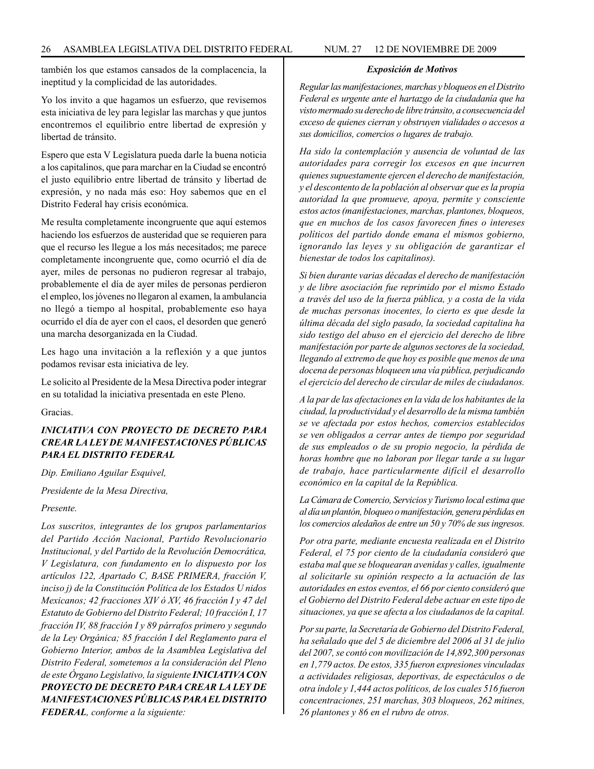también los que estamos cansados de la complacencia, la ineptitud y la complicidad de las autoridades.

Yo los invito a que hagamos un esfuerzo, que revisemos esta iniciativa de ley para legislar las marchas y que juntos encontremos el equilibrio entre libertad de expresión y libertad de tránsito.

Espero que esta V Legislatura pueda darle la buena noticia a los capitalinos, que para marchar en la Ciudad se encontró el justo equilibrio entre libertad de tránsito y libertad de expresión, y no nada más eso: Hoy sabemos que en el Distrito Federal hay crisis económica.

Me resulta completamente incongruente que aquí estemos haciendo los esfuerzos de austeridad que se requieren para que el recurso les llegue a los más necesitados; me parece completamente incongruente que, como ocurrió el día de ayer, miles de personas no pudieron regresar al trabajo, probablemente el día de ayer miles de personas perdieron el empleo, los jóvenes no llegaron al examen, la ambulancia no llegó a tiempo al hospital, probablemente eso haya ocurrido el día de ayer con el caos, el desorden que generó una marcha desorganizada en la Ciudad.

Les hago una invitación a la reflexión y a que juntos podamos revisar esta iniciativa de ley.

Le solicito al Presidente de la Mesa Directiva poder integrar en su totalidad la iniciativa presentada en este Pleno.

Gracias.

***INICIATIVA CON PROYECTO DE DECRETO PARA CREAR LA LEY DE MANIFESTACIONES PÚBLICAS PARA EL DISTRITO FEDERAL***

*Dip. Emiliano Aguilar Esquivel,*

*Presidente de la Mesa Directiva,*

*Presente.*

*Los suscritos, integrantes de los grupos parlamentarios del Partido Acción Nacional, Partido Revolucionario Institucional, y del Partido de la Revolución Democrática, V Legislatura, con fundamento en lo dispuesto por los artículos 122, Apartado C, BASE PRIMERA, fracción V, inciso j) de la Constitución Política de los Estados Unidos Mexicanos; 42 fracciones XIV ó XV, 46 fracción I y 47 del Estatuto de Gobierno del Distrito Federal; 10 fracción I, 17 fracción IV, 88 fracción I y 89 párrafos primero y segundo de la Ley Orgánica; 85 fracción I del Reglamento para el Gobierno Interior, ambos de la Asamblea Legislativa del Distrito Federal, sometemos a la consideración del Pleno de este Órgano Legislativo, la siguiente* ***INICIATIVA CON PROYECTO DE DECRETO PARA CREAR LA LEY DE MANIFESTACIONES PÚBLICAS PARA EL DISTRITO FEDERAL****, conforme a la siguiente:*

***Exposición de Motivos***

*Regular las manifestaciones, marchas y bloqueos en el Distrito Federal es urgente ante el hartazgo de la ciudadanía que ha visto mermado su derecho de libre tránsito, a consecuencia del exceso de quienes cierran y obstruyen vialidades o accesos a sus domicilios, comercios o lugares de trabajo.*

*Ha sido la contemplación y ausencia de voluntad de las autoridades para corregir los excesos en que incurren quienes supuestamente ejercen el derecho de manifestación, y el descontento de la población al observar que es la propia autoridad la que promueve, apoya, permite y consciente estos actos (manifestaciones, marchas, plantones, bloqueos, que en muchos de los casos favorecen fines o intereses políticos del partido donde emana el mismos gobierno, ignorando las leyes y su obligación de garantizar el bienestar de todos los capitalinos).*

*Si bien durante varias décadas el derecho de manifestación y de libre asociación fue reprimido por el mismo Estado a través del uso de la fuerza pública, y a costa de la vida de muchas personas inocentes, lo cierto es que desde la última década del siglo pasado, la sociedad capitalina ha sido testigo del abuso en el ejercicio del derecho de libre manifestación por parte de algunos sectores de la sociedad, llegando al extremo de que hoy es posible que menos de una docena de personas bloqueen una vía pública, perjudicando el ejercicio del derecho de circular de miles de ciudadanos.*

*A la par de las afectaciones en la vida de los habitantes de la ciudad, la productividad y el desarrollo de la misma también se ve afectada por estos hechos, comercios establecidos se ven obligados a cerrar antes de tiempo por seguridad de sus empleados o de su propio negocio, la pérdida de horas hombre que no laboran por llegar tarde a su lugar de trabajo, hace particularmente difícil el desarrollo económico en la capital de la República.*

*La Cámara de Comercio, Servicios y Turismo local estima que al día un plantón, bloqueo o manifestación, genera pérdidas en los comercios aledaños de entre un 50 y 70% de sus ingresos.*

*Por otra parte, mediante encuesta realizada en el Distrito Federal, el 75 por ciento de la ciudadanía consideró que estaba mal que se bloquearan avenidas y calles, igualmente al solicitarle su opinión respecto a la actuación de las autoridades en estos eventos, el 66 por ciento consideró que el Gobierno del Distrito Federal debe actuar en este tipo de situaciones, ya que se afecta a los ciudadanos de la capital.*

*Por su parte, la Secretaría de Gobierno del Distrito Federal, ha señalado que del 5 de diciembre del 2006 al 31 de julio del 2007, se contó con movilización de 14,892,300 personas en 1,779 actos. De estos, 335 fueron expresiones vinculadas a actividades religiosas, deportivas, de espectáculos o de otra índole y 1,444 actos políticos, de los cuales 516 fueron concentraciones, 251 marchas, 303 bloqueos, 262 mítines, 26 plantones y 86 en el rubro de otros.*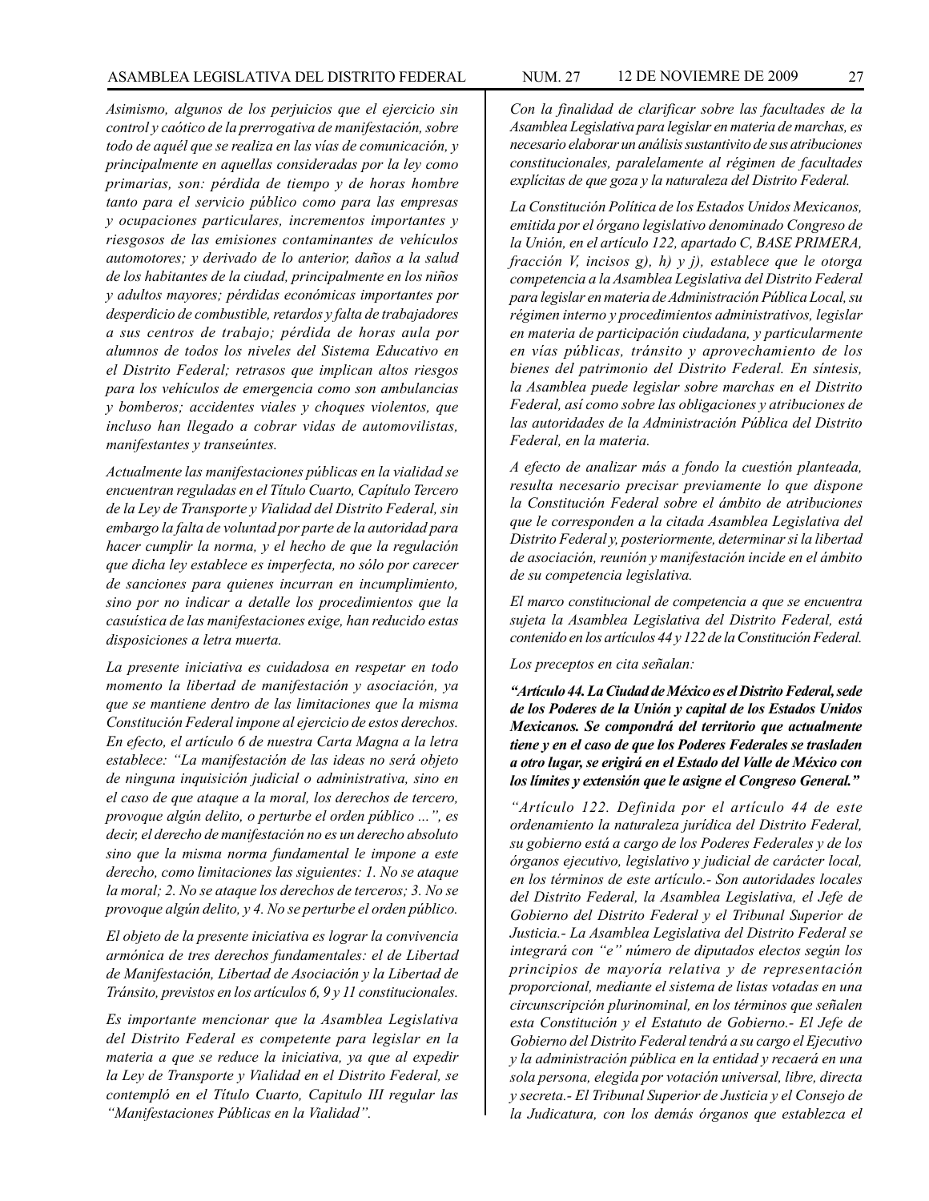*Asimismo, algunos de los perjuicios que el ejercicio sin control y caótico de la prerrogativa de manifestación, sobre todo de aquél que se realiza en las vías de comunicación, y principalmente en aquellas consideradas por la ley como primarias, son: pérdida de tiempo y de horas hombre tanto para el servicio público como para las empresas y ocupaciones particulares, incrementos importantes y riesgosos de las emisiones contaminantes de vehículos automotores; y derivado de lo anterior, daños a la salud de los habitantes de la ciudad, principalmente en los niños y adultos mayores; pérdidas económicas importantes por desperdicio de combustible, retardos y falta de trabajadores a sus centros de trabajo; pérdida de horas aula por alumnos de todos los niveles del Sistema Educativo en el Distrito Federal; retrasos que implican altos riesgos para los vehículos de emergencia como son ambulancias y bomberos; accidentes viales y choques violentos, que incluso han llegado a cobrar vidas de automovilistas, manifestantes y transeúntes.*

*Actualmente las manifestaciones públicas en la vialidad se encuentran reguladas en el Título Cuarto, Capítulo Tercero de la Ley de Transporte y Vialidad del Distrito Federal, sin embargo la falta de voluntad por parte de la autoridad para hacer cumplir la norma, y el hecho de que la regulación que dicha ley establece es imperfecta, no sólo por carecer de sanciones para quienes incurran en incumplimiento, sino por no indicar a detalle los procedimientos que la casuística de las manifestaciones exige, han reducido estas disposiciones a letra muerta.*

*La presente iniciativa es cuidadosa en respetar en todo momento la libertad de manifestación y asociación, ya que se mantiene dentro de las limitaciones que la misma Constitución Federal impone al ejercicio de estos derechos. En efecto, el artículo 6 de nuestra Carta Magna a la letra establece: "La manifestación de las ideas no será objeto de ninguna inquisición judicial o administrativa, sino en el caso de que ataque a la moral, los derechos de tercero, provoque algún delito, o perturbe el orden público ...", es decir, el derecho de manifestación no es un derecho absoluto sino que la misma norma fundamental le impone a este derecho, como limitaciones las siguientes: 1. No se ataque la moral; 2. No se ataque los derechos de terceros; 3. No se provoque algún delito, y 4. No se perturbe el orden público.*

*El objeto de la presente iniciativa es lograr la convivencia armónica de tres derechos fundamentales: el de Libertad de Manifestación, Libertad de Asociación y la Libertad de Tránsito, previstos en los artículos 6, 9 y 11 constitucionales.*

*Es importante mencionar que la Asamblea Legislativa del Distrito Federal es competente para legislar en la materia a que se reduce la iniciativa, ya que al expedir la Ley de Transporte y Vialidad en el Distrito Federal, se contempló en el Título Cuarto, Capitulo III regular las "Manifestaciones Públicas en la Vialidad".*

*Con la finalidad de clarificar sobre las facultades de la Asamblea Legislativa para legislar en materia de marchas, es necesario elaborar un análisis sustantivito de sus atribuciones constitucionales, paralelamente al régimen de facultades explícitas de que goza y la naturaleza del Distrito Federal.*

*La Constitución Política de los Estados Unidos Mexicanos, emitida por el órgano legislativo denominado Congreso de la Unión, en el artículo 122, apartado C, BASE PRIMERA, fracción V, incisos g), h) y j), establece que le otorga competencia a la Asamblea Legislativa del Distrito Federal para legislar en materia de Administración Pública Local, su régimen interno y procedimientos administrativos, legislar en materia de participación ciudadana, y particularmente en vías públicas, tránsito y aprovechamiento de los bienes del patrimonio del Distrito Federal. En síntesis, la Asamblea puede legislar sobre marchas en el Distrito Federal, así como sobre las obligaciones y atribuciones de las autoridades de la Administración Pública del Distrito Federal, en la materia.*

*A efecto de analizar más a fondo la cuestión planteada, resulta necesario precisar previamente lo que dispone la Constitución Federal sobre el ámbito de atribuciones que le corresponden a la citada Asamblea Legislativa del Distrito Federal y, posteriormente, determinar si la libertad de asociación, reunión y manifestación incide en el ámbito de su competencia legislativa.*

*El marco constitucional de competencia a que se encuentra sujeta la Asamblea Legislativa del Distrito Federal, está contenido en los artículos 44 y 122 de la Constitución Federal.*

*Los preceptos en cita señalan:*

***"Artículo 44. La Ciudad de México es el Distrito Federal, sede de los Poderes de la Unión y capital de los Estados Unidos Mexicanos. Se compondrá del territorio que actualmente tiene y en el caso de que los Poderes Federales se trasladen a otro lugar, se erigirá en el Estado del Valle de México con los límites y extensión que le asigne el Congreso General."***

*"Artículo 122. Definida por el artículo 44 de este ordenamiento la naturaleza jurídica del Distrito Federal, su gobierno está a cargo de los Poderes Federales y de los órganos ejecutivo, legislativo y judicial de carácter local, en los términos de este artículo.- Son autoridades locales del Distrito Federal, la Asamblea Legislativa, el Jefe de Gobierno del Distrito Federal y el Tribunal Superior de Justicia.- La Asamblea Legislativa del Distrito Federal se integrará con "e" número de diputados electos según los principios de mayoría relativa y de representación proporcional, mediante el sistema de listas votadas en una circunscripción plurinominal, en los términos que señalen esta Constitución y el Estatuto de Gobierno.- El Jefe de Gobierno del Distrito Federal tendrá a su cargo el Ejecutivo y la administración pública en la entidad y recaerá en una sola persona, elegida por votación universal, libre, directa y secreta.- El Tribunal Superior de Justicia y el Consejo de la Judicatura, con los demás órganos que establezca el*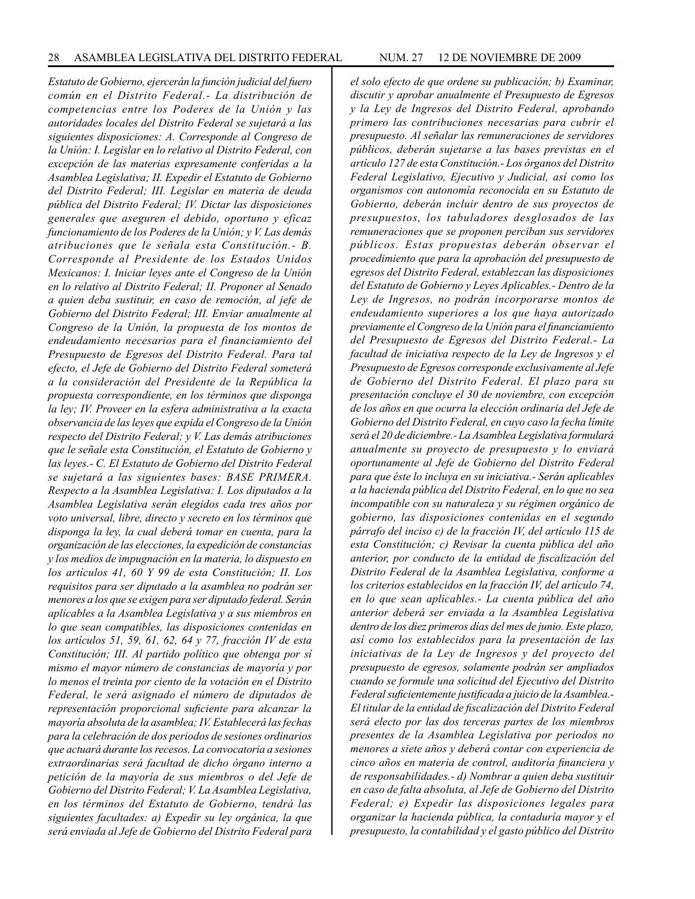*Estatuto de Gobierno, ejercerán la función judicial del fuero común en el Distrito Federal.- La distribución de competencias entre los Poderes de la Unión y las autoridades locales del Distrito Federal se sujetará a las siguientes disposiciones: A. Corresponde al Congreso de la Unión: I. Legislar en lo relativo al Distrito Federal, con excepción de las materias expresamente conferidas a la Asamblea Legislativa; II. Expedir el Estatuto de Gobierno del Distrito Federal; III. Legislar en materia de deuda pública del Distrito Federal; IV. Dictar las disposiciones generales que aseguren el debido, oportuno y eficaz funcionamiento de los Poderes de la Unión; y V. Las demás atribuciones que le señala esta Constitución.- B. Corresponde al Presidente de los Estados Unidos Mexicanos: I. Iniciar leyes ante el Congreso de la Unión en lo relativo al Distrito Federal; II. Proponer al Senado a quien deba sustituir, en caso de remoción, al jefe de Gobierno del Distrito Federal; III. Enviar anualmente al Congreso de la Unión, la propuesta de los montos de endeudamiento necesarios para el financiamiento del Presupuesto de Egresos del Distrito Federal. Para tal efecto, el Jefe de Gobierno del Distrito Federal someterá a la consideración del Presidente de la República la propuesta correspondiente, en los términos que disponga la ley; IV. Proveer en la esfera administrativa a la exacta observancia de las leyes que expida el Congreso de la Unión respecto del Distrito Federal; y V. Las demás atribuciones que le señale esta Constitución, el Estatuto de Gobierno y las leyes.- C. El Estatuto de Gobierno del Distrito Federal se sujetará a las siguientes bases: BASE PRIMERA. Respecto a la Asamblea Legislativa: I. Los diputados a la Asamblea Legislativa serán elegidos cada tres años por voto universal, libre, directo y secreto en los términos que disponga la ley, la cual deberá tomar en cuenta, para la organización de las elecciones, la expedición de constancias y los medios de impugnación en la materia, lo dispuesto en los artículos 41, 60 Y 99 de esta Constitución; II. Los requisitos para ser diputado a la asamblea no podrán ser menores a los que se exigen para ser diputado federal. Serán aplicables a la Asamblea Legislativa y a sus miembros en lo que sean compatibles, las disposiciones contenidas en los artículos 51, 59, 61, 62, 64 y 77, fracción IV de esta Constitución; III. Al partido político que obtenga por sí mismo el mayor número de constancias de mayoría y por lo menos el treinta por ciento de la votación en el Distrito Federal, le será asignado el número de diputados de representación proporcional suficiente para alcanzar la mayoría absoluta de la asamblea; IV. Establecerá las fechas para la celebración de dos periodos de sesiones ordinarios que actuará durante los recesos. La convocatoria a sesiones extraordinarias será facultad de dicho órgano interno a petición de la mayoría de sus miembros o del Jefe de Gobierno del Distrito Federal; V. La Asamblea Legislativa, en los términos del Estatuto de Gobierno, tendrá las siguientes facultades: a) Expedir su ley orgánica, la que será enviada al Jefe de Gobierno del Distrito Federal para el solo efecto de que ordene su publicación; b) Examinar, discutir y aprobar anualmente el Presupuesto de Egresos y la Ley de Ingresos del Distrito Federal, aprobando primero las contribuciones necesarias para cubrir el presupuesto. Al señalar las remuneraciones de servidores públicos, deberán sujetarse a las bases previstas en el artículo 127 de esta Constitución.- Los órganos del Distrito Federal Legislativo, Ejecutivo y Judicial, así como los organismos con autonomía reconocida en su Estatuto de Gobierno, deberán incluir dentro de sus proyectos de presupuestos, los tabuladores desglosados de las remuneraciones que se proponen perciban sus servidores públicos. Estas propuestas deberán observar el procedimiento que para la aprobación del presupuesto de egresos del Distrito Federal, establezcan las disposiciones del Estatuto de Gobierno y Leyes Aplicables.- Dentro de la Ley de Ingresos, no podrán incorporarse montos de endeudamiento superiores a los que haya autorizado previamente el Congreso de la Unión para el financiamiento del Presupuesto de Egresos del Distrito Federal.- La facultad de iniciativa respecto de la Ley de Ingresos y el Presupuesto de Egresos corresponde exclusivamente al Jefe de Gobierno del Distrito Federal. El plazo para su presentación concluye el 30 de noviembre, con excepción de los años en que ocurra la elección ordinaria del Jefe de Gobierno del Distrito Federal, en cuyo caso la fecha límite será el 20 de diciembre.- La Asamblea Legislativa formulará anualmente su proyecto de presupuesto y lo enviará oportunamente al Jefe de Gobierno del Distrito Federal para que éste lo incluya en su iniciativa.- Serán aplicables a la hacienda pública del Distrito Federal, en lo que no sea incompatible con su naturaleza y su régimen orgánico de gobierno, las disposiciones contenidas en el segundo párrafo del inciso c) de la fracción IV, del artículo 115 de esta Constitución; c) Revisar la cuenta pública del año anterior, por conducto de la entidad de fiscalización del Distrito Federal de la Asamblea Legislativa, conforme a los criterios establecidos en la fracción IV, del artículo 74, en lo que sean aplicables.- La cuenta pública del año anterior deberá ser enviada a la Asamblea Legislativa dentro de los diez primeros días del mes de junio. Este plazo, así como los establecidos para la presentación de las iniciativas de la Ley de Ingresos y del proyecto del presupuesto de egresos, solamente podrán ser ampliados cuando se formule una solicitud del Ejecutivo del Distrito Federal suficientemente justificada a juicio de la Asamblea.- El titular de la entidad de fiscalización del Distrito Federal será electo por las dos terceras partes de los miembros presentes de la Asamblea Legislativa por periodos no menores a siete años y deberá contar con experiencia de cinco años en materia de control, auditoría financiera y de responsabilidades.- d) Nombrar a quien deba sustituir en caso de falta absoluta, al Jefe de Gobierno del Distrito Federal; e) Expedir las disposiciones legales para organizar la hacienda pública, la contaduría mayor y el presupuesto, la contabilidad y el gasto público del Distrito*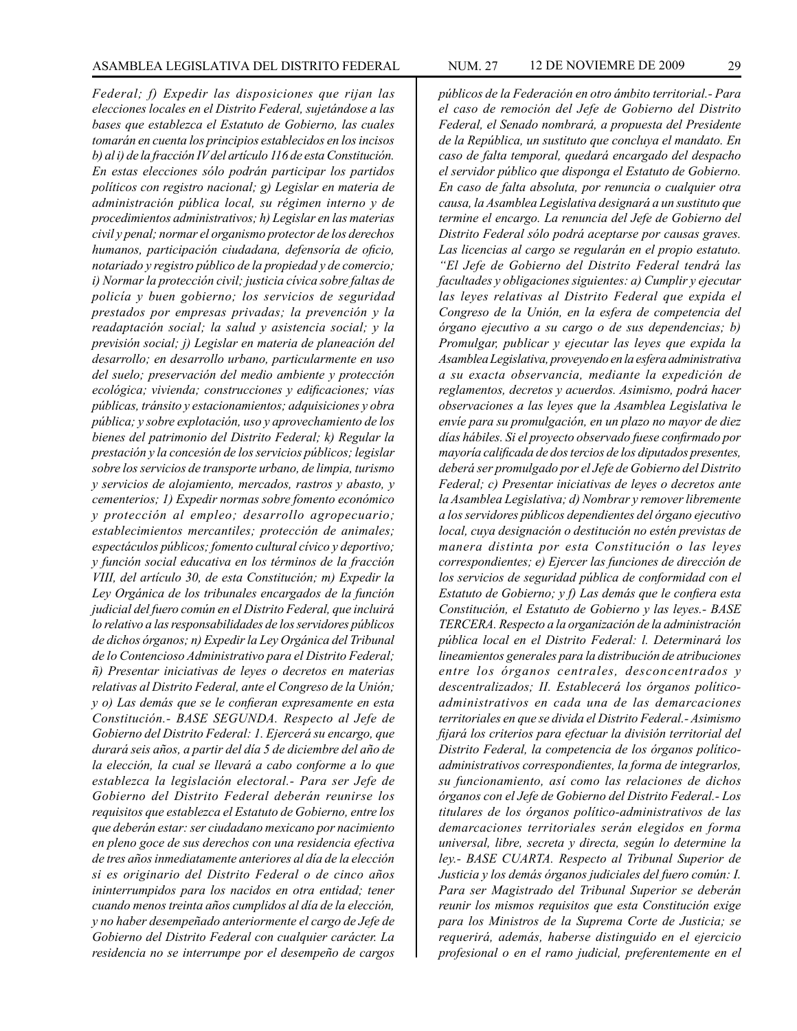*Federal; f) Expedir las disposiciones que rijan las elecciones locales en el Distrito Federal, sujetándose a las bases que establezca el Estatuto de Gobierno, las cuales tomarán en cuenta los principios establecidos en los incisos b) al i) de la fracción IV del artículo 116 de esta Constitución. En estas elecciones sólo podrán participar los partidos políticos con registro nacional; g) Legislar en materia de administración pública local, su régimen interno y de procedimientos administrativos; h) Legislar en las materias civil y penal; normar el organismo protector de los derechos humanos, participación ciudadana, defensoría de oficio, notariado y registro público de la propiedad y de comercio; i) Normar la protección civil; justicia cívica sobre faltas de policía y buen gobierno; los servicios de seguridad prestados por empresas privadas; la prevención y la readaptación social; la salud y asistencia social; y la previsión social; j) Legislar en materia de planeación del desarrollo; en desarrollo urbano, particularmente en uso del suelo; preservación del medio ambiente y protección ecológica; vivienda; construcciones y edificaciones; vías públicas, tránsito y estacionamientos; adquisiciones y obra pública; y sobre explotación, uso y aprovechamiento de los bienes del patrimonio del Distrito Federal; k) Regular la prestación y la concesión de los servicios públicos; legislar sobre los servicios de transporte urbano, de limpia, turismo y servicios de alojamiento, mercados, rastros y abasto, y cementerios; 1) Expedir normas sobre fomento económico y protección al empleo; desarrollo agropecuario; establecimientos mercantiles; protección de animales; espectáculos públicos; fomento cultural cívico y deportivo; y función social educativa en los términos de la fracción VIII, del artículo 30, de esta Constitución; m) Expedir la Ley Orgánica de los tribunales encargados de la función judicial del fuero común en el Distrito Federal, que incluirá lo relativo a las responsabilidades de los servidores públicos de dichos órganos; n) Expedir la Ley Orgánica del Tribunal de lo Contencioso Administrativo para el Distrito Federal; ñ) Presentar iniciativas de leyes o decretos en materias relativas al Distrito Federal, ante el Congreso de la Unión; y o) Las demás que se le confieran expresamente en esta Constitución.- BASE SEGUNDA. Respecto al Jefe de Gobierno del Distrito Federal: 1. Ejercerá su encargo, que durará seis años, a partir del día 5 de diciembre del año de la elección, la cual se llevará a cabo conforme a lo que establezca la legislación electoral.- Para ser Jefe de Gobierno del Distrito Federal deberán reunirse los requisitos que establezca el Estatuto de Gobierno, entre los que deberán estar: ser ciudadano mexicano por nacimiento en pleno goce de sus derechos con una residencia efectiva de tres años inmediatamente anteriores al día de la elección si es originario del Distrito Federal o de cinco años ininterrumpidos para los nacidos en otra entidad; tener cuando menos treinta años cumplidos al día de la elección, y no haber desempeñado anteriormente el cargo de Jefe de Gobierno del Distrito Federal con cualquier carácter. La residencia no se interrumpe por el desempeño de cargos públicos de la Federación en otro ámbito territorial.- Para el caso de remoción del Jefe de Gobierno del Distrito Federal, el Senado nombrará, a propuesta del Presidente de la República, un sustituto que concluya el mandato. En caso de falta temporal, quedará encargado del despacho el servidor público que disponga el Estatuto de Gobierno. En caso de falta absoluta, por renuncia o cualquier otra causa, la Asamblea Legislativa designará a un sustituto que termine el encargo. La renuncia del Jefe de Gobierno del Distrito Federal sólo podrá aceptarse por causas graves. Las licencias al cargo se regularán en el propio estatuto. "El Jefe de Gobierno del Distrito Federal tendrá las facultades y obligaciones siguientes: a) Cumplir y ejecutar las leyes relativas al Distrito Federal que expida el Congreso de la Unión, en la esfera de competencia del órgano ejecutivo a su cargo o de sus dependencias; b) Promulgar, publicar y ejecutar las leyes que expida la Asamblea Legislativa, proveyendo en la esfera administrativa a su exacta observancia, mediante la expedición de reglamentos, decretos y acuerdos. Asimismo, podrá hacer observaciones a las leyes que la Asamblea Legislativa le envíe para su promulgación, en un plazo no mayor de diez días hábiles. Si el proyecto observado fuese confirmado por mayoría calificada de dos tercios de los diputados presentes, deberá ser promulgado por el Jefe de Gobierno del Distrito Federal; c) Presentar iniciativas de leyes o decretos ante la Asamblea Legislativa; d) Nombrar y remover libremente a los servidores públicos dependientes del órgano ejecutivo local, cuya designación o destitución no estén previstas de manera distinta por esta Constitución o las leyes correspondientes; e) Ejercer las funciones de dirección de los servicios de seguridad pública de conformidad con el Estatuto de Gobierno; y f) Las demás que le confiera esta Constitución, el Estatuto de Gobierno y las leyes.- BASE TERCERA. Respecto a la organización de la administración pública local en el Distrito Federal: l. Determinará los lineamientos generales para la distribución de atribuciones entre los órganos centrales, desconcentrados y descentralizados; II. Establecerá los órganos político-administrativos en cada una de las demarcaciones territoriales en que se divida el Distrito Federal.- Asimismo fijará los criterios para efectuar la división territorial del Distrito Federal, la competencia de los órganos político-administrativos correspondientes, la forma de integrarlos, su funcionamiento, así como las relaciones de dichos órganos con el Jefe de Gobierno del Distrito Federal.- Los titulares de los órganos político-administrativos de las demarcaciones territoriales serán elegidos en forma universal, libre, secreta y directa, según lo determine la ley.- BASE CUARTA. Respecto al Tribunal Superior de Justicia y los demás órganos judiciales del fuero común: I. Para ser Magistrado del Tribunal Superior se deberán reunir los mismos requisitos que esta Constitución exige para los Ministros de la Suprema Corte de Justicia; se requerirá, además, haberse distinguido en el ejercicio profesional o en el ramo judicial, preferentemente en el*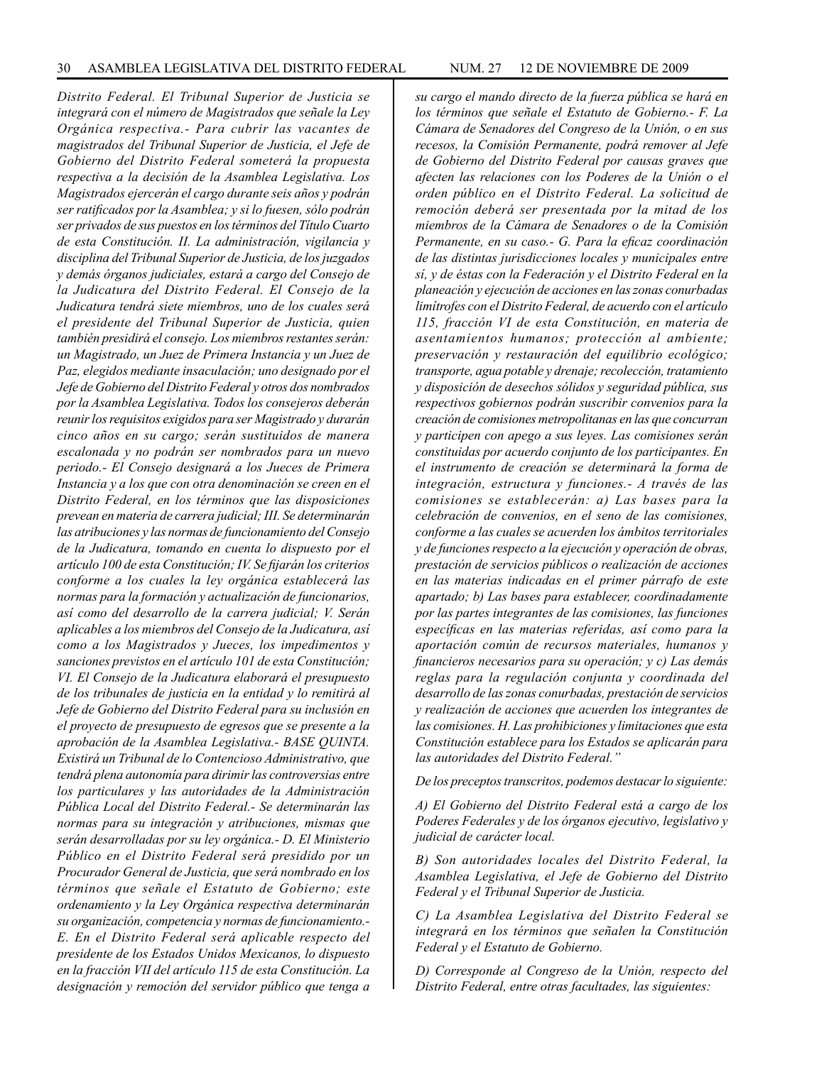*Distrito Federal. El Tribunal Superior de Justicia se integrará con el número de Magistrados que señale la Ley Orgánica respectiva.- Para cubrir las vacantes de magistrados del Tribunal Superior de Justicia, el Jefe de Gobierno del Distrito Federal someterá la propuesta respectiva a la decisión de la Asamblea Legislativa. Los Magistrados ejercerán el cargo durante seis años y podrán ser ratificados por la Asamblea; y si lo fuesen, sólo podrán ser privados de sus puestos en los términos del Título Cuarto de esta Constitución. II. La administración, vigilancia y disciplina del Tribunal Superior de Justicia, de los juzgados y demás órganos judiciales, estará a cargo del Consejo de la Judicatura del Distrito Federal. El Consejo de la Judicatura tendrá siete miembros, uno de los cuales será el presidente del Tribunal Superior de Justicia, quien también presidirá el consejo. Los miembros restantes serán: un Magistrado, un Juez de Primera Instancia y un Juez de Paz, elegidos mediante insaculación; uno designado por el Jefe de Gobierno del Distrito Federal y otros dos nombrados por la Asamblea Legislativa. Todos los consejeros deberán reunir los requisitos exigidos para ser Magistrado y durarán cinco años en su cargo; serán sustituidos de manera escalonada y no podrán ser nombrados para un nuevo periodo.- El Consejo designará a los Jueces de Primera Instancia y a los que con otra denominación se creen en el Distrito Federal, en los términos que las disposiciones prevean en materia de carrera judicial; III. Se determinarán las atribuciones y las normas de funcionamiento del Consejo de la Judicatura, tomando en cuenta lo dispuesto por el artículo 100 de esta Constitución; IV. Se fijarán los criterios conforme a los cuales la ley orgánica establecerá las normas para la formación y actualización de funcionarios, así como del desarrollo de la carrera judicial; V. Serán aplicables a los miembros del Consejo de la Judicatura, así como a los Magistrados y Jueces, los impedimentos y sanciones previstos en el artículo 101 de esta Constitución; VI. El Consejo de la Judicatura elaborará el presupuesto de los tribunales de justicia en la entidad y lo remitirá al Jefe de Gobierno del Distrito Federal para su inclusión en el proyecto de presupuesto de egresos que se presente a la aprobación de la Asamblea Legislativa.- BASE QUINTA. Existirá un Tribunal de lo Contencioso Administrativo, que tendrá plena autonomía para dirimir las controversias entre los particulares y las autoridades de la Administración Pública Local del Distrito Federal.- Se determinarán las normas para su integración y atribuciones, mismas que serán desarrolladas por su ley orgánica.- D. El Ministerio Público en el Distrito Federal será presidido por un Procurador General de Justicia, que será nombrado en los términos que señale el Estatuto de Gobierno; este ordenamiento y la Ley Orgánica respectiva determinarán su organización, competencia y normas de funcionamiento.- E. En el Distrito Federal será aplicable respecto del presidente de los Estados Unidos Mexicanos, lo dispuesto en la fracción VII del artículo 115 de esta Constitución. La designación y remoción del servidor público que tenga a su cargo el mando directo de la fuerza pública se hará en los términos que señale el Estatuto de Gobierno.- F. La Cámara de Senadores del Congreso de la Unión, o en sus recesos, la Comisión Permanente, podrá remover al Jefe de Gobierno del Distrito Federal por causas graves que afecten las relaciones con los Poderes de la Unión o el orden público en el Distrito Federal. La solicitud de remoción deberá ser presentada por la mitad de los miembros de la Cámara de Senadores o de la Comisión Permanente, en su caso.- G. Para la eficaz coordinación de las distintas jurisdicciones locales y municipales entre sí, y de éstas con la Federación y el Distrito Federal en la planeación y ejecución de acciones en las zonas conurbadas limítrofes con el Distrito Federal, de acuerdo con el artículo 115, fracción VI de esta Constitución, en materia de asentamientos humanos; protección al ambiente; preservación y restauración del equilibrio ecológico; transporte, agua potable y drenaje; recolección, tratamiento y disposición de desechos sólidos y seguridad pública, sus respectivos gobiernos podrán suscribir convenios para la creación de comisiones metropolitanas en las que concurran y participen con apego a sus leyes. Las comisiones serán constituidas por acuerdo conjunto de los participantes. En el instrumento de creación se determinará la forma de integración, estructura y funciones.- A través de las comisiones se establecerán: a) Las bases para la celebración de convenios, en el seno de las comisiones, conforme a las cuales se acuerden los ámbitos territoriales y de funciones respecto a la ejecución y operación de obras, prestación de servicios públicos o realización de acciones en las materias indicadas en el primer párrafo de este apartado; b) Las bases para establecer, coordinadamente por las partes integrantes de las comisiones, las funciones específicas en las materias referidas, así como para la aportación común de recursos materiales, humanos y financieros necesarios para su operación; y c) Las demás reglas para la regulación conjunta y coordinada del desarrollo de las zonas conurbadas, prestación de servicios y realización de acciones que acuerden los integrantes de las comisiones. H. Las prohibiciones y limitaciones que esta Constitución establece para los Estados se aplicarán para las autoridades del Distrito Federal."*

*De los preceptos transcritos, podemos destacar lo siguiente:*

*A) El Gobierno del Distrito Federal está a cargo de los Poderes Federales y de los órganos ejecutivo, legislativo y judicial de carácter local.*

*B) Son autoridades locales del Distrito Federal, la Asamblea Legislativa, el Jefe de Gobierno del Distrito Federal y el Tribunal Superior de Justicia.*

*C) La Asamblea Legislativa del Distrito Federal se integrará en los términos que señalen la Constitución Federal y el Estatuto de Gobierno.*

*D) Corresponde al Congreso de la Unión, respecto del Distrito Federal, entre otras facultades, las siguientes:*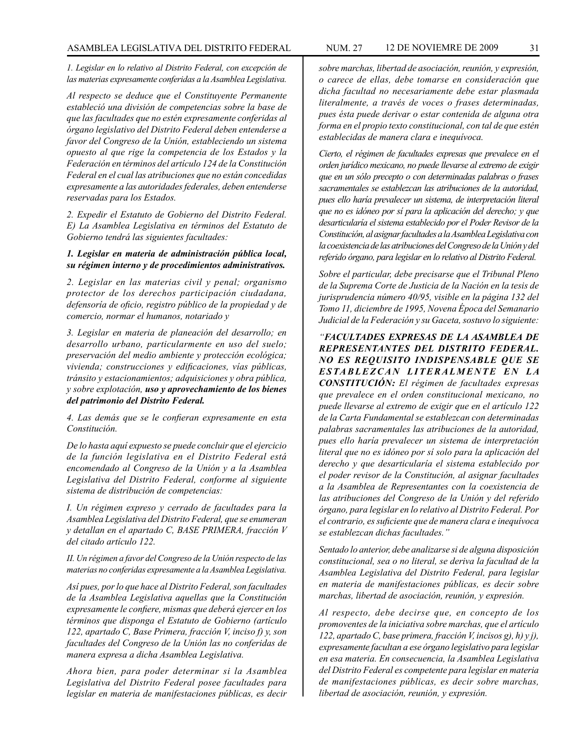*1. Legislar en lo relativo al Distrito Federal, con excepción de las materias expresamente conferidas a la Asamblea Legislativa.*

*Al respecto se deduce que el Constituyente Permanente estableció una división de competencias sobre la base de que las facultades que no estén expresamente conferidas al órgano legislativo del Distrito Federal deben entenderse a favor del Congreso de la Unión, estableciendo un sistema opuesto al que rige la competencia de los Estados y la Federación en términos del artículo 124 de la Constitución Federal en el cual las atribuciones que no están concedidas expresamente a las autoridades federales, deben entenderse reservadas para los Estados.*

*2. Expedir el Estatuto de Gobierno del Distrito Federal. E) La Asamblea Legislativa en términos del Estatuto de Gobierno tendrá las siguientes facultades:*

***1. Legislar en materia de administración pública local, su régimen interno y de procedimientos administrativos.***

*2. Legislar en las materias civil y penal; organismo protector de los derechos participación ciudadana, defensoría de oficio, registro público de la propiedad y de comercio, normar el humanos, notariado y*

*3. Legislar en materia de planeación del desarrollo; en desarrollo urbano, particularmente en uso del suelo; preservación del medio ambiente y protección ecológica; vivienda; construcciones y edificaciones, vías públicas, tránsito y estacionamientos; adquisiciones y obra pública, y sobre explotación,* ***uso y aprovechamiento de los bienes del patrimonio del Distrito Federal.***

*4. Las demás que se le confieran expresamente en esta Constitución.*

*De lo hasta aquí expuesto se puede concluir que el ejercicio de la función legislativa en el Distrito Federal está encomendado al Congreso de la Unión y a la Asamblea Legislativa del Distrito Federal, conforme al siguiente sistema de distribución de competencias:*

*I. Un régimen expreso y cerrado de facultades para la Asamblea Legislativa del Distrito Federal, que se enumeran y detallan en el apartado C, BASE PRIMERA, fracción V del citado artículo 122.*

*II. Un régimen a favor del Congreso de la Unión respecto de las materias no conferidas expresamente a la Asamblea Legislativa.*

*Así pues, por lo que hace al Distrito Federal, son facultades de la Asamblea Legislativa aquellas que la Constitución expresamente le confiere, mismas que deberá ejercer en los términos que disponga el Estatuto de Gobierno (artículo 122, apartado C, Base Primera, fracción V, inciso f) y, son facultades del Congreso de la Unión las no conferidas de manera expresa a dicha Asamblea Legislativa.*

*Ahora bien, para poder determinar si la Asamblea Legislativa del Distrito Federal posee facultades para legislar en materia de manifestaciones públicas, es decir sobre marchas, libertad de asociación, reunión, y expresión, o carece de ellas, debe tomarse en consideración que dicha facultad no necesariamente debe estar plasmada literalmente, a través de voces o frases determinadas, pues ésta puede derivar o estar contenida de alguna otra forma en el propio texto constitucional, con tal de que estén establecidas de manera clara e inequívoca.*

*Cierto, el régimen de facultades expresas que prevalece en el orden jurídico mexicano, no puede llevarse al extremo de exigir que en un sólo precepto o con determinadas palabras o frases sacramentales se establezcan las atribuciones de la autoridad, pues ello haría prevalecer un sistema, de interpretación literal que no es idóneo por sí para la aplicación del derecho; y que desarticularía el sistema establecido por el Poder Revisor de la Constitución, al asignar facultades a la Asamblea Legislativa con la coexistencia de las atribuciones del Congreso de la Unión y del referido órgano, para legislar en lo relativo al Distrito Federal.*

*Sobre el particular, debe precisarse que el Tribunal Pleno de la Suprema Corte de Justicia de la Nación en la tesis de jurisprudencia número 40/95, visible en la página 132 del Tomo 11, diciembre de 1995, Novena Época del Semanario Judicial de la Federación y su Gaceta, sostuvo lo siguiente:*

*“**FACULTADES EXPRESAS DE LA ASAMBLEA DE REPRESENTANTES DEL DISTRITO FEDERAL. NO ES REQUISITO INDISPENSABLE QUE SE ESTABLEZCAN LITERALMENTE EN LA CONSTITUCIÓN:** El régimen de facultades expresas que prevalece en el orden constitucional mexicano, no puede llevarse al extremo de exigir que en el artículo 122 de la Carta Fundamental se establezcan con determinadas palabras sacramentales las atribuciones de la autoridad, pues ello haría prevalecer un sistema de interpretación literal que no es idóneo por sí solo para la aplicación del derecho y que desarticularía el sistema establecido por el poder revisor de la Constitución, al asignar facultades a la Asamblea de Representantes con la coexistencia de las atribuciones del Congreso de la Unión y del referido órgano, para legislar en lo relativo al Distrito Federal. Por el contrario, es suficiente que de manera clara e inequívoca se establezcan dichas facultades.”*

*Sentado lo anterior, debe analizarse si de alguna disposición constitucional, sea o no literal, se deriva la facultad de la Asamblea Legislativa del Distrito Federal, para legislar en materia de manifestaciones públicas, es decir sobre marchas, libertad de asociación, reunión, y expresión.*

*Al respecto, debe decirse que, en concepto de los promoventes de la iniciativa sobre marchas, que el artículo 122, apartado C, base primera, fracción V, incisos g), h) y j), expresamente facultan a ese órgano legislativo para legislar en esa materia. En consecuencia, la Asamblea Legislativa del Distrito Federal es competente para legislar en materia de manifestaciones públicas, es decir sobre marchas, libertad de asociación, reunión, y expresión.*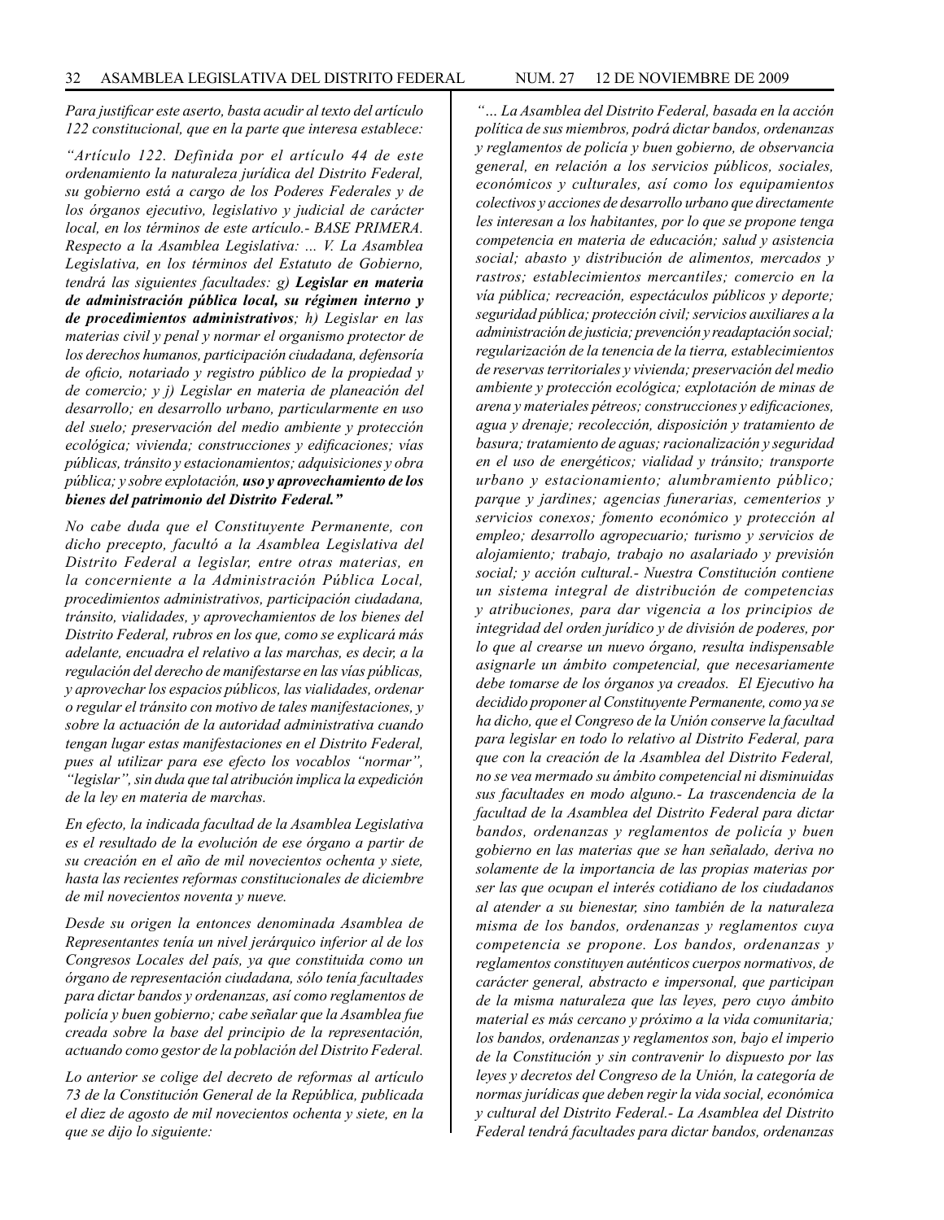*Para justificar este aserto, basta acudir al texto del artículo 122 constitucional, que en la parte que interesa establece:*

*"Artículo 122. Definida por el artículo 44 de este ordenamiento la naturaleza jurídica del Distrito Federal, su gobierno está a cargo de los Poderes Federales y de los órganos ejecutivo, legislativo y judicial de carácter local, en los términos de este artículo.- BASE PRIMERA. Respecto a la Asamblea Legislativa: ... V. La Asamblea Legislativa, en los términos del Estatuto de Gobierno, tendrá las siguientes facultades: g)* ***Legislar en materia de administración pública local, su régimen interno y de procedimientos administrativos****; h) Legislar en las materias civil y penal y normar el organismo protector de los derechos humanos, participación ciudadana, defensoría de oficio, notariado y registro público de la propiedad y de comercio; y j) Legislar en materia de planeación del desarrollo; en desarrollo urbano, particularmente en uso del suelo; preservación del medio ambiente y protección ecológica; vivienda; construcciones y edificaciones; vías públicas, tránsito y estacionamientos; adquisiciones y obra pública; y sobre explotación,* ***uso y aprovechamiento de los bienes del patrimonio del Distrito Federal."***

*No cabe duda que el Constituyente Permanente, con dicho precepto, facultó a la Asamblea Legislativa del Distrito Federal a legislar, entre otras materias, en la concerniente a la Administración Pública Local, procedimientos administrativos, participación ciudadana, tránsito, vialidades, y aprovechamientos de los bienes del Distrito Federal, rubros en los que, como se explicará más adelante, encuadra el relativo a las marchas, es decir, a la regulación del derecho de manifestarse en las vías públicas, y aprovechar los espacios públicos, las vialidades, ordenar o regular el tránsito con motivo de tales manifestaciones, y sobre la actuación de la autoridad administrativa cuando tengan lugar estas manifestaciones en el Distrito Federal, pues al utilizar para ese efecto los vocablos "normar", "legislar", sin duda que tal atribución implica la expedición de la ley en materia de marchas.*

*En efecto, la indicada facultad de la Asamblea Legislativa es el resultado de la evolución de ese órgano a partir de su creación en el año de mil novecientos ochenta y siete, hasta las recientes reformas constitucionales de diciembre de mil novecientos noventa y nueve.*

*Desde su origen la entonces denominada Asamblea de Representantes tenía un nivel jerárquico inferior al de los Congresos Locales del país, ya que constituida como un órgano de representación ciudadana, sólo tenía facultades para dictar bandos y ordenanzas, así como reglamentos de policía y buen gobierno; cabe señalar que la Asamblea fue creada sobre la base del principio de la representación, actuando como gestor de la población del Distrito Federal.*

*Lo anterior se colige del decreto de reformas al artículo 73 de la Constitución General de la República, publicada el diez de agosto de mil novecientos ochenta y siete, en la que se dijo lo siguiente:*

*"... La Asamblea del Distrito Federal, basada en la acción política de sus miembros, podrá dictar bandos, ordenanzas y reglamentos de policía y buen gobierno, de observancia general, en relación a los servicios públicos, sociales, económicos y culturales, así como los equipamientos colectivos y acciones de desarrollo urbano que directamente les interesan a los habitantes, por lo que se propone tenga competencia en materia de educación; salud y asistencia social; abasto y distribución de alimentos, mercados y rastros; establecimientos mercantiles; comercio en la vía pública; recreación, espectáculos públicos y deporte; seguridad pública; protección civil; servicios auxiliares a la administración de justicia; prevención y readaptación social; regularización de la tenencia de la tierra, establecimientos de reservas territoriales y vivienda; preservación del medio ambiente y protección ecológica; explotación de minas de arena y materiales pétreos; construcciones y edificaciones, agua y drenaje; recolección, disposición y tratamiento de basura; tratamiento de aguas; racionalización y seguridad en el uso de energéticos; vialidad y tránsito; transporte urbano y estacionamiento; alumbramiento público; parque y jardines; agencias funerarias, cementerios y servicios conexos; fomento económico y protección al empleo; desarrollo agropecuario; turismo y servicios de alojamiento; trabajo, trabajo no asalariado y previsión social; y acción cultural.- Nuestra Constitución contiene un sistema integral de distribución de competencias y atribuciones, para dar vigencia a los principios de integridad del orden jurídico y de división de poderes, por lo que al crearse un nuevo órgano, resulta indispensable asignarle un ámbito competencial, que necesariamente debe tomarse de los órganos ya creados. El Ejecutivo ha decidido proponer al Constituyente Permanente, como ya se ha dicho, que el Congreso de la Unión conserve la facultad para legislar en todo lo relativo al Distrito Federal, para que con la creación de la Asamblea del Distrito Federal, no se vea mermado su ámbito competencial ni disminuidas sus facultades en modo alguno.- La trascendencia de la facultad de la Asamblea del Distrito Federal para dictar bandos, ordenanzas y reglamentos de policía y buen gobierno en las materias que se han señalado, deriva no solamente de la importancia de las propias materias por ser las que ocupan el interés cotidiano de los ciudadanos al atender a su bienestar, sino también de la naturaleza misma de los bandos, ordenanzas y reglamentos cuya competencia se propone. Los bandos, ordenanzas y reglamentos constituyen auténticos cuerpos normativos, de carácter general, abstracto e impersonal, que participan de la misma naturaleza que las leyes, pero cuyo ámbito material es más cercano y próximo a la vida comunitaria; los bandos, ordenanzas y reglamentos son, bajo el imperio de la Constitución y sin contravenir lo dispuesto por las leyes y decretos del Congreso de la Unión, la categoría de normas jurídicas que deben regir la vida social, económica y cultural del Distrito Federal.- La Asamblea del Distrito Federal tendrá facultades para dictar bandos, ordenanzas*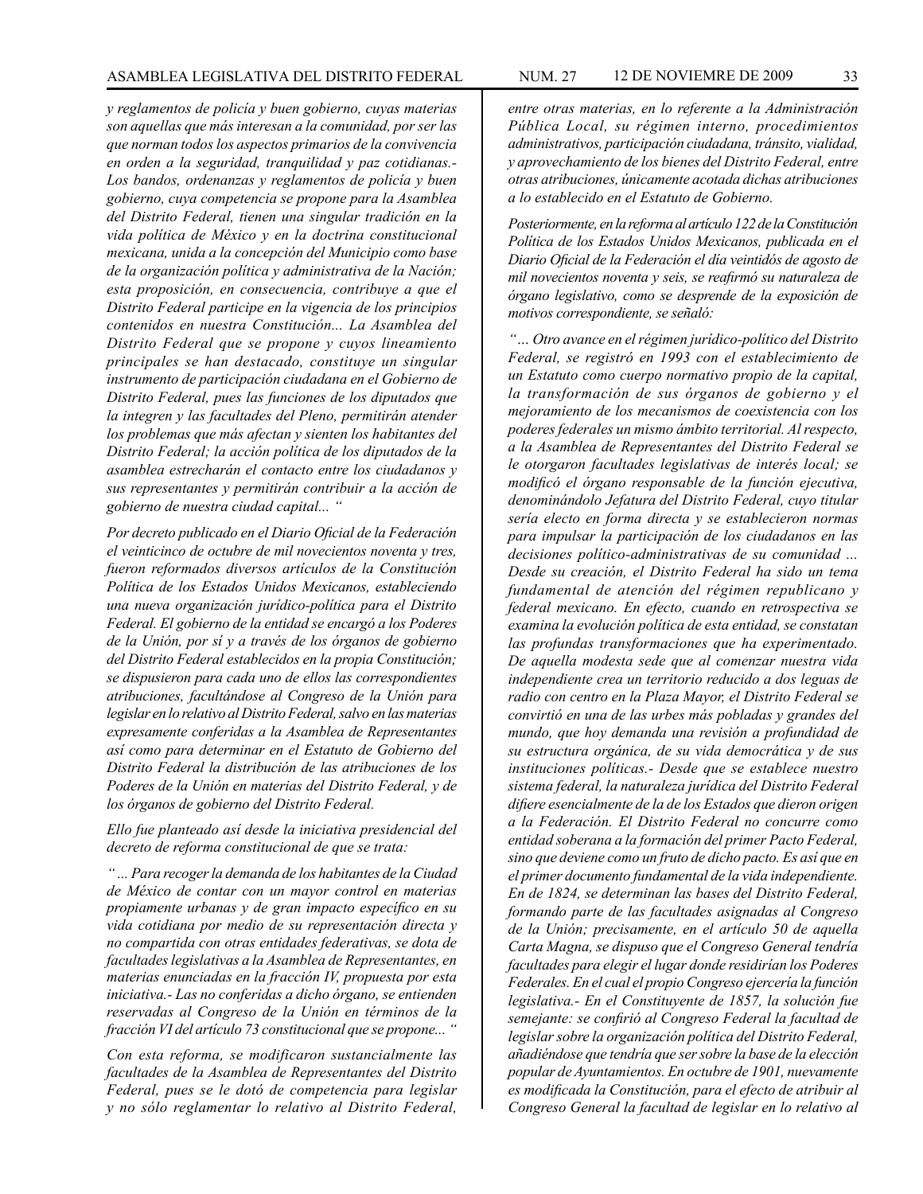*y reglamentos de policía y buen gobierno, cuyas materias son aquellas que más interesan a la comunidad, por ser las que norman todos los aspectos primarios de la convivencia en orden a la seguridad, tranquilidad y paz cotidianas.- Los bandos, ordenanzas y reglamentos de policía y buen gobierno, cuya competencia se propone para la Asamblea del Distrito Federal, tienen una singular tradición en la vida política de México y en la doctrina constitucional mexicana, unida a la concepción del Municipio como base de la organización política y administrativa de la Nación; esta proposición, en consecuencia, contribuye a que el Distrito Federal participe en la vigencia de los principios contenidos en nuestra Constitución... La Asamblea del Distrito Federal que se propone y cuyos lineamiento principales se han destacado, constituye un singular instrumento de participación ciudadana en el Gobierno de Distrito Federal, pues las funciones de los diputados que la integren y las facultades del Pleno, permitirán atender los problemas que más afectan y sienten los habitantes del Distrito Federal; la acción política de los diputados de la asamblea estrecharán el contacto entre los ciudadanos y sus representantes y permitirán contribuir a la acción de gobierno de nuestra ciudad capital... "*

*Por decreto publicado en el Diario Oficial de la Federación el veinticinco de octubre de mil novecientos noventa y tres, fueron reformados diversos artículos de la Constitución Política de los Estados Unidos Mexicanos, estableciendo una nueva organización jurídico-política para el Distrito Federal. El gobierno de la entidad se encargó a los Poderes de la Unión, por sí y a través de los órganos de gobierno del Distrito Federal establecidos en la propia Constitución; se dispusieron para cada uno de ellos las correspondientes atribuciones, facultándose al Congreso de la Unión para legislar en lo relativo al Distrito Federal, salvo en las materias expresamente conferidas a la Asamblea de Representantes así como para determinar en el Estatuto de Gobierno del Distrito Federal la distribución de las atribuciones de los Poderes de la Unión en materias del Distrito Federal, y de los órganos de gobierno del Distrito Federal.*

*Ello fue planteado así desde la iniciativa presidencial del decreto de reforma constitucional de que se trata:*

*" ... Para recoger la demanda de los habitantes de la Ciudad de México de contar con un mayor control en materias propiamente urbanas y de gran impacto específico en su vida cotidiana por medio de su representación directa y no compartida con otras entidades federativas, se dota de facultades legislativas a la Asamblea de Representantes, en materias enunciadas en la fracción IV, propuesta por esta iniciativa.- Las no conferidas a dicho órgano, se entienden reservadas al Congreso de la Unión en términos de la fracción VI del artículo 73 constitucional que se propone... "*

*Con esta reforma, se modificaron sustancialmente las facultades de la Asamblea de Representantes del Distrito Federal, pues se le dotó de competencia para legislar y no sólo reglamentar lo relativo al Distrito Federal, entre otras materias, en lo referente a la Administración Pública Local, su régimen interno, procedimientos administrativos, participación ciudadana, tránsito, vialidad, y aprovechamiento de los bienes del Distrito Federal, entre otras atribuciones, únicamente acotada dichas atribuciones a lo establecido en el Estatuto de Gobierno.*

*Posteriormente, en la reforma al artículo 122 de la Constitución Política de los Estados Unidos Mexicanos, publicada en el Diario Oficial de la Federación el día veintidós de agosto de mil novecientos noventa y seis, se reafirmó su naturaleza de órgano legislativo, como se desprende de la exposición de motivos correspondiente, se señaló:*

*"... Otro avance en el régimen jurídico-político del Distrito Federal, se registró en 1993 con el establecimiento de un Estatuto como cuerpo normativo propio de la capital, la transformación de sus órganos de gobierno y el mejoramiento de los mecanismos de coexistencia con los poderes federales un mismo ámbito territorial. Al respecto, a la Asamblea de Representantes del Distrito Federal se le otorgaron facultades legislativas de interés local; se modificó el órgano responsable de la función ejecutiva, denominándolo Jefatura del Distrito Federal, cuyo titular sería electo en forma directa y se establecieron normas para impulsar la participación de los ciudadanos en las decisiones político-administrativas de su comunidad ... Desde su creación, el Distrito Federal ha sido un tema fundamental de atención del régimen republicano y federal mexicano. En efecto, cuando en retrospectiva se examina la evolución política de esta entidad, se constatan las profundas transformaciones que ha experimentado. De aquella modesta sede que al comenzar nuestra vida independiente crea un territorio reducido a dos leguas de radio con centro en la Plaza Mayor, el Distrito Federal se convirtió en una de las urbes más pobladas y grandes del mundo, que hoy demanda una revisión a profundidad de su estructura orgánica, de su vida democrática y de sus instituciones políticas.- Desde que se establece nuestro sistema federal, la naturaleza jurídica del Distrito Federal difiere esencialmente de la de los Estados que dieron origen a la Federación. El Distrito Federal no concurre como entidad soberana a la formación del primer Pacto Federal, sino que deviene como un fruto de dicho pacto. Es así que en el primer documento fundamental de la vida independiente. En de 1824, se determinan las bases del Distrito Federal, formando parte de las facultades asignadas al Congreso de la Unión; precisamente, en el artículo 50 de aquella Carta Magna, se dispuso que el Congreso General tendría facultades para elegir el lugar donde residirían los Poderes Federales. En el cual el propio Congreso ejercería la función legislativa.- En el Constituyente de 1857, la solución fue semejante: se confirió al Congreso Federal la facultad de legislar sobre la organización política del Distrito Federal, añadiéndose que tendría que ser sobre la base de la elección popular de Ayuntamientos. En octubre de 1901, nuevamente es modificada la Constitución, para el efecto de atribuir al Congreso General la facultad de legislar en lo relativo al*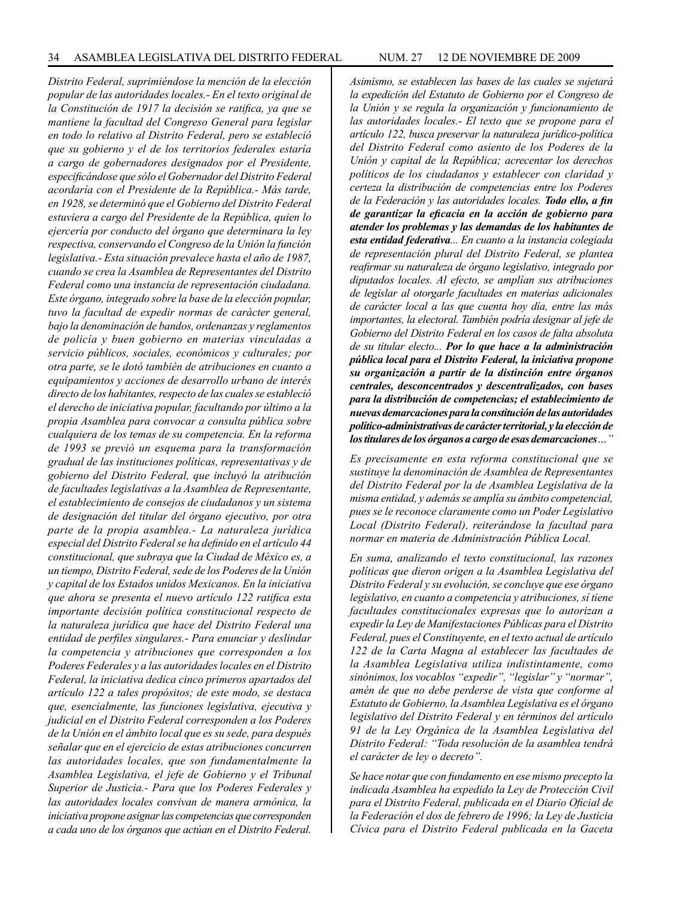*Distrito Federal, suprimiéndose la mención de la elección popular de las autoridades locales.- En el texto original de la Constitución de 1917 la decisión se ratifica, ya que se mantiene la facultad del Congreso General para legislar en todo lo relativo al Distrito Federal, pero se estableció que su gobierno y el de los territorios federales estaría a cargo de gobernadores designados por el Presidente, especificándose que sólo el Gobernador del Distrito Federal acordaría con el Presidente de la República.- Más tarde, en 1928, se determinó que el Gobierno del Distrito Federal estuviera a cargo del Presidente de la República, quien lo ejercería por conducto del órgano que determinara la ley respectiva, conservando el Congreso de la Unión la función legislativa.- Esta situación prevalece hasta el año de 1987, cuando se crea la Asamblea de Representantes del Distrito Federal como una instancia de representación ciudadana. Este órgano, integrado sobre la base de la elección popular, tuvo la facultad de expedir normas de carácter general, bajo la denominación de bandos, ordenanzas y reglamentos de policía y buen gobierno en materias vinculadas a servicio públicos, sociales, económicos y culturales; por otra parte, se le dotó también de atribuciones en cuanto a equipamientos y acciones de desarrollo urbano de interés directo de los habitantes, respecto de las cuales se estableció el derecho de iniciativa popular, facultando por último a la propia Asamblea para convocar a consulta pública sobre cualquiera de los temas de su competencia. En la reforma de 1993 se previó un esquema para la transformación gradual de las instituciones políticas, representativas y de gobierno del Distrito Federal, que incluyó la atribución de facultades legislativas a la Asamblea de Representante, el establecimiento de consejos de ciudadanos y un sistema de designación del titular del órgano ejecutivo, por otra parte de la propia asamblea.- La naturaleza jurídica especial del Distrito Federal se ha definido en el artículo 44 constitucional, que subraya que la Ciudad de México es, a un tiempo, Distrito Federal, sede de los Poderes de la Unión y capital de los Estados unidos Mexicanos. En la iniciativa que ahora se presenta el nuevo artículo 122 ratifica esta importante decisión política constitucional respecto de la naturaleza jurídica que hace del Distrito Federal una entidad de perfiles singulares.- Para enunciar y deslindar la competencia y atribuciones que corresponden a los Poderes Federales y a las autoridades locales en el Distrito Federal, la iniciativa dedica cinco primeros apartados del artículo 122 a tales propósitos; de este modo, se destaca que, esencialmente, las funciones legislativa, ejecutiva y judicial en el Distrito Federal corresponden a los Poderes de la Unión en el ámbito local que es su sede, para después señalar que en el ejercicio de estas atribuciones concurren las autoridades locales, que son fundamentalmente la Asamblea Legislativa, el jefe de Gobierno y el Tribunal Superior de Justicia.- Para que los Poderes Federales y las autoridades locales convivan de manera armónica, la iniciativa propone asignar las competencias que corresponden a cada uno de los órganos que actúan en el Distrito Federal. Asimismo, se establecen las bases de las cuales se sujetará la expedición del Estatuto de Gobierno por el Congreso de la Unión y se regula la organización y funcionamiento de las autoridades locales.- El texto que se propone para el artículo 122, busca preservar la naturaleza jurídico-política del Distrito Federal como asiento de los Poderes de la Unión y capital de la República; acrecentar los derechos políticos de los ciudadanos y establecer con claridad y certeza la distribución de competencias entre los Poderes de la Federación y las autoridades locales.* ***Todo ello, a fin de garantizar la eficacia en la acción de gobierno para atender los problemas y las demandas de los habitantes de esta entidad federativa****... En cuanto a la instancia colegiada de representación plural del Distrito Federal, se plantea reafirmar su naturaleza de órgano legislativo, integrado por diputados locales. Al efecto, se amplían sus atribuciones de legislar al otorgarle facultades en materias adicionales de carácter local a las que cuenta hoy día, entre las más importantes, la electoral. También podría designar al jefe de Gobierno del Distrito Federal en los casos de falta absoluta de su titular electo...* ***Por lo que hace a la administración pública local para el Distrito Federal, la iniciativa propone su organización a partir de la distinción entre órganos centrales, desconcentrados y descentralizados, con bases para la distribución de competencias; el establecimiento de nuevas demarcaciones para la constitución de las autoridades político-administrativas de carácter territorial, y la elección de los titulares de los órganos a cargo de esas demarcaciones****…"*

*Es precisamente en esta reforma constitucional que se sustituye la denominación de Asamblea de Representantes del Distrito Federal por la de Asamblea Legislativa de la misma entidad, y además se amplía su ámbito competencial, pues se le reconoce claramente como un Poder Legislativo Local (Distrito Federal), reiterándose la facultad para normar en materia de Administración Pública Local.*

*En suma, analizando el texto constitucional, las razones políticas que dieron origen a la Asamblea Legislativa del Distrito Federal y su evolución, se concluye que ese órgano legislativo, en cuanto a competencia y atribuciones, sí tiene facultades constitucionales expresas que lo autorizan a expedir la Ley de Manifestaciones Públicas para el Distrito Federal, pues el Constituyente, en el texto actual de artículo 122 de la Carta Magna al establecer las facultades de la Asamblea Legislativa utiliza indistintamente, como sinónimos, los vocablos "expedir", "legislar" y "normar", amén de que no debe perderse de vista que conforme al Estatuto de Gobierno, la Asamblea Legislativa es el órgano legislativo del Distrito Federal y en términos del artículo 91 de la Ley Orgánica de la Asamblea Legislativa del Distrito Federal: "Toda resolución de la asamblea tendrá el carácter de ley o decreto".*

*Se hace notar que con fundamento en ese mismo precepto la indicada Asamblea ha expedido la Ley de Protección Civil para el Distrito Federal, publicada en el Diario Oficial de la Federación el dos de febrero de 1996; la Ley de Justicia Cívica para el Distrito Federal publicada en la Gaceta*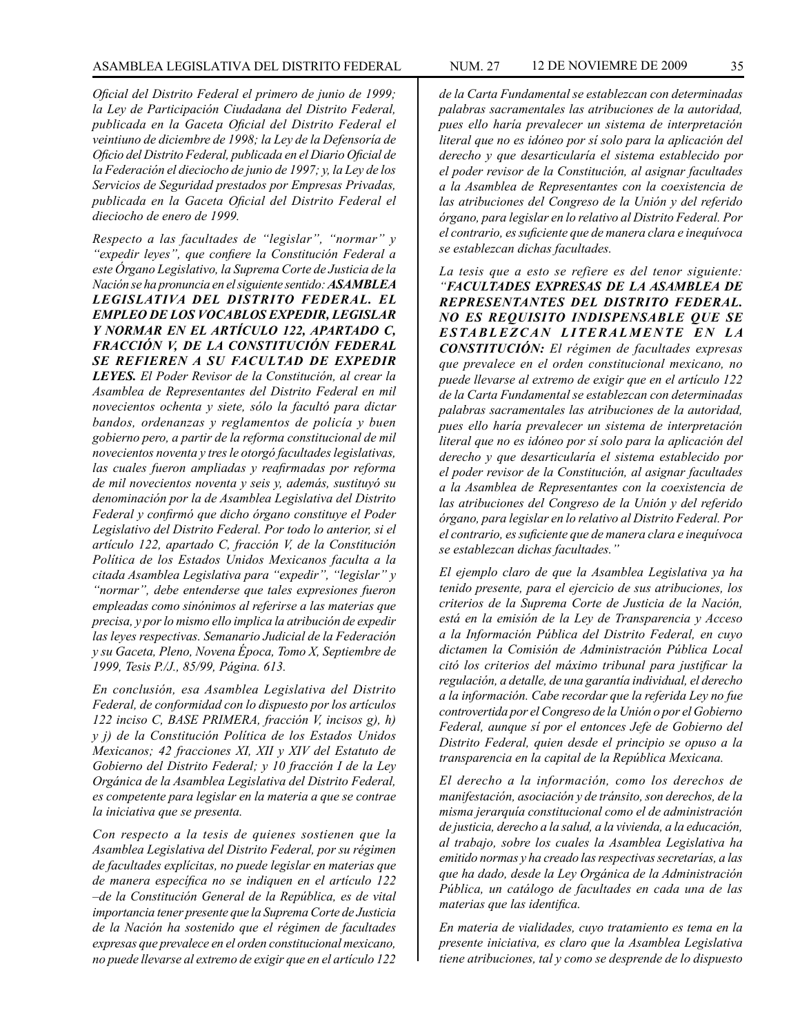*Oficial del Distrito Federal el primero de junio de 1999; la Ley de Participación Ciudadana del Distrito Federal, publicada en la Gaceta Oficial del Distrito Federal el veintiuno de diciembre de 1998; la Ley de la Defensoría de Oficio del Distrito Federal, publicada en el Diario Oficial de la Federación el dieciocho de junio de 1997; y, la Ley de los Servicios de Seguridad prestados por Empresas Privadas, publicada en la Gaceta Oficial del Distrito Federal el dieciocho de enero de 1999.*

*Respecto a las facultades de "legislar", "normar" y "expedir leyes", que confiere la Constitución Federal a este Órgano Legislativo, la Suprema Corte de Justicia de la Nación se ha pronuncia en el siguiente sentido:* ***ASAMBLEA LEGISLATIVA DEL DISTRITO FEDERAL. EL EMPLEO DE LOS VOCABLOS EXPEDIR, LEGISLAR Y NORMAR EN EL ARTÍCULO 122, APARTADO C, FRACCIÓN V, DE LA CONSTITUCIÓN FEDERAL SE REFIEREN A SU FACULTAD DE EXPEDIR LEYES.*** *El Poder Revisor de la Constitución, al crear la Asamblea de Representantes del Distrito Federal en mil novecientos ochenta y siete, sólo la facultó para dictar bandos, ordenanzas y reglamentos de policía y buen gobierno pero, a partir de la reforma constitucional de mil novecientos noventa y tres le otorgó facultades legislativas, las cuales fueron ampliadas y reafirmadas por reforma de mil novecientos noventa y seis y, además, sustituyó su denominación por la de Asamblea Legislativa del Distrito Federal y confirmó que dicho órgano constituye el Poder Legislativo del Distrito Federal. Por todo lo anterior, si el artículo 122, apartado C, fracción V, de la Constitución Política de los Estados Unidos Mexicanos faculta a la citada Asamblea Legislativa para "expedir", "legislar" y "normar", debe entenderse que tales expresiones fueron empleadas como sinónimos al referirse a las materias que precisa, y por lo mismo ello implica la atribución de expedir las leyes respectivas. Semanario Judicial de la Federación y su Gaceta, Pleno, Novena Época, Tomo X, Septiembre de 1999, Tesis P./J., 85/99, Página. 613.*

*En conclusión, esa Asamblea Legislativa del Distrito Federal, de conformidad con lo dispuesto por los artículos 122 inciso C, BASE PRIMERA, fracción V, incisos g), h) y j) de la Constitución Política de los Estados Unidos Mexicanos; 42 fracciones XI, XII y XIV del Estatuto de Gobierno del Distrito Federal; y 10 fracción I de la Ley Orgánica de la Asamblea Legislativa del Distrito Federal, es competente para legislar en la materia a que se contrae la iniciativa que se presenta.*

*Con respecto a la tesis de quienes sostienen que la Asamblea Legislativa del Distrito Federal, por su régimen de facultades explícitas, no puede legislar en materias que de manera específica no se indiquen en el artículo 122 –de la Constitución General de la República, es de vital importancia tener presente que la Suprema Corte de Justicia de la Nación ha sostenido que el régimen de facultades expresas que prevalece en el orden constitucional mexicano, no puede llevarse al extremo de exigir que en el artículo 122 de la Carta Fundamental se establezcan con determinadas palabras sacramentales las atribuciones de la autoridad, pues ello haría prevalecer un sistema de interpretación literal que no es idóneo por sí solo para la aplicación del derecho y que desarticularía el sistema establecido por el poder revisor de la Constitución, al asignar facultades a la Asamblea de Representantes con la coexistencia de las atribuciones del Congreso de la Unión y del referido órgano, para legislar en lo relativo al Distrito Federal. Por el contrario, es suficiente que de manera clara e inequívoca se establezcan dichas facultades.*

*La tesis que a esto se refiere es del tenor siguiente: "****FACULTADES EXPRESAS DE LA ASAMBLEA DE REPRESENTANTES DEL DISTRITO FEDERAL. NO ES REQUISITO INDISPENSABLE QUE SE ESTABLEZCAN LITERALMENTE EN LA CONSTITUCIÓN:*** *El régimen de facultades expresas que prevalece en el orden constitucional mexicano, no puede llevarse al extremo de exigir que en el artículo 122 de la Carta Fundamental se establezcan con determinadas palabras sacramentales las atribuciones de la autoridad, pues ello haría prevalecer un sistema de interpretación literal que no es idóneo por sí solo para la aplicación del derecho y que desarticularía el sistema establecido por el poder revisor de la Constitución, al asignar facultades a la Asamblea de Representantes con la coexistencia de las atribuciones del Congreso de la Unión y del referido órgano, para legislar en lo relativo al Distrito Federal. Por el contrario, es suficiente que de manera clara e inequívoca se establezcan dichas facultades."*

*El ejemplo claro de que la Asamblea Legislativa ya ha tenido presente, para el ejercicio de sus atribuciones, los criterios de la Suprema Corte de Justicia de la Nación, está en la emisión de la Ley de Transparencia y Acceso a la Información Pública del Distrito Federal, en cuyo dictamen la Comisión de Administración Pública Local citó los criterios del máximo tribunal para justificar la regulación, a detalle, de una garantía individual, el derecho a la información. Cabe recordar que la referida Ley no fue controvertida por el Congreso de la Unión o por el Gobierno Federal, aunque sí por el entonces Jefe de Gobierno del Distrito Federal, quien desde el principio se opuso a la transparencia en la capital de la República Mexicana.*

*El derecho a la información, como los derechos de manifestación, asociación y de tránsito, son derechos, de la misma jerarquía constitucional como el de administración de justicia, derecho a la salud, a la vivienda, a la educación, al trabajo, sobre los cuales la Asamblea Legislativa ha emitido normas y ha creado las respectivas secretarías, a las que ha dado, desde la Ley Orgánica de la Administración Pública, un catálogo de facultades en cada una de las materias que las identifica.*

*En materia de vialidades, cuyo tratamiento es tema en la presente iniciativa, es claro que la Asamblea Legislativa tiene atribuciones, tal y como se desprende de lo dispuesto*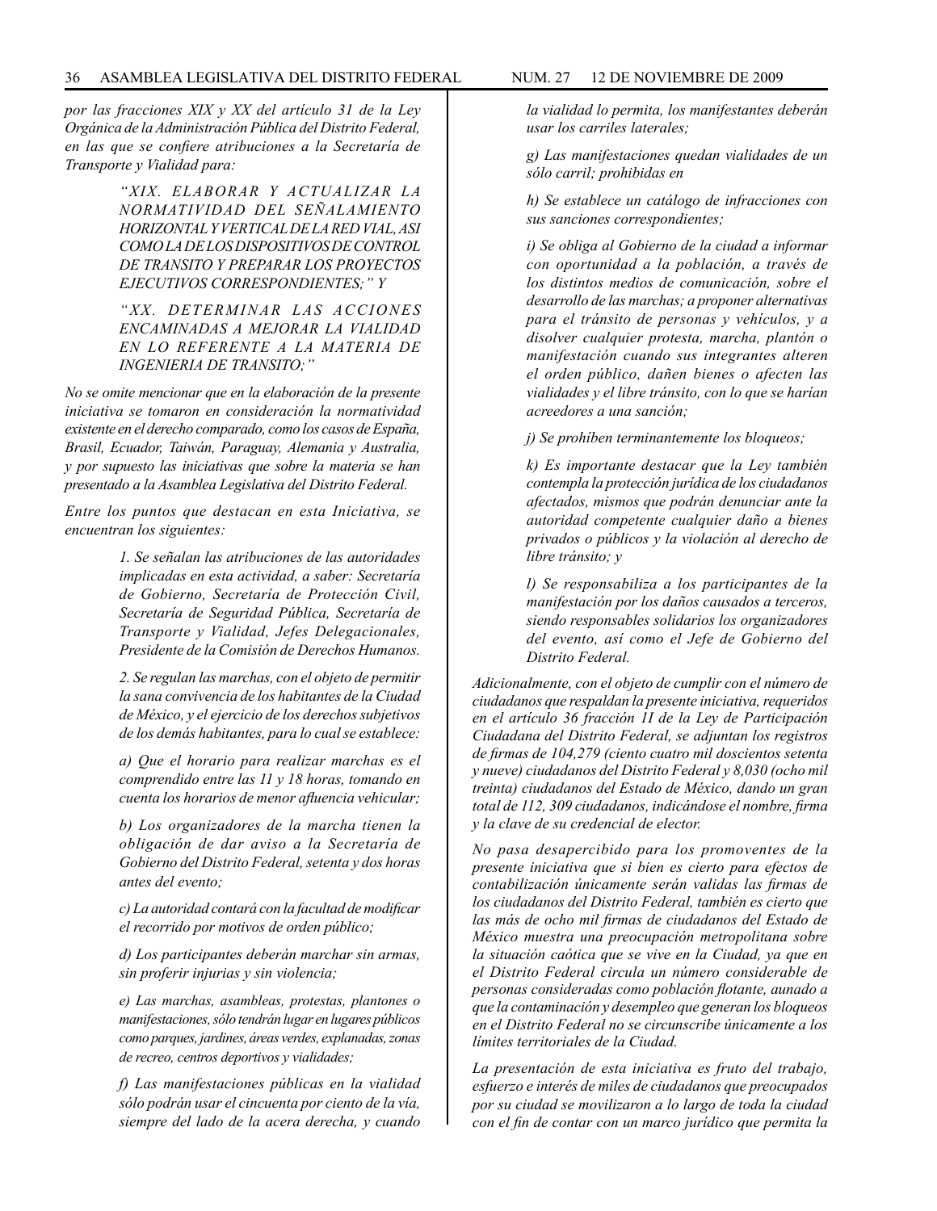*por las fracciones XIX y XX del artículo 31 de la Ley Orgánica de la Administración Pública del Distrito Federal, en las que se confiere atribuciones a la Secretaría de Transporte y Vialidad para:*

> *"XIX. ELABORAR Y ACTUALIZAR LA NORMATIVIDAD DEL SEÑALAMIENTO HORIZONTAL Y VERTICAL DE LA RED VIAL, ASI COMO LA DE LOS DISPOSITIVOS DE CONTROL DE TRANSITO Y PREPARAR LOS PROYECTOS EJECUTIVOS CORRESPONDIENTES;" Y*
>
> *"XX. DETERMINAR LAS ACCIONES ENCAMINADAS A MEJORAR LA VIALIDAD EN LO REFERENTE A LA MATERIA DE INGENIERIA DE TRANSITO;"*

*No se omite mencionar que en la elaboración de la presente iniciativa se tomaron en consideración la normatividad existente en el derecho comparado, como los casos de España, Brasil, Ecuador, Taiwán, Paraguay, Alemania y Australia, y por supuesto las iniciativas que sobre la materia se han presentado a la Asamblea Legislativa del Distrito Federal.*

*Entre los puntos que destacan en esta Iniciativa, se encuentran los siguientes:*

> *1. Se señalan las atribuciones de las autoridades implicadas en esta actividad, a saber: Secretaría de Gobierno, Secretaría de Protección Civil, Secretaría de Seguridad Pública, Secretaría de Transporte y Vialidad, Jefes Delegacionales, Presidente de la Comisión de Derechos Humanos.*
>
> *2. Se regulan las marchas, con el objeto de permitir la sana convivencia de los habitantes de la Ciudad de México, y el ejercicio de los derechos subjetivos de los demás habitantes, para lo cual se establece:*
>
> *a) Que el horario para realizar marchas es el comprendido entre las 11 y 18 horas, tomando en cuenta los horarios de menor afluencia vehicular;*
>
> *b) Los organizadores de la marcha tienen la obligación de dar aviso a la Secretaría de Gobierno del Distrito Federal, setenta y dos horas antes del evento;*
>
> *c) La autoridad contará con la facultad de modificar el recorrido por motivos de orden público;*
>
> *d) Los participantes deberán marchar sin armas, sin proferir injurias y sin violencia;*
>
> *e) Las marchas, asambleas, protestas, plantones o manifestaciones, sólo tendrán lugar en lugares públicos como parques, jardines, áreas verdes, explanadas, zonas de recreo, centros deportivos y vialidades;*
>
> *f) Las manifestaciones públicas en la vialidad sólo podrán usar el cincuenta por ciento de la vía, siempre del lado de la acera derecha, y cuando la vialidad lo permita, los manifestantes deberán usar los carriles laterales;*
>
> *g) Las manifestaciones quedan vialidades de un sólo carril; prohibidas en*
>
> *h) Se establece un catálogo de infracciones con sus sanciones correspondientes;*
>
> *i) Se obliga al Gobierno de la ciudad a informar con oportunidad a la población, a través de los distintos medios de comunicación, sobre el desarrollo de las marchas; a proponer alternativas para el tránsito de personas y vehículos, y a disolver cualquier protesta, marcha, plantón o manifestación cuando sus integrantes alteren el orden público, dañen bienes o afecten las vialidades y el libre tránsito, con lo que se harían acreedores a una sanción;*
>
> *j) Se prohíben terminantemente los bloqueos;*
>
> *k) Es importante destacar que la Ley también contempla la protección jurídica de los ciudadanos afectados, mismos que podrán denunciar ante la autoridad competente cualquier daño a bienes privados o públicos y la violación al derecho de libre tránsito; y*
>
> *l) Se responsabiliza a los participantes de la manifestación por los daños causados a terceros, siendo responsables solidarios los organizadores del evento, así como el Jefe de Gobierno del Distrito Federal.*

*Adicionalmente, con el objeto de cumplir con el número de ciudadanos que respaldan la presente iniciativa, requeridos en el artículo 36 fracción II de la Ley de Participación Ciudadana del Distrito Federal, se adjuntan los registros de firmas de 104,279 (ciento cuatro mil doscientos setenta y nueve) ciudadanos del Distrito Federal y 8,030 (ocho mil treinta) ciudadanos del Estado de México, dando un gran total de 112, 309 ciudadanos, indicándose el nombre, firma y la clave de su credencial de elector.*

*No pasa desapercibido para los promoventes de la presente iniciativa que si bien es cierto para efectos de contabilización únicamente serán validas las firmas de los ciudadanos del Distrito Federal, también es cierto que las más de ocho mil firmas de ciudadanos del Estado de México muestra una preocupación metropolitana sobre la situación caótica que se vive en la Ciudad, ya que en el Distrito Federal circula un número considerable de personas consideradas como población flotante, aunado a que la contaminación y desempleo que generan los bloqueos en el Distrito Federal no se circunscribe únicamente a los límites territoriales de la Ciudad.*

*La presentación de esta iniciativa es fruto del trabajo, esfuerzo e interés de miles de ciudadanos que preocupados por su ciudad se movilizaron a lo largo de toda la ciudad con el fin de contar con un marco jurídico que permita la*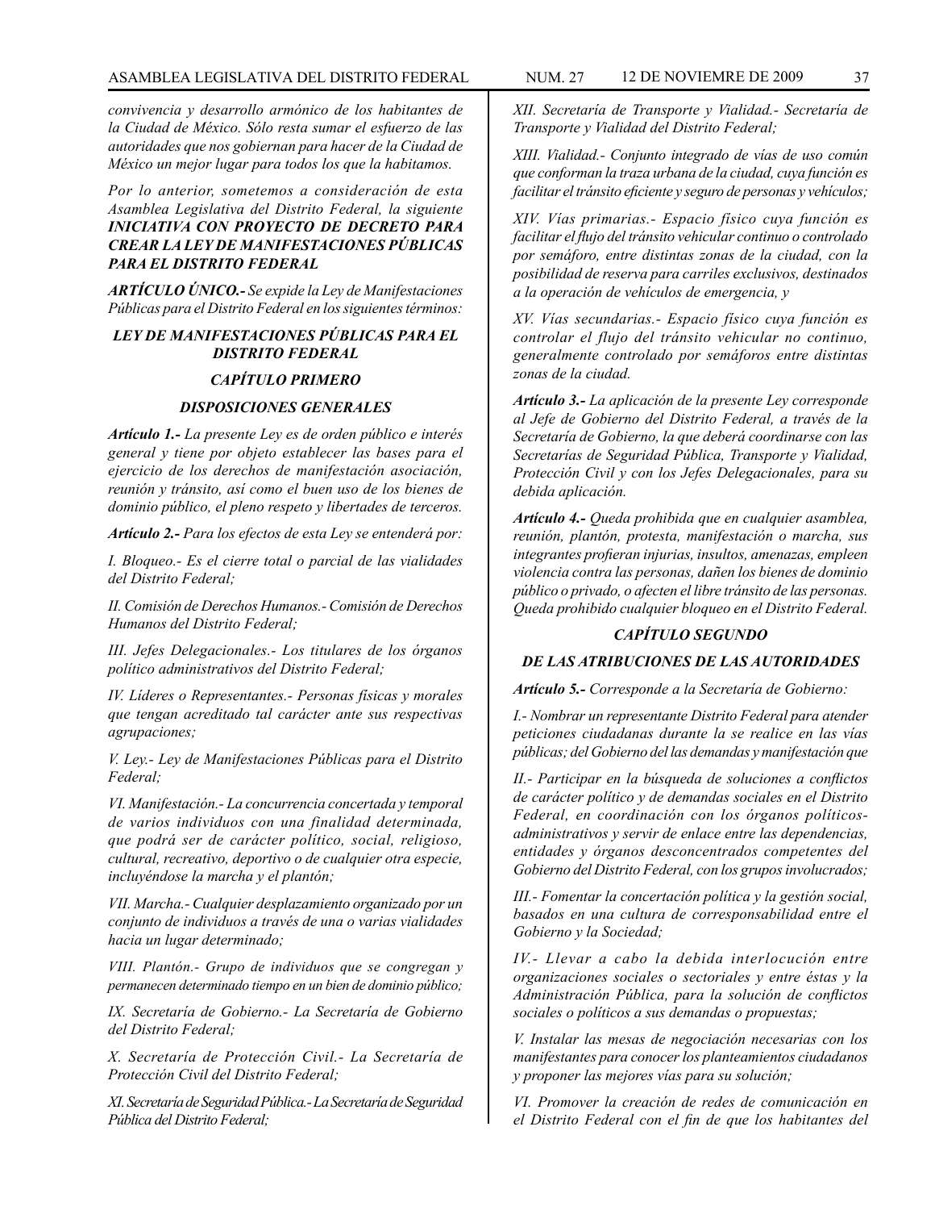*convivencia y desarrollo armónico de los habitantes de la Ciudad de México. Sólo resta sumar el esfuerzo de las autoridades que nos gobiernan para hacer de la Ciudad de México un mejor lugar para todos los que la habitamos.*

*Por lo anterior, sometemos a consideración de esta Asamblea Legislativa del Distrito Federal, la siguiente* ***INICIATIVA CON PROYECTO DE DECRETO PARA CREAR LA LEY DE MANIFESTACIONES PÚBLICAS PARA EL DISTRITO FEDERAL***

***ARTÍCULO ÚNICO.-*** *Se expide la Ley de Manifestaciones Públicas para el Distrito Federal en los siguientes términos:*

## *LEY DE MANIFESTACIONES PÚBLICAS PARA EL DISTRITO FEDERAL*

### *CAPÍTULO PRIMERO*

### *DISPOSICIONES GENERALES*

***Artículo 1.-*** *La presente Ley es de orden público e interés general y tiene por objeto establecer las bases para el ejercicio de los derechos de manifestación asociación, reunión y tránsito, así como el buen uso de los bienes de dominio público, el pleno respeto y libertades de terceros.*

***Artículo 2.-*** *Para los efectos de esta Ley se entenderá por:*

*I. Bloqueo.- Es el cierre total o parcial de las vialidades del Distrito Federal;*

*II. Comisión de Derechos Humanos.- Comisión de Derechos Humanos del Distrito Federal;*

*III. Jefes Delegacionales.- Los titulares de los órganos político administrativos del Distrito Federal;*

*IV. Líderes o Representantes.- Personas físicas y morales que tengan acreditado tal carácter ante sus respectivas agrupaciones;*

*V. Ley.- Ley de Manifestaciones Públicas para el Distrito Federal;*

*VI. Manifestación.- La concurrencia concertada y temporal de varios individuos con una finalidad determinada, que podrá ser de carácter político, social, religioso, cultural, recreativo, deportivo o de cualquier otra especie, incluyéndose la marcha y el plantón;*

*VII. Marcha.- Cualquier desplazamiento organizado por un conjunto de individuos a través de una o varias vialidades hacia un lugar determinado;*

*VIII. Plantón.- Grupo de individuos que se congregan y permanecen determinado tiempo en un bien de dominio público;*

*IX. Secretaría de Gobierno.- La Secretaría de Gobierno del Distrito Federal;*

*X. Secretaría de Protección Civil.- La Secretaría de Protección Civil del Distrito Federal;*

*XI. Secretaría de Seguridad Pública.- La Secretaría de Seguridad Pública del Distrito Federal;*

*XII. Secretaría de Transporte y Vialidad.- Secretaría de Transporte y Vialidad del Distrito Federal;*

*XIII. Vialidad.- Conjunto integrado de vías de uso común que conforman la traza urbana de la ciudad, cuya función es facilitar el tránsito eficiente y seguro de personas y vehículos;*

*XIV. Vías primarias.- Espacio físico cuya función es facilitar el flujo del tránsito vehicular continuo o controlado por semáforo, entre distintas zonas de la ciudad, con la posibilidad de reserva para carriles exclusivos, destinados a la operación de vehículos de emergencia, y*

*XV. Vías secundarias.- Espacio físico cuya función es controlar el flujo del tránsito vehicular no continuo, generalmente controlado por semáforos entre distintas zonas de la ciudad.*

***Artículo 3.-*** *La aplicación de la presente Ley corresponde al Jefe de Gobierno del Distrito Federal, a través de la Secretaría de Gobierno, la que deberá coordinarse con las Secretarías de Seguridad Pública, Transporte y Vialidad, Protección Civil y con los Jefes Delegacionales, para su debida aplicación.*

***Artículo 4.-*** *Queda prohibida que en cualquier asamblea, reunión, plantón, protesta, manifestación o marcha, sus integrantes profieran injurias, insultos, amenazas, empleen violencia contra las personas, dañen los bienes de dominio público o privado, o afecten el libre tránsito de las personas. Queda prohibido cualquier bloqueo en el Distrito Federal.*

### *CAPÍTULO SEGUNDO*

### *DE LAS ATRIBUCIONES DE LAS AUTORIDADES*

***Artículo 5.-*** *Corresponde a la Secretaría de Gobierno:*

*I.- Nombrar un representante Distrito Federal para atender peticiones ciudadanas durante la se realice en las vías públicas; del Gobierno del las demandas y manifestación que*

*II.- Participar en la búsqueda de soluciones a conflictos de carácter político y de demandas sociales en el Distrito Federal, en coordinación con los órganos políticos-administrativos y servir de enlace entre las dependencias, entidades y órganos desconcentrados competentes del Gobierno del Distrito Federal, con los grupos involucrados;*

*III.- Fomentar la concertación política y la gestión social, basados en una cultura de corresponsabilidad entre el Gobierno y la Sociedad;*

*IV.- Llevar a cabo la debida interlocución entre organizaciones sociales o sectoriales y entre éstas y la Administración Pública, para la solución de conflictos sociales o políticos a sus demandas o propuestas;*

*V. Instalar las mesas de negociación necesarias con los manifestantes para conocer los planteamientos ciudadanos y proponer las mejores vías para su solución;*

*VI. Promover la creación de redes de comunicación en el Distrito Federal con el fin de que los habitantes del*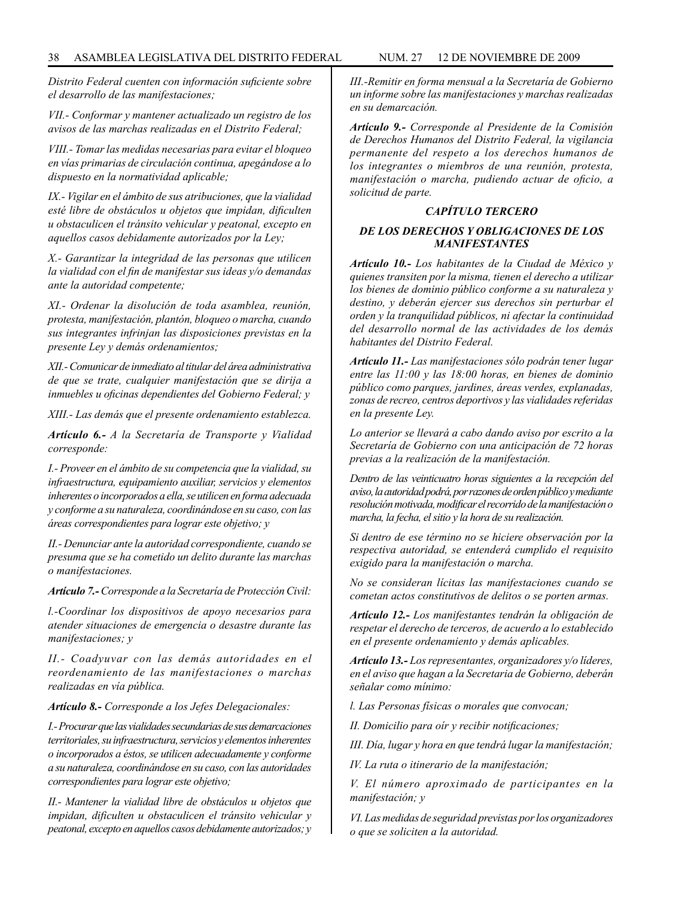*Distrito Federal cuenten con información suficiente sobre el desarrollo de las manifestaciones;*

*VII.- Conformar y mantener actualizado un registro de los avisos de las marchas realizadas en el Distrito Federal;*

*VIII.- Tomar las medidas necesarias para evitar el bloqueo en vías primarias de circulación continua, apegándose a lo dispuesto en la normatividad aplicable;*

*IX.- Vigilar en el ámbito de sus atribuciones, que la vialidad esté libre de obstáculos u objetos que impidan, dificulten u obstaculicen el tránsito vehicular y peatonal, excepto en aquellos casos debidamente autorizados por la Ley;*

*X.- Garantizar la integridad de las personas que utilicen la vialidad con el fin de manifestar sus ideas y/o demandas ante la autoridad competente;*

*XI.- Ordenar la disolución de toda asamblea, reunión, protesta, manifestación, plantón, bloqueo o marcha, cuando sus integrantes infrinjan las disposiciones previstas en la presente Ley y demás ordenamientos;*

*XII.- Comunicar de inmediato al titular del área administrativa de que se trate, cualquier manifestación que se dirija a inmuebles u oficinas dependientes del Gobierno Federal; y*

*XIII.- Las demás que el presente ordenamiento establezca.*

***Artículo 6.-*** *A la Secretaría de Transporte y Vialidad corresponde:*

*I.- Proveer en el ámbito de su competencia que la vialidad, su infraestructura, equipamiento auxiliar, servicios y elementos inherentes o incorporados a ella, se utilicen en forma adecuada y conforme a su naturaleza, coordinándose en su caso, con las áreas correspondientes para lograr este objetivo; y*

*II.- Denunciar ante la autoridad correspondiente, cuando se presuma que se ha cometido un delito durante las marchas o manifestaciones.*

***Artículo 7.-*** *Corresponde a la Secretaría de Protección Civil:*

*I.-Coordinar los dispositivos de apoyo necesarios para atender situaciones de emergencia o desastre durante las manifestaciones; y*

*II.- Coadyuvar con las demás autoridades en el reordenamiento de las manifestaciones o marchas realizadas en vía pública.*

***Artículo 8.-*** *Corresponde a los Jefes Delegacionales:*

*I.- Procurar que las vialidades secundarias de sus demarcaciones territoriales, su infraestructura, servicios y elementos inherentes o incorporados a éstos, se utilicen adecuadamente y conforme a su naturaleza, coordinándose en su caso, con las autoridades correspondientes para lograr este objetivo;*

*II.- Mantener la vialidad libre de obstáculos u objetos que impidan, dificulten u obstaculicen el tránsito vehicular y peatonal, excepto en aquellos casos debidamente autorizados; y*

*III.-Remitir en forma mensual a la Secretaría de Gobierno un informe sobre las manifestaciones y marchas realizadas en su demarcación.*

***Artículo 9.-*** *Corresponde al Presidente de la Comisión de Derechos Humanos del Distrito Federal, la vigilancia permanente del respeto a los derechos humanos de los integrantes o miembros de una reunión, protesta, manifestación o marcha, pudiendo actuar de oficio, a solicitud de parte.*

### *CAPÍTULO TERCERO*

### *DE LOS DERECHOS Y OBLIGACIONES DE LOS MANIFESTANTES*

***Artículo 10.-*** *Los habitantes de la Ciudad de México y quienes transiten por la misma, tienen el derecho a utilizar los bienes de dominio público conforme a su naturaleza y destino, y deberán ejercer sus derechos sin perturbar el orden y la tranquilidad públicos, ni afectar la continuidad del desarrollo normal de las actividades de los demás habitantes del Distrito Federal.*

***Artículo 11.-*** *Las manifestaciones sólo podrán tener lugar entre las 11:00 y las 18:00 horas, en bienes de dominio público como parques, jardines, áreas verdes, explanadas, zonas de recreo, centros deportivos y las vialidades referidas en la presente Ley.*

*Lo anterior se llevará a cabo dando aviso por escrito a la Secretaría de Gobierno con una anticipación de 72 horas previas a la realización de la manifestación.*

*Dentro de las veinticuatro horas siguientes a la recepción del aviso, la autoridad podrá, por razones de orden público y mediante resolución motivada, modificar el recorrido de la manifestación o marcha, la fecha, el sitio y la hora de su realización.*

*Si dentro de ese término no se hiciere observación por la respectiva autoridad, se entenderá cumplido el requisito exigido para la manifestación o marcha.*

*No se consideran lícitas las manifestaciones cuando se cometan actos constitutivos de delitos o se porten armas.*

***Artículo 12.-*** *Los manifestantes tendrán la obligación de respetar el derecho de terceros, de acuerdo a lo establecido en el presente ordenamiento y demás aplicables.*

***Artículo 13.-*** *Los representantes, organizadores y/o líderes, en el aviso que hagan a la Secretaria de Gobierno, deberán señalar como mínimo:*

*I. Las Personas físicas o morales que convocan;*

*II. Domicilio para oír y recibir notificaciones;*

*III. Día, lugar y hora en que tendrá lugar la manifestación;*

*IV. La ruta o itinerario de la manifestación;*

*V. El número aproximado de participantes en la manifestación; y*

*VI. Las medidas de seguridad previstas por los organizadores o que se soliciten a la autoridad.*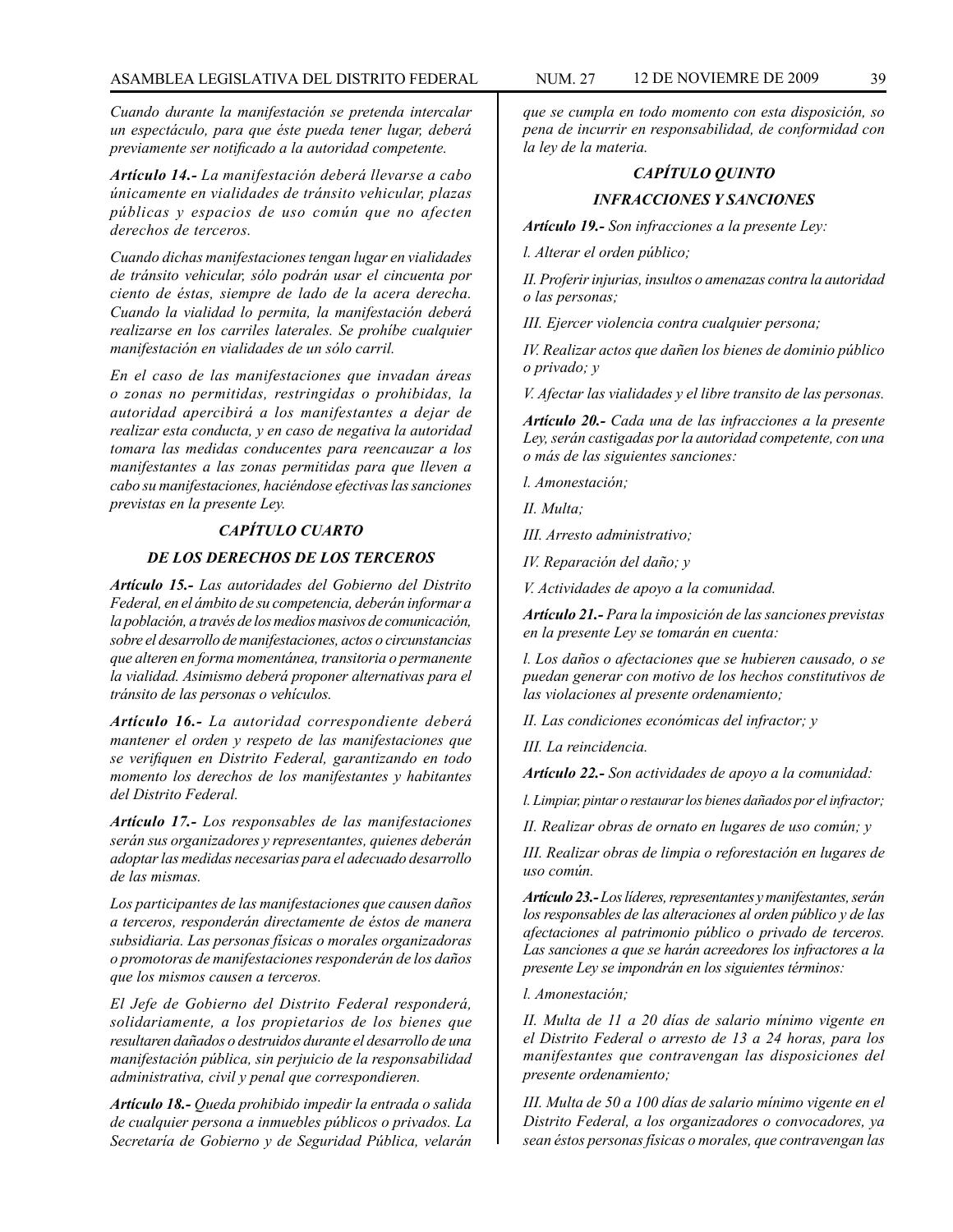*Cuando durante la manifestación se pretenda intercalar un espectáculo, para que éste pueda tener lugar, deberá previamente ser notificado a la autoridad competente.*

***Artículo 14.-*** *La manifestación deberá llevarse a cabo únicamente en vialidades de tránsito vehicular, plazas públicas y espacios de uso común que no afecten derechos de terceros.*

*Cuando dichas manifestaciones tengan lugar en vialidades de tránsito vehicular, sólo podrán usar el cincuenta por ciento de éstas, siempre de lado de la acera derecha. Cuando la vialidad lo permita, la manifestación deberá realizarse en los carriles laterales. Se prohíbe cualquier manifestación en vialidades de un sólo carril.*

*En el caso de las manifestaciones que invadan áreas o zonas no permitidas, restringidas o prohibidas, la autoridad apercibirá a los manifestantes a dejar de realizar esta conducta, y en caso de negativa la autoridad tomara las medidas conducentes para reencauzar a los manifestantes a las zonas permitidas para que lleven a cabo su manifestaciones, haciéndose efectivas las sanciones previstas en la presente Ley.*

### *CAPÍTULO CUARTO*

### *DE LOS DERECHOS DE LOS TERCEROS*

***Artículo 15.-*** *Las autoridades del Gobierno del Distrito Federal, en el ámbito de su competencia, deberán informar a la población, a través de los medios masivos de comunicación, sobre el desarrollo de manifestaciones, actos o circunstancias que alteren en forma momentánea, transitoria o permanente la vialidad. Asimismo deberá proponer alternativas para el tránsito de las personas o vehículos.*

***Artículo 16.-*** *La autoridad correspondiente deberá mantener el orden y respeto de las manifestaciones que se verifiquen en Distrito Federal, garantizando en todo momento los derechos de los manifestantes y habitantes del Distrito Federal.*

***Artículo 17.-*** *Los responsables de las manifestaciones serán sus organizadores y representantes, quienes deberán adoptar las medidas necesarias para el adecuado desarrollo de las mismas.*

*Los participantes de las manifestaciones que causen daños a terceros, responderán directamente de éstos de manera subsidiaria. Las personas físicas o morales organizadoras o promotoras de manifestaciones responderán de los daños que los mismos causen a terceros.*

*El Jefe de Gobierno del Distrito Federal responderá, solidariamente, a los propietarios de los bienes que resultaren dañados o destruidos durante el desarrollo de una manifestación pública, sin perjuicio de la responsabilidad administrativa, civil y penal que correspondieren.*

***Artículo 18.-*** *Queda prohibido impedir la entrada o salida de cualquier persona a inmuebles públicos o privados. La Secretaría de Gobierno y de Seguridad Pública, velarán que se cumpla en todo momento con esta disposición, so pena de incurrir en responsabilidad, de conformidad con la ley de la materia.*

### *CAPÍTULO QUINTO*

### *INFRACCIONES Y SANCIONES*

***Artículo 19.-*** *Son infracciones a la presente Ley:*

*l. Alterar el orden público;*

*II. Proferir injurias, insultos o amenazas contra la autoridad o las personas;*

*III. Ejercer violencia contra cualquier persona;*

*IV. Realizar actos que dañen los bienes de dominio público o privado; y*

*V. Afectar las vialidades y el libre transito de las personas.*

***Artículo 20.-*** *Cada una de las infracciones a la presente Ley, serán castigadas por la autoridad competente, con una o más de las siguientes sanciones:*

*l. Amonestación;*

*II. Multa;*

*III. Arresto administrativo;*

*IV. Reparación del daño; y*

*V. Actividades de apoyo a la comunidad.*

***Artículo 21.-*** *Para la imposición de las sanciones previstas en la presente Ley se tomarán en cuenta:*

*l. Los daños o afectaciones que se hubieren causado, o se puedan generar con motivo de los hechos constitutivos de las violaciones al presente ordenamiento;*

*II. Las condiciones económicas del infractor; y*

*III. La reincidencia.*

***Artículo 22.-*** *Son actividades de apoyo a la comunidad:*

*l. Limpiar, pintar o restaurar los bienes dañados por el infractor;*

*II. Realizar obras de ornato en lugares de uso común; y*

*III. Realizar obras de limpia o reforestación en lugares de uso común.*

***Artículo 23.-*** *Los líderes, representantes y manifestantes, serán los responsables de las alteraciones al orden público y de las afectaciones al patrimonio público o privado de terceros. Las sanciones a que se harán acreedores los infractores a la presente Ley se impondrán en los siguientes términos:*

*l. Amonestación;*

*II. Multa de 11 a 20 días de salario mínimo vigente en el Distrito Federal o arresto de 13 a 24 horas, para los manifestantes que contravengan las disposiciones del presente ordenamiento;*

*III. Multa de 50 a 100 días de salario mínimo vigente en el Distrito Federal, a los organizadores o convocadores, ya sean éstos personas físicas o morales, que contravengan las*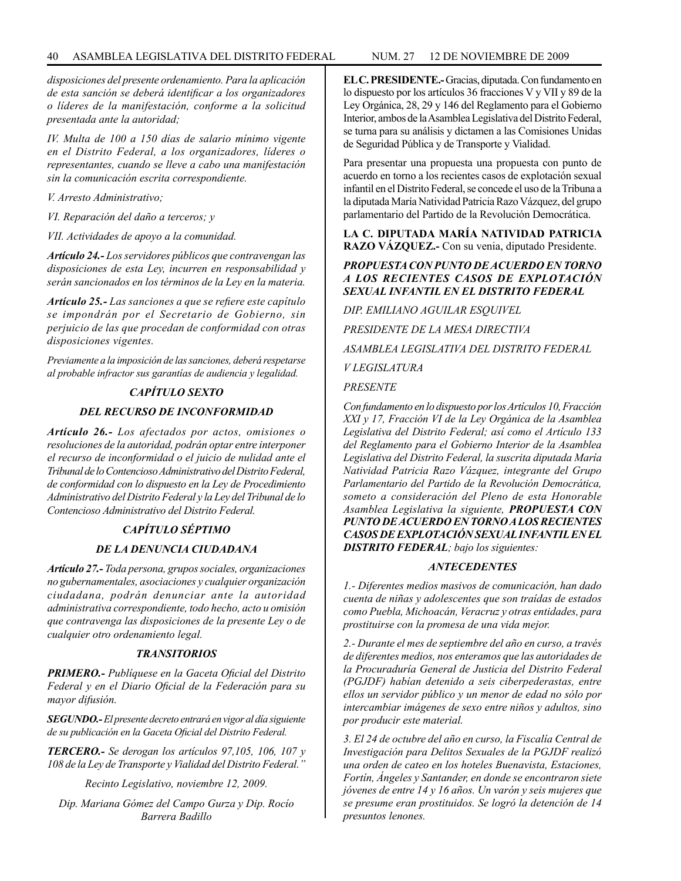*disposiciones del presente ordenamiento. Para la aplicación de esta sanción se deberá identificar a los organizadores o líderes de la manifestación, conforme a la solicitud presentada ante la autoridad;*

*IV. Multa de 100 a 150 días de salario mínimo vigente en el Distrito Federal, a los organizadores, líderes o representantes, cuando se lleve a cabo una manifestación sin la comunicación escrita correspondiente.*

*V. Arresto Administrativo;*

*VI. Reparación del daño a terceros; y*

*VII. Actividades de apoyo a la comunidad.*

***Artículo 24.-*** *Los servidores públicos que contravengan las disposiciones de esta Ley, incurren en responsabilidad y serán sancionados en los términos de la Ley en la materia.*

***Artículo 25.-*** *Las sanciones a que se refiere este capítulo se impondrán por el Secretario de Gobierno, sin perjuicio de las que procedan de conformidad con otras disposiciones vigentes.*

*Previamente a la imposición de las sanciones, deberá respetarse al probable infractor sus garantías de audiencia y legalidad.*

***CAPÍTULO SEXTO***

***DEL RECURSO DE INCONFORMIDAD***

***Artículo 26.-*** *Los afectados por actos, omisiones o resoluciones de la autoridad, podrán optar entre interponer el recurso de inconformidad o el juicio de nulidad ante el Tribunal de lo Contencioso Administrativo del Distrito Federal, de conformidad con lo dispuesto en la Ley de Procedimiento Administrativo del Distrito Federal y la Ley del Tribunal de lo Contencioso Administrativo del Distrito Federal.*

***CAPÍTULO SÉPTIMO***

***DE LA DENUNCIA CIUDADANA***

***Artículo 27.-*** *Toda persona, grupos sociales, organizaciones no gubernamentales, asociaciones y cualquier organización ciudadana, podrán denunciar ante la autoridad administrativa correspondiente, todo hecho, acto u omisión que contravenga las disposiciones de la presente Ley o de cualquier otro ordenamiento legal.*

***TRANSITORIOS***

***PRIMERO.-*** *Publíquese en la Gaceta Oficial del Distrito Federal y en el Diario Oficial de la Federación para su mayor difusión.*

***SEGUNDO.-*** *El presente decreto entrará en vigor al día siguiente de su publicación en la Gaceta Oficial del Distrito Federal.*

***TERCERO.-*** *Se derogan los artículos 97,105, 106, 107 y 108 de la Ley de Transporte y Vialidad del Distrito Federal."*

*Recinto Legislativo, noviembre 12, 2009.*

*Dip. Mariana Gómez del Campo Gurza y Dip. Rocío Barrera Badillo*

**EL C. PRESIDENTE.-** Gracias, diputada. Con fundamento en lo dispuesto por los artículos 36 fracciones V y VII y 89 de la Ley Orgánica, 28, 29 y 146 del Reglamento para el Gobierno Interior, ambos de la Asamblea Legislativa del Distrito Federal, se turna para su análisis y dictamen a las Comisiones Unidas de Seguridad Pública y de Transporte y Vialidad.

Para presentar una propuesta una propuesta con punto de acuerdo en torno a los recientes casos de explotación sexual infantil en el Distrito Federal, se concede el uso de la Tribuna a la diputada María Natividad Patricia Razo Vázquez, del grupo parlamentario del Partido de la Revolución Democrática.

**LA C. DIPUTADA MARÍA NATIVIDAD PATRICIA RAZO VÁZQUEZ.-** Con su venia, diputado Presidente.

***PROPUESTA CON PUNTO DE ACUERDO EN TORNO A LOS RECIENTES CASOS DE EXPLOTACIÓN SEXUAL INFANTIL EN EL DISTRITO FEDERAL***

*DIP. EMILIANO AGUILAR ESQUIVEL*

*PRESIDENTE DE LA MESA DIRECTIVA*

*ASAMBLEA LEGISLATIVA DEL DISTRITO FEDERAL*

*V LEGISLATURA*

*PRESENTE*

*Con fundamento en lo dispuesto por los Artículos 10, Fracción XXI y 17, Fracción VI de la Ley Orgánica de la Asamblea Legislativa del Distrito Federal; así como el Artículo 133 del Reglamento para el Gobierno Interior de la Asamblea Legislativa del Distrito Federal, la suscrita diputada María Natividad Patricia Razo Vázquez, integrante del Grupo Parlamentario del Partido de la Revolución Democrática, someto a consideración del Pleno de esta Honorable Asamblea Legislativa la siguiente,* ***PROPUESTA CON PUNTO DE ACUERDO EN TORNO A LOS RECIENTES CASOS DE EXPLOTACIÓN SEXUAL INFANTIL EN EL DISTRITO FEDERAL****; bajo los siguientes:*

***ANTECEDENTES***

*1.- Diferentes medios masivos de comunicación, han dado cuenta de niñas y adolescentes que son traídas de estados como Puebla, Michoacán, Veracruz y otras entidades, para prostituirse con la promesa de una vida mejor.*

*2.- Durante el mes de septiembre del año en curso, a través de diferentes medios, nos enteramos que las autoridades de la Procuraduría General de Justicia del Distrito Federal (PGJDF) habían detenido a seis ciberpederastas, entre ellos un servidor público y un menor de edad no sólo por intercambiar imágenes de sexo entre niños y adultos, sino por producir este material.*

*3. El 24 de octubre del año en curso, la Fiscalía Central de Investigación para Delitos Sexuales de la PGJDF realizó una orden de cateo en los hoteles Buenavista, Estaciones, Fortín, Ángeles y Santander, en donde se encontraron siete jóvenes de entre 14 y 16 años. Un varón y seis mujeres que se presume eran prostituidos. Se logró la detención de 14 presuntos lenones.*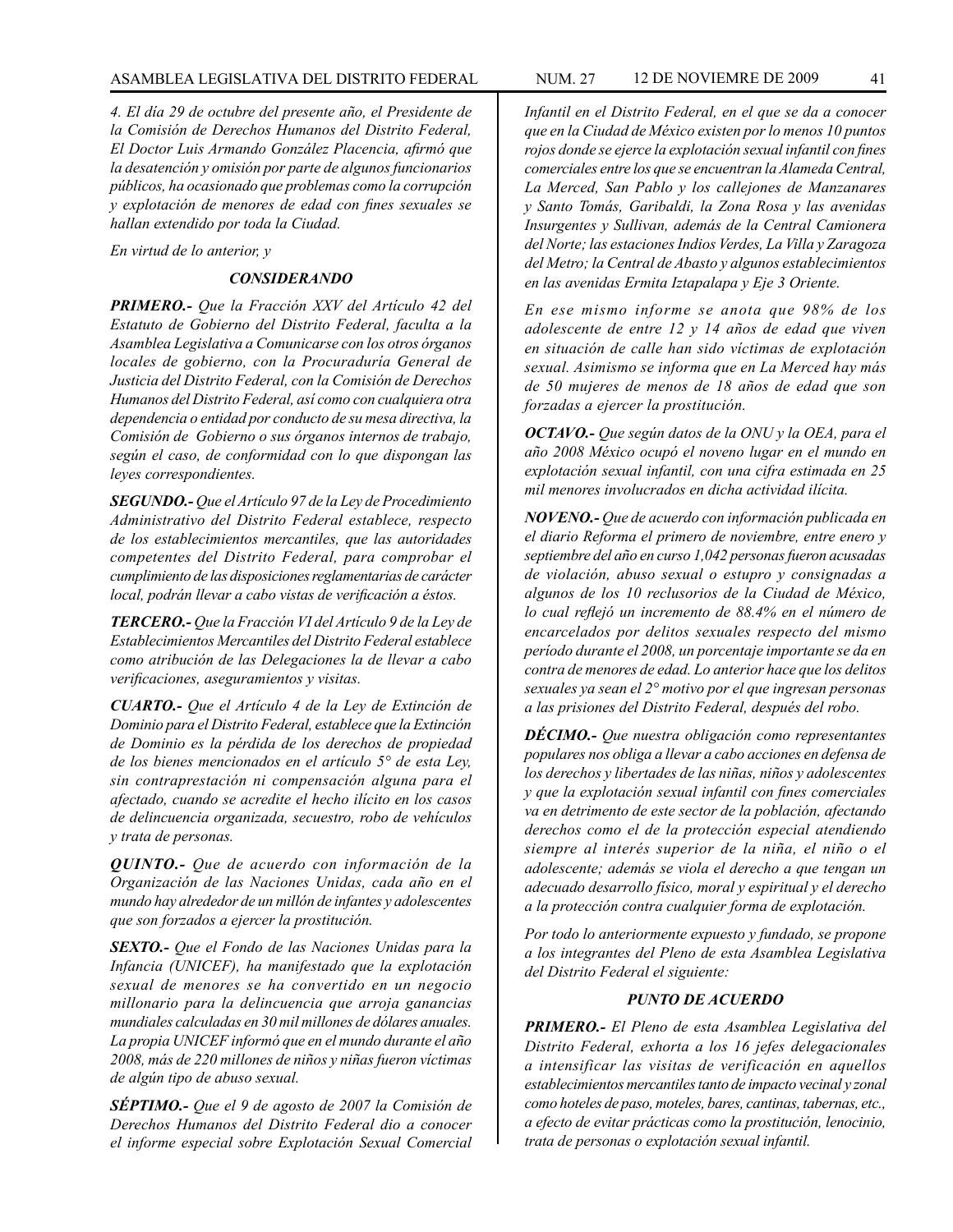*4. El día 29 de octubre del presente año, el Presidente de la Comisión de Derechos Humanos del Distrito Federal, El Doctor Luis Armando González Placencia, afirmó que la desatención y omisión por parte de algunos funcionarios públicos, ha ocasionado que problemas como la corrupción y explotación de menores de edad con fines sexuales se hallan extendido por toda la Ciudad.*

*En virtud de lo anterior, y*

### *CONSIDERANDO*

***PRIMERO.-*** *Que la Fracción XXV del Artículo 42 del Estatuto de Gobierno del Distrito Federal, faculta a la Asamblea Legislativa a Comunicarse con los otros órganos locales de gobierno, con la Procuraduría General de Justicia del Distrito Federal, con la Comisión de Derechos Humanos del Distrito Federal, así como con cualquiera otra dependencia o entidad por conducto de su mesa directiva, la Comisión de Gobierno o sus órganos internos de trabajo, según el caso, de conformidad con lo que dispongan las leyes correspondientes.*

***SEGUNDO.-*** *Que el Artículo 97 de la Ley de Procedimiento Administrativo del Distrito Federal establece, respecto de los establecimientos mercantiles, que las autoridades competentes del Distrito Federal, para comprobar el cumplimiento de las disposiciones reglamentarias de carácter local, podrán llevar a cabo vistas de verificación a éstos.*

***TERCERO.-*** *Que la Fracción VI del Artículo 9 de la Ley de Establecimientos Mercantiles del Distrito Federal establece como atribución de las Delegaciones la de llevar a cabo verificaciones, aseguramientos y visitas.*

***CUARTO.-*** *Que el Artículo 4 de la Ley de Extinción de Dominio para el Distrito Federal, establece que la Extinción de Dominio es la pérdida de los derechos de propiedad de los bienes mencionados en el artículo 5° de esta Ley, sin contraprestación ni compensación alguna para el afectado, cuando se acredite el hecho ilícito en los casos de delincuencia organizada, secuestro, robo de vehículos y trata de personas.*

***QUINTO.-*** *Que de acuerdo con información de la Organización de las Naciones Unidas, cada año en el mundo hay alrededor de un millón de infantes y adolescentes que son forzados a ejercer la prostitución.*

***SEXTO.-*** *Que el Fondo de las Naciones Unidas para la Infancia (UNICEF), ha manifestado que la explotación sexual de menores se ha convertido en un negocio millonario para la delincuencia que arroja ganancias mundiales calculadas en 30 mil millones de dólares anuales. La propia UNICEF informó que en el mundo durante el año 2008, más de 220 millones de niños y niñas fueron víctimas de algún tipo de abuso sexual.*

***SÉPTIMO.-*** *Que el 9 de agosto de 2007 la Comisión de Derechos Humanos del Distrito Federal dio a conocer el informe especial sobre Explotación Sexual Comercial Infantil en el Distrito Federal, en el que se da a conocer que en la Ciudad de México existen por lo menos 10 puntos rojos donde se ejerce la explotación sexual infantil con fines comerciales entre los que se encuentran la Alameda Central, La Merced, San Pablo y los callejones de Manzanares y Santo Tomás, Garibaldi, la Zona Rosa y las avenidas Insurgentes y Sullivan, además de la Central Camionera del Norte; las estaciones Indios Verdes, La Villa y Zaragoza del Metro; la Central de Abasto y algunos establecimientos en las avenidas Ermita Iztapalapa y Eje 3 Oriente.*

*En ese mismo informe se anota que 98% de los adolescente de entre 12 y 14 años de edad que viven en situación de calle han sido víctimas de explotación sexual. Asimismo se informa que en La Merced hay más de 50 mujeres de menos de 18 años de edad que son forzadas a ejercer la prostitución.*

***OCTAVO.-*** *Que según datos de la ONU y la OEA, para el año 2008 México ocupó el noveno lugar en el mundo en explotación sexual infantil, con una cifra estimada en 25 mil menores involucrados en dicha actividad ilícita.*

***NOVENO.-*** *Que de acuerdo con información publicada en el diario Reforma el primero de noviembre, entre enero y septiembre del año en curso 1,042 personas fueron acusadas de violación, abuso sexual o estupro y consignadas a algunos de los 10 reclusorios de la Ciudad de México, lo cual reflejó un incremento de 88.4% en el número de encarcelados por delitos sexuales respecto del mismo período durante el 2008, un porcentaje importante se da en contra de menores de edad. Lo anterior hace que los delitos sexuales ya sean el 2° motivo por el que ingresan personas a las prisiones del Distrito Federal, después del robo.*

***DÉCIMO.-*** *Que nuestra obligación como representantes populares nos obliga a llevar a cabo acciones en defensa de los derechos y libertades de las niñas, niños y adolescentes y que la explotación sexual infantil con fines comerciales va en detrimento de este sector de la población, afectando derechos como el de la protección especial atendiendo siempre al interés superior de la niña, el niño o el adolescente; además se viola el derecho a que tengan un adecuado desarrollo físico, moral y espiritual y el derecho a la protección contra cualquier forma de explotación.*

*Por todo lo anteriormente expuesto y fundado, se propone a los integrantes del Pleno de esta Asamblea Legislativa del Distrito Federal el siguiente:*

### *PUNTO DE ACUERDO*

***PRIMERO.-*** *El Pleno de esta Asamblea Legislativa del Distrito Federal, exhorta a los 16 jefes delegacionales a intensificar las visitas de verificación en aquellos establecimientos mercantiles tanto de impacto vecinal y zonal como hoteles de paso, moteles, bares, cantinas, tabernas, etc., a efecto de evitar prácticas como la prostitución, lenocinio, trata de personas o explotación sexual infantil.*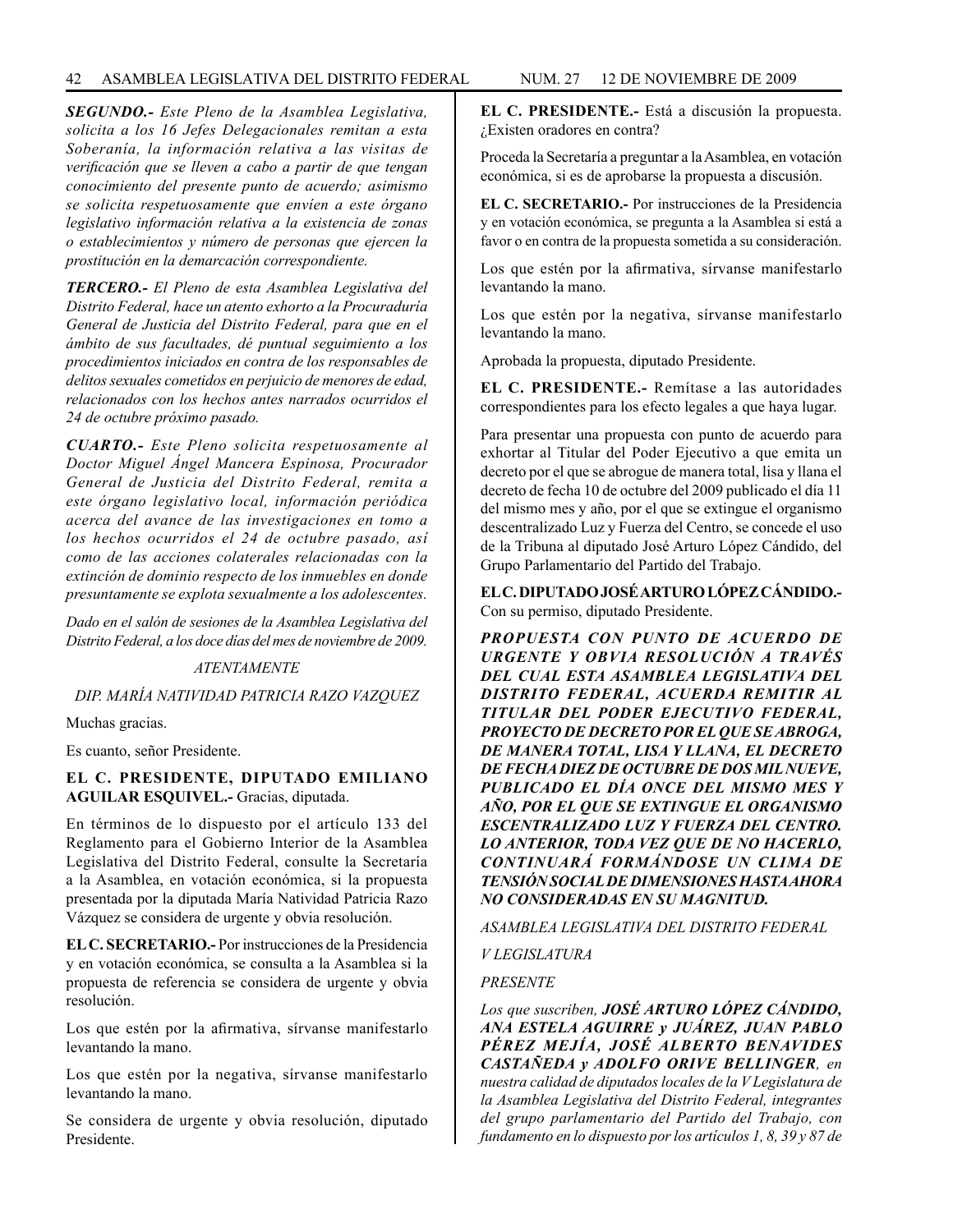***SEGUNDO.-** Este Pleno de la Asamblea Legislativa, solicita a los 16 Jefes Delegacionales remitan a esta Soberanía, la información relativa a las visitas de verificación que se lleven a cabo a partir de que tengan conocimiento del presente punto de acuerdo; asimismo se solicita respetuosamente que envíen a este órgano legislativo información relativa a la existencia de zonas o establecimientos y número de personas que ejercen la prostitución en la demarcación correspondiente.*

***TERCERO.-** El Pleno de esta Asamblea Legislativa del Distrito Federal, hace un atento exhorto a la Procuraduría General de Justicia del Distrito Federal, para que en el ámbito de sus facultades, dé puntual seguimiento a los procedimientos iniciados en contra de los responsables de delitos sexuales cometidos en perjuicio de menores de edad, relacionados con los hechos antes narrados ocurridos el 24 de octubre próximo pasado.*

***CUARTO.-** Este Pleno solicita respetuosamente al Doctor Miguel Ángel Mancera Espinosa, Procurador General de Justicia del Distrito Federal, remita a este órgano legislativo local, información periódica acerca del avance de las investigaciones en tomo a los hechos ocurridos el 24 de octubre pasado, así como de las acciones colaterales relacionadas con la extinción de dominio respecto de los inmuebles en donde presuntamente se explota sexualmente a los adolescentes.*

*Dado en el salón de sesiones de la Asamblea Legislativa del Distrito Federal, a los doce días del mes de noviembre de 2009.*

*ATENTAMENTE*

*DIP. MARÍA NATIVIDAD PATRICIA RAZO VAZQUEZ*

Muchas gracias.

Es cuanto, señor Presidente.

**EL C. PRESIDENTE, DIPUTADO EMILIANO AGUILAR ESQUIVEL.-** Gracias, diputada.

En términos de lo dispuesto por el artículo 133 del Reglamento para el Gobierno Interior de la Asamblea Legislativa del Distrito Federal, consulte la Secretaría a la Asamblea, en votación económica, si la propuesta presentada por la diputada María Natividad Patricia Razo Vázquez se considera de urgente y obvia resolución.

**EL C. SECRETARIO.-** Por instrucciones de la Presidencia y en votación económica, se consulta a la Asamblea si la propuesta de referencia se considera de urgente y obvia resolución.

Los que estén por la afirmativa, sírvanse manifestarlo levantando la mano.

Los que estén por la negativa, sírvanse manifestarlo levantando la mano.

Se considera de urgente y obvia resolución, diputado Presidente.

**EL C. PRESIDENTE.-** Está a discusión la propuesta. ¿Existen oradores en contra?

Proceda la Secretaría a preguntar a la Asamblea, en votación económica, si es de aprobarse la propuesta a discusión.

**EL C. SECRETARIO.-** Por instrucciones de la Presidencia y en votación económica, se pregunta a la Asamblea si está a favor o en contra de la propuesta sometida a su consideración.

Los que estén por la afirmativa, sírvanse manifestarlo levantando la mano.

Los que estén por la negativa, sírvanse manifestarlo levantando la mano.

Aprobada la propuesta, diputado Presidente.

**EL C. PRESIDENTE.-** Remítase a las autoridades correspondientes para los efecto legales a que haya lugar.

Para presentar una propuesta con punto de acuerdo para exhortar al Titular del Poder Ejecutivo a que emita un decreto por el que se abrogue de manera total, lisa y llana el decreto de fecha 10 de octubre del 2009 publicado el día 11 del mismo mes y año, por el que se extingue el organismo descentralizado Luz y Fuerza del Centro, se concede el uso de la Tribuna al diputado José Arturo López Cándido, del Grupo Parlamentario del Partido del Trabajo.

**EL C. DIPUTADO JOSÉ ARTURO LÓPEZ CÁNDIDO.-** Con su permiso, diputado Presidente.

***PROPUESTA CON PUNTO DE ACUERDO DE URGENTE Y OBVIA RESOLUCIÓN A TRAVÉS DEL CUAL ESTA ASAMBLEA LEGISLATIVA DEL DISTRITO FEDERAL, ACUERDA REMITIR AL TITULAR DEL PODER EJECUTIVO FEDERAL, PROYECTO DE DECRETO POR EL QUE SE ABROGA, DE MANERA TOTAL, LISA Y LLANA, EL DECRETO DE FECHA DIEZ DE OCTUBRE DE DOS MIL NUEVE, PUBLICADO EL DÍA ONCE DEL MISMO MES Y AÑO, POR EL QUE SE EXTINGUE EL ORGANISMO ESCENTRALIZADO LUZ Y FUERZA DEL CENTRO. LO ANTERIOR, TODA VEZ QUE DE NO HACERLO, CONTINUARÁ FORMÁNDOSE UN CLIMA DE TENSIÓN SOCIAL DE DIMENSIONES HASTA AHORA NO CONSIDERADAS EN SU MAGNITUD.***

*ASAMBLEA LEGISLATIVA DEL DISTRITO FEDERAL*

*V LEGISLATURA*

*PRESENTE*

*Los que suscriben, **JOSÉ ARTURO LÓPEZ CÁNDIDO, ANA ESTELA AGUIRRE y JUÁREZ, JUAN PABLO PÉREZ MEJÍA, JOSÉ ALBERTO BENAVIDES CASTAÑEDA y ADOLFO ORIVE BELLINGER**, en nuestra calidad de diputados locales de la V Legislatura de la Asamblea Legislativa del Distrito Federal, integrantes del grupo parlamentario del Partido del Trabajo, con fundamento en lo dispuesto por los artículos 1, 8, 39 y 87 de*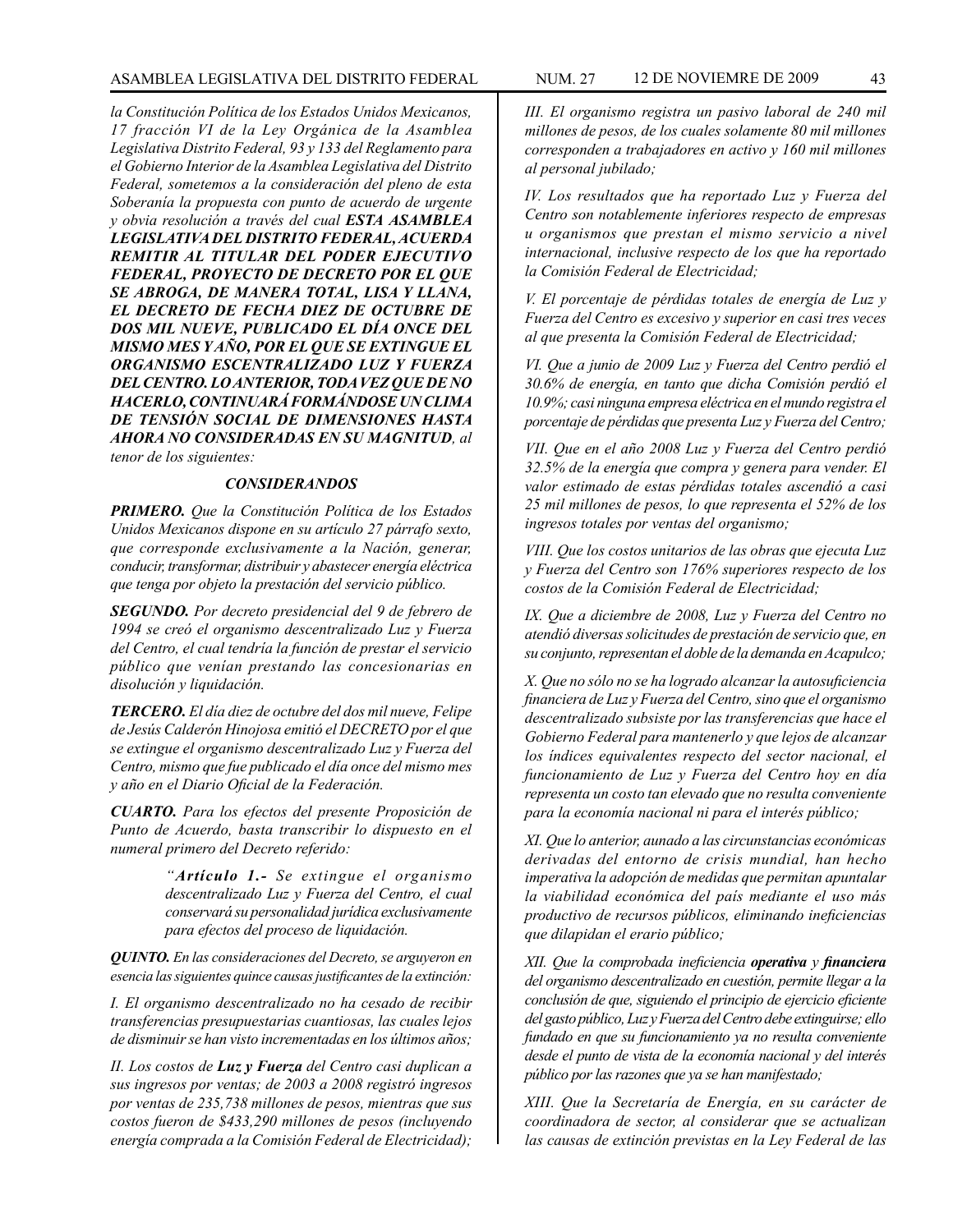*la Constitución Política de los Estados Unidos Mexicanos, 17 fracción VI de la Ley Orgánica de la Asamblea Legislativa Distrito Federal, 93 y 133 del Reglamento para el Gobierno Interior de la Asamblea Legislativa del Distrito Federal, sometemos a la consideración del pleno de esta Soberanía la propuesta con punto de acuerdo de urgente y obvia resolución a través del cual* ***ESTA ASAMBLEA LEGISLATIVA DEL DISTRITO FEDERAL, ACUERDA REMITIR AL TITULAR DEL PODER EJECUTIVO FEDERAL, PROYECTO DE DECRETO POR EL QUE SE ABROGA, DE MANERA TOTAL, LISA Y LLANA, EL DECRETO DE FECHA DIEZ DE OCTUBRE DE DOS MIL NUEVE, PUBLICADO EL DÍA ONCE DEL MISMO MES Y AÑO, POR EL QUE SE EXTINGUE EL ORGANISMO ESCENTRALIZADO LUZ Y FUERZA DEL CENTRO. LO ANTERIOR, TODA VEZ QUE DE NO HACERLO, CONTINUARÁ FORMÁNDOSE UN CLIMA DE TENSIÓN SOCIAL DE DIMENSIONES HASTA AHORA NO CONSIDERADAS EN SU MAGNITUD****, al tenor de los siguientes:*

### *CONSIDERANDOS*

***PRIMERO.*** *Que la Constitución Política de los Estados Unidos Mexicanos dispone en su artículo 27 párrafo sexto, que corresponde exclusivamente a la Nación, generar, conducir, transformar, distribuir y abastecer energía eléctrica que tenga por objeto la prestación del servicio público.*

***SEGUNDO.*** *Por decreto presidencial del 9 de febrero de 1994 se creó el organismo descentralizado Luz y Fuerza del Centro, el cual tendría la función de prestar el servicio público que venían prestando las concesionarias en disolución y liquidación.*

***TERCERO.*** *El día diez de octubre del dos mil nueve, Felipe de Jesús Calderón Hinojosa emitió el DECRETO por el que se extingue el organismo descentralizado Luz y Fuerza del Centro, mismo que fue publicado el día once del mismo mes y año en el Diario Oficial de la Federación.*

***CUARTO.*** *Para los efectos del presente Proposición de Punto de Acuerdo, basta transcribir lo dispuesto en el numeral primero del Decreto referido:*

> *"****Artículo 1.-*** *Se extingue el organismo descentralizado Luz y Fuerza del Centro, el cual conservará su personalidad jurídica exclusivamente para efectos del proceso de liquidación.*

***QUINTO.*** *En las consideraciones del Decreto, se arguyeron en esencia las siguientes quince causas justificantes de la extinción:*

*I. El organismo descentralizado no ha cesado de recibir transferencias presupuestarias cuantiosas, las cuales lejos de disminuir se han visto incrementadas en los últimos años;*

*II. Los costos de* ***Luz y Fuerza*** *del Centro casi duplican a sus ingresos por ventas; de 2003 a 2008 registró ingresos por ventas de 235,738 millones de pesos, mientras que sus costos fueron de $433,290 millones de pesos (incluyendo energía comprada a la Comisión Federal de Electricidad);*

*III. El organismo registra un pasivo laboral de 240 mil millones de pesos, de los cuales solamente 80 mil millones corresponden a trabajadores en activo y 160 mil millones al personal jubilado;*

*IV. Los resultados que ha reportado Luz y Fuerza del Centro son notablemente inferiores respecto de empresas u organismos que prestan el mismo servicio a nivel internacional, inclusive respecto de los que ha reportado la Comisión Federal de Electricidad;*

*V. El porcentaje de pérdidas totales de energía de Luz y Fuerza del Centro es excesivo y superior en casi tres veces al que presenta la Comisión Federal de Electricidad;*

*VI. Que a junio de 2009 Luz y Fuerza del Centro perdió el 30.6% de energía, en tanto que dicha Comisión perdió el 10.9%; casi ninguna empresa eléctrica en el mundo registra el porcentaje de pérdidas que presenta Luz y Fuerza del Centro;*

*VII. Que en el año 2008 Luz y Fuerza del Centro perdió 32.5% de la energía que compra y genera para vender. El valor estimado de estas pérdidas totales ascendió a casi 25 mil millones de pesos, lo que representa el 52% de los ingresos totales por ventas del organismo;*

*VIII. Que los costos unitarios de las obras que ejecuta Luz y Fuerza del Centro son 176% superiores respecto de los costos de la Comisión Federal de Electricidad;*

*IX. Que a diciembre de 2008, Luz y Fuerza del Centro no atendió diversas solicitudes de prestación de servicio que, en su conjunto, representan el doble de la demanda en Acapulco;*

*X. Que no sólo no se ha logrado alcanzar la autosuficiencia financiera de Luz y Fuerza del Centro, sino que el organismo descentralizado subsiste por las transferencias que hace el Gobierno Federal para mantenerlo y que lejos de alcanzar los índices equivalentes respecto del sector nacional, el funcionamiento de Luz y Fuerza del Centro hoy en día representa un costo tan elevado que no resulta conveniente para la economía nacional ni para el interés público;*

*XI. Que lo anterior, aunado a las circunstancias económicas derivadas del entorno de crisis mundial, han hecho imperativa la adopción de medidas que permitan apuntalar la viabilidad económica del país mediante el uso más productivo de recursos públicos, eliminando ineficiencias que dilapidan el erario público;*

*XII. Que la comprobada ineficiencia* ***operativa*** *y* ***financiera*** *del organismo descentralizado en cuestión, permite llegar a la conclusión de que, siguiendo el principio de ejercicio eficiente del gasto público, Luz y Fuerza del Centro debe extinguirse; ello fundado en que su funcionamiento ya no resulta conveniente desde el punto de vista de la economía nacional y del interés público por las razones que ya se han manifestado;*

*XIII. Que la Secretaría de Energía, en su carácter de coordinadora de sector, al considerar que se actualizan las causas de extinción previstas en la Ley Federal de las*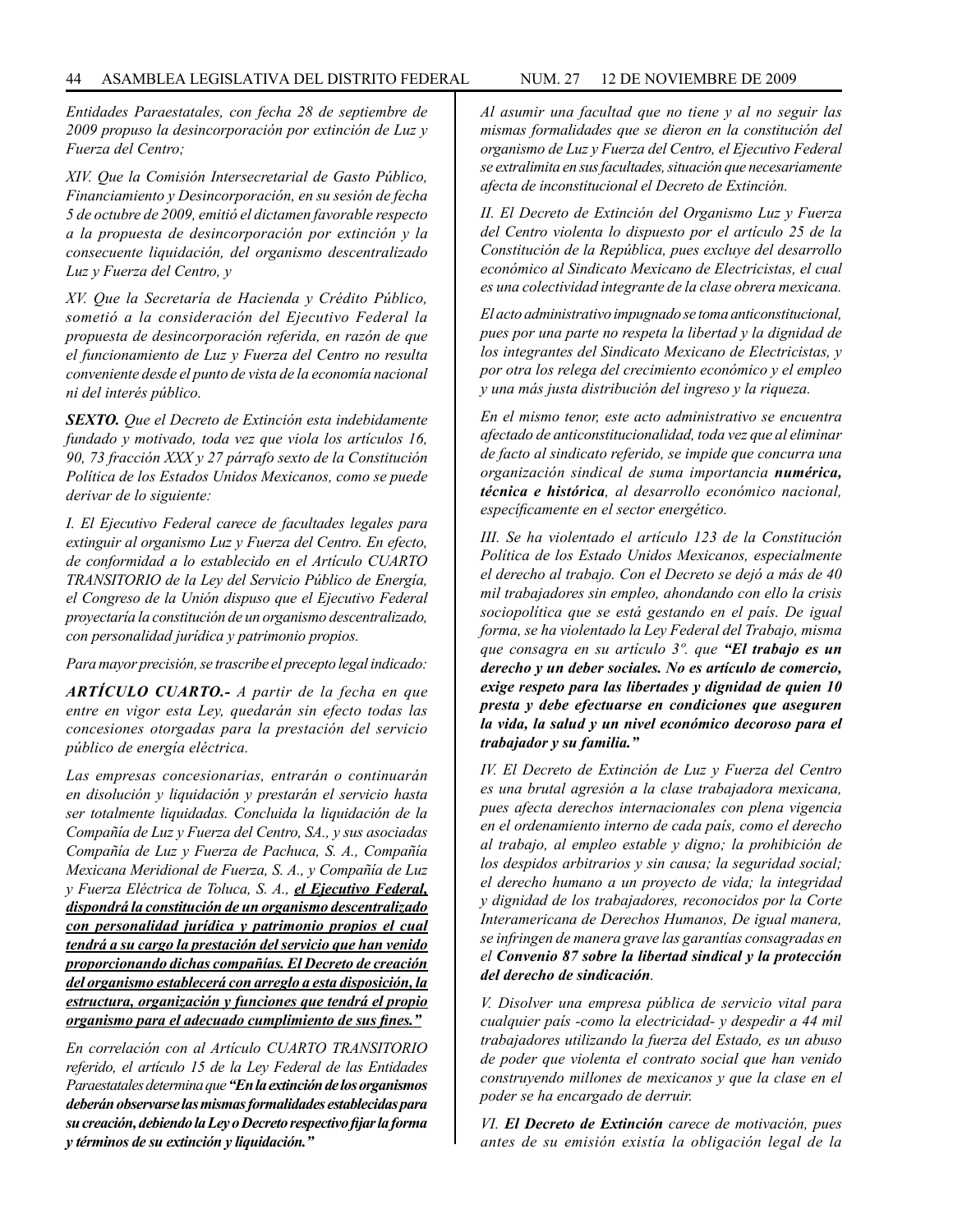*Entidades Paraestatales, con fecha 28 de septiembre de 2009 propuso la desincorporación por extinción de Luz y Fuerza del Centro;*

*XIV. Que la Comisión Intersecretarial de Gasto Público, Financiamiento y Desincorporación, en su sesión de fecha 5 de octubre de 2009, emitió el dictamen favorable respecto a la propuesta de desincorporación por extinción y la consecuente liquidación, del organismo descentralizado Luz y Fuerza del Centro, y*

*XV. Que la Secretaría de Hacienda y Crédito Público, sometió a la consideración del Ejecutivo Federal la propuesta de desincorporación referida, en razón de que el funcionamiento de Luz y Fuerza del Centro no resulta conveniente desde el punto de vista de la economía nacional ni del interés público.*

***SEXTO.*** *Que el Decreto de Extinción esta indebidamente fundado y motivado, toda vez que viola los artículos 16, 90, 73 fracción XXX y 27 párrafo sexto de la Constitución Política de los Estados Unidos Mexicanos, como se puede derivar de lo siguiente:*

*I. El Ejecutivo Federal carece de facultades legales para extinguir al organismo Luz y Fuerza del Centro. En efecto, de conformidad a lo establecido en el Artículo CUARTO TRANSITORIO de la Ley del Servicio Público de Energía, el Congreso de la Unión dispuso que el Ejecutivo Federal proyectaría la constitución de un organismo descentralizado, con personalidad jurídica y patrimonio propios.*

*Para mayor precisión, se trascribe el precepto legal indicado:*

***ARTÍCULO CUARTO.-*** *A partir de la fecha en que entre en vigor esta Ley, quedarán sin efecto todas las concesiones otorgadas para la prestación del servicio público de energía eléctrica.*

*Las empresas concesionarias, entrarán o continuarán en disolución y liquidación y prestarán el servicio hasta ser totalmente liquidadas. Concluida la liquidación de la Compañía de Luz y Fuerza del Centro, SA., y sus asociadas Compañía de Luz y Fuerza de Pachuca, S. A., Compañía Mexicana Meridional de Fuerza, S. A., y Compañía de Luz y Fuerza Eléctrica de Toluca, S. A.,* ***el Ejecutivo Federal, dispondrá la constitución de un organismo descentralizado con personalidad jurídica y patrimonio propios el cual tendrá a su cargo la prestación del servicio que han venido proporcionando dichas compañías. El Decreto de creación del organismo establecerá con arreglo a esta disposición, la estructura, organización y funciones que tendrá el propio organismo para el adecuado cumplimiento de sus fines."***

*En correlación con al Artículo CUARTO TRANSITORIO referido, el artículo 15 de la Ley Federal de las Entidades Paraestatales determina que* ***"En la extinción de los organismos deberán observarse las mismas formalidades establecidas para su creación, debiendo la Ley o Decreto respectivo fijar la forma y términos de su extinción y liquidación."***

*Al asumir una facultad que no tiene y al no seguir las mismas formalidades que se dieron en la constitución del organismo de Luz y Fuerza del Centro, el Ejecutivo Federal se extralimita en sus facultades, situación que necesariamente afecta de inconstitucional el Decreto de Extinción.*

*II. El Decreto de Extinción del Organismo Luz y Fuerza del Centro violenta lo dispuesto por el artículo 25 de la Constitución de la República, pues excluye del desarrollo económico al Sindicato Mexicano de Electricistas, el cual es una colectividad integrante de la clase obrera mexicana.*

*El acto administrativo impugnado se toma anticonstitucional, pues por una parte no respeta la libertad y la dignidad de los integrantes del Sindicato Mexicano de Electricistas, y por otra los relega del crecimiento económico y el empleo y una más justa distribución del ingreso y la riqueza.*

*En el mismo tenor, este acto administrativo se encuentra afectado de anticonstitucionalidad, toda vez que al eliminar de facto al sindicato referido, se impide que concurra una organización sindical de suma importancia* ***numérica, técnica e histórica****, al desarrollo económico nacional, específicamente en el sector energético.*

*III. Se ha violentado el artículo 123 de la Constitución Política de los Estado Unidos Mexicanos, especialmente el derecho al trabajo. Con el Decreto se dejó a más de 40 mil trabajadores sin empleo, ahondando con ello la crisis sociopolítica que se está gestando en el país. De igual forma, se ha violentado la Ley Federal del Trabajo, misma que consagra en su artículo 3º. que* ***"El trabajo es un derecho y un deber sociales. No es artículo de comercio, exige respeto para las libertades y dignidad de quien 10 presta y debe efectuarse en condiciones que aseguren la vida, la salud y un nivel económico decoroso para el trabajador y su familia."***

*IV. El Decreto de Extinción de Luz y Fuerza del Centro es una brutal agresión a la clase trabajadora mexicana, pues afecta derechos internacionales con plena vigencia en el ordenamiento interno de cada país, como el derecho al trabajo, al empleo estable y digno; la prohibición de los despidos arbitrarios y sin causa; la seguridad social; el derecho humano a un proyecto de vida; la integridad y dignidad de los trabajadores, reconocidos por la Corte Interamericana de Derechos Humanos, De igual manera, se infringen de manera grave las garantías consagradas en el* ***Convenio 87 sobre la libertad sindical y la protección del derecho de sindicación****.*

*V. Disolver una empresa pública de servicio vital para cualquier país -como la electricidad- y despedir a 44 mil trabajadores utilizando la fuerza del Estado, es un abuso de poder que violenta el contrato social que han venido construyendo millones de mexicanos y que la clase en el poder se ha encargado de derruir.*

*VI.* ***El Decreto de Extinción*** *carece de motivación, pues antes de su emisión existía la obligación legal de la*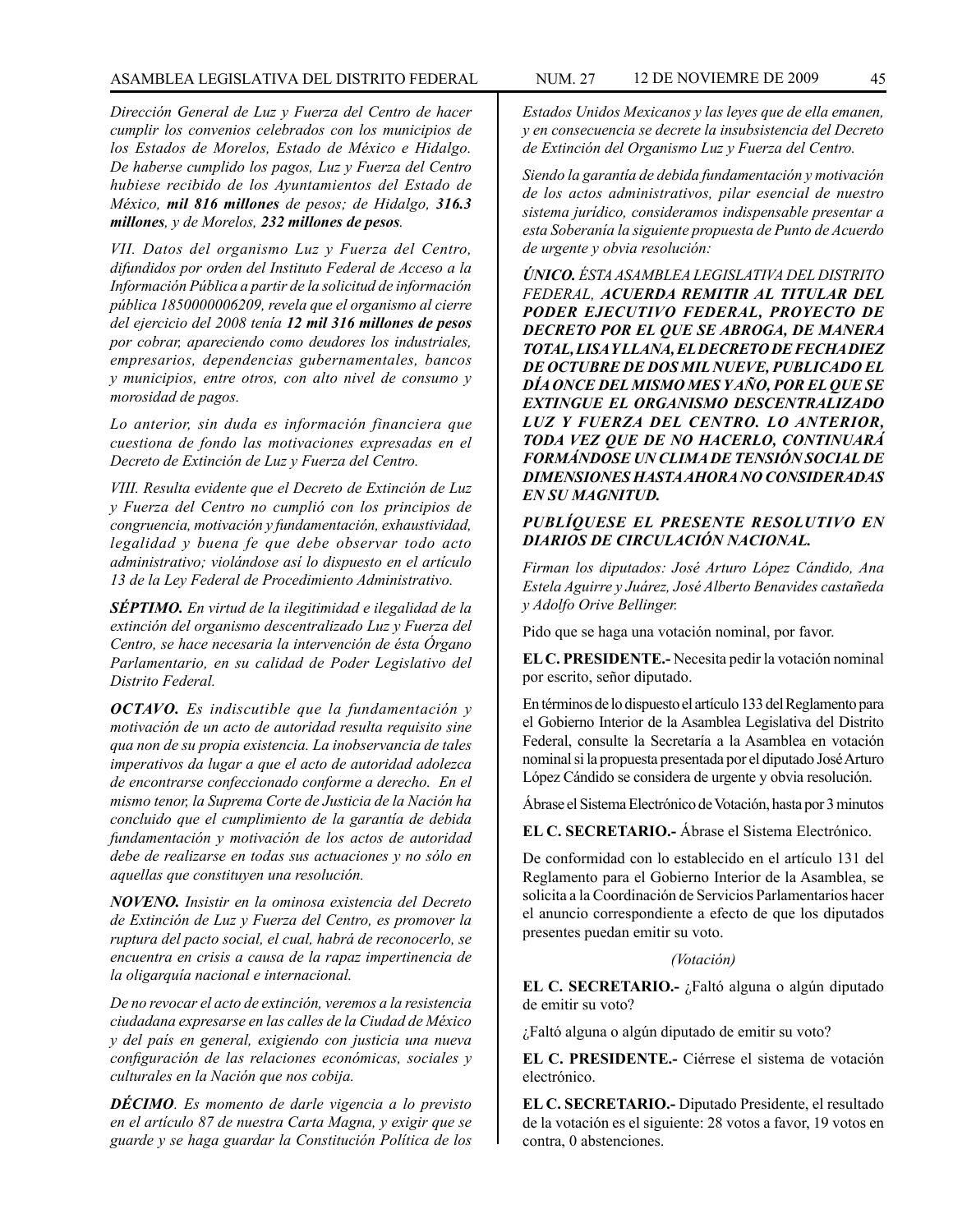*Dirección General de Luz y Fuerza del Centro de hacer cumplir los convenios celebrados con los municipios de los Estados de Morelos, Estado de México e Hidalgo. De haberse cumplido los pagos, Luz y Fuerza del Centro hubiese recibido de los Ayuntamientos del Estado de México,* ***mil 816 millones*** *de pesos; de Hidalgo,* ***316.3 millones****, y de Morelos,* ***232 millones de pesos****.*

*VII. Datos del organismo Luz y Fuerza del Centro, difundidos por orden del Instituto Federal de Acceso a la Información Pública a partir de la solicitud de información pública 1850000006209, revela que el organismo al cierre del ejercicio del 2008 tenía* ***12 mil 316 millones de pesos*** *por cobrar, apareciendo como deudores los industriales, empresarios, dependencias gubernamentales, bancos y municipios, entre otros, con alto nivel de consumo y morosidad de pagos.*

*Lo anterior, sin duda es información financiera que cuestiona de fondo las motivaciones expresadas en el Decreto de Extinción de Luz y Fuerza del Centro.*

*VIII. Resulta evidente que el Decreto de Extinción de Luz y Fuerza del Centro no cumplió con los principios de congruencia, motivación y fundamentación, exhaustividad, legalidad y buena fe que debe observar todo acto administrativo; violándose así lo dispuesto en el artículo 13 de la Ley Federal de Procedimiento Administrativo.*

***SÉPTIMO.*** *En virtud de la ilegitimidad e ilegalidad de la extinción del organismo descentralizado Luz y Fuerza del Centro, se hace necesaria la intervención de ésta Órgano Parlamentario, en su calidad de Poder Legislativo del Distrito Federal.*

***OCTAVO.*** *Es indiscutible que la fundamentación y motivación de un acto de autoridad resulta requisito sine qua non de su propia existencia. La inobservancia de tales imperativos da lugar a que el acto de autoridad adolezca de encontrarse confeccionado conforme a derecho. En el mismo tenor, la Suprema Corte de Justicia de la Nación ha concluido que el cumplimiento de la garantía de debida fundamentación y motivación de los actos de autoridad debe de realizarse en todas sus actuaciones y no sólo en aquellas que constituyen una resolución.*

***NOVENO.*** *Insistir en la ominosa existencia del Decreto de Extinción de Luz y Fuerza del Centro, es promover la ruptura del pacto social, el cual, habrá de reconocerlo, se encuentra en crisis a causa de la rapaz impertinencia de la oligarquía nacional e internacional.*

*De no revocar el acto de extinción, veremos a la resistencia ciudadana expresarse en las calles de la Ciudad de México y del país en general, exigiendo con justicia una nueva configuración de las relaciones económicas, sociales y culturales en la Nación que nos cobija.*

***DÉCIMO****. Es momento de darle vigencia a lo previsto en el artículo 87 de nuestra Carta Magna, y exigir que se guarde y se haga guardar la Constitución Política de los Estados Unidos Mexicanos y las leyes que de ella emanen, y en consecuencia se decrete la insubsistencia del Decreto de Extinción del Organismo Luz y Fuerza del Centro.*

*Siendo la garantía de debida fundamentación y motivación de los actos administrativos, pilar esencial de nuestro sistema jurídico, consideramos indispensable presentar a esta Soberanía la siguiente propuesta de Punto de Acuerdo de urgente y obvia resolución:*

***ÚNICO.*** *ÉSTA ASAMBLEA LEGISLATIVA DEL DISTRITO FEDERAL,* ***ACUERDA REMITIR AL TITULAR DEL PODER EJECUTIVO FEDERAL, PROYECTO DE DECRETO POR EL QUE SE ABROGA, DE MANERA TOTAL, LISA Y LLANA, EL DECRETO DE FECHA DIEZ DE OCTUBRE DE DOS MIL NUEVE, PUBLICADO EL DÍA ONCE DEL MISMO MES Y AÑO, POR EL QUE SE EXTINGUE EL ORGANISMO DESCENTRALIZADO LUZ Y FUERZA DEL CENTRO. LO ANTERIOR, TODA VEZ QUE DE NO HACERLO, CONTINUARÁ FORMÁNDOSE UN CLIMA DE TENSIÓN SOCIAL DE DIMENSIONES HASTA AHORA NO CONSIDERADAS EN SU MAGNITUD.***

***PUBLÍQUESE EL PRESENTE RESOLUTIVO EN DIARIOS DE CIRCULACIÓN NACIONAL.***

*Firman los diputados: José Arturo López Cándido, Ana Estela Aguirre y Juárez, José Alberto Benavides castañeda y Adolfo Orive Bellinger.*

Pido que se haga una votación nominal, por favor.

**EL C. PRESIDENTE.-** Necesita pedir la votación nominal por escrito, señor diputado.

En términos de lo dispuesto el artículo 133 del Reglamento para el Gobierno Interior de la Asamblea Legislativa del Distrito Federal, consulte la Secretaría a la Asamblea en votación nominal si la propuesta presentada por el diputado José Arturo López Cándido se considera de urgente y obvia resolución.

Ábrase el Sistema Electrónico de Votación, hasta por 3 minutos

**EL C. SECRETARIO.-** Ábrase el Sistema Electrónico.

De conformidad con lo establecido en el artículo 131 del Reglamento para el Gobierno Interior de la Asamblea, se solicita a la Coordinación de Servicios Parlamentarios hacer el anuncio correspondiente a efecto de que los diputados presentes puedan emitir su voto.

*(Votación)*

**EL C. SECRETARIO.-** ¿Faltó alguna o algún diputado de emitir su voto?

¿Faltó alguna o algún diputado de emitir su voto?

**EL C. PRESIDENTE.-** Ciérrese el sistema de votación electrónico.

**EL C. SECRETARIO.-** Diputado Presidente, el resultado de la votación es el siguiente: 28 votos a favor, 19 votos en contra, 0 abstenciones.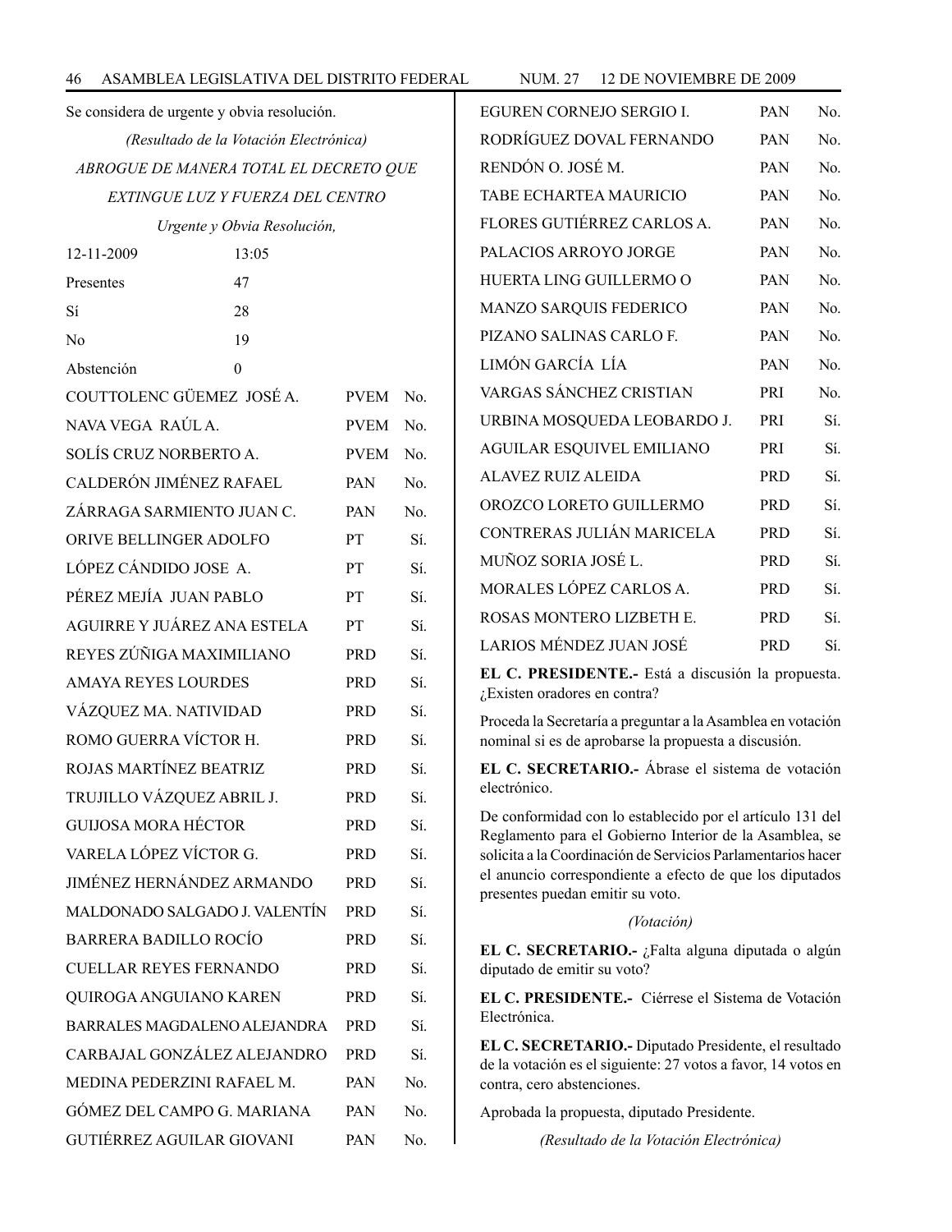Se considera de urgente y obvia resolución.

*(Resultado de la Votación Electrónica)*

*ABROGUE DE MANERA TOTAL EL DECRETO QUE EXTINGUE LUZ Y FUERZA DEL CENTRO*

*Urgente y Obvia Resolución,*

| | |
|---|---|
| 12-11-2009 | 13:05 |
| Presentes | 47 |
| Sí | 28 |
| No | 19 |
| Abstención | 0 |

| | | |
|---|---|---|
| COUTTOLENC GÜEMEZ JOSÉ A. | PVEM | No. |
| NAVA VEGA RAÚL A. | PVEM | No. |
| SOLÍS CRUZ NORBERTO A. | PVEM | No. |
| CALDERÓN JIMÉNEZ RAFAEL | PAN | No. |
| ZÁRRAGA SARMIENTO JUAN C. | PAN | No. |
| ORIVE BELLINGER ADOLFO | PT | Sí. |
| LÓPEZ CÁNDIDO JOSE A. | PT | Sí. |
| PÉREZ MEJÍA JUAN PABLO | PT | Sí. |
| AGUIRRE Y JUÁREZ ANA ESTELA | PT | Sí. |
| REYES ZÚÑIGA MAXIMILIANO | PRD | Sí. |
| AMAYA REYES LOURDES | PRD | Sí. |
| VÁZQUEZ MA. NATIVIDAD | PRD | Sí. |
| ROMO GUERRA VÍCTOR H. | PRD | Sí. |
| ROJAS MARTÍNEZ BEATRIZ | PRD | Sí. |
| TRUJILLO VÁZQUEZ ABRIL J. | PRD | Sí. |
| GUIJOSA MORA HÉCTOR | PRD | Sí. |
| VARELA LÓPEZ VÍCTOR G. | PRD | Sí. |
| JIMÉNEZ HERNÁNDEZ ARMANDO | PRD | Sí. |
| MALDONADO SALGADO J. VALENTÍN | PRD | Sí. |
| BARRERA BADILLO ROCÍO | PRD | Sí. |
| CUELLAR REYES FERNANDO | PRD | Sí. |
| QUIROGA ANGUIANO KAREN | PRD | Sí. |
| BARRALES MAGDALENO ALEJANDRA | PRD | Sí. |
| CARBAJAL GONZÁLEZ ALEJANDRO | PRD | Sí. |
| MEDINA PEDERZINI RAFAEL M. | PAN | No. |
| GÓMEZ DEL CAMPO G. MARIANA | PAN | No. |
| GUTIÉRREZ AGUILAR GIOVANI | PAN | No. |
| EGUREN CORNEJO SERGIO I. | PAN | No. |
| RODRÍGUEZ DOVAL FERNANDO | PAN | No. |
| RENDÓN O. JOSÉ M. | PAN | No. |
| TABE ECHARTEA MAURICIO | PAN | No. |
| FLORES GUTIÉRREZ CARLOS A. | PAN | No. |
| PALACIOS ARROYO JORGE | PAN | No. |
| HUERTA LING GUILLERMO O | PAN | No. |
| MANZO SARQUIS FEDERICO | PAN | No. |
| PIZANO SALINAS CARLO F. | PAN | No. |
| LIMÓN GARCÍA LÍA | PAN | No. |
| VARGAS SÁNCHEZ CRISTIAN | PRI | No. |
| URBINA MOSQUEDA LEOBARDO J. | PRI | Sí. |
| AGUILAR ESQUIVEL EMILIANO | PRI | Sí. |
| ALAVEZ RUIZ ALEIDA | PRD | Sí. |
| OROZCO LORETO GUILLERMO | PRD | Sí. |
| CONTRERAS JULIÁN MARICELA | PRD | Sí. |
| MUÑOZ SORIA JOSÉ L. | PRD | Sí. |
| MORALES LÓPEZ CARLOS A. | PRD | Sí. |
| ROSAS MONTERO LIZBETH E. | PRD | Sí. |
| LARIOS MÉNDEZ JUAN JOSÉ | PRD | Sí. |

**EL C. PRESIDENTE.-** Está a discusión la propuesta. ¿Existen oradores en contra?

Proceda la Secretaría a preguntar a la Asamblea en votación nominal si es de aprobarse la propuesta a discusión.

**EL C. SECRETARIO.-** Ábrase el sistema de votación electrónico.

De conformidad con lo establecido por el artículo 131 del Reglamento para el Gobierno Interior de la Asamblea, se solicita a la Coordinación de Servicios Parlamentarios hacer el anuncio correspondiente a efecto de que los diputados presentes puedan emitir su voto.

*(Votación)*

**EL C. SECRETARIO.-** ¿Falta alguna diputada o algún diputado de emitir su voto?

**EL C. PRESIDENTE.-** Ciérrese el Sistema de Votación Electrónica.

**EL C. SECRETARIO.-** Diputado Presidente, el resultado de la votación es el siguiente: 27 votos a favor, 14 votos en contra, cero abstenciones.

Aprobada la propuesta, diputado Presidente.

*(Resultado de la Votación Electrónica)*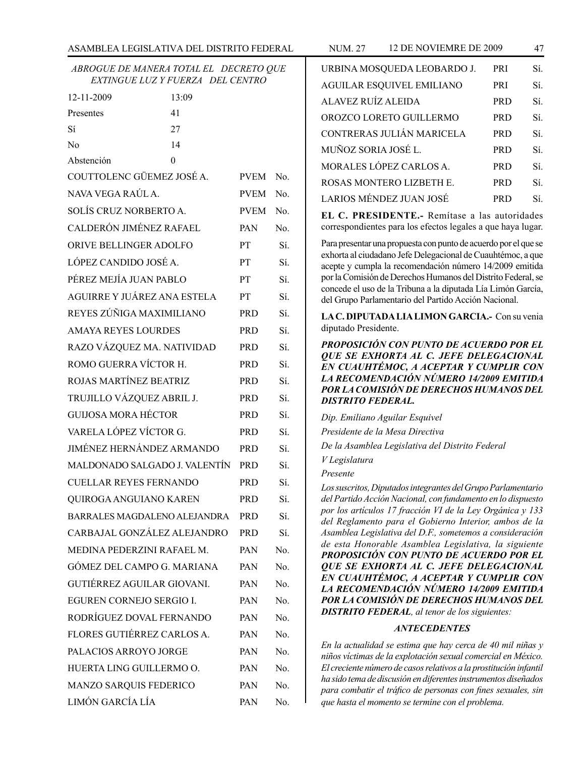*ABROGUE DE MANERA TOTAL EL DECRETO QUE EXTINGUE LUZ Y FUERZA DEL CENTRO*

| | | | |
|---|---|---|---|
| 12-11-2009 | 13:09 | | |
| Presentes | 41 | | |
| Sí | 27 | | |
| No | 14 | | |
| Abstención | 0 | | |
| COUTTOLENC GÜEMEZ JOSÉ A. | | PVEM | No. |
| NAVA VEGA RAÚL A. | | PVEM | No. |
| SOLÍS CRUZ NORBERTO A. | | PVEM | No. |
| CALDERÓN JIMÉNEZ RAFAEL | | PAN | No. |
| ORIVE BELLINGER ADOLFO | | PT | Sí. |
| LÓPEZ CANDIDO JOSÉ A. | | PT | Sí. |
| PÉREZ MEJÍA JUAN PABLO | | PT | Sí. |
| AGUIRRE Y JUÁREZ ANA ESTELA | | PT | Sí. |
| REYES ZÚÑIGA MAXIMILIANO | | PRD | Sí. |
| AMAYA REYES LOURDES | | PRD | Sí. |
| RAZO VÁZQUEZ MA. NATIVIDAD | | PRD | Sí. |
| ROMO GUERRA VÍCTOR H. | | PRD | Sí. |
| ROJAS MARTÍNEZ BEATRIZ | | PRD | Sí. |
| TRUJILLO VÁZQUEZ ABRIL J. | | PRD | Sí. |
| GUIJOSA MORA HÉCTOR | | PRD | Sí. |
| VARELA LÓPEZ VÍCTOR G. | | PRD | Sí. |
| JIMÉNEZ HERNÁNDEZ ARMANDO | | PRD | Sí. |
| MALDONADO SALGADO J. VALENTÍN | | PRD | Sí. |
| CUELLAR REYES FERNANDO | | PRD | Sí. |
| QUIROGA ANGUIANO KAREN | | PRD | Sí. |
| BARRALES MAGDALENO ALEJANDRA | | PRD | Sí. |
| CARBAJAL GONZÁLEZ ALEJANDRO | | PRD | Sí. |
| MEDINA PEDERZINI RAFAEL M. | | PAN | No. |
| GÓMEZ DEL CAMPO G. MARIANA | | PAN | No. |
| GUTIÉRREZ AGUILAR GIOVANI. | | PAN | No. |
| EGUREN CORNEJO SERGIO I. | | PAN | No. |
| RODRÍGUEZ DOVAL FERNANDO | | PAN | No. |
| FLORES GUTIÉRREZ CARLOS A. | | PAN | No. |
| PALACIOS ARROYO JORGE | | PAN | No. |
| HUERTA LING GUILLERMO O. | | PAN | No. |
| MANZO SARQUIS FEDERICO | | PAN | No. |
| LIMÓN GARCÍA LÍA | | PAN | No. |
| URBINA MOSQUEDA LEOBARDO J. | | PRI | Sí. |
| AGUILAR ESQUIVEL EMILIANO | | PRI | Sí. |
| ALAVEZ RUÍZ ALEIDA | | PRD | Sí. |
| OROZCO LORETO GUILLERMO | | PRD | Sí. |
| CONTRERAS JULIÁN MARICELA | | PRD | Sí. |
| MUÑOZ SORIA JOSÉ L. | | PRD | Sí. |
| MORALES LÓPEZ CARLOS A. | | PRD | Sí. |
| ROSAS MONTERO LIZBETH E. | | PRD | Sí. |
| LARIOS MÉNDEZ JUAN JOSÉ | | PRD | Sí. |

**EL C. PRESIDENTE.-** Remítase a las autoridades correspondientes para los efectos legales a que haya lugar.

Para presentar una propuesta con punto de acuerdo por el que se exhorta al ciudadano Jefe Delegacional de Cuauhtémoc, a que acepte y cumpla la recomendación número 14/2009 emitida por la Comisión de Derechos Humanos del Distrito Federal, se concede el uso de la Tribuna a la diputada Lía Limón García, del Grupo Parlamentario del Partido Acción Nacional.

**LA C. DIPUTADA LIA LIMON GARCIA.-** Con su venia diputado Presidente.

***PROPOSICIÓN CON PUNTO DE ACUERDO POR EL QUE SE EXHORTA AL C. JEFE DELEGACIONAL EN CUAUHTÉMOC, A ACEPTAR Y CUMPLIR CON LA RECOMENDACIÓN NÚMERO 14/2009 EMITIDA POR LA COMISIÓN DE DERECHOS HUMANOS DEL DISTRITO FEDERAL.***

*Dip. Emiliano Aguilar Esquivel*

*Presidente de la Mesa Directiva*

*De la Asamblea Legislativa del Distrito Federal*

*V Legislatura*

*Presente*

*Los suscritos, Diputados integrantes del Grupo Parlamentario del Partido Acción Nacional, con fundamento en lo dispuesto por los artículos 17 fracción VI de la Ley Orgánica y 133 del Reglamento para el Gobierno Interior, ambos de la Asamblea Legislativa del D.F., sometemos a consideración de esta Honorable Asamblea Legislativa, la siguiente **PROPOSICIÓN CON PUNTO DE ACUERDO POR EL QUE SE EXHORTA AL C. JEFE DELEGACIONAL EN CUAUHTÉMOC, A ACEPTAR Y CUMPLIR CON LA RECOMENDACIÓN NÚMERO 14/2009 EMITIDA POR LA COMISIÓN DE DERECHOS HUMANOS DEL DISTRITO FEDERAL**, al tenor de los siguientes:*

***ANTECEDENTES***

*En la actualidad se estima que hay cerca de 40 mil niñas y niños víctimas de la explotación sexual comercial en México. El creciente número de casos relativos a la prostitución infantil ha sido tema de discusión en diferentes instrumentos diseñados para combatir el tráfico de personas con fines sexuales, sin que hasta el momento se termine con el problema.*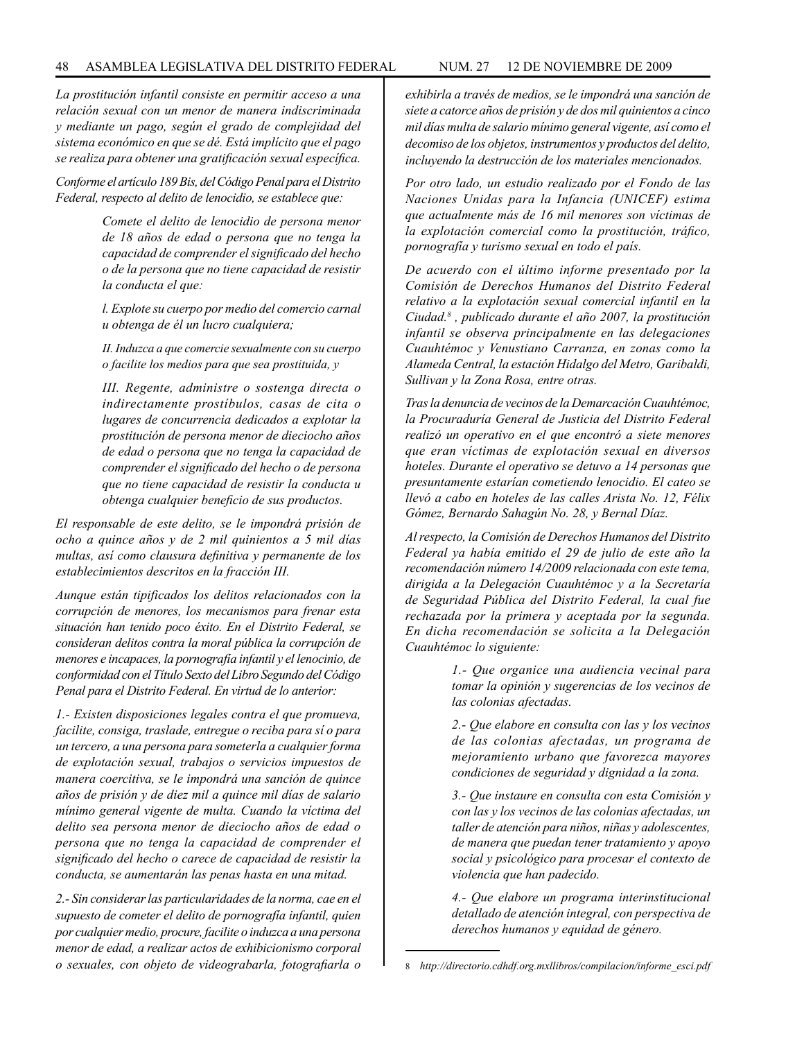*La prostitución infantil consiste en permitir acceso a una relación sexual con un menor de manera indiscriminada y mediante un pago, según el grado de complejidad del sistema económico en que se dé. Está implícito que el pago se realiza para obtener una gratificación sexual específica.*

*Conforme el artículo 189 Bis, del Código Penal para el Distrito Federal, respecto al delito de lenocidio, se establece que:*

> *Comete el delito de lenocidio de persona menor de 18 años de edad o persona que no tenga la capacidad de comprender el significado del hecho o de la persona que no tiene capacidad de resistir la conducta el que:*
>
> *l. Explote su cuerpo por medio del comercio carnal u obtenga de él un lucro cualquiera;*
>
> *II. Induzca a que comercie sexualmente con su cuerpo o facilite los medios para que sea prostituida, y*
>
> *III. Regente, administre o sostenga directa o indirectamente prostíbulos, casas de cita o lugares de concurrencia dedicados a explotar la prostitución de persona menor de dieciocho años de edad o persona que no tenga la capacidad de comprender el significado del hecho o de persona que no tiene capacidad de resistir la conducta u obtenga cualquier beneficio de sus productos.*

*El responsable de este delito, se le impondrá prisión de ocho a quince años y de 2 mil quinientos a 5 mil días multas, así como clausura definitiva y permanente de los establecimientos descritos en la fracción III.*

*Aunque están tipificados los delitos relacionados con la corrupción de menores, los mecanismos para frenar esta situación han tenido poco éxito. En el Distrito Federal, se consideran delitos contra la moral pública la corrupción de menores e incapaces, la pornografía infantil y el lenocinio, de conformidad con el Título Sexto del Libro Segundo del Código Penal para el Distrito Federal. En virtud de lo anterior:*

*1.- Existen disposiciones legales contra el que promueva, facilite, consiga, traslade, entregue o reciba para sí o para un tercero, a una persona para someterla a cualquier forma de explotación sexual, trabajos o servicios impuestos de manera coercitiva, se le impondrá una sanción de quince años de prisión y de diez mil a quince mil días de salario mínimo general vigente de multa. Cuando la víctima del delito sea persona menor de dieciocho años de edad o persona que no tenga la capacidad de comprender el significado del hecho o carece de capacidad de resistir la conducta, se aumentarán las penas hasta en una mitad.*

*2.- Sin considerar las particularidades de la norma, cae en el supuesto de cometer el delito de pornografía infantil, quien por cualquier medio, procure, facilite o induzca a una persona menor de edad, a realizar actos de exhibicionismo corporal o sexuales, con objeto de videograbarla, fotografiarla o exhibirla a través de medios, se le impondrá una sanción de siete a catorce años de prisión y de dos mil quinientos a cinco mil días multa de salario mínimo general vigente, así como el decomiso de los objetos, instrumentos y productos del delito, incluyendo la destrucción de los materiales mencionados.*

*Por otro lado, un estudio realizado por el Fondo de las Naciones Unidas para la Infancia (UNICEF) estima que actualmente más de 16 mil menores son víctimas de la explotación comercial como la prostitución, tráfico, pornografía y turismo sexual en todo el país.*

*De acuerdo con el último informe presentado por la Comisión de Derechos Humanos del Distrito Federal relativo a la explotación sexual comercial infantil en la Ciudad.*[8] *, publicado durante el año 2007, la prostitución infantil se observa principalmente en las delegaciones Cuauhtémoc y Venustiano Carranza, en zonas como la Alameda Central, la estación Hidalgo del Metro, Garibaldi, Sullivan y la Zona Rosa, entre otras.*

*Tras la denuncia de vecinos de la Demarcación Cuauhtémoc, la Procuraduría General de Justicia del Distrito Federal realizó un operativo en el que encontró a siete menores que eran víctimas de explotación sexual en diversos hoteles. Durante el operativo se detuvo a 14 personas que presuntamente estarían cometiendo lenocidio. El cateo se llevó a cabo en hoteles de las calles Arista No. 12, Félix Gómez, Bernardo Sahagún No. 28, y Bernal Díaz.*

*Al respecto, la Comisión de Derechos Humanos del Distrito Federal ya había emitido el 29 de julio de este año la recomendación número 14/2009 relacionada con este tema, dirigida a la Delegación Cuauhtémoc y a la Secretaría de Seguridad Pública del Distrito Federal, la cual fue rechazada por la primera y aceptada por la segunda. En dicha recomendación se solicita a la Delegación Cuauhtémoc lo siguiente:*

> *1.- Que organice una audiencia vecinal para tomar la opinión y sugerencias de los vecinos de las colonias afectadas.*
>
> *2.- Que elabore en consulta con las y los vecinos de las colonias afectadas, un programa de mejoramiento urbano que favorezca mayores condiciones de seguridad y dignidad a la zona.*
>
> *3.- Que instaure en consulta con esta Comisión y con las y los vecinos de las colonias afectadas, un taller de atención para niños, niñas y adolescentes, de manera que puedan tener tratamiento y apoyo social y psicológico para procesar el contexto de violencia que han padecido.*
>
> *4.- Que elabore un programa interinstitucional detallado de atención integral, con perspectiva de derechos humanos y equidad de género.*

---

8 *http://directorio.cdhdf.org.mxllibros/compilacion/informe_esci.pdf*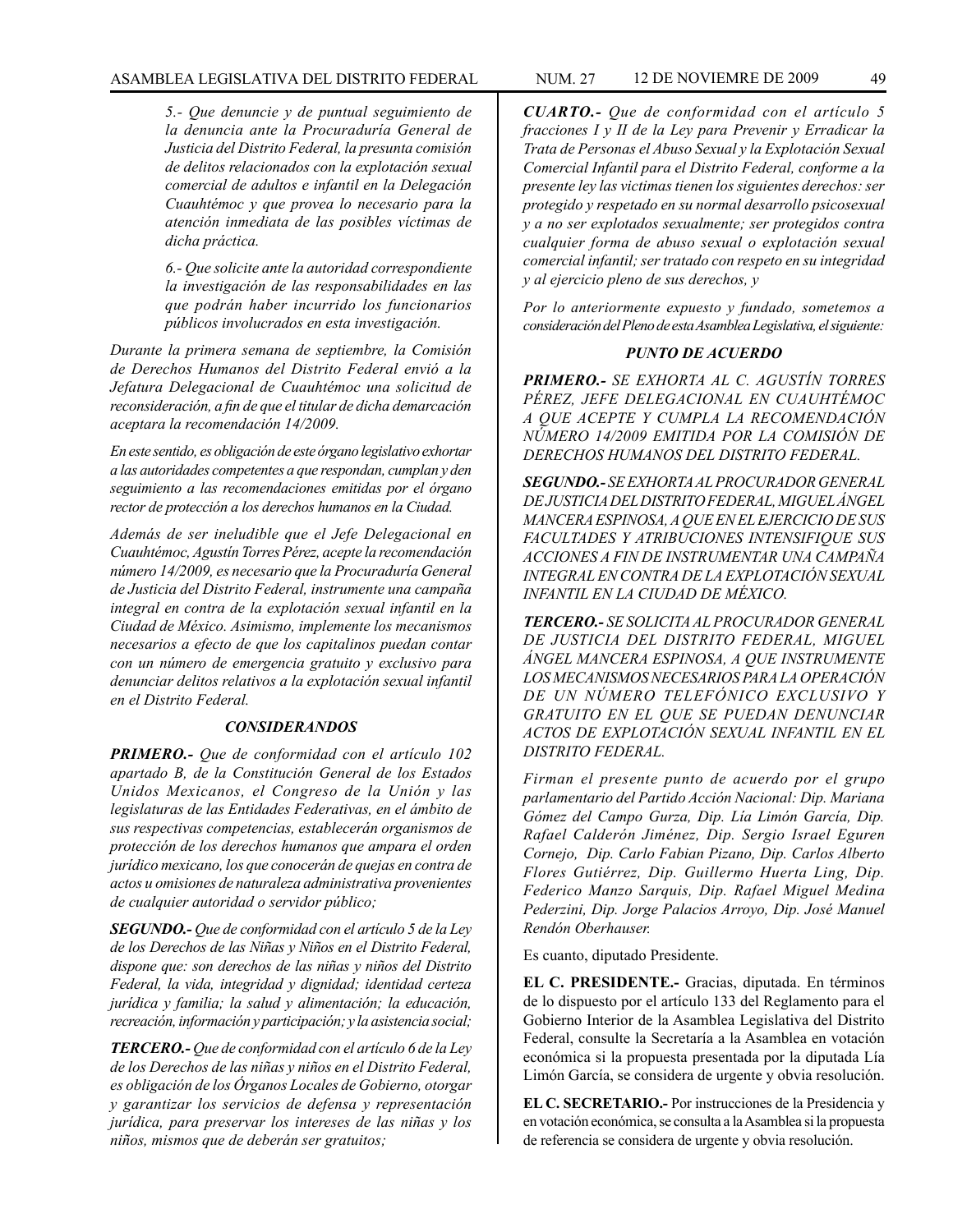*5.- Que denuncie y de puntual seguimiento de la denuncia ante la Procuraduría General de Justicia del Distrito Federal, la presunta comisión de delitos relacionados con la explotación sexual comercial de adultos e infantil en la Delegación Cuauhtémoc y que provea lo necesario para la atención inmediata de las posibles víctimas de dicha práctica.*

*6.- Que solicite ante la autoridad correspondiente la investigación de las responsabilidades en las que podrán haber incurrido los funcionarios públicos involucrados en esta investigación.*

*Durante la primera semana de septiembre, la Comisión de Derechos Humanos del Distrito Federal envió a la Jefatura Delegacional de Cuauhtémoc una solicitud de reconsideración, a fin de que el titular de dicha demarcación aceptara la recomendación 14/2009.*

*En este sentido, es obligación de este órgano legislativo exhortar a las autoridades competentes a que respondan, cumplan y den seguimiento a las recomendaciones emitidas por el órgano rector de protección a los derechos humanos en la Ciudad.*

*Además de ser ineludible que el Jefe Delegacional en Cuauhtémoc, Agustín Torres Pérez, acepte la recomendación número 14/2009, es necesario que la Procuraduría General de Justicia del Distrito Federal, instrumente una campaña integral en contra de la explotación sexual infantil en la Ciudad de México. Asimismo, implemente los mecanismos necesarios a efecto de que los capitalinos puedan contar con un número de emergencia gratuito y exclusivo para denunciar delitos relativos a la explotación sexual infantil en el Distrito Federal.*

### *CONSIDERANDOS*

***PRIMERO.-*** *Que de conformidad con el artículo 102 apartado B, de la Constitución General de los Estados Unidos Mexicanos, el Congreso de la Unión y las legislaturas de las Entidades Federativas, en el ámbito de sus respectivas competencias, establecerán organismos de protección de los derechos humanos que ampara el orden jurídico mexicano, los que conocerán de quejas en contra de actos u omisiones de naturaleza administrativa provenientes de cualquier autoridad o servidor público;*

***SEGUNDO.-*** *Que de conformidad con el artículo 5 de la Ley de los Derechos de las Niñas y Niños en el Distrito Federal, dispone que: son derechos de las niñas y niños del Distrito Federal, la vida, integridad y dignidad; identidad certeza jurídica y familia; la salud y alimentación; la educación, recreación, información y participación; y la asistencia social;*

***TERCERO.-*** *Que de conformidad con el artículo 6 de la Ley de los Derechos de las niñas y niños en el Distrito Federal, es obligación de los Órganos Locales de Gobierno, otorgar y garantizar los servicios de defensa y representación jurídica, para preservar los intereses de las niñas y los niños, mismos que de deberán ser gratuitos;*

***CUARTO.-*** *Que de conformidad con el artículo 5 fracciones I y II de la Ley para Prevenir y Erradicar la Trata de Personas el Abuso Sexual y la Explotación Sexual Comercial Infantil para el Distrito Federal, conforme a la presente ley las victimas tienen los siguientes derechos: ser protegido y respetado en su normal desarrollo psicosexual y a no ser explotados sexualmente; ser protegidos contra cualquier forma de abuso sexual o explotación sexual comercial infantil; ser tratado con respeto en su integridad y al ejercicio pleno de sus derechos, y*

*Por lo anteriormente expuesto y fundado, sometemos a consideración del Pleno de esta Asamblea Legislativa, el siguiente:*

### *PUNTO DE ACUERDO*

***PRIMERO.-*** *SE EXHORTA AL C. AGUSTÍN TORRES PÉREZ, JEFE DELEGACIONAL EN CUAUHTÉMOC A QUE ACEPTE Y CUMPLA LA RECOMENDACIÓN NÚMERO 14/2009 EMITIDA POR LA COMISIÓN DE DERECHOS HUMANOS DEL DISTRITO FEDERAL.*

***SEGUNDO.-*** *SE EXHORTA AL PROCURADOR GENERAL DE JUSTICIA DEL DISTRITO FEDERAL, MIGUEL ÁNGEL MANCERA ESPINOSA, A QUE EN EL EJERCICIO DE SUS FACULTADES Y ATRIBUCIONES INTENSIFIQUE SUS ACCIONES A FIN DE INSTRUMENTAR UNA CAMPAÑA INTEGRAL EN CONTRA DE LA EXPLOTACIÓN SEXUAL INFANTIL EN LA CIUDAD DE MÉXICO.*

***TERCERO.-*** *SE SOLICITA AL PROCURADOR GENERAL DE JUSTICIA DEL DISTRITO FEDERAL, MIGUEL ÁNGEL MANCERA ESPINOSA, A QUE INSTRUMENTE LOS MECANISMOS NECESARIOS PARA LA OPERACIÓN DE UN NÚMERO TELEFÓNICO EXCLUSIVO Y GRATUITO EN EL QUE SE PUEDAN DENUNCIAR ACTOS DE EXPLOTACIÓN SEXUAL INFANTIL EN EL DISTRITO FEDERAL.*

*Firman el presente punto de acuerdo por el grupo parlamentario del Partido Acción Nacional: Dip. Mariana Gómez del Campo Gurza, Dip. Lía Limón García, Dip. Rafael Calderón Jiménez, Dip. Sergio Israel Eguren Cornejo, Dip. Carlo Fabian Pizano, Dip. Carlos Alberto Flores Gutiérrez, Dip. Guillermo Huerta Ling, Dip. Federico Manzo Sarquis, Dip. Rafael Miguel Medina Pederzini, Dip. Jorge Palacios Arroyo, Dip. José Manuel Rendón Oberhauser.*

Es cuanto, diputado Presidente.

**EL C. PRESIDENTE.-** Gracias, diputada. En términos de lo dispuesto por el artículo 133 del Reglamento para el Gobierno Interior de la Asamblea Legislativa del Distrito Federal, consulte la Secretaría a la Asamblea en votación económica si la propuesta presentada por la diputada Lía Limón García, se considera de urgente y obvia resolución.

**EL C. SECRETARIO.-** Por instrucciones de la Presidencia y en votación económica, se consulta a la Asamblea si la propuesta de referencia se considera de urgente y obvia resolución.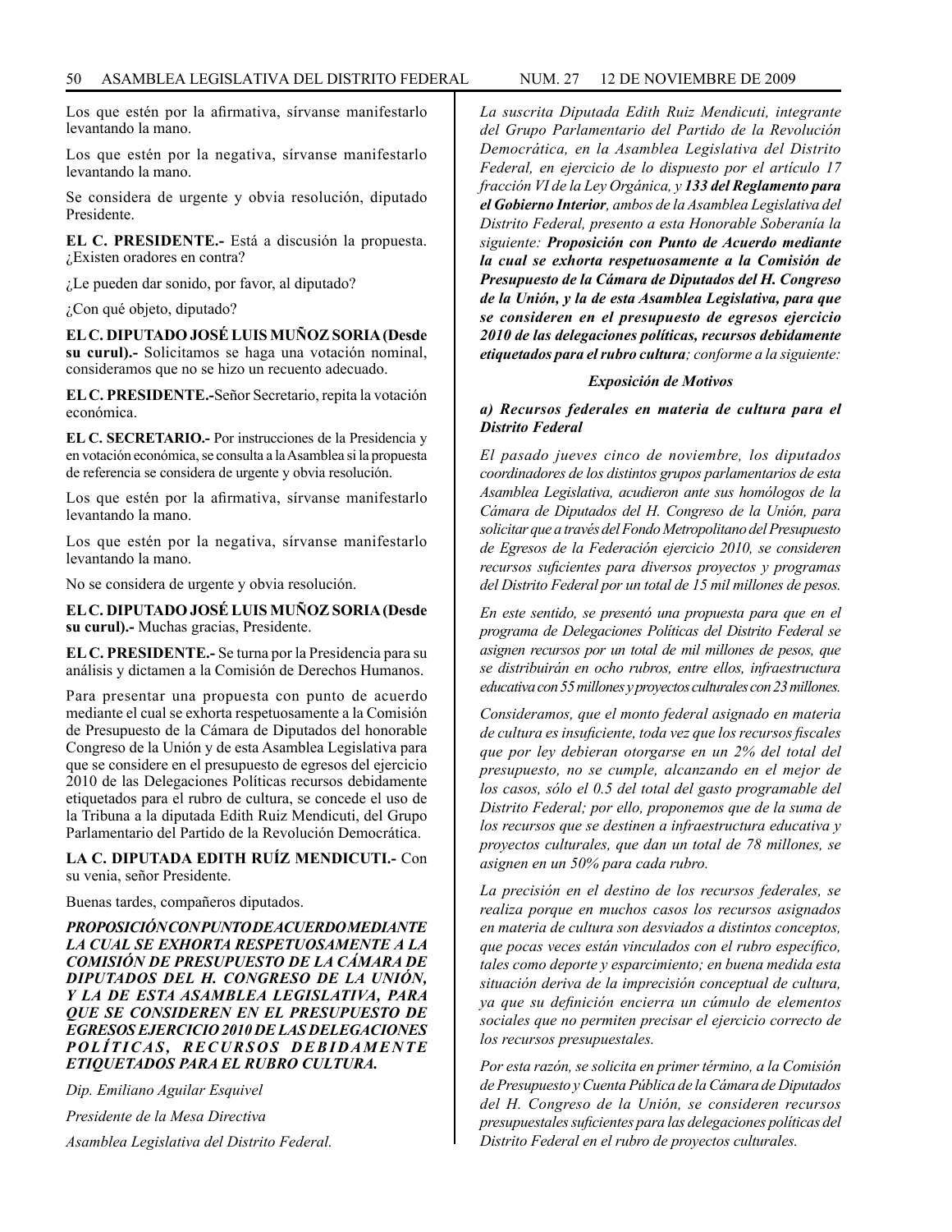Los que estén por la afirmativa, sírvanse manifestarlo levantando la mano.

Los que estén por la negativa, sírvanse manifestarlo levantando la mano.

Se considera de urgente y obvia resolución, diputado Presidente.

**EL C. PRESIDENTE.-** Está a discusión la propuesta. ¿Existen oradores en contra?

¿Le pueden dar sonido, por favor, al diputado?

¿Con qué objeto, diputado?

**EL C. DIPUTADO JOSÉ LUIS MUÑOZ SORIA (Desde su curul).-** Solicitamos se haga una votación nominal, consideramos que no se hizo un recuento adecuado.

**EL C. PRESIDENTE.-**Señor Secretario, repita la votación económica.

**EL C. SECRETARIO.-** Por instrucciones de la Presidencia y en votación económica, se consulta a la Asamblea si la propuesta de referencia se considera de urgente y obvia resolución.

Los que estén por la afirmativa, sírvanse manifestarlo levantando la mano.

Los que estén por la negativa, sírvanse manifestarlo levantando la mano.

No se considera de urgente y obvia resolución.

**EL C. DIPUTADO JOSÉ LUIS MUÑOZ SORIA (Desde su curul).-** Muchas gracias, Presidente.

**EL C. PRESIDENTE.-** Se turna por la Presidencia para su análisis y dictamen a la Comisión de Derechos Humanos.

Para presentar una propuesta con punto de acuerdo mediante el cual se exhorta respetuosamente a la Comisión de Presupuesto de la Cámara de Diputados del honorable Congreso de la Unión y de esta Asamblea Legislativa para que se considere en el presupuesto de egresos del ejercicio 2010 de las Delegaciones Políticas recursos debidamente etiquetados para el rubro de cultura, se concede el uso de la Tribuna a la diputada Edith Ruiz Mendicuti, del Grupo Parlamentario del Partido de la Revolución Democrática.

**LA C. DIPUTADA EDITH RUÍZ MENDICUTI.-** Con su venia, señor Presidente.

Buenas tardes, compañeros diputados.

***PROPOSICIÓN CON PUNTO DE ACUERDO MEDIANTE LA CUAL SE EXHORTA RESPETUOSAMENTE A LA COMISIÓN DE PRESUPUESTO DE LA CÁMARA DE DIPUTADOS DEL H. CONGRESO DE LA UNIÓN, Y LA DE ESTA ASAMBLEA LEGISLATIVA, PARA QUE SE CONSIDEREN EN EL PRESUPUESTO DE EGRESOS EJERCICIO 2010 DE LAS DELEGACIONES POLÍTICAS, RECURSOS DEBIDAMENTE ETIQUETADOS PARA EL RUBRO CULTURA.***

*Dip. Emiliano Aguilar Esquivel*

*Presidente de la Mesa Directiva*

*Asamblea Legislativa del Distrito Federal.*

*La suscrita Diputada Edith Ruiz Mendicuti, integrante del Grupo Parlamentario del Partido de la Revolución Democrática, en la Asamblea Legislativa del Distrito Federal, en ejercicio de lo dispuesto por el artículo 17 fracción VI de la Ley Orgánica, y* ***133 del Reglamento para el Gobierno Interior****, ambos de la Asamblea Legislativa del Distrito Federal, presento a esta Honorable Soberanía la siguiente:* ***Proposición con Punto de Acuerdo mediante la cual se exhorta respetuosamente a la Comisión de Presupuesto de la Cámara de Diputados del H. Congreso de la Unión, y la de esta Asamblea Legislativa, para que se consideren en el presupuesto de egresos ejercicio 2010 de las delegaciones políticas, recursos debidamente etiquetados para el rubro cultura****; conforme a la siguiente:*

***Exposición de Motivos***

***a) Recursos federales en materia de cultura para el Distrito Federal***

*El pasado jueves cinco de noviembre, los diputados coordinadores de los distintos grupos parlamentarios de esta Asamblea Legislativa, acudieron ante sus homólogos de la Cámara de Diputados del H. Congreso de la Unión, para solicitar que a través del Fondo Metropolitano del Presupuesto de Egresos de la Federación ejercicio 2010, se consideren recursos suficientes para diversos proyectos y programas del Distrito Federal por un total de 15 mil millones de pesos.*

*En este sentido, se presentó una propuesta para que en el programa de Delegaciones Políticas del Distrito Federal se asignen recursos por un total de mil millones de pesos, que se distribuirán en ocho rubros, entre ellos, infraestructura educativa con 55 millones y proyectos culturales con 23 millones.*

*Consideramos, que el monto federal asignado en materia de cultura es insuficiente, toda vez que los recursos fiscales que por ley debieran otorgarse en un 2% del total del presupuesto, no se cumple, alcanzando en el mejor de los casos, sólo el 0.5 del total del gasto programable del Distrito Federal; por ello, proponemos que de la suma de los recursos que se destinen a infraestructura educativa y proyectos culturales, que dan un total de 78 millones, se asignen en un 50% para cada rubro.*

*La precisión en el destino de los recursos federales, se realiza porque en muchos casos los recursos asignados en materia de cultura son desviados a distintos conceptos, que pocas veces están vinculados con el rubro específico, tales como deporte y esparcimiento; en buena medida esta situación deriva de la imprecisión conceptual de cultura, ya que su definición encierra un cúmulo de elementos sociales que no permiten precisar el ejercicio correcto de los recursos presupuestales.*

*Por esta razón, se solicita en primer término, a la Comisión de Presupuesto y Cuenta Pública de la Cámara de Diputados del H. Congreso de la Unión, se consideren recursos presupuestales suficientes para las delegaciones políticas del Distrito Federal en el rubro de proyectos culturales.*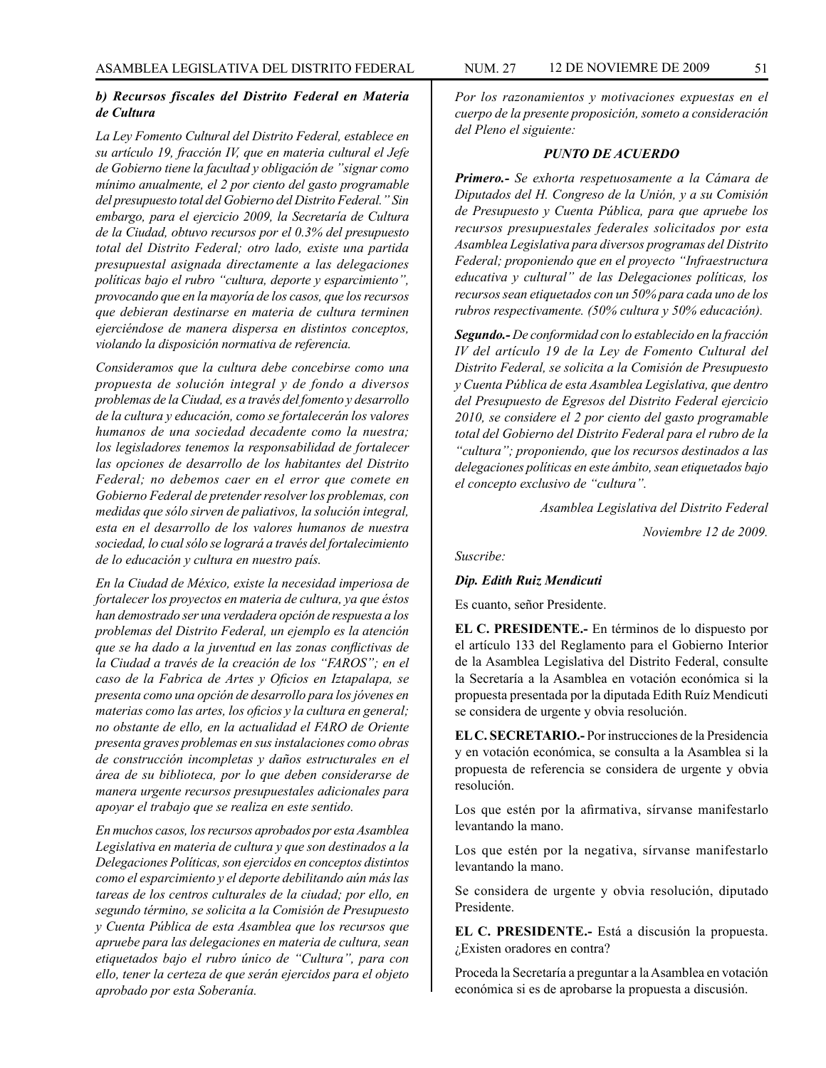***b) Recursos fiscales del Distrito Federal en Materia de Cultura***

*La Ley Fomento Cultural del Distrito Federal, establece en su artículo 19, fracción IV, que en materia cultural el Jefe de Gobierno tiene la facultad y obligación de ”signar como mínimo anualmente, el 2 por ciento del gasto programable del presupuesto total del Gobierno del Distrito Federal.” Sin embargo, para el ejercicio 2009, la Secretaría de Cultura de la Ciudad, obtuvo recursos por el 0.3% del presupuesto total del Distrito Federal; otro lado, existe una partida presupuestal asignada directamente a las delegaciones políticas bajo el rubro “cultura, deporte y esparcimiento”, provocando que en la mayoría de los casos, que los recursos que debieran destinarse en materia de cultura terminen ejerciéndose de manera dispersa en distintos conceptos, violando la disposición normativa de referencia.*

*Consideramos que la cultura debe concebirse como una propuesta de solución integral y de fondo a diversos problemas de la Ciudad, es a través del fomento y desarrollo de la cultura y educación, como se fortalecerán los valores humanos de una sociedad decadente como la nuestra; los legisladores tenemos la responsabilidad de fortalecer las opciones de desarrollo de los habitantes del Distrito Federal; no debemos caer en el error que comete en Gobierno Federal de pretender resolver los problemas, con medidas que sólo sirven de paliativos, la solución integral, esta en el desarrollo de los valores humanos de nuestra sociedad, lo cual sólo se logrará a través del fortalecimiento de lo educación y cultura en nuestro país.*

*En la Ciudad de México, existe la necesidad imperiosa de fortalecer los proyectos en materia de cultura, ya que éstos han demostrado ser una verdadera opción de respuesta a los problemas del Distrito Federal, un ejemplo es la atención que se ha dado a la juventud en las zonas conflictivas de la Ciudad a través de la creación de los “FAROS”; en el caso de la Fabrica de Artes y Oficios en Iztapalapa, se presenta como una opción de desarrollo para los jóvenes en materias como las artes, los oficios y la cultura en general; no obstante de ello, en la actualidad el FARO de Oriente presenta graves problemas en sus instalaciones como obras de construcción incompletas y daños estructurales en el área de su biblioteca, por lo que deben considerarse de manera urgente recursos presupuestales adicionales para apoyar el trabajo que se realiza en este sentido.*

*En muchos casos, los recursos aprobados por esta Asamblea Legislativa en materia de cultura y que son destinados a la Delegaciones Políticas, son ejercidos en conceptos distintos como el esparcimiento y el deporte debilitando aún más las tareas de los centros culturales de la ciudad; por ello, en segundo término, se solicita a la Comisión de Presupuesto y Cuenta Pública de esta Asamblea que los recursos que apruebe para las delegaciones en materia de cultura, sean etiquetados bajo el rubro único de “Cultura”, para con ello, tener la certeza de que serán ejercidos para el objeto aprobado por esta Soberanía.*

*Por los razonamientos y motivaciones expuestas en el cuerpo de la presente proposición, someto a consideración del Pleno el siguiente:*

***PUNTO DE ACUERDO***

***Primero.-*** *Se exhorta respetuosamente a la Cámara de Diputados del H. Congreso de la Unión, y a su Comisión de Presupuesto y Cuenta Pública, para que apruebe los recursos presupuestales federales solicitados por esta Asamblea Legislativa para diversos programas del Distrito Federal; proponiendo que en el proyecto “Infraestructura educativa y cultural” de las Delegaciones políticas, los recursos sean etiquetados con un 50% para cada uno de los rubros respectivamente. (50% cultura y 50% educación).*

***Segundo.-*** *De conformidad con lo establecido en la fracción IV del artículo 19 de la Ley de Fomento Cultural del Distrito Federal, se solicita a la Comisión de Presupuesto y Cuenta Pública de esta Asamblea Legislativa, que dentro del Presupuesto de Egresos del Distrito Federal ejercicio 2010, se considere el 2 por ciento del gasto programable total del Gobierno del Distrito Federal para el rubro de la “cultura”; proponiendo, que los recursos destinados a las delegaciones políticas en este ámbito, sean etiquetados bajo el concepto exclusivo de “cultura”.*

*Asamblea Legislativa del Distrito Federal*

*Noviembre 12 de 2009.*

*Suscribe:*

***Dip. Edith Ruiz Mendicuti***

Es cuanto, señor Presidente.

**EL C. PRESIDENTE.-** En términos de lo dispuesto por el artículo 133 del Reglamento para el Gobierno Interior de la Asamblea Legislativa del Distrito Federal, consulte la Secretaría a la Asamblea en votación económica si la propuesta presentada por la diputada Edith Ruíz Mendicuti se considera de urgente y obvia resolución.

**EL C. SECRETARIO.-** Por instrucciones de la Presidencia y en votación económica, se consulta a la Asamblea si la propuesta de referencia se considera de urgente y obvia resolución.

Los que estén por la afirmativa, sírvanse manifestarlo levantando la mano.

Los que estén por la negativa, sírvanse manifestarlo levantando la mano.

Se considera de urgente y obvia resolución, diputado Presidente.

**EL C. PRESIDENTE.-** Está a discusión la propuesta. ¿Existen oradores en contra?

Proceda la Secretaría a preguntar a la Asamblea en votación económica si es de aprobarse la propuesta a discusión.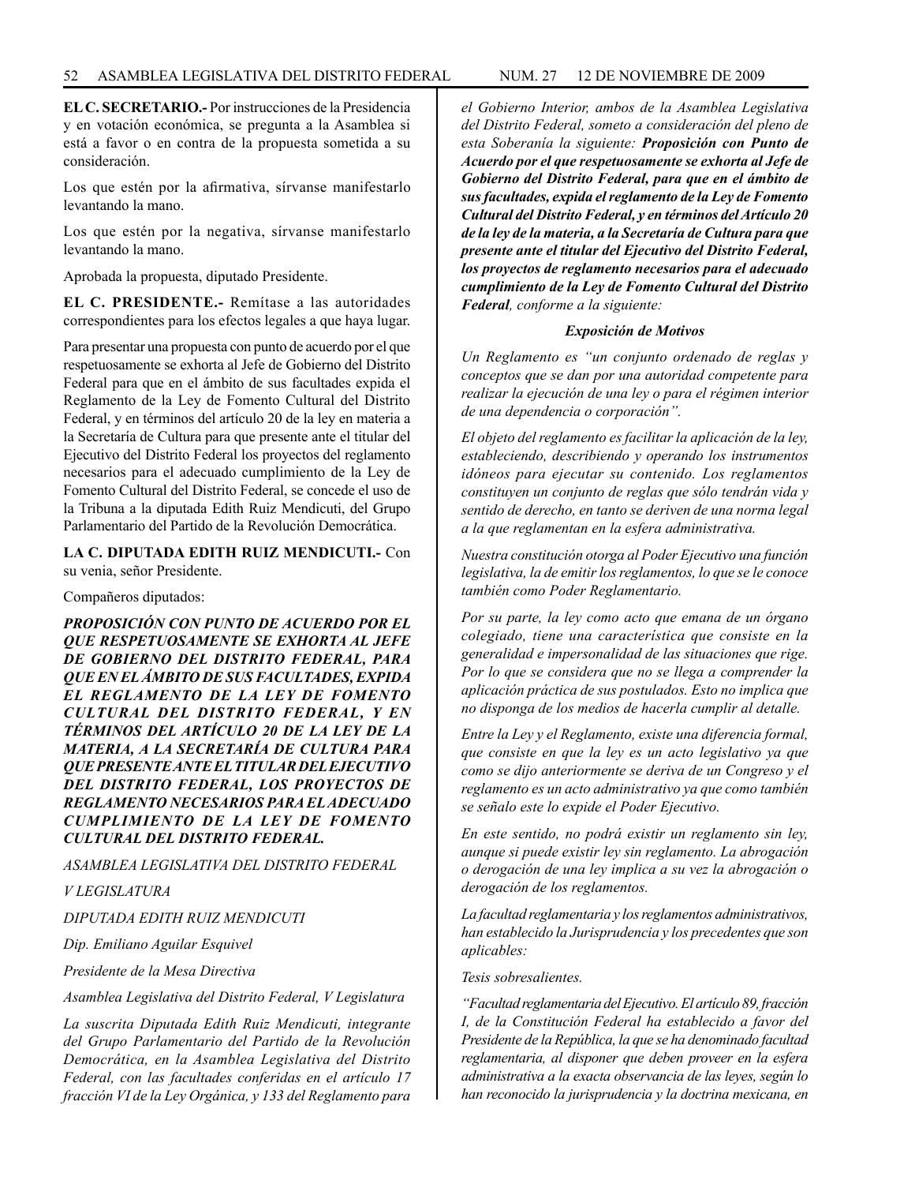**EL C. SECRETARIO.-** Por instrucciones de la Presidencia y en votación económica, se pregunta a la Asamblea si está a favor o en contra de la propuesta sometida a su consideración.

Los que estén por la afirmativa, sírvanse manifestarlo levantando la mano.

Los que estén por la negativa, sírvanse manifestarlo levantando la mano.

Aprobada la propuesta, diputado Presidente.

**EL C. PRESIDENTE.-** Remítase a las autoridades correspondientes para los efectos legales a que haya lugar.

Para presentar una propuesta con punto de acuerdo por el que respetuosamente se exhorta al Jefe de Gobierno del Distrito Federal para que en el ámbito de sus facultades expida el Reglamento de la Ley de Fomento Cultural del Distrito Federal, y en términos del artículo 20 de la ley en materia a la Secretaría de Cultura para que presente ante el titular del Ejecutivo del Distrito Federal los proyectos del reglamento necesarios para el adecuado cumplimiento de la Ley de Fomento Cultural del Distrito Federal, se concede el uso de la Tribuna a la diputada Edith Ruiz Mendicuti, del Grupo Parlamentario del Partido de la Revolución Democrática.

**LA C. DIPUTADA EDITH RUIZ MENDICUTI.-** Con su venia, señor Presidente.

Compañeros diputados:

***PROPOSICIÓN CON PUNTO DE ACUERDO POR EL QUE RESPETUOSAMENTE SE EXHORTA AL JEFE DE GOBIERNO DEL DISTRITO FEDERAL, PARA QUE EN EL ÁMBITO DE SUS FACULTADES, EXPIDA EL REGLAMENTO DE LA LEY DE FOMENTO CULTURAL DEL DISTRITO FEDERAL, Y EN TÉRMINOS DEL ARTÍCULO 20 DE LA LEY DE LA MATERIA, A LA SECRETARÍA DE CULTURA PARA QUE PRESENTE ANTE EL TITULAR DEL EJECUTIVO DEL DISTRITO FEDERAL, LOS PROYECTOS DE REGLAMENTO NECESARIOS PARA EL ADECUADO CUMPLIMIENTO DE LA LEY DE FOMENTO CULTURAL DEL DISTRITO FEDERAL.***

*ASAMBLEA LEGISLATIVA DEL DISTRITO FEDERAL*

*V LEGISLATURA*

*DIPUTADA EDITH RUIZ MENDICUTI*

*Dip. Emiliano Aguilar Esquivel*

*Presidente de la Mesa Directiva*

*Asamblea Legislativa del Distrito Federal, V Legislatura*

*La suscrita Diputada Edith Ruiz Mendicuti, integrante del Grupo Parlamentario del Partido de la Revolución Democrática, en la Asamblea Legislativa del Distrito Federal, con las facultades conferidas en el artículo 17 fracción VI de la Ley Orgánica, y 133 del Reglamento para el Gobierno Interior, ambos de la Asamblea Legislativa del Distrito Federal, someto a consideración del pleno de esta Soberanía la siguiente:* ***Proposición con Punto de Acuerdo por el que respetuosamente se exhorta al Jefe de Gobierno del Distrito Federal, para que en el ámbito de sus facultades, expida el reglamento de la Ley de Fomento Cultural del Distrito Federal, y en términos del Artículo 20 de la ley de la materia, a la Secretaría de Cultura para que presente ante el titular del Ejecutivo del Distrito Federal, los proyectos de reglamento necesarios para el adecuado cumplimiento de la Ley de Fomento Cultural del Distrito Federal****, conforme a la siguiente:*

***Exposición de Motivos***

*Un Reglamento es "un conjunto ordenado de reglas y conceptos que se dan por una autoridad competente para realizar la ejecución de una ley o para el régimen interior de una dependencia o corporación".*

*El objeto del reglamento es facilitar la aplicación de la ley, estableciendo, describiendo y operando los instrumentos idóneos para ejecutar su contenido. Los reglamentos constituyen un conjunto de reglas que sólo tendrán vida y sentido de derecho, en tanto se deriven de una norma legal a la que reglamentan en la esfera administrativa.*

*Nuestra constitución otorga al Poder Ejecutivo una función legislativa, la de emitir los reglamentos, lo que se le conoce también como Poder Reglamentario.*

*Por su parte, la ley como acto que emana de un órgano colegiado, tiene una característica que consiste en la generalidad e impersonalidad de las situaciones que rige. Por lo que se considera que no se llega a comprender la aplicación práctica de sus postulados. Esto no implica que no disponga de los medios de hacerla cumplir al detalle.*

*Entre la Ley y el Reglamento, existe una diferencia formal, que consiste en que la ley es un acto legislativo ya que como se dijo anteriormente se deriva de un Congreso y el reglamento es un acto administrativo ya que como también se señalo este lo expide el Poder Ejecutivo.*

*En este sentido, no podrá existir un reglamento sin ley, aunque si puede existir ley sin reglamento. La abrogación o derogación de una ley implica a su vez la abrogación o derogación de los reglamentos.*

*La facultad reglamentaria y los reglamentos administrativos, han establecido la Jurisprudencia y los precedentes que son aplicables:*

*Tesis sobresalientes.*

*"Facultad reglamentaria del Ejecutivo. El artículo 89, fracción I, de la Constitución Federal ha establecido a favor del Presidente de la República, la que se ha denominado facultad reglamentaria, al disponer que deben proveer en la esfera administrativa a la exacta observancia de las leyes, según lo han reconocido la jurisprudencia y la doctrina mexicana, en*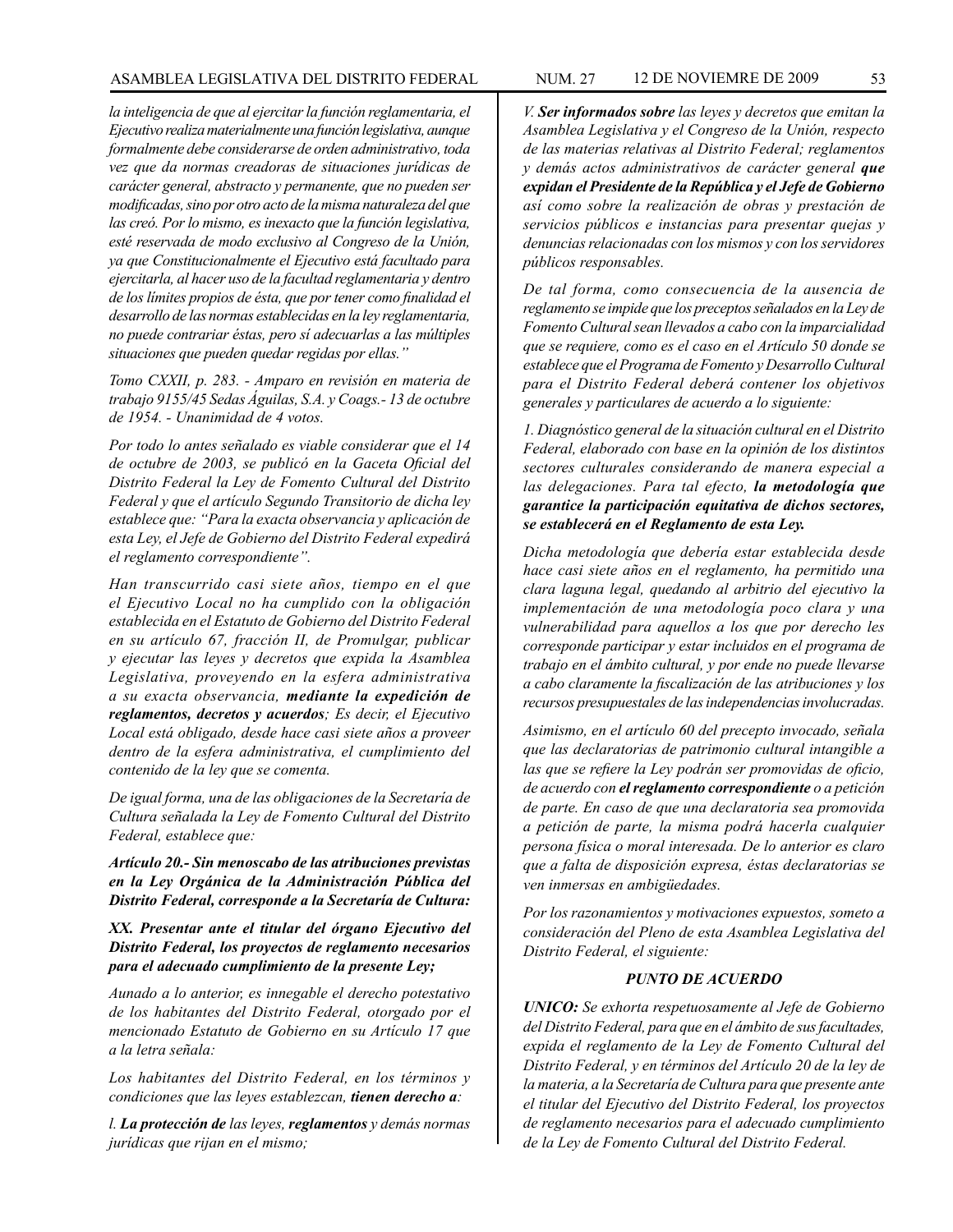*la inteligencia de que al ejercitar la función reglamentaria, el Ejecutivo realiza materialmente una función legislativa, aunque formalmente debe considerarse de orden administrativo, toda vez que da normas creadoras de situaciones jurídicas de carácter general, abstracto y permanente, que no pueden ser modificadas, sino por otro acto de la misma naturaleza del que las creó. Por lo mismo, es inexacto que la función legislativa, esté reservada de modo exclusivo al Congreso de la Unión, ya que Constitucionalmente el Ejecutivo está facultado para ejercitarla, al hacer uso de la facultad reglamentaria y dentro de los límites propios de ésta, que por tener como finalidad el desarrollo de las normas establecidas en la ley reglamentaria, no puede contrariar éstas, pero sí adecuarlas a las múltiples situaciones que pueden quedar regidas por ellas."*

*Tomo CXXII, p. 283. - Amparo en revisión en materia de trabajo 9155/45 Sedas Águilas, S.A. y Coags.- 13 de octubre de 1954. - Unanimidad de 4 votos.*

*Por todo lo antes señalado es viable considerar que el 14 de octubre de 2003, se publicó en la Gaceta Oficial del Distrito Federal la Ley de Fomento Cultural del Distrito Federal y que el artículo Segundo Transitorio de dicha ley establece que: "Para la exacta observancia y aplicación de esta Ley, el Jefe de Gobierno del Distrito Federal expedirá el reglamento correspondiente".*

*Han transcurrido casi siete años, tiempo en el que el Ejecutivo Local no ha cumplido con la obligación establecida en el Estatuto de Gobierno del Distrito Federal en su artículo 67, fracción II, de Promulgar, publicar y ejecutar las leyes y decretos que expida la Asamblea Legislativa, proveyendo en la esfera administrativa a su exacta observancia,* ***mediante la expedición de reglamentos, decretos y acuerdos****; Es decir, el Ejecutivo Local está obligado, desde hace casi siete años a proveer dentro de la esfera administrativa, el cumplimiento del contenido de la ley que se comenta.*

*De igual forma, una de las obligaciones de la Secretaría de Cultura señalada la Ley de Fomento Cultural del Distrito Federal, establece que:*

***Artículo 20.- Sin menoscabo de las atribuciones previstas en la Ley Orgánica de la Administración Pública del Distrito Federal, corresponde a la Secretaría de Cultura:***

***XX. Presentar ante el titular del órgano Ejecutivo del Distrito Federal, los proyectos de reglamento necesarios para el adecuado cumplimiento de la presente Ley;***

*Aunado a lo anterior, es innegable el derecho potestativo de los habitantes del Distrito Federal, otorgado por el mencionado Estatuto de Gobierno en su Artículo 17 que a la letra señala:*

*Los habitantes del Distrito Federal, en los términos y condiciones que las leyes establezcan,* ***tienen derecho a****:*

*I.* ***La protección de*** *las leyes,* ***reglamentos*** *y demás normas jurídicas que rijan en el mismo;*

*V.* ***Ser informados sobre*** *las leyes y decretos que emitan la Asamblea Legislativa y el Congreso de la Unión, respecto de las materias relativas al Distrito Federal; reglamentos y demás actos administrativos de carácter general* ***que expidan el Presidente de la República y el Jefe de Gobierno*** *así como sobre la realización de obras y prestación de servicios públicos e instancias para presentar quejas y denuncias relacionadas con los mismos y con los servidores públicos responsables.*

*De tal forma, como consecuencia de la ausencia de reglamento se impide que los preceptos señalados en la Ley de Fomento Cultural sean llevados a cabo con la imparcialidad que se requiere, como es el caso en el Artículo 50 donde se establece que el Programa de Fomento y Desarrollo Cultural para el Distrito Federal deberá contener los objetivos generales y particulares de acuerdo a lo siguiente:*

*1. Diagnóstico general de la situación cultural en el Distrito Federal, elaborado con base en la opinión de los distintos sectores culturales considerando de manera especial a las delegaciones. Para tal efecto,* ***la metodología que garantice la participación equitativa de dichos sectores, se establecerá en el Reglamento de esta Ley.***

*Dicha metodología que debería estar establecida desde hace casi siete años en el reglamento, ha permitido una clara laguna legal, quedando al arbitrio del ejecutivo la implementación de una metodología poco clara y una vulnerabilidad para aquellos a los que por derecho les corresponde participar y estar incluidos en el programa de trabajo en el ámbito cultural, y por ende no puede llevarse a cabo claramente la fiscalización de las atribuciones y los recursos presupuestales de las independencias involucradas.*

*Asimismo, en el artículo 60 del precepto invocado, señala que las declaratorias de patrimonio cultural intangible a las que se refiere la Ley podrán ser promovidas de oficio, de acuerdo con* ***el reglamento correspondiente*** *o a petición de parte. En caso de que una declaratoria sea promovida a petición de parte, la misma podrá hacerla cualquier persona física o moral interesada. De lo anterior es claro que a falta de disposición expresa, éstas declaratorias se ven inmersas en ambigüedades.*

*Por los razonamientos y motivaciones expuestos, someto a consideración del Pleno de esta Asamblea Legislativa del Distrito Federal, el siguiente:*

***PUNTO DE ACUERDO***

***UNICO:*** *Se exhorta respetuosamente al Jefe de Gobierno del Distrito Federal, para que en el ámbito de sus facultades, expida el reglamento de la Ley de Fomento Cultural del Distrito Federal, y en términos del Artículo 20 de la ley de la materia, a la Secretaría de Cultura para que presente ante el titular del Ejecutivo del Distrito Federal, los proyectos de reglamento necesarios para el adecuado cumplimiento de la Ley de Fomento Cultural del Distrito Federal.*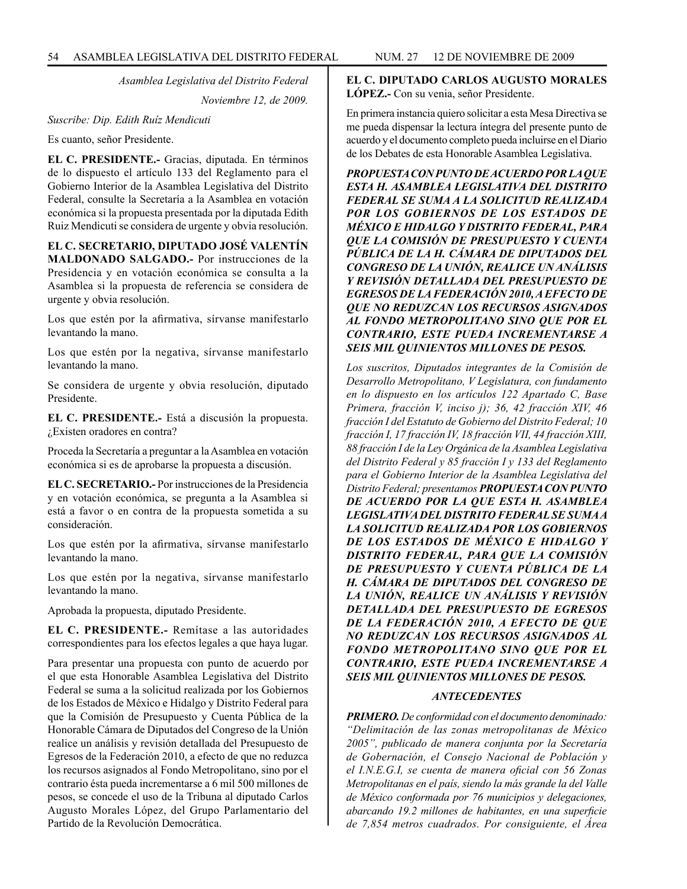*Asamblea Legislativa del Distrito Federal*

*Noviembre 12, de 2009.*

*Suscribe: Dip. Edith Ruíz Mendicuti*

Es cuanto, señor Presidente.

**EL C. PRESIDENTE.-** Gracias, diputada. En términos de lo dispuesto el artículo 133 del Reglamento para el Gobierno Interior de la Asamblea Legislativa del Distrito Federal, consulte la Secretaría a la Asamblea en votación económica si la propuesta presentada por la diputada Edith Ruiz Mendicuti se considera de urgente y obvia resolución.

**EL C. SECRETARIO, DIPUTADO JOSÉ VALENTÍN MALDONADO SALGADO.-** Por instrucciones de la Presidencia y en votación económica se consulta a la Asamblea si la propuesta de referencia se considera de urgente y obvia resolución.

Los que estén por la afirmativa, sírvanse manifestarlo levantando la mano.

Los que estén por la negativa, sírvanse manifestarlo levantando la mano.

Se considera de urgente y obvia resolución, diputado Presidente.

**EL C. PRESIDENTE.-** Está a discusión la propuesta. ¿Existen oradores en contra?

Proceda la Secretaría a preguntar a la Asamblea en votación económica si es de aprobarse la propuesta a discusión.

**EL C. SECRETARIO.-** Por instrucciones de la Presidencia y en votación económica, se pregunta a la Asamblea si está a favor o en contra de la propuesta sometida a su consideración.

Los que estén por la afirmativa, sírvanse manifestarlo levantando la mano.

Los que estén por la negativa, sírvanse manifestarlo levantando la mano.

Aprobada la propuesta, diputado Presidente.

**EL C. PRESIDENTE.-** Remítase a las autoridades correspondientes para los efectos legales a que haya lugar.

Para presentar una propuesta con punto de acuerdo por el que esta Honorable Asamblea Legislativa del Distrito Federal se suma a la solicitud realizada por los Gobiernos de los Estados de México e Hidalgo y Distrito Federal para que la Comisión de Presupuesto y Cuenta Pública de la Honorable Cámara de Diputados del Congreso de la Unión realice un análisis y revisión detallada del Presupuesto de Egresos de la Federación 2010, a efecto de que no reduzca los recursos asignados al Fondo Metropolitano, sino por el contrario ésta pueda incrementarse a 6 mil 500 millones de pesos, se concede el uso de la Tribuna al diputado Carlos Augusto Morales López, del Grupo Parlamentario del Partido de la Revolución Democrática.

**EL C. DIPUTADO CARLOS AUGUSTO MORALES LÓPEZ.-** Con su venia, señor Presidente.

En primera instancia quiero solicitar a esta Mesa Directiva se me pueda dispensar la lectura íntegra del presente punto de acuerdo y el documento completo pueda incluirse en el Diario de los Debates de esta Honorable Asamblea Legislativa.

***PROPUESTA CON PUNTO DE ACUERDO POR LA QUE ESTA H. ASAMBLEA LEGISLATIVA DEL DISTRITO FEDERAL SE SUMA A LA SOLICITUD REALIZADA POR LOS GOBIERNOS DE LOS ESTADOS DE MÉXICO E HIDALGO Y DISTRITO FEDERAL, PARA QUE LA COMISIÓN DE PRESUPUESTO Y CUENTA PÚBLICA DE LA H. CÁMARA DE DIPUTADOS DEL CONGRESO DE LA UNIÓN, REALICE UN ANÁLISIS Y REVISIÓN DETALLADA DEL PRESUPUESTO DE EGRESOS DE LA FEDERACIÓN 2010, A EFECTO DE QUE NO REDUZCAN LOS RECURSOS ASIGNADOS AL FONDO METROPOLITANO SINO QUE POR EL CONTRARIO, ESTE PUEDA INCREMENTARSE A SEIS MIL QUINIENTOS MILLONES DE PESOS.***

*Los suscritos, Diputados integrantes de la Comisión de Desarrollo Metropolitano, V Legislatura, con fundamento en lo dispuesto en los artículos 122 Apartado C, Base Primera, fracción V, inciso j); 36, 42 fracción XIV, 46 fracción I del Estatuto de Gobierno del Distrito Federal; 10 fracción I, 17 fracción IV, 18 fracción VII, 44 fracción XIII, 88 fracción I de la Ley Orgánica de la Asamblea Legislativa del Distrito Federal y 85 fracción I y 133 del Reglamento para el Gobierno Interior de la Asamblea Legislativa del Distrito Federal; presentamos* ***PROPUESTA CON PUNTO DE ACUERDO POR LA QUE ESTA H. ASAMBLEA LEGISLATIVA DEL DISTRITO FEDERAL SE SUMA A LA SOLICITUD REALIZADA POR LOS GOBIERNOS DE LOS ESTADOS DE MÉXICO E HIDALGO Y DISTRITO FEDERAL, PARA QUE LA COMISIÓN DE PRESUPUESTO Y CUENTA PÚBLICA DE LA H. CÁMARA DE DIPUTADOS DEL CONGRESO DE LA UNIÓN, REALICE UN ANÁLISIS Y REVISIÓN DETALLADA DEL PRESUPUESTO DE EGRESOS DE LA FEDERACIÓN 2010, A EFECTO DE QUE NO REDUZCAN LOS RECURSOS ASIGNADOS AL FONDO METROPOLITANO SINO QUE POR EL CONTRARIO, ESTE PUEDA INCREMENTARSE A SEIS MIL QUINIENTOS MILLONES DE PESOS.***

***ANTECEDENTES***

***PRIMERO.*** *De conformidad con el documento denominado: "Delimitación de las zonas metropolitanas de México 2005", publicado de manera conjunta por la Secretaría de Gobernación, el Consejo Nacional de Población y el I.N.E.G.I, se cuenta de manera oficial con 56 Zonas Metropolitanas en el país, siendo la más grande la del Valle de México conformada por 76 municipios y delegaciones, abarcando 19.2 millones de habitantes, en una superficie de 7,854 metros cuadrados. Por consiguiente, el Área*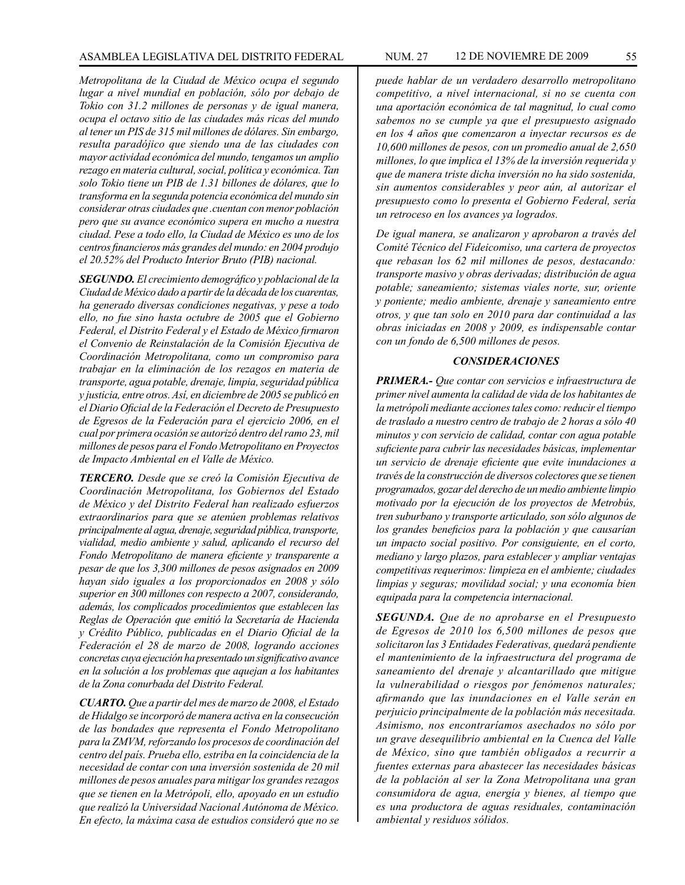*Metropolitana de la Ciudad de México ocupa el segundo lugar a nivel mundial en población, sólo por debajo de Tokio con 31.2 millones de personas y de igual manera, ocupa el octavo sitio de las ciudades más ricas del mundo al tener un PIS de 315 mil millones de dólares. Sin embargo, resulta paradójico que siendo una de las ciudades con mayor actividad económica del mundo, tengamos un amplio rezago en materia cultural, social, política y económica. Tan solo Tokio tiene un PIB de 1.31 billones de dólares, que lo transforma en la segunda potencia económica del mundo sin considerar otras ciudades que .cuentan con menor población pero que su avance económico supera en mucho a nuestra ciudad. Pese a todo ello, la Ciudad de México es uno de los centros financieros más grandes del mundo: en 2004 produjo el 20.52% del Producto Interior Bruto (PIB) nacional.*

***SEGUNDO.*** *El crecimiento demográfico y poblacional de la Ciudad de México dado a partir de la década de los cuarentas, ha generado diversas condiciones negativas, y pese a todo ello, no fue sino hasta octubre de 2005 que el Gobierno Federal, el Distrito Federal y el Estado de México firmaron el Convenio de Reinstalación de la Comisión Ejecutiva de Coordinación Metropolitana, como un compromiso para trabajar en la eliminación de los rezagos en materia de transporte, agua potable, drenaje, limpia, seguridad pública y justicia, entre otros. Así, en diciembre de 2005 se publicó en el Diario Oficial de la Federación el Decreto de Presupuesto de Egresos de la Federación para el ejercicio 2006, en el cual por primera ocasión se autorizó dentro del ramo 23, mil millones de pesos para el Fondo Metropolitano en Proyectos de Impacto Ambiental en el Valle de México.*

***TERCERO.*** *Desde que se creó la Comisión Ejecutiva de Coordinación Metropolitana, los Gobiernos del Estado de México y del Distrito Federal han realizado esfuerzos extraordinarios para que se atenúen problemas relativos principalmente al agua, drenaje, seguridad pública, transporte, vialidad, medio ambiente y salud, aplicando el recurso del Fondo Metropolitano de manera eficiente y transparente a pesar de que los 3,300 millones de pesos asignados en 2009 hayan sido iguales a los proporcionados en 2008 y sólo superior en 300 millones con respecto a 2007, considerando, además, los complicados procedimientos que establecen las Reglas de Operación que emitió la Secretaría de Hacienda y Crédito Público, publicadas en el Diario Oficial de la Federación el 28 de marzo de 2008, logrando acciones concretas cuya ejecución ha presentado un significativo avance en la solución a los problemas que aquejan a los habitantes de la Zona conurbada del Distrito Federal.*

***CUARTO.*** *Que a partir del mes de marzo de 2008, el Estado de Hidalgo se incorporó de manera activa en la consecución de las bondades que representa el Fondo Metropolitano para la ZMVM, reforzando los procesos de coordinación del centro del país. Prueba ello, estriba en la coincidencia de la necesidad de contar con una inversión sostenida de 20 mil millones de pesos anuales para mitigar los grandes rezagos que se tienen en la Metrópoli, ello, apoyado en un estudio que realizó la Universidad Nacional Autónoma de México. En efecto, la máxima casa de estudios consideró que no se puede hablar de un verdadero desarrollo metropolitano competitivo, a nivel internacional, si no se cuenta con una aportación económica de tal magnitud, lo cual como sabemos no se cumple ya que el presupuesto asignado en los 4 años que comenzaron a inyectar recursos es de 10,600 millones de pesos, con un promedio anual de 2,650 millones, lo que implica el 13% de la inversión requerida y que de manera triste dicha inversión no ha sido sostenida, sin aumentos considerables y peor aún, al autorizar el presupuesto como lo presenta el Gobierno Federal, sería un retroceso en los avances ya logrados.*

*De igual manera, se analizaron y aprobaron a través del Comité Técnico del Fideicomiso, una cartera de proyectos que rebasan los 62 mil millones de pesos, destacando: transporte masivo y obras derivadas; distribución de agua potable; saneamiento; sistemas viales norte, sur, oriente y poniente; medio ambiente, drenaje y saneamiento entre otros, y que tan solo en 2010 para dar continuidad a las obras iniciadas en 2008 y 2009, es indispensable contar con un fondo de 6,500 millones de pesos.*

## *CONSIDERACIONES*

***PRIMERA.-*** *Que contar con servicios e infraestructura de primer nivel aumenta la calidad de vida de los habitantes de la metrópoli mediante acciones tales como: reducir el tiempo de traslado a nuestro centro de trabajo de 2 horas a sólo 40 minutos y con servicio de calidad, contar con agua potable suficiente para cubrir las necesidades básicas, implementar un servicio de drenaje eficiente que evite inundaciones a través de la construcción de diversos colectores que se tienen programados, gozar del derecho de un medio ambiente limpio motivado por la ejecución de los proyectos de Metrobús, tren suburbano y transporte articulado, son sólo algunos de los grandes beneficios para la población y que causarían un impacto social positivo. Por consiguiente, en el corto, mediano y largo plazos, para establecer y ampliar ventajas competitivas requerimos: limpieza en el ambiente; ciudades limpias y seguras; movilidad social; y una economía bien equipada para la competencia internacional.*

***SEGUNDA.*** *Que de no aprobarse en el Presupuesto de Egresos de 2010 los 6,500 millones de pesos que solicitaron las 3 Entidades Federativas, quedará pendiente el mantenimiento de la infraestructura del programa de saneamiento del drenaje y alcantarillado que mitigue la vulnerabilidad o riesgos por fenómenos naturales; afirmando que las inundaciones en el Valle serán en perjuicio principalmente de la población más necesitada. Asimismo, nos encontraríamos asechados no sólo por un grave desequilibrio ambiental en la Cuenca del Valle de México, sino que también obligados a recurrir a fuentes externas para abastecer las necesidades básicas de la población al ser la Zona Metropolitana una gran consumidora de agua, energía y bienes, al tiempo que es una productora de aguas residuales, contaminación ambiental y residuos sólidos.*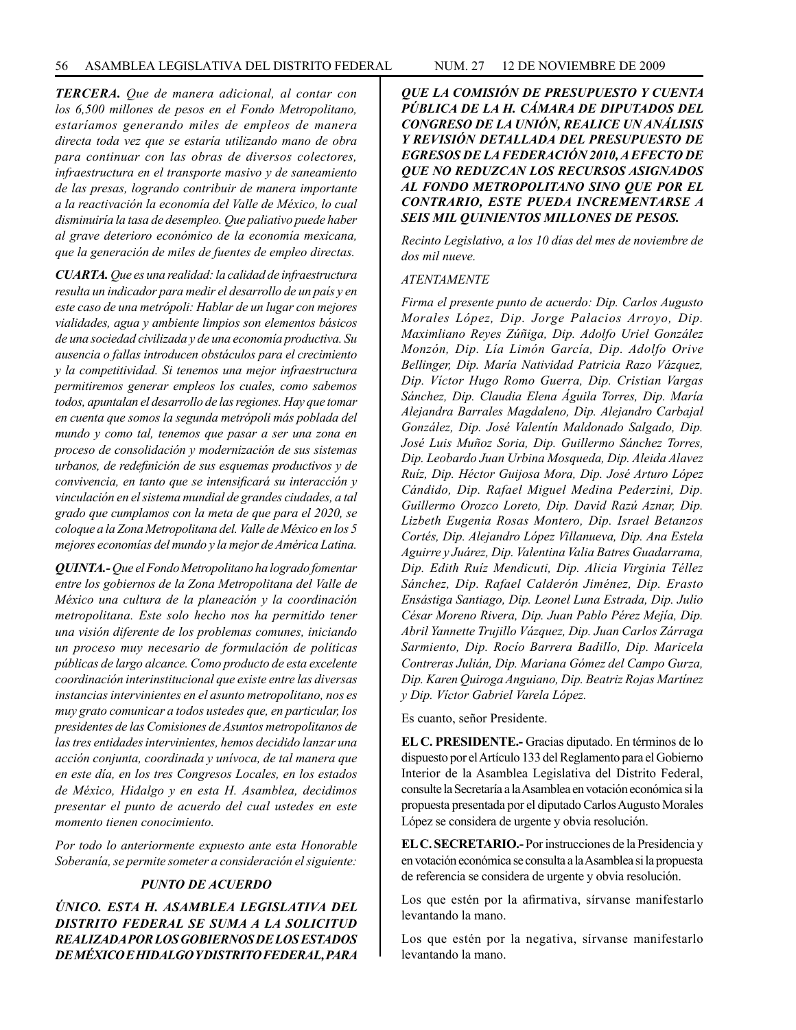***TERCERA.*** *Que de manera adicional, al contar con los 6,500 millones de pesos en el Fondo Metropolitano, estaríamos generando miles de empleos de manera directa toda vez que se estaría utilizando mano de obra para continuar con las obras de diversos colectores, infraestructura en el transporte masivo y de saneamiento de las presas, logrando contribuir de manera importante a la reactivación la economía del Valle de México, lo cual disminuiría la tasa de desempleo. Que paliativo puede haber al grave deterioro económico de la economía mexicana, que la generación de miles de fuentes de empleo directas.*

***CUARTA.*** *Que es una realidad: la calidad de infraestructura resulta un indicador para medir el desarrollo de un país y en este caso de una metrópoli: Hablar de un lugar con mejores vialidades, agua y ambiente limpios son elementos básicos de una sociedad civilizada y de una economía productiva. Su ausencia o fallas introducen obstáculos para el crecimiento y la competitividad. Si tenemos una mejor infraestructura permitiremos generar empleos los cuales, como sabemos todos, apuntalan el desarrollo de las regiones. Hay que tomar en cuenta que somos la segunda metrópoli más poblada del mundo y como tal, tenemos que pasar a ser una zona en proceso de consolidación y modernización de sus sistemas urbanos, de redefinición de sus esquemas productivos y de convivencia, en tanto que se intensificará su interacción y vinculación en el sistema mundial de grandes ciudades, a tal grado que cumplamos con la meta de que para el 2020, se coloque a la Zona Metropolitana del Valle de México en los 5 mejores economías del mundo y la mejor de América Latina.*

***QUINTA.-*** *Que el Fondo Metropolitano ha logrado fomentar entre los gobiernos de la Zona Metropolitana del Valle de México una cultura de la planeación y la coordinación metropolitana. Este solo hecho nos ha permitido tener una visión diferente de los problemas comunes, iniciando un proceso muy necesario de formulación de políticas públicas de largo alcance. Como producto de esta excelente coordinación interinstitucional que existe entre las diversas instancias intervinientes en el asunto metropolitano, nos es muy grato comunicar a todos ustedes que, en particular, los presidentes de las Comisiones de Asuntos metropolitanos de las tres entidades intervinientes, hemos decidido lanzar una acción conjunta, coordinada y unívoca, de tal manera que en este día, en los tres Congresos Locales, en los estados de México, Hidalgo y en esta H. Asamblea, decidimos presentar el punto de acuerdo del cual ustedes en este momento tienen conocimiento.*

*Por todo lo anteriormente expuesto ante esta Honorable Soberanía, se permite someter a consideración el siguiente:*

***PUNTO DE ACUERDO***

***ÚNICO. ESTA H. ASAMBLEA LEGISLATIVA DEL DISTRITO FEDERAL SE SUMA A LA SOLICITUD REALIZADA POR LOS GOBIERNOS DE LOS ESTADOS DE MÉXICO E HIDALGO Y DISTRITO FEDERAL, PARA QUE LA COMISIÓN DE PRESUPUESTO Y CUENTA PÚBLICA DE LA H. CÁMARA DE DIPUTADOS DEL CONGRESO DE LA UNIÓN, REALICE UN ANÁLISIS Y REVISIÓN DETALLADA DEL PRESUPUESTO DE EGRESOS DE LA FEDERACIÓN 2010, A EFECTO DE QUE NO REDUZCAN LOS RECURSOS ASIGNADOS AL FONDO METROPOLITANO SINO QUE POR EL CONTRARIO, ESTE PUEDA INCREMENTARSE A SEIS MIL QUINIENTOS MILLONES DE PESOS.***

*Recinto Legislativo, a los 10 días del mes de noviembre de dos mil nueve.*

*ATENTAMENTE*

*Firma el presente punto de acuerdo: Dip. Carlos Augusto Morales López, Dip. Jorge Palacios Arroyo, Dip. Maximliano Reyes Zúñiga, Dip. Adolfo Uriel González Monzón, Dip. Lía Limón García, Dip. Adolfo Orive Bellinger, Dip. María Natividad Patricia Razo Vázquez, Dip. Víctor Hugo Romo Guerra, Dip. Cristian Vargas Sánchez, Dip. Claudia Elena Águila Torres, Dip. María Alejandra Barrales Magdaleno, Dip. Alejandro Carbajal González, Dip. José Valentín Maldonado Salgado, Dip. José Luis Muñoz Soria, Dip. Guillermo Sánchez Torres, Dip. Leobardo Juan Urbina Mosqueda, Dip. Aleida Alavez Ruíz, Dip. Héctor Guijosa Mora, Dip. José Arturo López Cándido, Dip. Rafael Miguel Medina Pederzini, Dip. Guillermo Orozco Loreto, Dip. David Razú Aznar, Dip. Lizbeth Eugenia Rosas Montero, Dip. Israel Betanzos Cortés, Dip. Alejandro López Villanueva, Dip. Ana Estela Aguirre y Juárez, Dip. Valentina Valia Batres Guadarrama, Dip. Edith Ruíz Mendicuti, Dip. Alicia Virginia Téllez Sánchez, Dip. Rafael Calderón Jiménez, Dip. Erasto Ensástiga Santiago, Dip. Leonel Luna Estrada, Dip. Julio César Moreno Rivera, Dip. Juan Pablo Pérez Mejía, Dip. Abril Yannette Trujillo Vázquez, Dip. Juan Carlos Zárraga Sarmiento, Dip. Rocío Barrera Badillo, Dip. Maricela Contreras Julián, Dip. Mariana Gómez del Campo Gurza, Dip. Karen Quiroga Anguiano, Dip. Beatriz Rojas Martínez y Dip. Víctor Gabriel Varela López.*

Es cuanto, señor Presidente.

**EL C. PRESIDENTE.-** Gracias diputado. En términos de lo dispuesto por el Artículo 133 del Reglamento para el Gobierno Interior de la Asamblea Legislativa del Distrito Federal, consulte la Secretaría a la Asamblea en votación económica si la propuesta presentada por el diputado Carlos Augusto Morales López se considera de urgente y obvia resolución.

**EL C. SECRETARIO.-** Por instrucciones de la Presidencia y en votación económica se consulta a la Asamblea si la propuesta de referencia se considera de urgente y obvia resolución.

Los que estén por la afirmativa, sírvanse manifestarlo levantando la mano.

Los que estén por la negativa, sírvanse manifestarlo levantando la mano.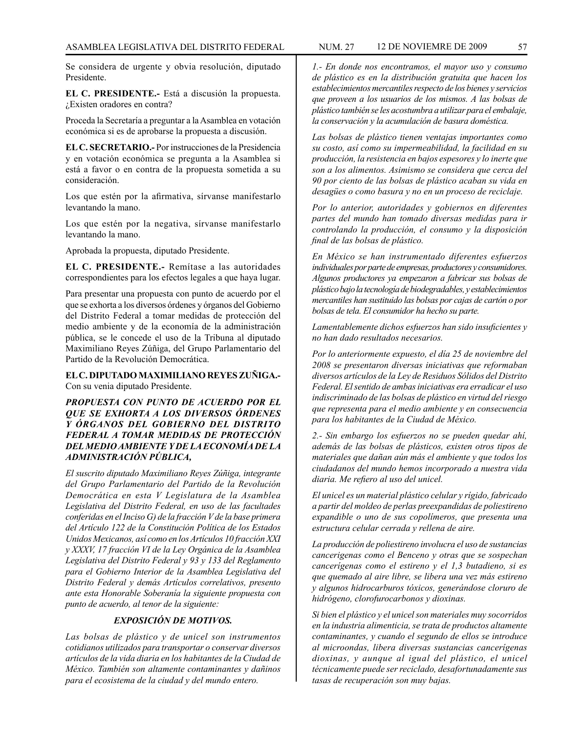Se considera de urgente y obvia resolución, diputado Presidente.

**EL C. PRESIDENTE.-** Está a discusión la propuesta. ¿Existen oradores en contra?

Proceda la Secretaría a preguntar a la Asamblea en votación económica si es de aprobarse la propuesta a discusión.

**EL C. SECRETARIO.-** Por instrucciones de la Presidencia y en votación económica se pregunta a la Asamblea si está a favor o en contra de la propuesta sometida a su consideración.

Los que estén por la afirmativa, sírvanse manifestarlo levantando la mano.

Los que estén por la negativa, sírvanse manifestarlo levantando la mano.

Aprobada la propuesta, diputado Presidente.

**EL C. PRESIDENTE.-** Remítase a las autoridades correspondientes para los efectos legales a que haya lugar.

Para presentar una propuesta con punto de acuerdo por el que se exhorta a los diversos órdenes y órganos del Gobierno del Distrito Federal a tomar medidas de protección del medio ambiente y de la economía de la administración pública, se le concede el uso de la Tribuna al diputado Maximiliano Reyes Zúñiga, del Grupo Parlamentario del Partido de la Revolución Democrática.

**EL C. DIPUTADO MAXIMILIANO REYES ZUÑIGA.-** Con su venia diputado Presidente.

***PROPUESTA CON PUNTO DE ACUERDO POR EL QUE SE EXHORTA A LOS DIVERSOS ÓRDENES Y ÓRGANOS DEL GOBIERNO DEL DISTRITO FEDERAL A TOMAR MEDIDAS DE PROTECCIÓN DEL MEDIO AMBIENTE Y DE LA ECONOMÍA DE LA ADMINISTRACIÓN PÚBLICA,***

*El suscrito diputado Maximiliano Reyes Zúñiga, integrante del Grupo Parlamentario del Partido de la Revolución Democrática en esta V Legislatura de la Asamblea Legislativa del Distrito Federal, en uso de las facultades conferidas en el Inciso G) de la fracción V de la base primera del Artículo 122 de la Constitución Política de los Estados Unidos Mexicanos, así como en los Artículos 10 fracción XXI y XXXV, 17 fracción VI de la Ley Orgánica de la Asamblea Legislativa del Distrito Federal y 93 y 133 del Reglamento para el Gobierno Interior de la Asamblea Legislativa del Distrito Federal y demás Artículos correlativos, presento ante esta Honorable Soberanía la siguiente propuesta con punto de acuerdo, al tenor de la siguiente:*

***EXPOSICIÓN DE MOTIVOS.***

*Las bolsas de plástico y de unicel son instrumentos cotidianos utilizados para transportar o conservar diversos artículos de la vida diaria en los habitantes de la Ciudad de México. También son altamente contaminantes y dañinos para el ecosistema de la ciudad y del mundo entero.*

*1.- En donde nos encontramos, el mayor uso y consumo de plástico es en la distribución gratuita que hacen los establecimientos mercantiles respecto de los bienes y servicios que proveen a los usuarios de los mismos. A las bolsas de plástico también se les acostumbra a utilizar para el embalaje, la conservación y la acumulación de basura doméstica.*

*Las bolsas de plástico tienen ventajas importantes como su costo, así como su impermeabilidad, la facilidad en su producción, la resistencia en bajos espesores y lo inerte que son a los alimentos. Asimismo se considera que cerca del 90 por ciento de las bolsas de plástico acaban su vida en desagües o como basura y no en un proceso de reciclaje.*

*Por lo anterior, autoridades y gobiernos en diferentes partes del mundo han tomado diversas medidas para ir controlando la producción, el consumo y la disposición final de las bolsas de plástico.*

*En México se han instrumentado diferentes esfuerzos individuales por parte de empresas, productores y consumidores. Algunos productores ya empezaron a fabricar sus bolsas de plástico bajo la tecnología de biodegradables, y establecimientos mercantiles han sustituido las bolsas por cajas de cartón o por bolsas de tela. El consumidor ha hecho su parte.*

*Lamentablemente dichos esfuerzos han sido insuficientes y no han dado resultados necesarios.*

*Por lo anteriormente expuesto, el día 25 de noviembre del 2008 se presentaron diversas iniciativas que reformaban diversos artículos de la Ley de Residuos Sólidos del Distrito Federal. El sentido de ambas iniciativas era erradicar el uso indiscriminado de las bolsas de plástico en virtud del riesgo que representa para el medio ambiente y en consecuencia para los habitantes de la Ciudad de México.*

*2.- Sin embargo los esfuerzos no se pueden quedar ahí, además de las bolsas de plásticos, existen otros tipos de materiales que dañan aún más el ambiente y que todos los ciudadanos del mundo hemos incorporado a nuestra vida diaria. Me refiero al uso del unicel.*

*El unicel es un material plástico celular y rígido, fabricado a partir del moldeo de perlas preexpandidas de poliestireno expandible o uno de sus copolímeros, que presenta una estructura celular cerrada y rellena de aire.*

*La producción de poliestireno involucra el uso de sustancias cancerigenas como el Benceno y otras que se sospechan cancerígenas como el estireno y el 1,3 butadieno, si es que quemado al aire libre, se libera una vez más estireno y algunos hidrocarburos tóxicos, generándose cloruro de hidrógeno, clorofurocarbonos y dioxinas.*

*Si bien el plástico y el unicel son materiales muy socorridos en la industria alimenticia, se trata de productos altamente contaminantes, y cuando el segundo de ellos se introduce al microondas, libera diversas sustancias cancerígenas dioxinas, y aunque al igual del plástico, el unicel técnicamente puede ser reciclado, desafortunadamente sus tasas de recuperación son muy bajas.*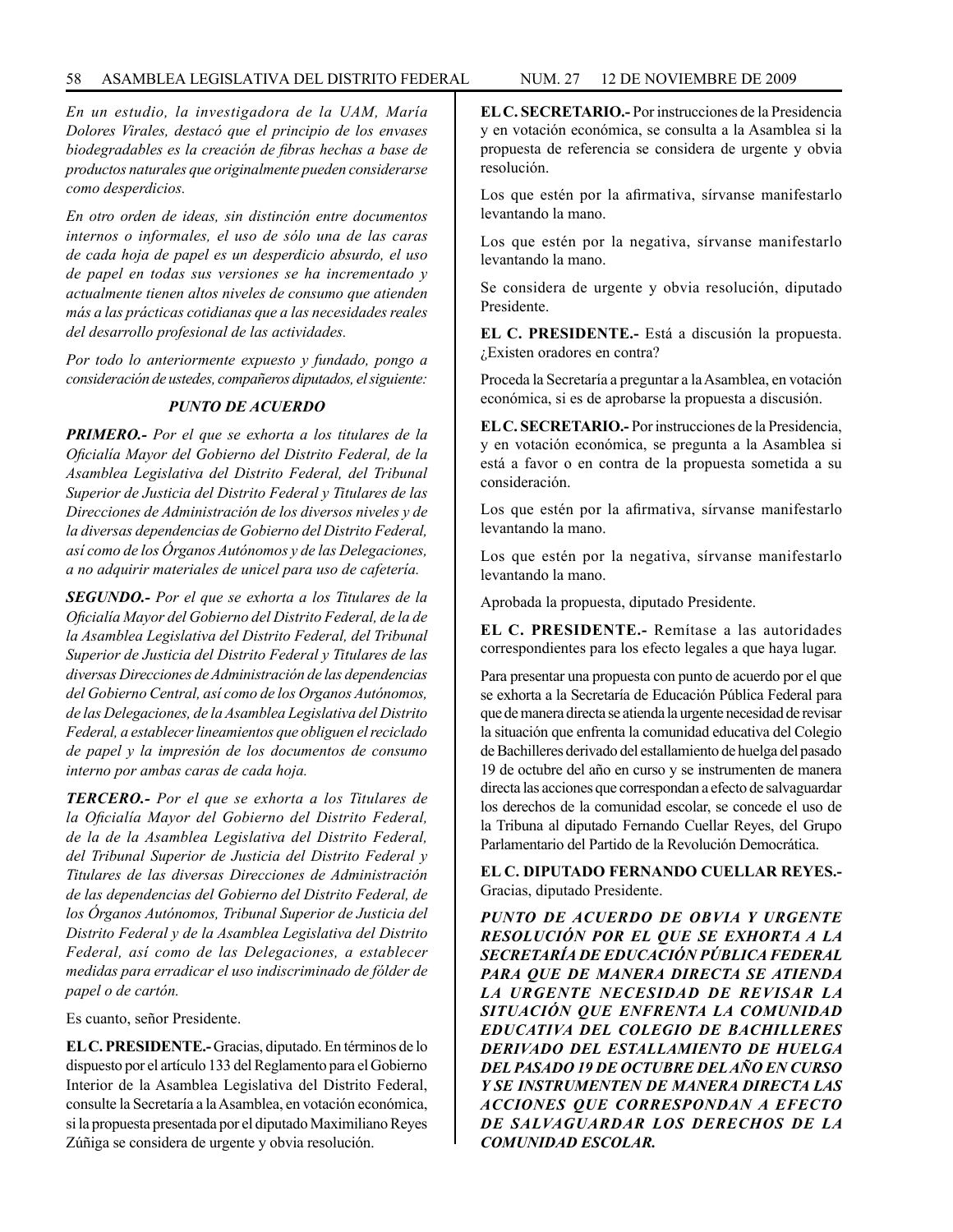*En un estudio, la investigadora de la UAM, María Dolores Virales, destacó que el principio de los envases biodegradables es la creación de fibras hechas a base de productos naturales que originalmente pueden considerarse como desperdicios.*

*En otro orden de ideas, sin distinción entre documentos internos o informales, el uso de sólo una de las caras de cada hoja de papel es un desperdicio absurdo, el uso de papel en todas sus versiones se ha incrementado y actualmente tienen altos niveles de consumo que atienden más a las prácticas cotidianas que a las necesidades reales del desarrollo profesional de las actividades.*

*Por todo lo anteriormente expuesto y fundado, pongo a consideración de ustedes, compañeros diputados, el siguiente:*

***PUNTO DE ACUERDO***

***PRIMERO.-*** *Por el que se exhorta a los titulares de la Oficialía Mayor del Gobierno del Distrito Federal, de la Asamblea Legislativa del Distrito Federal, del Tribunal Superior de Justicia del Distrito Federal y Titulares de las Direcciones de Administración de los diversos niveles y de la diversas dependencias de Gobierno del Distrito Federal, así como de los Órganos Autónomos y de las Delegaciones, a no adquirir materiales de unicel para uso de cafetería.*

***SEGUNDO.-*** *Por el que se exhorta a los Titulares de la Oficialía Mayor del Gobierno del Distrito Federal, de la de la Asamblea Legislativa del Distrito Federal, del Tribunal Superior de Justicia del Distrito Federal y Titulares de las diversas Direcciones de Administración de las dependencias del Gobierno Central, así como de los Organos Autónomos, de las Delegaciones, de la Asamblea Legislativa del Distrito Federal, a establecer lineamientos que obliguen el reciclado de papel y la impresión de los documentos de consumo interno por ambas caras de cada hoja.*

***TERCERO.-*** *Por el que se exhorta a los Titulares de la Oficialía Mayor del Gobierno del Distrito Federal, de la de la Asamblea Legislativa del Distrito Federal, del Tribunal Superior de Justicia del Distrito Federal y Titulares de las diversas Direcciones de Administración de las dependencias del Gobierno del Distrito Federal, de los Órganos Autónomos, Tribunal Superior de Justicia del Distrito Federal y de la Asamblea Legislativa del Distrito Federal, así como de las Delegaciones, a establecer medidas para erradicar el uso indiscriminado de fólder de papel o de cartón.*

Es cuanto, señor Presidente.

**EL C. PRESIDENTE.-** Gracias, diputado. En términos de lo dispuesto por el artículo 133 del Reglamento para el Gobierno Interior de la Asamblea Legislativa del Distrito Federal, consulte la Secretaría a la Asamblea, en votación económica, si la propuesta presentada por el diputado Maximiliano Reyes Zúñiga se considera de urgente y obvia resolución.

**EL C. SECRETARIO.-** Por instrucciones de la Presidencia y en votación económica, se consulta a la Asamblea si la propuesta de referencia se considera de urgente y obvia resolución.

Los que estén por la afirmativa, sírvanse manifestarlo levantando la mano.

Los que estén por la negativa, sírvanse manifestarlo levantando la mano.

Se considera de urgente y obvia resolución, diputado Presidente.

**EL C. PRESIDENTE.-** Está a discusión la propuesta. ¿Existen oradores en contra?

Proceda la Secretaría a preguntar a la Asamblea, en votación económica, si es de aprobarse la propuesta a discusión.

**EL C. SECRETARIO.-** Por instrucciones de la Presidencia, y en votación económica, se pregunta a la Asamblea si está a favor o en contra de la propuesta sometida a su consideración.

Los que estén por la afirmativa, sírvanse manifestarlo levantando la mano.

Los que estén por la negativa, sírvanse manifestarlo levantando la mano.

Aprobada la propuesta, diputado Presidente.

**EL C. PRESIDENTE.-** Remítase a las autoridades correspondientes para los efecto legales a que haya lugar.

Para presentar una propuesta con punto de acuerdo por el que se exhorta a la Secretaría de Educación Pública Federal para que de manera directa se atienda la urgente necesidad de revisar la situación que enfrenta la comunidad educativa del Colegio de Bachilleres derivado del estallamiento de huelga del pasado 19 de octubre del año en curso y se instrumenten de manera directa las acciones que correspondan a efecto de salvaguardar los derechos de la comunidad escolar, se concede el uso de la Tribuna al diputado Fernando Cuellar Reyes, del Grupo Parlamentario del Partido de la Revolución Democrática.

**EL C. DIPUTADO FERNANDO CUELLAR REYES.-** Gracias, diputado Presidente.

***PUNTO DE ACUERDO DE OBVIA Y URGENTE RESOLUCIÓN POR EL QUE SE EXHORTA A LA SECRETARÍA DE EDUCACIÓN PÚBLICA FEDERAL PARA QUE DE MANERA DIRECTA SE ATIENDA LA URGENTE NECESIDAD DE REVISAR LA SITUACIÓN QUE ENFRENTA LA COMUNIDAD EDUCATIVA DEL COLEGIO DE BACHILLERES DERIVADO DEL ESTALLAMIENTO DE HUELGA DEL PASADO 19 DE OCTUBRE DEL AÑO EN CURSO Y SE INSTRUMENTEN DE MANERA DIRECTA LAS ACCIONES QUE CORRESPONDAN A EFECTO DE SALVAGUARDAR LOS DERECHOS DE LA COMUNIDAD ESCOLAR.***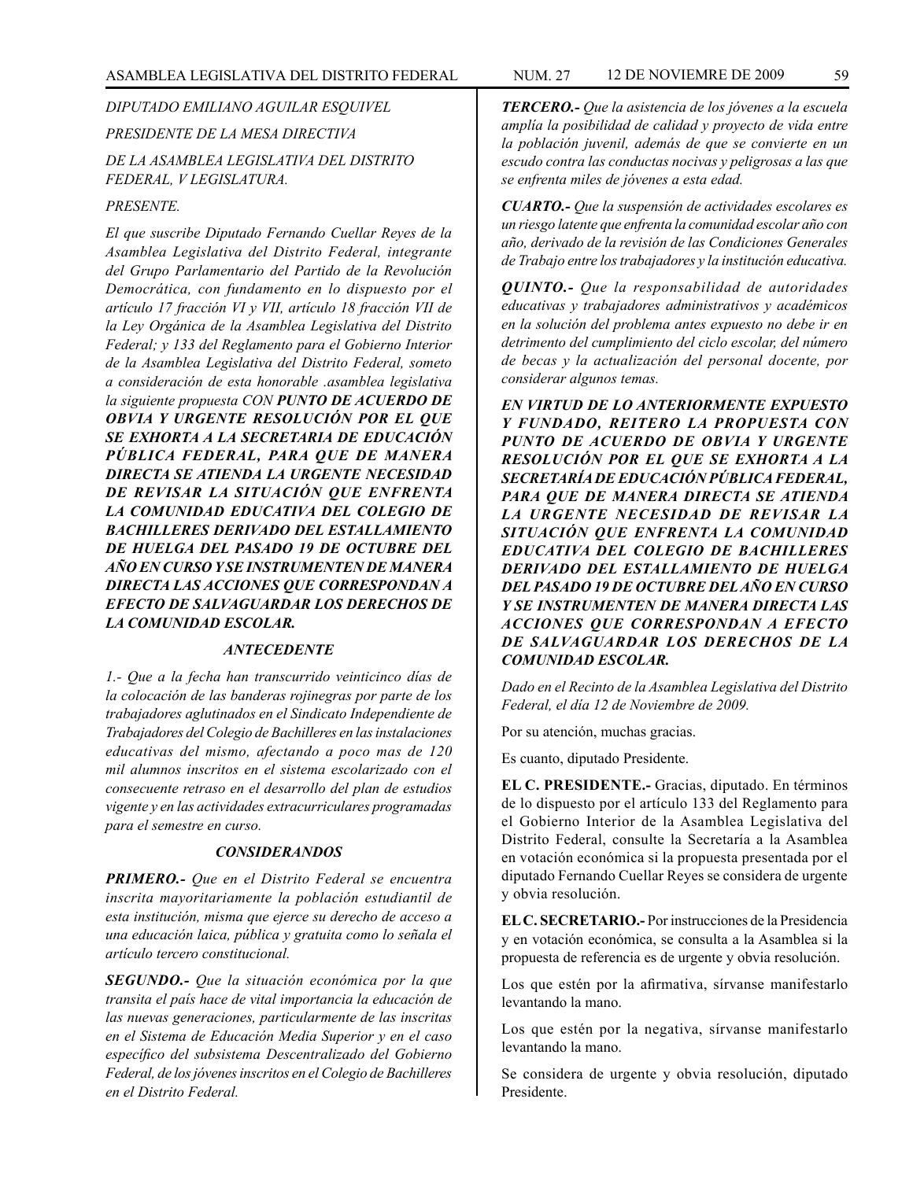*DIPUTADO EMILIANO AGUILAR ESQUIVEL*

*PRESIDENTE DE LA MESA DIRECTIVA*

*DE LA ASAMBLEA LEGISLATIVA DEL DISTRITO FEDERAL, V LEGISLATURA.*

*PRESENTE.*

*El que suscribe Diputado Fernando Cuellar Reyes de la Asamblea Legislativa del Distrito Federal, integrante del Grupo Parlamentario del Partido de la Revolución Democrática, con fundamento en lo dispuesto por el artículo 17 fracción VI y VII, artículo 18 fracción VII de la Ley Orgánica de la Asamblea Legislativa del Distrito Federal; y 133 del Reglamento para el Gobierno Interior de la Asamblea Legislativa del Distrito Federal, someto a consideración de esta honorable .asamblea legislativa la siguiente propuesta CON* ***PUNTO DE ACUERDO DE OBVIA Y URGENTE RESOLUCIÓN POR EL QUE SE EXHORTA A LA SECRETARIA DE EDUCACIÓN PÚBLICA FEDERAL, PARA QUE DE MANERA DIRECTA SE ATIENDA LA URGENTE NECESIDAD DE REVISAR LA SITUACIÓN QUE ENFRENTA LA COMUNIDAD EDUCATIVA DEL COLEGIO DE BACHILLERES DERIVADO DEL ESTALLAMIENTO DE HUELGA DEL PASADO 19 DE OCTUBRE DEL AÑO EN CURSO Y SE INSTRUMENTEN DE MANERA DIRECTA LAS ACCIONES QUE CORRESPONDAN A EFECTO DE SALVAGUARDAR LOS DERECHOS DE LA COMUNIDAD ESCOLAR.***

### *ANTECEDENTE*

*1.- Que a la fecha han transcurrido veinticinco días de la colocación de las banderas rojinegras por parte de los trabajadores aglutinados en el Sindicato Independiente de Trabajadores del Colegio de Bachilleres en las instalaciones educativas del mismo, afectando a poco mas de 120 mil alumnos inscritos en el sistema escolarizado con el consecuente retraso en el desarrollo del plan de estudios vigente y en las actividades extracurriculares programadas para el semestre en curso.*

### *CONSIDERANDOS*

***PRIMERO.-*** *Que en el Distrito Federal se encuentra inscrita mayoritariamente la población estudiantil de esta institución, misma que ejerce su derecho de acceso a una educación laica, pública y gratuita como lo señala el artículo tercero constitucional.*

***SEGUNDO.-*** *Que la situación económica por la que transita el país hace de vital importancia la educación de las nuevas generaciones, particularmente de las inscritas en el Sistema de Educación Media Superior y en el caso específico del subsistema Descentralizado del Gobierno Federal, de los jóvenes inscritos en el Colegio de Bachilleres en el Distrito Federal.*

***TERCERO.-*** *Que la asistencia de los jóvenes a la escuela amplía la posibilidad de calidad y proyecto de vida entre la población juvenil, además de que se convierte en un escudo contra las conductas nocivas y peligrosas a las que se enfrenta miles de jóvenes a esta edad.*

***CUARTO.-*** *Que la suspensión de actividades escolares es un riesgo latente que enfrenta la comunidad escolar año con año, derivado de la revisión de las Condiciones Generales de Trabajo entre los trabajadores y la institución educativa.*

***QUINTO.-*** *Que la responsabilidad de autoridades educativas y trabajadores administrativos y académicos en la solución del problema antes expuesto no debe ir en detrimento del cumplimiento del ciclo escolar, del número de becas y la actualización del personal docente, por considerar algunos temas.*

***EN VIRTUD DE LO ANTERIORMENTE EXPUESTO Y FUNDADO, REITERO LA PROPUESTA CON PUNTO DE ACUERDO DE OBVIA Y URGENTE RESOLUCIÓN POR EL QUE SE EXHORTA A LA SECRETARÍA DE EDUCACIÓN PÚBLICA FEDERAL, PARA QUE DE MANERA DIRECTA SE ATIENDA LA URGENTE NECESIDAD DE REVISAR LA SITUACIÓN QUE ENFRENTA LA COMUNIDAD EDUCATIVA DEL COLEGIO DE BACHILLERES DERIVADO DEL ESTALLAMIENTO DE HUELGA DEL PASADO 19 DE OCTUBRE DEL AÑO EN CURSO Y SE INSTRUMENTEN DE MANERA DIRECTA LAS ACCIONES QUE CORRESPONDAN A EFECTO DE SALVAGUARDAR LOS DERECHOS DE LA COMUNIDAD ESCOLAR.***

*Dado en el Recinto de la Asamblea Legislativa del Distrito Federal, el día 12 de Noviembre de 2009.*

Por su atención, muchas gracias.

Es cuanto, diputado Presidente.

**EL C. PRESIDENTE.-** Gracias, diputado. En términos de lo dispuesto por el artículo 133 del Reglamento para el Gobierno Interior de la Asamblea Legislativa del Distrito Federal, consulte la Secretaría a la Asamblea en votación económica si la propuesta presentada por el diputado Fernando Cuellar Reyes se considera de urgente y obvia resolución.

**EL C. SECRETARIO.-** Por instrucciones de la Presidencia y en votación económica, se consulta a la Asamblea si la propuesta de referencia es de urgente y obvia resolución.

Los que estén por la afirmativa, sírvanse manifestarlo levantando la mano.

Los que estén por la negativa, sírvanse manifestarlo levantando la mano.

Se considera de urgente y obvia resolución, diputado Presidente.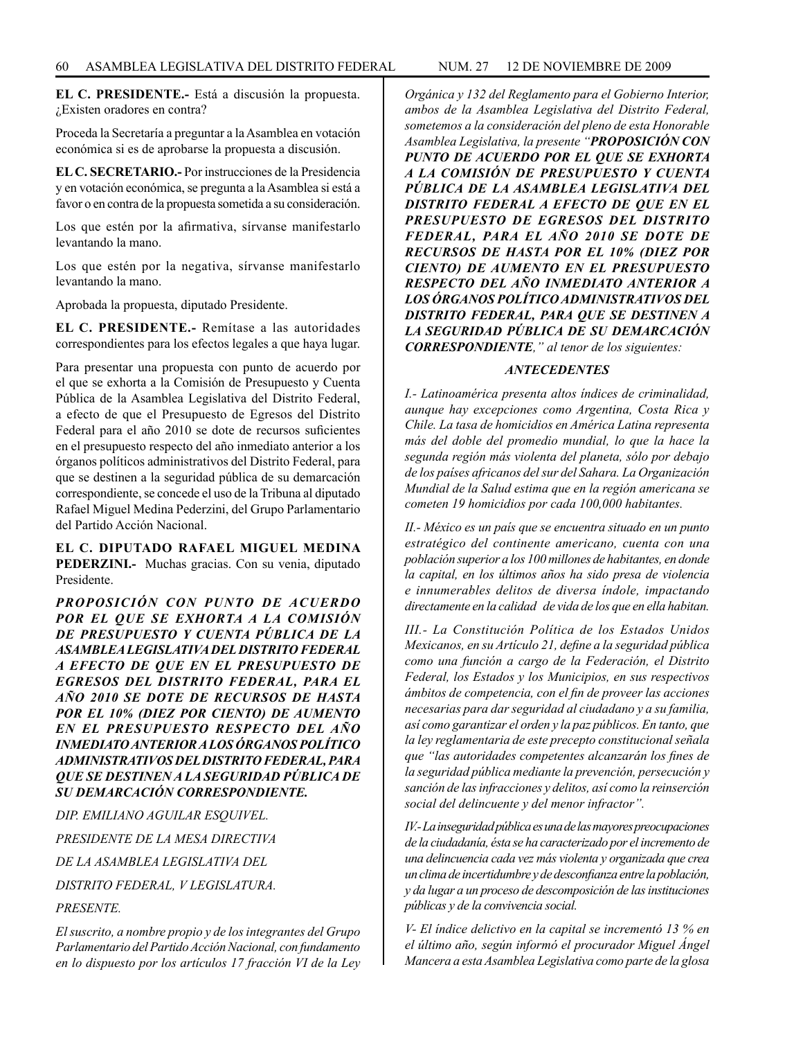**EL C. PRESIDENTE.-** Está a discusión la propuesta. ¿Existen oradores en contra?

Proceda la Secretaría a preguntar a la Asamblea en votación económica si es de aprobarse la propuesta a discusión.

**EL C. SECRETARIO.-** Por instrucciones de la Presidencia y en votación económica, se pregunta a la Asamblea si está a favor o en contra de la propuesta sometida a su consideración.

Los que estén por la afirmativa, sírvanse manifestarlo levantando la mano.

Los que estén por la negativa, sírvanse manifestarlo levantando la mano.

Aprobada la propuesta, diputado Presidente.

**EL C. PRESIDENTE.-** Remítase a las autoridades correspondientes para los efectos legales a que haya lugar.

Para presentar una propuesta con punto de acuerdo por el que se exhorta a la Comisión de Presupuesto y Cuenta Pública de la Asamblea Legislativa del Distrito Federal, a efecto de que el Presupuesto de Egresos del Distrito Federal para el año 2010 se dote de recursos suficientes en el presupuesto respecto del año inmediato anterior a los órganos políticos administrativos del Distrito Federal, para que se destinen a la seguridad pública de su demarcación correspondiente, se concede el uso de la Tribuna al diputado Rafael Miguel Medina Pederzini, del Grupo Parlamentario del Partido Acción Nacional.

**EL C. DIPUTADO RAFAEL MIGUEL MEDINA PEDERZINI.-** Muchas gracias. Con su venia, diputado Presidente.

***PROPOSICIÓN CON PUNTO DE ACUERDO POR EL QUE SE EXHORTA A LA COMISIÓN DE PRESUPUESTO Y CUENTA PÚBLICA DE LA ASAMBLEA LEGISLATIVA DEL DISTRITO FEDERAL A EFECTO DE QUE EN EL PRESUPUESTO DE EGRESOS DEL DISTRITO FEDERAL, PARA EL AÑO 2010 SE DOTE DE RECURSOS DE HASTA POR EL 10% (DIEZ POR CIENTO) DE AUMENTO EN EL PRESUPUESTO RESPECTO DEL AÑO INMEDIATO ANTERIOR A LOS ÓRGANOS POLÍTICO ADMINISTRATIVOS DEL DISTRITO FEDERAL, PARA QUE SE DESTINEN A LA SEGURIDAD PÚBLICA DE SU DEMARCACIÓN CORRESPONDIENTE.***

*DIP. EMILIANO AGUILAR ESQUIVEL.*

*PRESIDENTE DE LA MESA DIRECTIVA*

*DE LA ASAMBLEA LEGISLATIVA DEL*

*DISTRITO FEDERAL, V LEGISLATURA.*

*PRESENTE.*

*El suscrito, a nombre propio y de los integrantes del Grupo Parlamentario del Partido Acción Nacional, con fundamento en lo dispuesto por los artículos 17 fracción VI de la Ley Orgánica y 132 del Reglamento para el Gobierno Interior, ambos de la Asamblea Legislativa del Distrito Federal, sometemos a la consideración del pleno de esta Honorable Asamblea Legislativa, la presente "**PROPOSICIÓN CON PUNTO DE ACUERDO POR EL QUE SE EXHORTA A LA COMISIÓN DE PRESUPUESTO Y CUENTA PÚBLICA DE LA ASAMBLEA LEGISLATIVA DEL DISTRITO FEDERAL A EFECTO DE QUE EN EL PRESUPUESTO DE EGRESOS DEL DISTRITO FEDERAL, PARA EL AÑO 2010 SE DOTE DE RECURSOS DE HASTA POR EL 10% (DIEZ POR CIENTO) DE AUMENTO EN EL PRESUPUESTO RESPECTO DEL AÑO INMEDIATO ANTERIOR A LOS ÓRGANOS POLÍTICO ADMINISTRATIVOS DEL DISTRITO FEDERAL, PARA QUE SE DESTINEN A LA SEGURIDAD PÚBLICA DE SU DEMARCACIÓN CORRESPONDIENTE**," al tenor de los siguientes:*

***ANTECEDENTES***

*I.- Latinoamérica presenta altos índices de criminalidad, aunque hay excepciones como Argentina, Costa Rica y Chile. La tasa de homicidios en América Latina representa más del doble del promedio mundial, lo que la hace la segunda región más violenta del planeta, sólo por debajo de los países africanos del sur del Sahara. La Organización Mundial de la Salud estima que en la región americana se cometen 19 homicidios por cada 100,000 habitantes.*

*II.- México es un país que se encuentra situado en un punto estratégico del continente americano, cuenta con una población superior a los 100 millones de habitantes, en donde la capital, en los últimos años ha sido presa de violencia e innumerables delitos de diversa índole, impactando directamente en la calidad de vida de los que en ella habitan.*

*III.- La Constitución Política de los Estados Unidos Mexicanos, en su Artículo 21, define a la seguridad pública como una función a cargo de la Federación, el Distrito Federal, los Estados y los Municipios, en sus respectivos ámbitos de competencia, con el fin de proveer las acciones necesarias para dar seguridad al ciudadano y a su familia, así como garantizar el orden y la paz públicos. En tanto, que la ley reglamentaria de este precepto constitucional señala que "las autoridades competentes alcanzarán los fines de la seguridad pública mediante la prevención, persecución y sanción de las infracciones y delitos, así como la reinserción social del delincuente y del menor infractor".*

*IV.- La inseguridad pública es una de las mayores preocupaciones de la ciudadanía, ésta se ha caracterizado por el incremento de una delincuencia cada vez más violenta y organizada que crea un clima de incertidumbre y de desconfianza entre la población, y da lugar a un proceso de descomposición de las instituciones públicas y de la convivencia social.*

*V- El índice delictivo en la capital se incrementó 13 % en el último año, según informó el procurador Miguel Ángel Mancera a esta Asamblea Legislativa como parte de la glosa*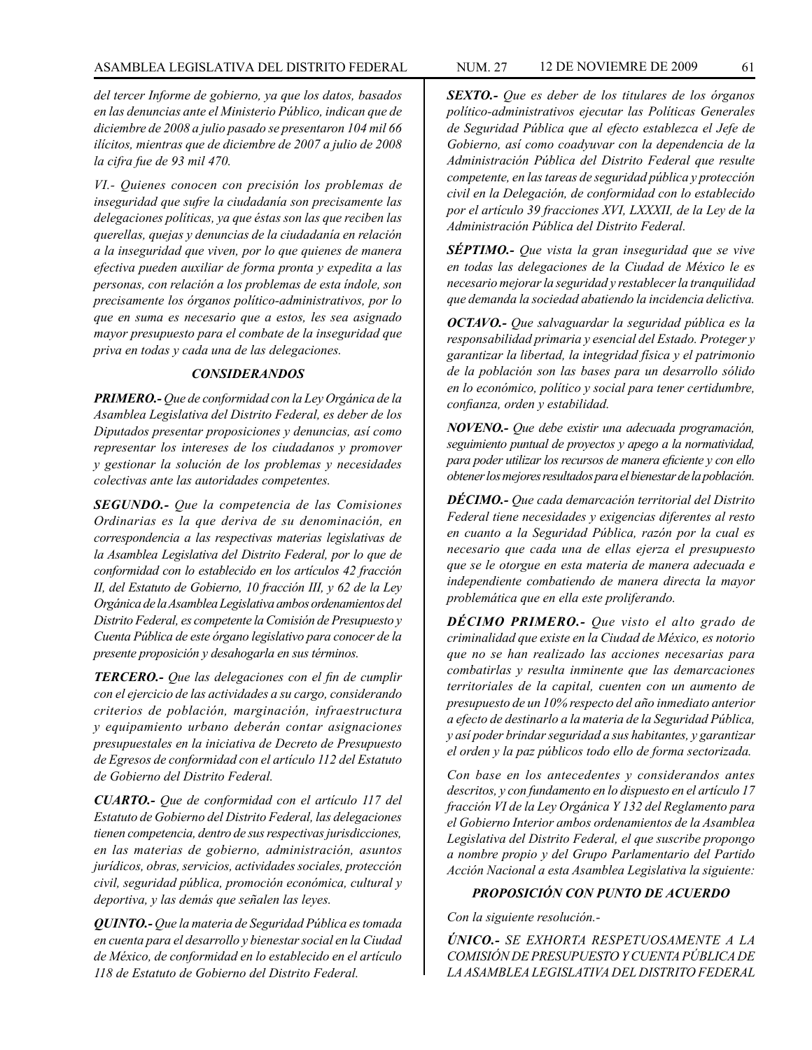*del tercer Informe de gobierno, ya que los datos, basados en las denuncias ante el Ministerio Público, indican que de diciembre de 2008 a julio pasado se presentaron 104 mil 66 ilícitos, mientras que de diciembre de 2007 a julio de 2008 la cifra fue de 93 mil 470.*

*VI.- Quienes conocen con precisión los problemas de inseguridad que sufre la ciudadanía son precisamente las delegaciones políticas, ya que éstas son las que reciben las querellas, quejas y denuncias de la ciudadanía en relación a la inseguridad que viven, por lo que quienes de manera efectiva pueden auxiliar de forma pronta y expedita a las personas, con relación a los problemas de esta índole, son precisamente los órganos político-administrativos, por lo que en suma es necesario que a estos, les sea asignado mayor presupuesto para el combate de la inseguridad que priva en todas y cada una de las delegaciones.*

### *CONSIDERANDOS*

***PRIMERO.-*** *Que de conformidad con la Ley Orgánica de la Asamblea Legislativa del Distrito Federal, es deber de los Diputados presentar proposiciones y denuncias, así como representar los intereses de los ciudadanos y promover y gestionar la solución de los problemas y necesidades colectivas ante las autoridades competentes.*

***SEGUNDO.-*** *Que la competencia de las Comisiones Ordinarias es la que deriva de su denominación, en correspondencia a las respectivas materias legislativas de la Asamblea Legislativa del Distrito Federal, por lo que de conformidad con lo establecido en los artículos 42 fracción II, del Estatuto de Gobierno, 10 fracción III, y 62 de la Ley Orgánica de la Asamblea Legislativa ambos ordenamientos del Distrito Federal, es competente la Comisión de Presupuesto y Cuenta Pública de este órgano legislativo para conocer de la presente proposición y desahogarla en sus términos.*

***TERCERO.-*** *Que las delegaciones con el fin de cumplir con el ejercicio de las actividades a su cargo, considerando criterios de población, marginación, infraestructura y equipamiento urbano deberán contar asignaciones presupuestales en la iniciativa de Decreto de Presupuesto de Egresos de conformidad con el artículo 112 del Estatuto de Gobierno del Distrito Federal.*

***CUARTO.-*** *Que de conformidad con el artículo 117 del Estatuto de Gobierno del Distrito Federal, las delegaciones tienen competencia, dentro de sus respectivas jurisdicciones, en las materias de gobierno, administración, asuntos jurídicos, obras, servicios, actividades sociales, protección civil, seguridad pública, promoción económica, cultural y deportiva, y las demás que señalen las leyes.*

***QUINTO.-*** *Que la materia de Seguridad Pública es tomada en cuenta para el desarrollo y bienestar social en la Ciudad de México, de conformidad en lo establecido en el artículo 118 de Estatuto de Gobierno del Distrito Federal.*

***SEXTO.-*** *Que es deber de los titulares de los órganos político-administrativos ejecutar las Políticas Generales de Seguridad Pública que al efecto establezca el Jefe de Gobierno, así como coadyuvar con la dependencia de la Administración Pública del Distrito Federal que resulte competente, en las tareas de seguridad pública y protección civil en la Delegación, de conformidad con lo establecido por el artículo 39 fracciones XVI, LXXXII, de la Ley de la Administración Pública del Distrito Federal.*

***SÉPTIMO.-*** *Que vista la gran inseguridad que se vive en todas las delegaciones de la Ciudad de México le es necesario mejorar la seguridad y restablecer la tranquilidad que demanda la sociedad abatiendo la incidencia delictiva.*

***OCTAVO.-*** *Que salvaguardar la seguridad pública es la responsabilidad primaria y esencial del Estado. Proteger y garantizar la libertad, la integridad física y el patrimonio de la población son las bases para un desarrollo sólido en lo económico, político y social para tener certidumbre, confianza, orden y estabilidad.*

***NOVENO.-*** *Que debe existir una adecuada programación, seguimiento puntual de proyectos y apego a la normatividad, para poder utilizar los recursos de manera eficiente y con ello obtener los mejores resultados para el bienestar de la población.*

***DÉCIMO.-*** *Que cada demarcación territorial del Distrito Federal tiene necesidades y exigencias diferentes al resto en cuanto a la Seguridad Pública, razón por la cual es necesario que cada una de ellas ejerza el presupuesto que se le otorgue en esta materia de manera adecuada e independiente combatiendo de manera directa la mayor problemática que en ella este proliferando.*

***DÉCIMO PRIMERO.-*** *Que visto el alto grado de criminalidad que existe en la Ciudad de México, es notorio que no se han realizado las acciones necesarias para combatirlas y resulta inminente que las demarcaciones territoriales de la capital, cuenten con un aumento de presupuesto de un 10% respecto del año inmediato anterior a efecto de destinarlo a la materia de la Seguridad Pública, y así poder brindar seguridad a sus habitantes, y garantizar el orden y la paz públicos todo ello de forma sectorizada.*

*Con base en los antecedentes y considerandos antes descritos, y con fundamento en lo dispuesto en el artículo 17 fracción VI de la Ley Orgánica Y 132 del Reglamento para el Gobierno Interior ambos ordenamientos de la Asamblea Legislativa del Distrito Federal, el que suscribe propongo a nombre propio y del Grupo Parlamentario del Partido Acción Nacional a esta Asamblea Legislativa la siguiente:*

### *PROPOSICIÓN CON PUNTO DE ACUERDO*

*Con la siguiente resolución.-*

***ÚNICO.-*** *SE EXHORTA RESPETUOSAMENTE A LA COMISIÓN DE PRESUPUESTO Y CUENTA PÚBLICA DE LA ASAMBLEA LEGISLATIVA DEL DISTRITO FEDERAL*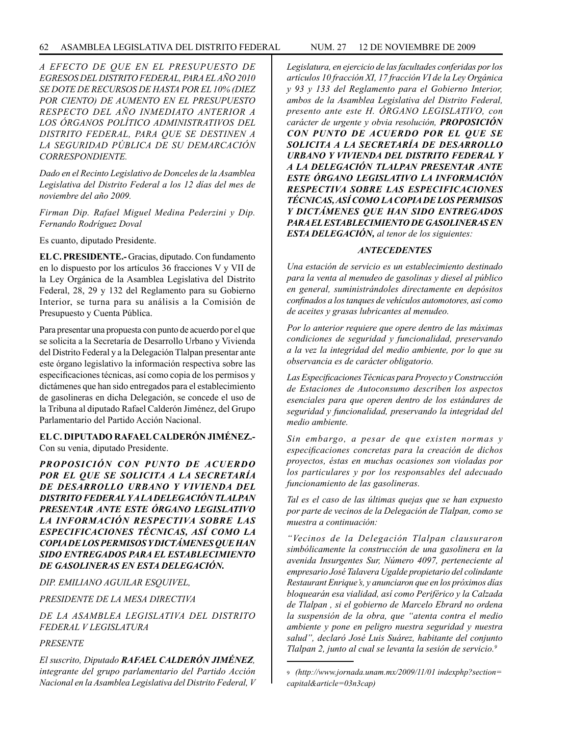*A EFECTO DE QUE EN EL PRESUPUESTO DE EGRESOS DEL DISTRITO FEDERAL, PARA EL AÑO 2010 SE DOTE DE RECURSOS DE HASTA POR EL 10% (DIEZ POR CIENTO) DE AUMENTO EN EL PRESUPUESTO RESPECTO DEL AÑO INMEDIATO ANTERIOR A LOS ÓRGANOS POLÍTICO ADMINISTRATIVOS DEL DISTRITO FEDERAL, PARA QUE SE DESTINEN A LA SEGURIDAD PÚBLICA DE SU DEMARCACIÓN CORRESPONDIENTE.*

*Dado en el Recinto Legislativo de Donceles de la Asamblea Legislativa del Distrito Federal a los 12 días del mes de noviembre del año 2009.*

*Firman Dip. Rafael Miguel Medina Pederzini y Dip. Fernando Rodríguez Doval*

Es cuanto, diputado Presidente.

**EL C. PRESIDENTE.-** Gracias, diputado. Con fundamento en lo dispuesto por los artículos 36 fracciones V y VII de la Ley Orgánica de la Asamblea Legislativa del Distrito Federal, 28, 29 y 132 del Reglamento para su Gobierno Interior, se turna para su análisis a la Comisión de Presupuesto y Cuenta Pública.

Para presentar una propuesta con punto de acuerdo por el que se solicita a la Secretaría de Desarrollo Urbano y Vivienda del Distrito Federal y a la Delegación Tlalpan presentar ante este órgano legislativo la información respectiva sobre las especificaciones técnicas, así como copia de los permisos y dictámenes que han sido entregados para el establecimiento de gasolineras en dicha Delegación, se concede el uso de la Tribuna al diputado Rafael Calderón Jiménez, del Grupo Parlamentario del Partido Acción Nacional.

**EL C. DIPUTADO RAFAEL CALDERÓN JIMÉNEZ.-** Con su venia, diputado Presidente.

***PROPOSICIÓN CON PUNTO DE ACUERDO POR EL QUE SE SOLICITA A LA SECRETARÍA DE DESARROLLO URBANO Y VIVIENDA DEL DISTRITO FEDERAL Y A LA DELEGACIÓN TLALPAN PRESENTAR ANTE ESTE ÓRGANO LEGISLATIVO LA INFORMACIÓN RESPECTIVA SOBRE LAS ESPECIFICACIONES TÉCNICAS, ASÍ COMO LA COPIA DE LOS PERMISOS Y DICTÁMENES QUE HAN SIDO ENTREGADOS PARA EL ESTABLECIMIENTO DE GASOLINERAS EN ESTA DELEGACIÓN.***

*DIP. EMILIANO AGUILAR ESQUIVEL,*

*PRESIDENTE DE LA MESA DIRECTIVA*

*DE LA ASAMBLEA LEGISLATIVA DEL DISTRITO FEDERAL V LEGISLATURA*

*PRESENTE*

*El suscrito, Diputado **RAFAEL CALDERÓN JIMÉNEZ**, integrante del grupo parlamentario del Partido Acción Nacional en la Asamblea Legislativa del Distrito Federal, V Legislatura, en ejercicio de las facultades conferidas por los artículos 10 fracción XI, 17 fracción VI de la Ley Orgánica y 93 y 133 del Reglamento para el Gobierno Interior, ambos de la Asamblea Legislativa del Distrito Federal, presento ante este H. ÓRGANO LEGISLATIVO, con carácter de urgente y obvia resolución, **PROPOSICIÓN CON PUNTO DE ACUERDO POR EL QUE SE SOLICITA A LA SECRETARÍA DE DESARROLLO URBANO Y VIVIENDA DEL DISTRITO FEDERAL Y A LA DELEGACIÓN TLALPAN PRESENTAR ANTE ESTE ÓRGANO LEGISLATIVO LA INFORMACIÓN RESPECTIVA SOBRE LAS ESPECIFICACIONES TÉCNICAS, ASÍ COMO LA COPIA DE LOS PERMISOS Y DICTÁMENES QUE HAN SIDO ENTREGADOS PARA EL ESTABLECIMIENTO DE GASOLINERAS EN ESTA DELEGACIÓN,** al tenor de los siguientes:*

***ANTECEDENTES***

*Una estación de servicio es un establecimiento destinado para la venta al menudeo de gasolinas y diesel al público en general, suministrándoles directamente en depósitos confinados a los tanques de vehículos automotores, así como de aceites y grasas lubricantes al menudeo.*

*Por lo anterior requiere que opere dentro de las máximas condiciones de seguridad y funcionalidad, preservando a la vez la integridad del medio ambiente, por lo que su observancia es de carácter obligatorio.*

*Las Especificaciones Técnicas para Proyecto y Construcción de Estaciones de Autoconsumo describen los aspectos esenciales para que operen dentro de los estándares de seguridad y funcionalidad, preservando la integridad del medio ambiente.*

*Sin embargo, a pesar de que existen normas y especificaciones concretas para la creación de dichos proyectos, éstas en muchas ocasiones son violadas por los particulares y por los responsables del adecuado funcionamiento de las gasolineras.*

*Tal es el caso de las últimas quejas que se han expuesto por parte de vecinos de la Delegación de Tlalpan, como se muestra a continuación:*

*"Vecinos de la Delegación Tlalpan clausuraron simbólicamente la construcción de una gasolinera en la avenida Insurgentes Sur, Número 4097, perteneciente al empresario José Talavera Ugalde propietario del colindante Restaurant Enrique's, y anunciaron que en los próximos días bloquearán esa vialidad, así como Periférico y la Calzada de Tlalpan , si el gobierno de Marcelo Ebrard no ordena la suspensión de la obra, que "atenta contra el medio ambiente y pone en peligro nuestra seguridad y nuestra salud", declaró José Luis Suárez, habitante del conjunto Tlalpan 2, junto al cual se levanta la sesión de servicio.[9]*

---

[9] *(http://www.jornada.unam.mx/2009/11/01 indexphp?section= capital&article=03n3cap)*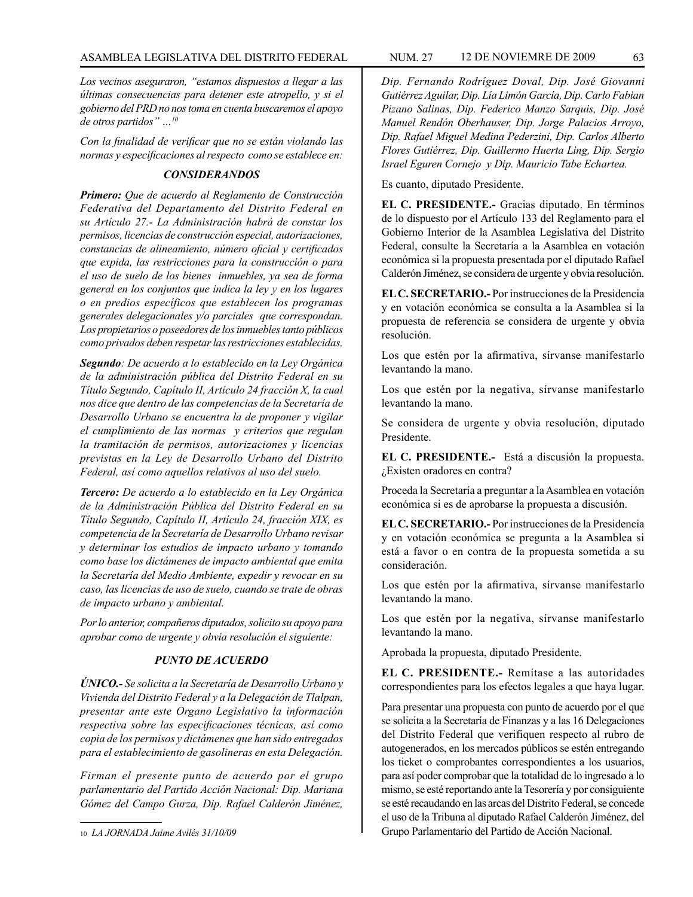*Los vecinos aseguraron, "estamos dispuestos a llegar a las últimas consecuencias para detener este atropello, y si el gobierno del PRD no nos toma en cuenta buscaremos el apoyo de otros partidos" …*[10]

*Con la finalidad de verificar que no se están violando las normas y especificaciones al respecto como se establece en:*

### *CONSIDERANDOS*

***Primero:** Que de acuerdo al Reglamento de Construcción Federativa del Departamento del Distrito Federal en su Artículo 27.- La Administración habrá de constar los permisos, licencias de construcción especial, autorizaciones, constancias de alineamiento, número oficial y certificados que expida, las restricciones para la construcción o para el uso de suelo de los bienes inmuebles, ya sea de forma general en los conjuntos que indica la ley y en los lugares o en predios específicos que establecen los programas generales delegacionales y/o parciales que correspondan. Los propietarios o poseedores de los inmuebles tanto públicos como privados deben respetar las restricciones establecidas.*

***Segundo**: De acuerdo a lo establecido en la Ley Orgánica de la administración pública del Distrito Federal en su Título Segundo, Capítulo II, Artículo 24 fracción X, la cual nos dice que dentro de las competencias de la Secretaría de Desarrollo Urbano se encuentra la de proponer y vigilar el cumplimiento de las normas y criterios que regulan la tramitación de permisos, autorizaciones y licencias previstas en la Ley de Desarrollo Urbano del Distrito Federal, así como aquellos relativos al uso del suelo.*

***Tercero:** De acuerdo a lo establecido en la Ley Orgánica de la Administración Pública del Distrito Federal en su Título Segundo, Capítulo II, Artículo 24, fracción XIX, es competencia de la Secretaría de Desarrollo Urbano revisar y determinar los estudios de impacto urbano y tomando como base los dictámenes de impacto ambiental que emita la Secretaría del Medio Ambiente, expedir y revocar en su caso, las licencias de uso de suelo, cuando se trate de obras de impacto urbano y ambiental.*

*Por lo anterior, compañeros diputados, solicito su apoyo para aprobar como de urgente y obvia resolución el siguiente:*

### *PUNTO DE ACUERDO*

***ÚNICO.-** Se solicita a la Secretaría de Desarrollo Urbano y Vivienda del Distrito Federal y a la Delegación de Tlalpan, presentar ante este Organo Legislativo la información respectiva sobre las especificaciones técnicas, así como copia de los permisos y dictámenes que han sido entregados para el establecimiento de gasolineras en esta Delegación.*

*Firman el presente punto de acuerdo por el grupo parlamentario del Partido Acción Nacional: Dip. Mariana Gómez del Campo Gurza, Dip. Rafael Calderón Jiménez, Dip. Fernando Rodríguez Doval, Dip. José Giovanni Gutiérrez Aguilar, Dip. Lía Limón García, Dip. Carlo Fabian Pizano Salinas, Dip. Federico Manzo Sarquis, Dip. José Manuel Rendón Oberhauser, Dip. Jorge Palacios Arroyo, Dip. Rafael Miguel Medina Pederzini, Dip. Carlos Alberto Flores Gutiérrez, Dip. Guillermo Huerta Ling, Dip. Sergio Israel Eguren Cornejo y Dip. Mauricio Tabe Echartea.*

Es cuanto, diputado Presidente.

**EL C. PRESIDENTE.-** Gracias diputado. En términos de lo dispuesto por el Artículo 133 del Reglamento para el Gobierno Interior de la Asamblea Legislativa del Distrito Federal, consulte la Secretaría a la Asamblea en votación económica si la propuesta presentada por el diputado Rafael Calderón Jiménez, se considera de urgente y obvia resolución.

**EL C. SECRETARIO.-** Por instrucciones de la Presidencia y en votación económica se consulta a la Asamblea si la propuesta de referencia se considera de urgente y obvia resolución.

Los que estén por la afirmativa, sírvanse manifestarlo levantando la mano.

Los que estén por la negativa, sírvanse manifestarlo levantando la mano.

Se considera de urgente y obvia resolución, diputado Presidente.

**EL C. PRESIDENTE.-** Está a discusión la propuesta. ¿Existen oradores en contra?

Proceda la Secretaría a preguntar a la Asamblea en votación económica si es de aprobarse la propuesta a discusión.

**EL C. SECRETARIO.-** Por instrucciones de la Presidencia y en votación económica se pregunta a la Asamblea si está a favor o en contra de la propuesta sometida a su consideración.

Los que estén por la afirmativa, sírvanse manifestarlo levantando la mano.

Los que estén por la negativa, sírvanse manifestarlo levantando la mano.

Aprobada la propuesta, diputado Presidente.

**EL C. PRESIDENTE.-** Remítase a las autoridades correspondientes para los efectos legales a que haya lugar.

Para presentar una propuesta con punto de acuerdo por el que se solicita a la Secretaría de Finanzas y a las 16 Delegaciones del Distrito Federal que verifiquen respecto al rubro de autogenerados, en los mercados públicos se estén entregando los ticket o comprobantes correspondientes a los usuarios, para así poder comprobar que la totalidad de lo ingresado a lo mismo, se esté reportando ante la Tesorería y por consiguiente se esté recaudando en las arcas del Distrito Federal, se concede el uso de la Tribuna al diputado Rafael Calderón Jiménez, del Grupo Parlamentario del Partido de Acción Nacional.

---

10 *LA JORNADA Jaime Avilés 31/10/09*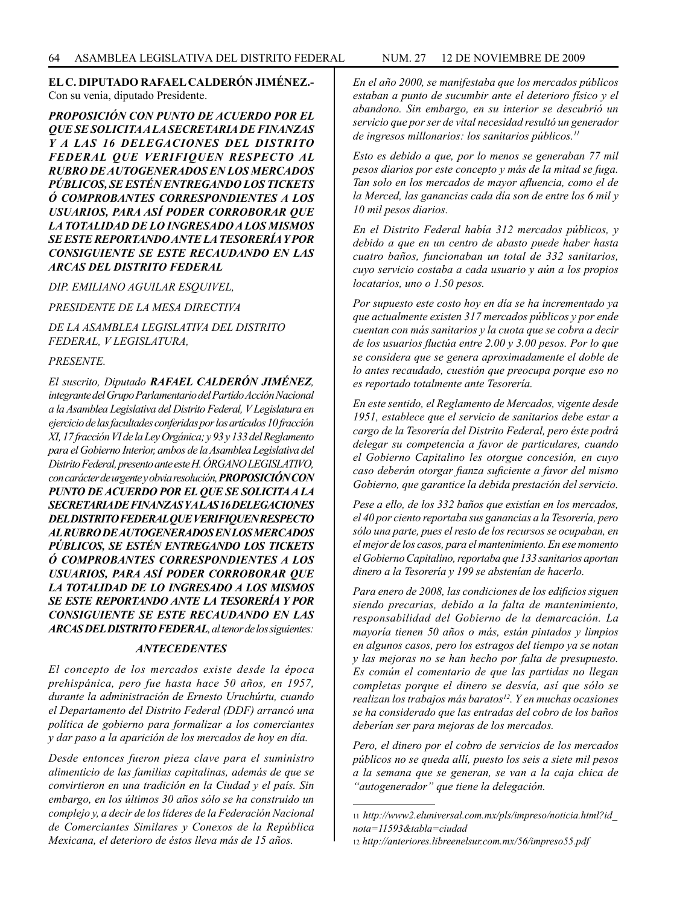**EL C. DIPUTADO RAFAEL CALDERÓN JIMÉNEZ.-** Con su venia, diputado Presidente.

***PROPOSICIÓN CON PUNTO DE ACUERDO POR EL QUE SE SOLICITA A LA SECRETARIA DE FINANZAS Y A LAS 16 DELEGACIONES DEL DISTRITO FEDERAL QUE VERIFIQUEN RESPECTO AL RUBRO DE AUTOGENERADOS EN LOS MERCADOS PÚBLICOS, SE ESTÉN ENTREGANDO LOS TICKETS Ó COMPROBANTES CORRESPONDIENTES A LOS USUARIOS, PARA ASÍ PODER CORROBORAR QUE LA TOTALIDAD DE LO INGRESADO A LOS MISMOS SE ESTE REPORTANDO ANTE LA TESORERÍA Y POR CONSIGUIENTE SE ESTE RECAUDANDO EN LAS ARCAS DEL DISTRITO FEDERAL***

*DIP. EMILIANO AGUILAR ESQUIVEL,*

*PRESIDENTE DE LA MESA DIRECTIVA*

*DE LA ASAMBLEA LEGISLATIVA DEL DISTRITO FEDERAL, V LEGISLATURA,*

*PRESENTE.*

*El suscrito, Diputado **RAFAEL CALDERÓN JIMÉNEZ**, integrante del Grupo Parlamentario del Partido Acción Nacional a la Asamblea Legislativa del Distrito Federal, V Legislatura en ejercicio de las facultades conferidas por los artículos 10 fracción XI, 17 fracción VI de la Ley Orgánica; y 93 y 133 del Reglamento para el Gobierno Interior, ambos de la Asamblea Legislativa del Distrito Federal, presento ante este H. ÓRGANO LEGISLATIVO, con carácter de urgente y obvia resolución, **PROPOSICIÓN CON PUNTO DE ACUERDO POR EL QUE SE SOLICITA A LA SECRETARIA DE FINANZAS Y A LAS 16 DELEGACIONES DEL DISTRITO FEDERAL QUE VERIFIQUEN RESPECTO AL RUBRO DE AUTOGENERADOS EN LOS MERCADOS PÚBLICOS, SE ESTÉN ENTREGANDO LOS TICKETS Ó COMPROBANTES CORRESPONDIENTES A LOS USUARIOS, PARA ASÍ PODER CORROBORAR QUE LA TOTALIDAD DE LO INGRESADO A LOS MISMOS SE ESTE REPORTANDO ANTE LA TESORERÍA Y POR CONSIGUIENTE SE ESTE RECAUDANDO EN LAS ARCAS DEL DISTRITO FEDERAL**, al tenor de los siguientes:*

### *ANTECEDENTES*

*El concepto de los mercados existe desde la época prehispánica, pero fue hasta hace 50 años, en 1957, durante la administración de Ernesto Uruchúrtu, cuando el Departamento del Distrito Federal (DDF) arrancó una política de gobierno para formalizar a los comerciantes y dar paso a la aparición de los mercados de hoy en día.*

*Desde entonces fueron pieza clave para el suministro alimenticio de las familias capitalinas, además de que se convirtieron en una tradición en la Ciudad y el país. Sin embargo, en los últimos 30 años sólo se ha construido un complejo y, a decir de los líderes de la Federación Nacional de Comerciantes Similares y Conexos de la República Mexicana, el deterioro de éstos lleva más de 15 años.*

*En el año 2000, se manifestaba que los mercados públicos estaban a punto de sucumbir ante el deterioro físico y el abandono. Sin embargo, en su interior se descubrió un servicio que por ser de vital necesidad resultó un generador de ingresos millonarios: los sanitarios públicos.[11]*

*Esto es debido a que, por lo menos se generaban 77 mil pesos diarios por este concepto y más de la mitad se fuga. Tan solo en los mercados de mayor afluencia, como el de la Merced, las ganancias cada día son de entre los 6 mil y 10 mil pesos diarios.*

*En el Distrito Federal había 312 mercados públicos, y debido a que en un centro de abasto puede haber hasta cuatro baños, funcionaban un total de 332 sanitarios, cuyo servicio costaba a cada usuario y aún a los propios locatarios, uno o 1.50 pesos.*

*Por supuesto este costo hoy en día se ha incrementado ya que actualmente existen 317 mercados públicos y por ende cuentan con más sanitarios y la cuota que se cobra a decir de los usuarios fluctúa entre 2.00 y 3.00 pesos. Por lo que se considera que se genera aproximadamente el doble de lo antes recaudado, cuestión que preocupa porque eso no es reportado totalmente ante Tesorería.*

*En este sentido, el Reglamento de Mercados, vigente desde 1951, establece que el servicio de sanitarios debe estar a cargo de la Tesorería del Distrito Federal, pero éste podrá delegar su competencia a favor de particulares, cuando el Gobierno Capitalino les otorgue concesión, en cuyo caso deberán otorgar fianza suficiente a favor del mismo Gobierno, que garantice la debida prestación del servicio.*

*Pese a ello, de los 332 baños que existían en los mercados, el 40 por ciento reportaba sus ganancias a la Tesorería, pero sólo una parte, pues el resto de los recursos se ocupaban, en el mejor de los casos, para el mantenimiento. En ese momento el Gobierno Capitalino, reportaba que 133 sanitarios aportan dinero a la Tesorería y 199 se abstenían de hacerlo.*

*Para enero de 2008, las condiciones de los edificios siguen siendo precarias, debido a la falta de mantenimiento, responsabilidad del Gobierno de la demarcación. La mayoría tienen 50 años o más, están pintados y limpios en algunos casos, pero los estragos del tiempo ya se notan y las mejoras no se han hecho por falta de presupuesto. Es común el comentario de que las partidas no llegan completas porque el dinero se desvía, así que sólo se realizan los trabajos más baratos[12]. Y en muchas ocasiones se ha considerado que las entradas del cobro de los baños deberían ser para mejoras de los mercados.*

*Pero, el dinero por el cobro de servicios de los mercados públicos no se queda allí, puesto los seis a siete mil pesos a la semana que se generan, se van a la caja chica de "autogenerador" que tiene la delegación.*

---

11 *http://www2.eluniversal.com.mx/pls/impreso/noticia.html?id_nota=11593&tabla=ciudad*

12 *http://anteriores.libreenelsur.com.mx/56/impreso55.pdf*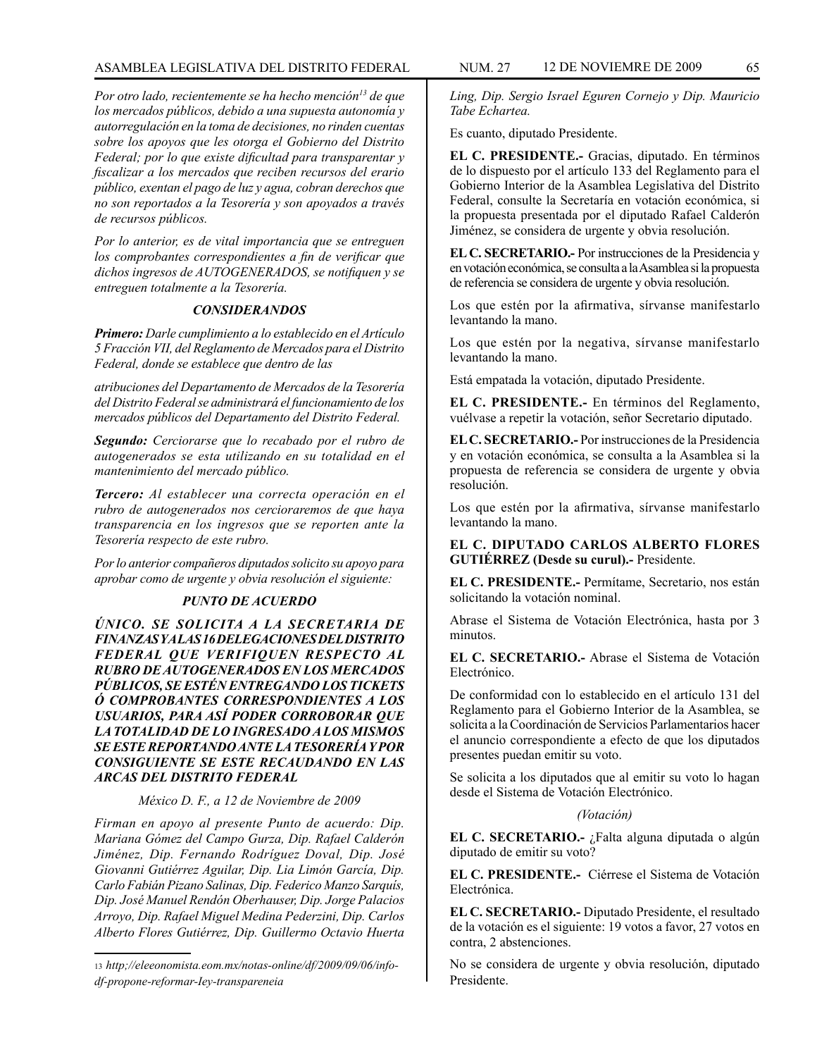*Por otro lado, recientemente se ha hecho mención[13] de que los mercados públicos, debido a una supuesta autonomía y autorregulación en la toma de decisiones, no rinden cuentas sobre los apoyos que les otorga el Gobierno del Distrito Federal; por lo que existe dificultad para transparentar y fiscalizar a los mercados que reciben recursos del erario público, exentan el pago de luz y agua, cobran derechos que no son reportados a la Tesorería y son apoyados a través de recursos públicos.*

*Por lo anterior, es de vital importancia que se entreguen los comprobantes correspondientes a fin de verificar que dichos ingresos de AUTOGENERADOS, se notifiquen y se entreguen totalmente a la Tesorería.*

***CONSIDERANDOS***

***Primero:** Darle cumplimiento a lo establecido en el Artículo 5 Fracción VII, del Reglamento de Mercados para el Distrito Federal, donde se establece que dentro de las*

*atribuciones del Departamento de Mercados de la Tesorería del Distrito Federal se administrará el funcionamiento de los mercados públicos del Departamento del Distrito Federal.*

***Segundo:** Cerciorarse que lo recabado por el rubro de autogenerados se esta utilizando en su totalidad en el mantenimiento del mercado público.*

***Tercero:** Al establecer una correcta operación en el rubro de autogenerados nos cercioraremos de que haya transparencia en los ingresos que se reporten ante la Tesorería respecto de este rubro.*

*Por lo anterior compañeros diputados solicito su apoyo para aprobar como de urgente y obvia resolución el siguiente:*

***PUNTO DE ACUERDO***

***ÚNICO. SE SOLICITA A LA SECRETARIA DE FINANZAS Y A LAS 16 DELEGACIONES DEL DISTRITO FEDERAL QUE VERIFIQUEN RESPECTO AL RUBRO DE AUTOGENERADOS EN LOS MERCADOS PÚBLICOS, SE ESTÉN ENTREGANDO LOS TICKETS Ó COMPROBANTES CORRESPONDIENTES A LOS USUARIOS, PARA ASÍ PODER CORROBORAR QUE LA TOTALIDAD DE LO INGRESADO A LOS MISMOS SE ESTE REPORTANDO ANTE LA TESORERÍA Y POR CONSIGUIENTE SE ESTE RECAUDANDO EN LAS ARCAS DEL DISTRITO FEDERAL***

*México D. F., a 12 de Noviembre de 2009*

*Firman en apoyo al presente Punto de acuerdo: Dip. Mariana Gómez del Campo Gurza, Dip. Rafael Calderón Jiménez, Dip. Fernando Rodríguez Doval, Dip. José Giovanni Gutiérrez Aguilar, Dip. Lia Limón García, Dip. Carlo Fabián Pizano Salinas, Dip. Federico Manzo Sarquis, Dip. José Manuel Rendón Oberhauser, Dip. Jorge Palacios Arroyo, Dip. Rafael Miguel Medina Pederzini, Dip. Carlos Alberto Flores Gutiérrez, Dip. Guillermo Octavio Huerta Ling, Dip. Sergio Israel Eguren Cornejo y Dip. Mauricio Tabe Echartea.*

Es cuanto, diputado Presidente.

**EL C. PRESIDENTE.-** Gracias, diputado. En términos de lo dispuesto por el artículo 133 del Reglamento para el Gobierno Interior de la Asamblea Legislativa del Distrito Federal, consulte la Secretaría en votación económica, si la propuesta presentada por el diputado Rafael Calderón Jiménez, se considera de urgente y obvia resolución.

**EL C. SECRETARIO.-** Por instrucciones de la Presidencia y en votación económica, se consulta a la Asamblea si la propuesta de referencia se considera de urgente y obvia resolución.

Los que estén por la afirmativa, sírvanse manifestarlo levantando la mano.

Los que estén por la negativa, sírvanse manifestarlo levantando la mano.

Está empatada la votación, diputado Presidente.

**EL C. PRESIDENTE.-** En términos del Reglamento, vuélvase a repetir la votación, señor Secretario diputado.

**EL C. SECRETARIO.-** Por instrucciones de la Presidencia y en votación económica, se consulta a la Asamblea si la propuesta de referencia se considera de urgente y obvia resolución.

Los que estén por la afirmativa, sírvanse manifestarlo levantando la mano.

**EL C. DIPUTADO CARLOS ALBERTO FLORES GUTIÉRREZ (Desde su curul).-** Presidente.

**EL C. PRESIDENTE.-** Permítame, Secretario, nos están solicitando la votación nominal.

Abrase el Sistema de Votación Electrónica, hasta por 3 minutos.

**EL C. SECRETARIO.-** Abrase el Sistema de Votación Electrónico.

De conformidad con lo establecido en el artículo 131 del Reglamento para el Gobierno Interior de la Asamblea, se solicita a la Coordinación de Servicios Parlamentarios hacer el anuncio correspondiente a efecto de que los diputados presentes puedan emitir su voto.

Se solicita a los diputados que al emitir su voto lo hagan desde el Sistema de Votación Electrónico.

*(Votación)*

**EL C. SECRETARIO.-** ¿Falta alguna diputada o algún diputado de emitir su voto?

**EL C. PRESIDENTE.-** Ciérrese el Sistema de Votación Electrónica.

**EL C. SECRETARIO.-** Diputado Presidente, el resultado de la votación es el siguiente: 19 votos a favor, 27 votos en contra, 2 abstenciones.

No se considera de urgente y obvia resolución, diputado Presidente.

---

13 *http;//eleeonomista.eom.mx/notas-online/df/2009/09/06/info-df-propone-reformar-Iey-transpareneia*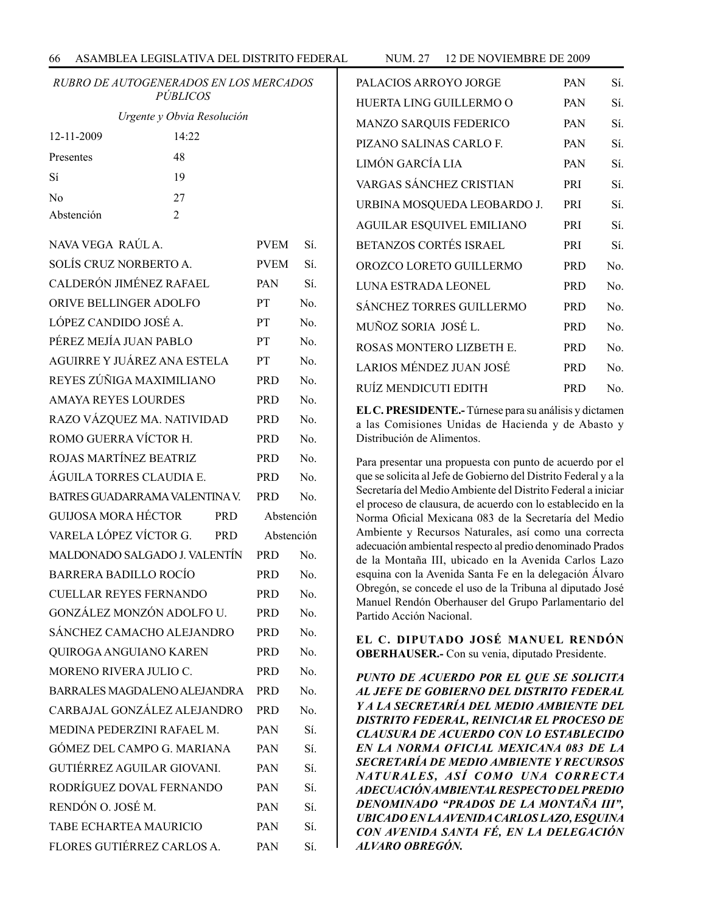*RUBRO DE AUTOGENERADOS EN LOS MERCADOS PÚBLICOS*

*Urgente y Obvia Resolución*

| | |
|---|---|
| 12-11-2009 | 14:22 |
| Presentes | 48 |
| Sí | 19 |
| No | 27 |
| Abstención | 2 |

| | | |
|---|---|---|
| NAVA VEGA RAÚL A. | PVEM | Sí. |
| SOLÍS CRUZ NORBERTO A. | PVEM | Sí. |
| CALDERÓN JIMÉNEZ RAFAEL | PAN | Sí. |
| ORIVE BELLINGER ADOLFO | PT | No. |
| LÓPEZ CANDIDO JOSÉ A. | PT | No. |
| PÉREZ MEJÍA JUAN PABLO | PT | No. |
| AGUIRRE Y JUÁREZ ANA ESTELA | PT | No. |
| REYES ZÚÑIGA MAXIMILIANO | PRD | No. |
| AMAYA REYES LOURDES | PRD | No. |
| RAZO VÁZQUEZ MA. NATIVIDAD | PRD | No. |
| ROMO GUERRA VÍCTOR H. | PRD | No. |
| ROJAS MARTÍNEZ BEATRIZ | PRD | No. |
| ÁGUILA TORRES CLAUDIA E. | PRD | No. |
| BATRES GUADARRAMA VALENTINA V. | PRD | No. |
| GUIJOSA MORA HÉCTOR | PRD | Abstención |
| VARELA LÓPEZ VÍCTOR G. | PRD | Abstención |
| MALDONADO SALGADO J. VALENTÍN | PRD | No. |
| BARRERA BADILLO ROCÍO | PRD | No. |
| CUELLAR REYES FERNANDO | PRD | No. |
| GONZÁLEZ MONZÓN ADOLFO U. | PRD | No. |
| SÁNCHEZ CAMACHO ALEJANDRO | PRD | No. |
| QUIROGA ANGUIANO KAREN | PRD | No. |
| MORENO RIVERA JULIO C. | PRD | No. |
| BARRALES MAGDALENO ALEJANDRA | PRD | No. |
| CARBAJAL GONZÁLEZ ALEJANDRO | PRD | No. |
| MEDINA PEDERZINI RAFAEL M. | PAN | Sí. |
| GÓMEZ DEL CAMPO G. MARIANA | PAN | Sí. |
| GUTIÉRREZ AGUILAR GIOVANI. | PAN | Sí. |
| RODRÍGUEZ DOVAL FERNANDO | PAN | Sí. |
| RENDÓN O. JOSÉ M. | PAN | Sí. |
| TABE ECHARTEA MAURICIO | PAN | Sí. |
| FLORES GUTIÉRREZ CARLOS A. | PAN | Sí. |
| PALACIOS ARROYO JORGE | PAN | Sí. |
| HUERTA LING GUILLERMO O | PAN | Sí. |
| MANZO SARQUIS FEDERICO | PAN | Sí. |
| PIZANO SALINAS CARLO F. | PAN | Sí. |
| LIMÓN GARCÍA LIA | PAN | Sí. |
| VARGAS SÁNCHEZ CRISTIAN | PRI | Sí. |
| URBINA MOSQUEDA LEOBARDO J. | PRI | Sí. |
| AGUILAR ESQUIVEL EMILIANO | PRI | Sí. |
| BETANZOS CORTÉS ISRAEL | PRI | Sí. |
| OROZCO LORETO GUILLERMO | PRD | No. |
| LUNA ESTRADA LEONEL | PRD | No. |
| SÁNCHEZ TORRES GUILLERMO | PRD | No. |
| MUÑOZ SORIA JOSÉ L. | PRD | No. |
| ROSAS MONTERO LIZBETH E. | PRD | No. |
| LARIOS MÉNDEZ JUAN JOSÉ | PRD | No. |
| RUÍZ MENDICUTI EDITH | PRD | No. |

**EL C. PRESIDENTE.-** Túrnese para su análisis y dictamen a las Comisiones Unidas de Hacienda y de Abasto y Distribución de Alimentos.

Para presentar una propuesta con punto de acuerdo por el que se solicita al Jefe de Gobierno del Distrito Federal y a la Secretaría del Medio Ambiente del Distrito Federal a iniciar el proceso de clausura, de acuerdo con lo establecido en la Norma Oficial Mexicana 083 de la Secretaría del Medio Ambiente y Recursos Naturales, así como una correcta adecuación ambiental respecto al predio denominado Prados de la Montaña III, ubicado en la Avenida Carlos Lazo esquina con la Avenida Santa Fe en la delegación Álvaro Obregón, se concede el uso de la Tribuna al diputado José Manuel Rendón Oberhauser del Grupo Parlamentario del Partido Acción Nacional.

**EL C. DIPUTADO JOSÉ MANUEL RENDÓN OBERHAUSER.-** Con su venia, diputado Presidente.

***PUNTO DE ACUERDO POR EL QUE SE SOLICITA AL JEFE DE GOBIERNO DEL DISTRITO FEDERAL Y A LA SECRETARÍA DEL MEDIO AMBIENTE DEL DISTRITO FEDERAL, REINICIAR EL PROCESO DE CLAUSURA DE ACUERDO CON LO ESTABLECIDO EN LA NORMA OFICIAL MEXICANA 083 DE LA SECRETARÍA DE MEDIO AMBIENTE Y RECURSOS NATURALES, ASÍ COMO UNA CORRECTA ADECUACIÓN AMBIENTAL RESPECTO DEL PREDIO DENOMINADO "PRADOS DE LA MONTAÑA III", UBICADO EN LA AVENIDA CARLOS LAZO, ESQUINA CON AVENIDA SANTA FÉ, EN LA DELEGACIÓN ALVARO OBREGÓN.***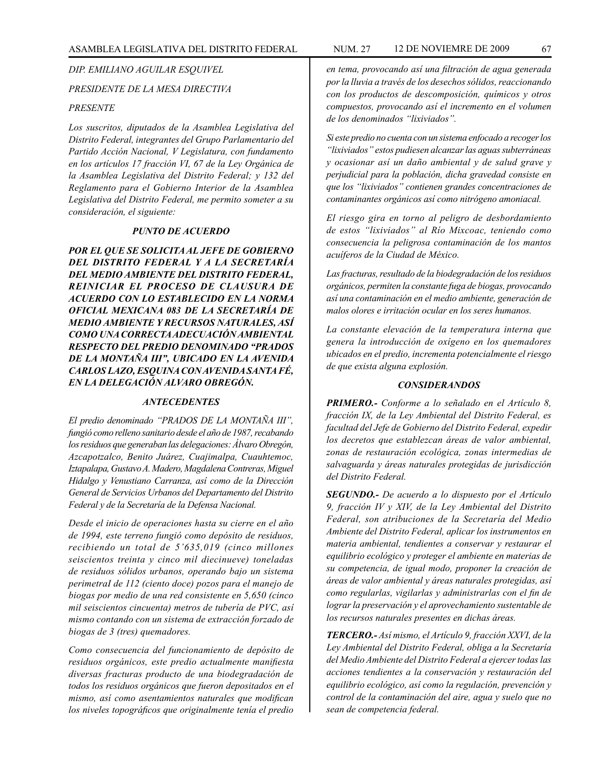*DIP. EMILIANO AGUILAR ESQUIVEL*

*PRESIDENTE DE LA MESA DIRECTIVA*

*PRESENTE*

*Los suscritos, diputados de la Asamblea Legislativa del Distrito Federal, integrantes del Grupo Parlamentario del Partido Acción Nacional, V Legislatura, con fundamento en los artículos 17 fracción VI, 67 de la Ley Orgánica de la Asamblea Legislativa del Distrito Federal; y 132 del Reglamento para el Gobierno Interior de la Asamblea Legislativa del Distrito Federal, me permito someter a su consideración, el siguiente:*

### *PUNTO DE ACUERDO*

***POR EL QUE SE SOLICITA AL JEFE DE GOBIERNO DEL DISTRITO FEDERAL Y A LA SECRETARÍA DEL MEDIO AMBIENTE DEL DISTRITO FEDERAL, REINICIAR EL PROCESO DE CLAUSURA DE ACUERDO CON LO ESTABLECIDO EN LA NORMA OFICIAL MEXICANA 083 DE LA SECRETARÍA DE MEDIO AMBIENTE Y RECURSOS NATURALES, ASÍ COMO UNA CORRECTA ADECUACIÓN AMBIENTAL RESPECTO DEL PREDIO DENOMINADO "PRADOS DE LA MONTAÑA III", UBICADO EN LA AVENIDA CARLOS LAZO, ESQUINA CON AVENIDA SANTA FÉ, EN LA DELEGACIÓN ALVARO OBREGÓN.***

### *ANTECEDENTES*

*El predio denominado "PRADOS DE LA MONTAÑA III", fungió como relleno sanitario desde el año de 1987, recabando los residuos que generaban las delegaciones: Álvaro Obregón, Azcapotzalco, Benito Juárez, Cuajimalpa, Cuauhtemoc, Iztapalapa, Gustavo A. Madero, Magdalena Contreras, Miguel Hidalgo y Venustiano Carranza, así como de la Dirección General de Servicios Urbanos del Departamento del Distrito Federal y de la Secretaría de la Defensa Nacional.*

*Desde el inicio de operaciones hasta su cierre en el año de 1994, este terreno fungió como depósito de residuos, recibiendo un total de 5'635,019 (cinco millones seiscientos treinta y cinco mil diecinueve) toneladas de residuos sólidos urbanos, operando bajo un sistema perimetral de 112 (ciento doce) pozos para el manejo de biogas por medio de una red consistente en 5,650 (cinco mil seiscientos cincuenta) metros de tubería de PVC, así mismo contando con un sistema de extracción forzado de biogas de 3 (tres) quemadores.*

*Como consecuencia del funcionamiento de depósito de residuos orgánicos, este predio actualmente manifiesta diversas fracturas producto de una biodegradación de todos los residuos orgánicos que fueron depositados en el mismo, así como asentamientos naturales que modifican los niveles topográficos que originalmente tenía el predio en tema, provocando así una filtración de agua generada por la lluvia a través de los desechos sólidos, reaccionando con los productos de descomposición, químicos y otros compuestos, provocando así el incremento en el volumen de los denominados "lixiviados".*

*Si este predio no cuenta con un sistema enfocado a recoger los "lixiviados" estos pudiesen alcanzar las aguas subterráneas y ocasionar así un daño ambiental y de salud grave y perjudicial para la población, dicha gravedad consiste en que los "lixiviados" contienen grandes concentraciones de contaminantes orgánicos así como nitrógeno amoniacal.*

*El riesgo gira en torno al peligro de desbordamiento de estos "lixiviados" al Río Mixcoac, teniendo como consecuencia la peligrosa contaminación de los mantos acuíferos de la Ciudad de México.*

*Las fracturas, resultado de la biodegradación de los residuos orgánicos, permiten la constante fuga de biogas, provocando así una contaminación en el medio ambiente, generación de malos olores e irritación ocular en los seres humanos.*

*La constante elevación de la temperatura interna que genera la introducción de oxígeno en los quemadores ubicados en el predio, incrementa potencialmente el riesgo de que exista alguna explosión.*

### *CONSIDERANDOS*

***PRIMERO.-*** *Conforme a lo señalado en el Artículo 8, fracción IX, de la Ley Ambiental del Distrito Federal, es facultad del Jefe de Gobierno del Distrito Federal, expedir los decretos que establezcan áreas de valor ambiental, zonas de restauración ecológica, zonas intermedias de salvaguarda y áreas naturales protegidas de jurisdicción del Distrito Federal.*

***SEGUNDO.-*** *De acuerdo a lo dispuesto por el Artículo 9, fracción IV y XIV, de la Ley Ambiental del Distrito Federal, son atribuciones de la Secretaría del Medio Ambiente del Distrito Federal, aplicar los instrumentos en materia ambiental, tendientes a conservar y restaurar el equilibrio ecológico y proteger el ambiente en materias de su competencia, de igual modo, proponer la creación de áreas de valor ambiental y áreas naturales protegidas, así como regularlas, vigilarlas y administrarlas con el fin de lograr la preservación y el aprovechamiento sustentable de los recursos naturales presentes en dichas áreas.*

***TERCERO.-*** *Así mismo, el Artículo 9, fracción XXVI, de la Ley Ambiental del Distrito Federal, obliga a la Secretaría del Medio Ambiente del Distrito Federal a ejercer todas las acciones tendientes a la conservación y restauración del equilibrio ecológico, así como la regulación, prevención y control de la contaminación del aire, agua y suelo que no sean de competencia federal.*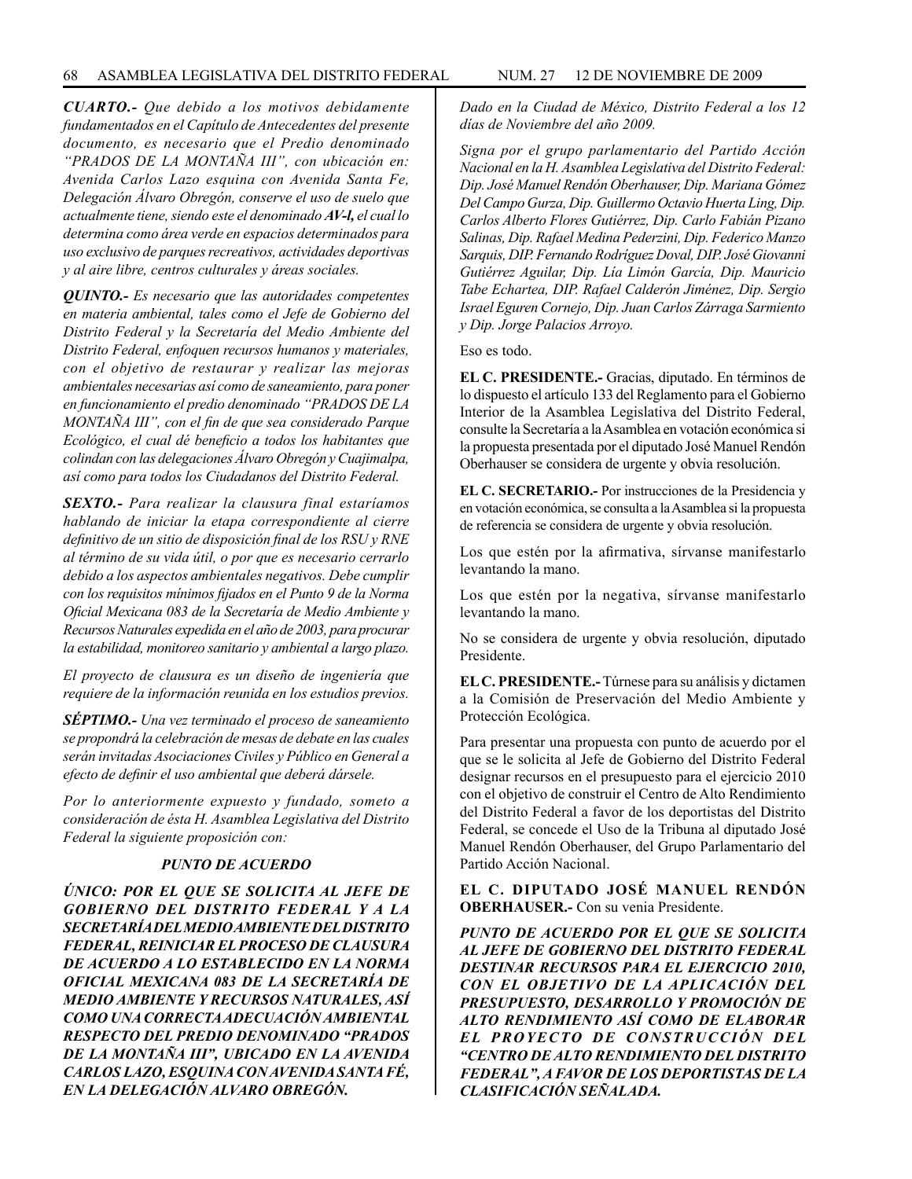***CUARTO.-*** *Que debido a los motivos debidamente fundamentados en el Capítulo de Antecedentes del presente documento, es necesario que el Predio denominado "PRADOS DE LA MONTAÑA III", con ubicación en: Avenida Carlos Lazo esquina con Avenida Santa Fe, Delegación Álvaro Obregón, conserve el uso de suelo que actualmente tiene, siendo este el denominado* ***AV-l,*** *el cual lo determina como área verde en espacios determinados para uso exclusivo de parques recreativos, actividades deportivas y al aire libre, centros culturales y áreas sociales.*

***QUINTO.-*** *Es necesario que las autoridades competentes en materia ambiental, tales como el Jefe de Gobierno del Distrito Federal y la Secretaría del Medio Ambiente del Distrito Federal, enfoquen recursos humanos y materiales, con el objetivo de restaurar y realizar las mejoras ambientales necesarias así como de saneamiento, para poner en funcionamiento el predio denominado "PRADOS DE LA MONTAÑA III", con el fin de que sea considerado Parque Ecológico, el cual dé beneficio a todos los habitantes que colindan con las delegaciones Álvaro Obregón y Cuajimalpa, así como para todos los Ciudadanos del Distrito Federal.*

***SEXTO.-*** *Para realizar la clausura final estaríamos hablando de iniciar la etapa correspondiente al cierre definitivo de un sitio de disposición final de los RSU y RNE al término de su vida útil, o por que es necesario cerrarlo debido a los aspectos ambientales negativos. Debe cumplir con los requisitos mínimos fijados en el Punto 9 de la Norma Oficial Mexicana 083 de la Secretaría de Medio Ambiente y Recursos Naturales expedida en el año de 2003, para procurar la estabilidad, monitoreo sanitario y ambiental a largo plazo.*

*El proyecto de clausura es un diseño de ingeniería que requiere de la información reunida en los estudios previos.*

***SÉPTIMO.-*** *Una vez terminado el proceso de saneamiento se propondrá la celebración de mesas de debate en las cuales serán invitadas Asociaciones Civiles y Público en General a efecto de definir el uso ambiental que deberá dársele.*

*Por lo anteriormente expuesto y fundado, someto a consideración de ésta H. Asamblea Legislativa del Distrito Federal la siguiente proposición con:*

***PUNTO DE ACUERDO***

***ÚNICO: POR EL QUE SE SOLICITA AL JEFE DE GOBIERNO DEL DISTRITO FEDERAL Y A LA SECRETARÍA DEL MEDIO AMBIENTE DEL DISTRITO FEDERAL, REINICIAR EL PROCESO DE CLAUSURA DE ACUERDO A LO ESTABLECIDO EN LA NORMA OFICIAL MEXICANA 083 DE LA SECRETARÍA DE MEDIO AMBIENTE Y RECURSOS NATURALES, ASÍ COMO UNA CORRECTA ADECUACIÓN AMBIENTAL RESPECTO DEL PREDIO DENOMINADO "PRADOS DE LA MONTAÑA III", UBICADO EN LA AVENIDA CARLOS LAZO, ESQUINA CON AVENIDA SANTA FÉ, EN LA DELEGACIÓN ALVARO OBREGÓN.***

*Dado en la Ciudad de México, Distrito Federal a los 12 días de Noviembre del año 2009.*

*Signa por el grupo parlamentario del Partido Acción Nacional en la H. Asamblea Legislativa del Distrito Federal: Dip. José Manuel Rendón Oberhauser, Dip. Mariana Gómez Del Campo Gurza, Dip. Guillermo Octavio Huerta Ling, Dip. Carlos Alberto Flores Gutiérrez, Dip. Carlo Fabián Pizano Salinas, Dip. Rafael Medina Pederzini, Dip. Federico Manzo Sarquis, DIP. Fernando Rodríguez Doval, DIP. José Giovanni Gutiérrez Aguilar, Dip. Lía Limón García, Dip. Mauricio Tabe Echartea, DIP. Rafael Calderón Jiménez, Dip. Sergio Israel Eguren Cornejo, Dip. Juan Carlos Zárraga Sarmiento y Dip. Jorge Palacios Arroyo.*

Eso es todo.

**EL C. PRESIDENTE.-** Gracias, diputado. En términos de lo dispuesto el artículo 133 del Reglamento para el Gobierno Interior de la Asamblea Legislativa del Distrito Federal, consulte la Secretaría a la Asamblea en votación económica si la propuesta presentada por el diputado José Manuel Rendón Oberhauser se considera de urgente y obvia resolución.

**EL C. SECRETARIO.-** Por instrucciones de la Presidencia y en votación económica, se consulta a la Asamblea si la propuesta de referencia se considera de urgente y obvia resolución.

Los que estén por la afirmativa, sírvanse manifestarlo levantando la mano.

Los que estén por la negativa, sírvanse manifestarlo levantando la mano.

No se considera de urgente y obvia resolución, diputado Presidente.

**EL C. PRESIDENTE.-** Túrnese para su análisis y dictamen a la Comisión de Preservación del Medio Ambiente y Protección Ecológica.

Para presentar una propuesta con punto de acuerdo por el que se le solicita al Jefe de Gobierno del Distrito Federal designar recursos en el presupuesto para el ejercicio 2010 con el objetivo de construir el Centro de Alto Rendimiento del Distrito Federal a favor de los deportistas del Distrito Federal, se concede el Uso de la Tribuna al diputado José Manuel Rendón Oberhauser, del Grupo Parlamentario del Partido Acción Nacional.

**EL C. DIPUTADO JOSÉ MANUEL RENDÓN OBERHAUSER.-** Con su venia Presidente.

***PUNTO DE ACUERDO POR EL QUE SE SOLICITA AL JEFE DE GOBIERNO DEL DISTRITO FEDERAL DESTINAR RECURSOS PARA EL EJERCICIO 2010, CON EL OBJETIVO DE LA APLICACIÓN DEL PRESUPUESTO, DESARROLLO Y PROMOCIÓN DE ALTO RENDIMIENTO ASÍ COMO DE ELABORAR EL PROYECTO DE CONSTRUCCIÓN DEL "CENTRO DE ALTO RENDIMIENTO DEL DISTRITO FEDERAL", A FAVOR DE LOS DEPORTISTAS DE LA CLASIFICACIÓN SEÑALADA.***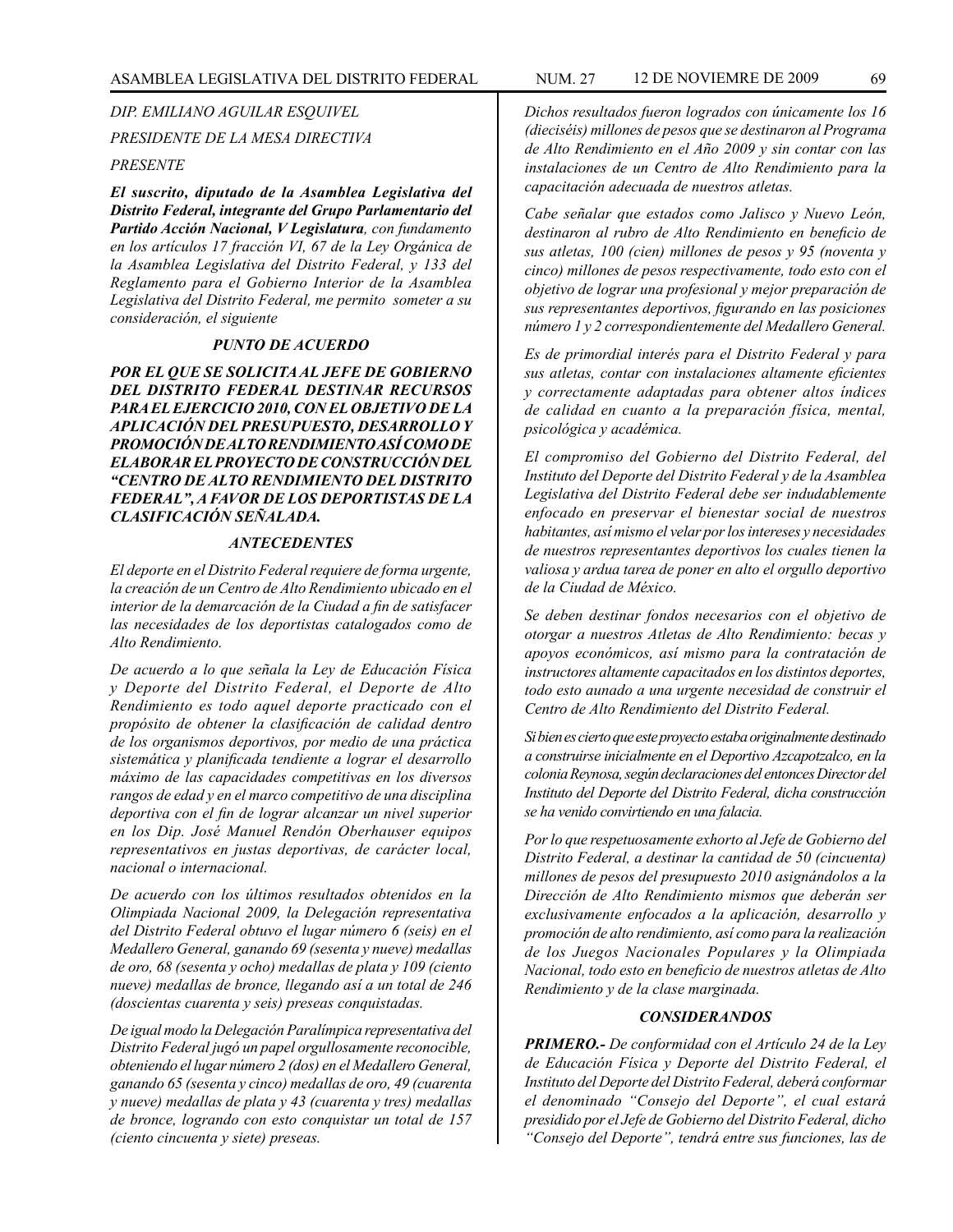*DIP. EMILIANO AGUILAR ESQUIVEL*

*PRESIDENTE DE LA MESA DIRECTIVA*

*PRESENTE*

***El suscrito, diputado de la Asamblea Legislativa del Distrito Federal, integrante del Grupo Parlamentario del Partido Acción Nacional, V Legislatura****, con fundamento en los artículos 17 fracción VI, 67 de la Ley Orgánica de la Asamblea Legislativa del Distrito Federal, y 133 del Reglamento para el Gobierno Interior de la Asamblea Legislativa del Distrito Federal, me permito someter a su consideración, el siguiente*

### *PUNTO DE ACUERDO*

***POR EL QUE SE SOLICITA AL JEFE DE GOBIERNO DEL DISTRITO FEDERAL DESTINAR RECURSOS PARA EL EJERCICIO 2010, CON EL OBJETIVO DE LA APLICACIÓN DEL PRESUPUESTO, DESARROLLO Y PROMOCIÓN DE ALTO RENDIMIENTO ASÍ COMO DE ELABORAR EL PROYECTO DE CONSTRUCCIÓN DEL "CENTRO DE ALTO RENDIMIENTO DEL DISTRITO FEDERAL", A FAVOR DE LOS DEPORTISTAS DE LA CLASIFICACIÓN SEÑALADA.***

### *ANTECEDENTES*

*El deporte en el Distrito Federal requiere de forma urgente, la creación de un Centro de Alto Rendimiento ubicado en el interior de la demarcación de la Ciudad a fin de satisfacer las necesidades de los deportistas catalogados como de Alto Rendimiento.*

*De acuerdo a lo que señala la Ley de Educación Física y Deporte del Distrito Federal, el Deporte de Alto Rendimiento es todo aquel deporte practicado con el propósito de obtener la clasificación de calidad dentro de los organismos deportivos, por medio de una práctica sistemática y planificada tendiente a lograr el desarrollo máximo de las capacidades competitivas en los diversos rangos de edad y en el marco competitivo de una disciplina deportiva con el fin de lograr alcanzar un nivel superior en los Dip. José Manuel Rendón Oberhauser equipos representativos en justas deportivas, de carácter local, nacional o internacional.*

*De acuerdo con los últimos resultados obtenidos en la Olimpiada Nacional 2009, la Delegación representativa del Distrito Federal obtuvo el lugar número 6 (seis) en el Medallero General, ganando 69 (sesenta y nueve) medallas de oro, 68 (sesenta y ocho) medallas de plata y 109 (ciento nueve) medallas de bronce, llegando así a un total de 246 (doscientas cuarenta y seis) preseas conquistadas.*

*De igual modo la Delegación Paralímpica representativa del Distrito Federal jugó un papel orgullosamente reconocible, obteniendo el lugar número 2 (dos) en el Medallero General, ganando 65 (sesenta y cinco) medallas de oro, 49 (cuarenta y nueve) medallas de plata y 43 (cuarenta y tres) medallas de bronce, logrando con esto conquistar un total de 157 (ciento cincuenta y siete) preseas.*

*Dichos resultados fueron logrados con únicamente los 16 (dieciséis) millones de pesos que se destinaron al Programa de Alto Rendimiento en el Año 2009 y sin contar con las instalaciones de un Centro de Alto Rendimiento para la capacitación adecuada de nuestros atletas.*

*Cabe señalar que estados como Jalisco y Nuevo León, destinaron al rubro de Alto Rendimiento en beneficio de sus atletas, 100 (cien) millones de pesos y 95 (noventa y cinco) millones de pesos respectivamente, todo esto con el objetivo de lograr una profesional y mejor preparación de sus representantes deportivos, figurando en las posiciones número 1 y 2 correspondientemente del Medallero General.*

*Es de primordial interés para el Distrito Federal y para sus atletas, contar con instalaciones altamente eficientes y correctamente adaptadas para obtener altos índices de calidad en cuanto a la preparación física, mental, psicológica y académica.*

*El compromiso del Gobierno del Distrito Federal, del Instituto del Deporte del Distrito Federal y de la Asamblea Legislativa del Distrito Federal debe ser indudablemente enfocado en preservar el bienestar social de nuestros habitantes, así mismo el velar por los intereses y necesidades de nuestros representantes deportivos los cuales tienen la valiosa y ardua tarea de poner en alto el orgullo deportivo de la Ciudad de México.*

*Se deben destinar fondos necesarios con el objetivo de otorgar a nuestros Atletas de Alto Rendimiento: becas y apoyos económicos, así mismo para la contratación de instructores altamente capacitados en los distintos deportes, todo esto aunado a una urgente necesidad de construir el Centro de Alto Rendimiento del Distrito Federal.*

*Si bien es cierto que este proyecto estaba originalmente destinado a construirse inicialmente en el Deportivo Azcapotzalco, en la colonia Reynosa, según declaraciones del entonces Director del Instituto del Deporte del Distrito Federal, dicha construcción se ha venido convirtiendo en una falacia.*

*Por lo que respetuosamente exhorto al Jefe de Gobierno del Distrito Federal, a destinar la cantidad de 50 (cincuenta) millones de pesos del presupuesto 2010 asignándolos a la Dirección de Alto Rendimiento mismos que deberán ser exclusivamente enfocados a la aplicación, desarrollo y promoción de alto rendimiento, así como para la realización de los Juegos Nacionales Populares y la Olimpiada Nacional, todo esto en beneficio de nuestros atletas de Alto Rendimiento y de la clase marginada.*

### *CONSIDERANDOS*

***PRIMERO.-*** *De conformidad con el Artículo 24 de la Ley de Educación Física y Deporte del Distrito Federal, el Instituto del Deporte del Distrito Federal, deberá conformar el denominado "Consejo del Deporte", el cual estará presidido por el Jefe de Gobierno del Distrito Federal, dicho "Consejo del Deporte", tendrá entre sus funciones, las de*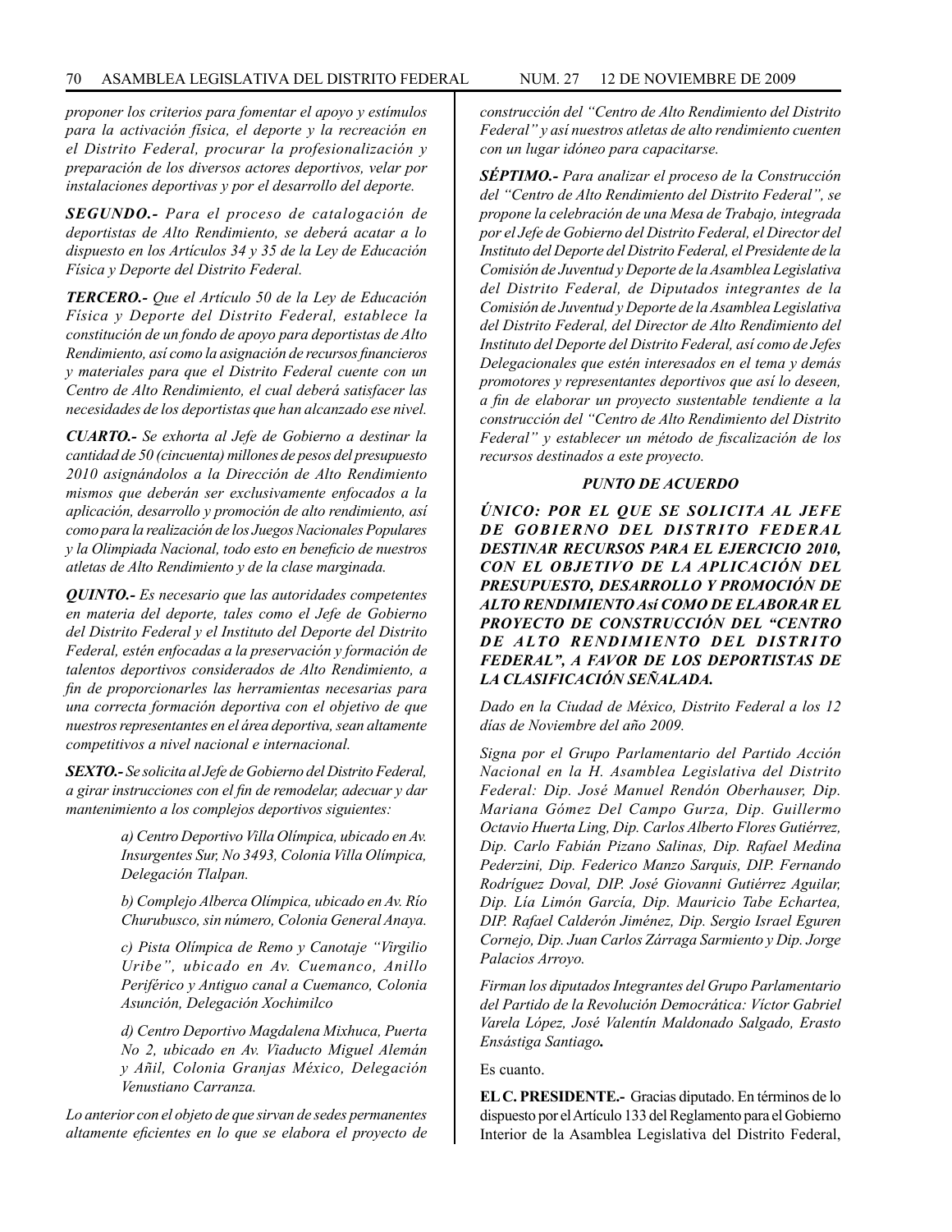*proponer los criterios para fomentar el apoyo y estímulos para la activación física, el deporte y la recreación en el Distrito Federal, procurar la profesionalización y preparación de los diversos actores deportivos, velar por instalaciones deportivas y por el desarrollo del deporte.*

***SEGUNDO.-*** *Para el proceso de catalogación de deportistas de Alto Rendimiento, se deberá acatar a lo dispuesto en los Artículos 34 y 35 de la Ley de Educación Física y Deporte del Distrito Federal.*

***TERCERO.-*** *Que el Artículo 50 de la Ley de Educación Física y Deporte del Distrito Federal, establece la constitución de un fondo de apoyo para deportistas de Alto Rendimiento, así como la asignación de recursos financieros y materiales para que el Distrito Federal cuente con un Centro de Alto Rendimiento, el cual deberá satisfacer las necesidades de los deportistas que han alcanzado ese nivel.*

***CUARTO.-*** *Se exhorta al Jefe de Gobierno a destinar la cantidad de 50 (cincuenta) millones de pesos del presupuesto 2010 asignándolos a la Dirección de Alto Rendimiento mismos que deberán ser exclusivamente enfocados a la aplicación, desarrollo y promoción de alto rendimiento, así como para la realización de los Juegos Nacionales Populares y la Olimpiada Nacional, todo esto en beneficio de nuestros atletas de Alto Rendimiento y de la clase marginada.*

***QUINTO.-*** *Es necesario que las autoridades competentes en materia del deporte, tales como el Jefe de Gobierno del Distrito Federal y el Instituto del Deporte del Distrito Federal, estén enfocadas a la preservación y formación de talentos deportivos considerados de Alto Rendimiento, a fin de proporcionarles las herramientas necesarias para una correcta formación deportiva con el objetivo de que nuestros representantes en el área deportiva, sean altamente competitivos a nivel nacional e internacional.*

***SEXTO.-*** *Se solicita al Jefe de Gobierno del Distrito Federal, a girar instrucciones con el fin de remodelar, adecuar y dar mantenimiento a los complejos deportivos siguientes:*

> *a) Centro Deportivo Villa Olímpica, ubicado en Av. Insurgentes Sur, No 3493, Colonia Villa Olímpica, Delegación Tlalpan.*
>
> *b) Complejo Alberca Olímpica, ubicado en Av. Río Churubusco, sin número, Colonia General Anaya.*
>
> *c) Pista Olímpica de Remo y Canotaje "Virgilio Uribe", ubicado en Av. Cuemanco, Anillo Periférico y Antiguo canal a Cuemanco, Colonia Asunción, Delegación Xochimilco*
>
> *d) Centro Deportivo Magdalena Mixhuca, Puerta No 2, ubicado en Av. Viaducto Miguel Alemán y Añil, Colonia Granjas México, Delegación Venustiano Carranza.*

*Lo anterior con el objeto de que sirvan de sedes permanentes altamente eficientes en lo que se elabora el proyecto de construcción del "Centro de Alto Rendimiento del Distrito Federal" y así nuestros atletas de alto rendimiento cuenten con un lugar idóneo para capacitarse.*

***SÉPTIMO.-*** *Para analizar el proceso de la Construcción del "Centro de Alto Rendimiento del Distrito Federal", se propone la celebración de una Mesa de Trabajo, integrada por el Jefe de Gobierno del Distrito Federal, el Director del Instituto del Deporte del Distrito Federal, el Presidente de la Comisión de Juventud y Deporte de la Asamblea Legislativa del Distrito Federal, de Diputados integrantes de la Comisión de Juventud y Deporte de la Asamblea Legislativa del Distrito Federal, del Director de Alto Rendimiento del Instituto del Deporte del Distrito Federal, así como de Jefes Delegacionales que estén interesados en el tema y demás promotores y representantes deportivos que así lo deseen, a fin de elaborar un proyecto sustentable tendiente a la construcción del "Centro de Alto Rendimiento del Distrito Federal" y establecer un método de fiscalización de los recursos destinados a este proyecto.*

***PUNTO DE ACUERDO***

***ÚNICO: POR EL QUE SE SOLICITA AL JEFE DE GOBIERNO DEL DISTRITO FEDERAL DESTINAR RECURSOS PARA EL EJERCICIO 2010, CON EL OBJETIVO DE LA APLICACIÓN DEL PRESUPUESTO, DESARROLLO Y PROMOCIÓN DE ALTO RENDIMIENTO Así COMO DE ELABORAR EL PROYECTO DE CONSTRUCCIÓN DEL "CENTRO DE ALTO RENDIMIENTO DEL DISTRITO FEDERAL", A FAVOR DE LOS DEPORTISTAS DE LA CLASIFICACIÓN SEÑALADA.***

*Dado en la Ciudad de México, Distrito Federal a los 12 días de Noviembre del año 2009.*

*Signa por el Grupo Parlamentario del Partido Acción Nacional en la H. Asamblea Legislativa del Distrito Federal: Dip. José Manuel Rendón Oberhauser, Dip. Mariana Gómez Del Campo Gurza, Dip. Guillermo Octavio Huerta Ling, Dip. Carlos Alberto Flores Gutiérrez, Dip. Carlo Fabián Pizano Salinas, Dip. Rafael Medina Pederzini, Dip. Federico Manzo Sarquis, DIP. Fernando Rodríguez Doval, DIP. José Giovanni Gutiérrez Aguilar, Dip. Lía Limón García, Dip. Mauricio Tabe Echartea, DIP. Rafael Calderón Jiménez, Dip. Sergio Israel Eguren Cornejo, Dip. Juan Carlos Zárraga Sarmiento y Dip. Jorge Palacios Arroyo.*

*Firman los diputados Integrantes del Grupo Parlamentario del Partido de la Revolución Democrática: Víctor Gabriel Varela López, José Valentín Maldonado Salgado, Erasto Ensástiga Santiago.*

Es cuanto.

**EL C. PRESIDENTE.-** Gracias diputado. En términos de lo dispuesto por el Artículo 133 del Reglamento para el Gobierno Interior de la Asamblea Legislativa del Distrito Federal,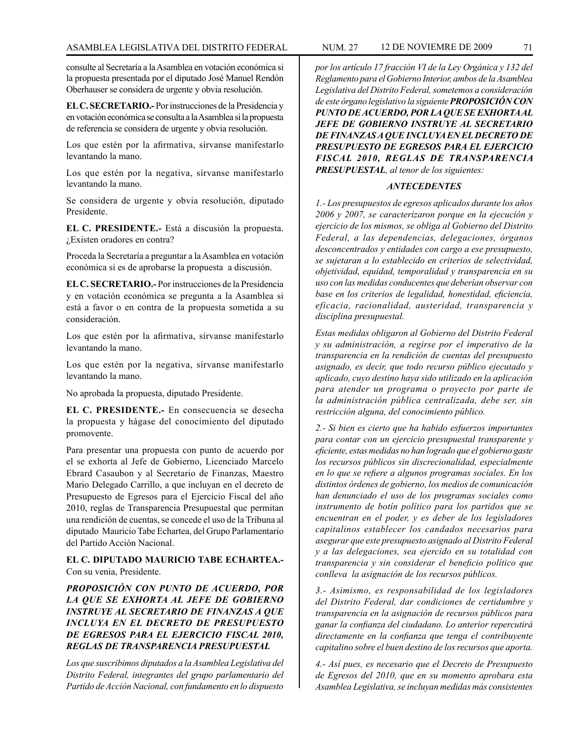consulte al Secretaría a la Asamblea en votación económica si la propuesta presentada por el diputado José Manuel Rendón Oberhauser se considera de urgente y obvia resolución.

**EL C. SECRETARIO.-** Por instrucciones de la Presidencia y en votación económica se consulta a la Asamblea si la propuesta de referencia se considera de urgente y obvia resolución.

Los que estén por la afirmativa, sírvanse manifestarlo levantando la mano.

Los que estén por la negativa, sírvanse manifestarlo levantando la mano.

Se considera de urgente y obvia resolución, diputado Presidente.

**EL C. PRESIDENTE.-** Está a discusión la propuesta. ¿Existen oradores en contra?

Proceda la Secretaría a preguntar a la Asamblea en votación económica si es de aprobarse la propuesta a discusión.

**EL C. SECRETARIO.-** Por instrucciones de la Presidencia y en votación económica se pregunta a la Asamblea si está a favor o en contra de la propuesta sometida a su consideración.

Los que estén por la afirmativa, sírvanse manifestarlo levantando la mano.

Los que estén por la negativa, sírvanse manifestarlo levantando la mano.

No aprobada la propuesta, diputado Presidente.

**EL C. PRESIDENTE.-** En consecuencia se desecha la propuesta y hágase del conocimiento del diputado promovente.

Para presentar una propuesta con punto de acuerdo por el se exhorta al Jefe de Gobierno, Licenciado Marcelo Ebrard Casaubon y al Secretario de Finanzas, Maestro Mario Delegado Carrillo, a que incluyan en el decreto de Presupuesto de Egresos para el Ejercicio Fiscal del año 2010, reglas de Transparencia Presupuestal que permitan una rendición de cuentas, se concede el uso de la Tribuna al diputado Mauricio Tabe Echartea, del Grupo Parlamentario del Partido Acción Nacional.

**EL C. DIPUTADO MAURICIO TABE ECHARTEA.-** Con su venia, Presidente.

***PROPOSICIÓN CON PUNTO DE ACUERDO, POR LA QUE SE EXHORTA AL JEFE DE GOBIERNO INSTRUYE AL SECRETARIO DE FINANZAS A QUE INCLUYA EN EL DECRETO DE PRESUPUESTO DE EGRESOS PARA EL EJERCICIO FISCAL 2010, REGLAS DE TRANSPARENCIA PRESUPUESTAL***

*Los que suscribimos diputados a la Asamblea Legislativa del Distrito Federal, integrantes del grupo parlamentario del Partido de Acción Nacional, con fundamento en lo dispuesto por los artículo 17 fracción VI de la Ley Orgánica y 132 del Reglamento para el Gobierno Interior, ambos de la Asamblea Legislativa del Distrito Federal, sometemos a consideración de este órgano legislativo la siguiente* ***PROPOSICIÓN CON PUNTO DE ACUERDO, POR LA QUE SE EXHORTA AL JEFE DE GOBIERNO INSTRUYE AL SECRETARIO DE FINANZAS A QUE INCLUYA EN EL DECRETO DE PRESUPUESTO DE EGRESOS PARA EL EJERCICIO FISCAL 2010, REGLAS DE TRANSPARENCIA PRESUPUESTAL****, al tenor de los siguientes:*

***ANTECEDENTES***

*1.- Los presupuestos de egresos aplicados durante los años 2006 y 2007, se caracterizaron porque en la ejecución y ejercicio de los mismos, se obliga al Gobierno del Distrito Federal, a las dependencias, delegaciones, órganos desconcentrados y entidades con cargo a ese presupuesto, se sujetaran a lo establecido en criterios de selectividad, objetividad, equidad, temporalidad y transparencia en su uso con las medidas conducentes que deberían observar con base en los criterios de legalidad, honestidad, eficiencia, eficacia, racionalidad, austeridad, transparencia y disciplina presupuestal.*

*Estas medidas obligaron al Gobierno del Distrito Federal y su administración, a regirse por el imperativo de la transparencia en la rendición de cuentas del presupuesto asignado, es decir, que todo recurso público ejecutado y aplicado, cuyo destino haya sido utilizado en la aplicación para atender un programa o proyecto por parte de la administración pública centralizada, debe ser, sin restricción alguna, del conocimiento público.*

*2.- Si bien es cierto que ha habido esfuerzos importantes para contar con un ejercicio presupuestal transparente y eficiente, estas medidas no han logrado que el gobierno gaste los recursos públicos sin discrecionalidad, especialmente en lo que se refiere a algunos programas sociales. En los distintos órdenes de gobierno, los medios de comunicación han denunciado el uso de los programas sociales como instrumento de botín político para los partidos que se encuentran en el poder, y es deber de los legisladores capitalinos establecer los candados necesarios para asegurar que este presupuesto asignado al Distrito Federal y a las delegaciones, sea ejercido en su totalidad con transparencia y sin considerar el beneficio político que conlleva la asignación de los recursos públicos.*

*3.- Asimismo, es responsabilidad de los legisladores del Distrito Federal, dar condiciones de certidumbre y transparencia en la asignación de recursos públicos para ganar la confianza del ciudadano. Lo anterior repercutirá directamente en la confianza que tenga el contribuyente capitalino sobre el buen destino de los recursos que aporta.*

*4.- Así pues, es necesario que el Decreto de Presupuesto de Egresos del 2010, que en su momento aprobara esta Asamblea Legislativa, se incluyan medidas más consistentes*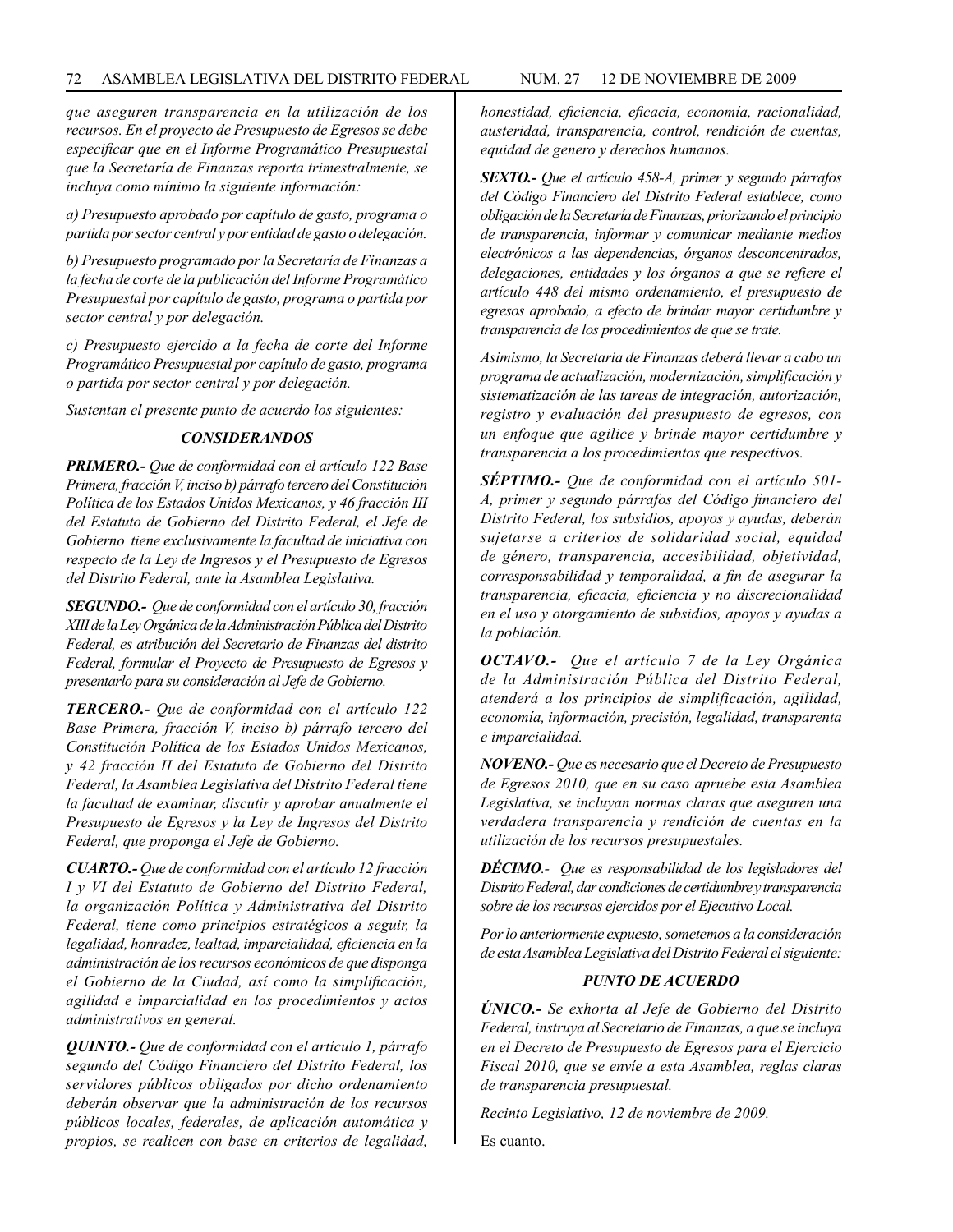*que aseguren transparencia en la utilización de los recursos. En el proyecto de Presupuesto de Egresos se debe especificar que en el Informe Programático Presupuestal que la Secretaría de Finanzas reporta trimestralmente, se incluya como mínimo la siguiente información:*

*a) Presupuesto aprobado por capítulo de gasto, programa o partida por sector central y por entidad de gasto o delegación.*

*b) Presupuesto programado por la Secretaría de Finanzas a la fecha de corte de la publicación del Informe Programático Presupuestal por capítulo de gasto, programa o partida por sector central y por delegación.*

*c) Presupuesto ejercido a la fecha de corte del Informe Programático Presupuestal por capítulo de gasto, programa o partida por sector central y por delegación.*

*Sustentan el presente punto de acuerdo los siguientes:*

## *CONSIDERANDOS*

***PRIMERO.-*** *Que de conformidad con el artículo 122 Base Primera, fracción V, inciso b) párrafo tercero del Constitución Política de los Estados Unidos Mexicanos, y 46 fracción III del Estatuto de Gobierno del Distrito Federal, el Jefe de Gobierno tiene exclusivamente la facultad de iniciativa con respecto de la Ley de Ingresos y el Presupuesto de Egresos del Distrito Federal, ante la Asamblea Legislativa.*

***SEGUNDO.-*** *Que de conformidad con el artículo 30, fracción XIII de la Ley Orgánica de la Administración Pública del Distrito Federal, es atribución del Secretario de Finanzas del distrito Federal, formular el Proyecto de Presupuesto de Egresos y presentarlo para su consideración al Jefe de Gobierno.*

***TERCERO.-*** *Que de conformidad con el artículo 122 Base Primera, fracción V, inciso b) párrafo tercero del Constitución Política de los Estados Unidos Mexicanos, y 42 fracción II del Estatuto de Gobierno del Distrito Federal, la Asamblea Legislativa del Distrito Federal tiene la facultad de examinar, discutir y aprobar anualmente el Presupuesto de Egresos y la Ley de Ingresos del Distrito Federal, que proponga el Jefe de Gobierno.*

***CUARTO.-*** *Que de conformidad con el artículo 12 fracción I y VI del Estatuto de Gobierno del Distrito Federal, la organización Política y Administrativa del Distrito Federal, tiene como principios estratégicos a seguir, la legalidad, honradez, lealtad, imparcialidad, eficiencia en la administración de los recursos económicos de que disponga el Gobierno de la Ciudad, así como la simplificación, agilidad e imparcialidad en los procedimientos y actos administrativos en general.*

***QUINTO.-*** *Que de conformidad con el artículo 1, párrafo segundo del Código Financiero del Distrito Federal, los servidores públicos obligados por dicho ordenamiento deberán observar que la administración de los recursos públicos locales, federales, de aplicación automática y propios, se realicen con base en criterios de legalidad, honestidad, eficiencia, eficacia, economía, racionalidad, austeridad, transparencia, control, rendición de cuentas, equidad de genero y derechos humanos.*

***SEXTO.-*** *Que el artículo 458-A, primer y segundo párrafos del Código Financiero del Distrito Federal establece, como obligación de la Secretaría de Finanzas, priorizando el principio de transparencia, informar y comunicar mediante medios electrónicos a las dependencias, órganos desconcentrados, delegaciones, entidades y los órganos a que se refiere el artículo 448 del mismo ordenamiento, el presupuesto de egresos aprobado, a efecto de brindar mayor certidumbre y transparencia de los procedimientos de que se trate.*

*Asimismo, la Secretaría de Finanzas deberá llevar a cabo un programa de actualización, modernización, simplificación y sistematización de las tareas de integración, autorización, registro y evaluación del presupuesto de egresos, con un enfoque que agilice y brinde mayor certidumbre y transparencia a los procedimientos que respectivos.*

***SÉPTIMO.-*** *Que de conformidad con el artículo 501-A, primer y segundo párrafos del Código financiero del Distrito Federal, los subsidios, apoyos y ayudas, deberán sujetarse a criterios de solidaridad social, equidad de género, transparencia, accesibilidad, objetividad, corresponsabilidad y temporalidad, a fin de asegurar la transparencia, eficacia, eficiencia y no discrecionalidad en el uso y otorgamiento de subsidios, apoyos y ayudas a la población.*

***OCTAVO.-*** *Que el artículo 7 de la Ley Orgánica de la Administración Pública del Distrito Federal, atenderá a los principios de simplificación, agilidad, economía, información, precisión, legalidad, transparenta e imparcialidad.*

***NOVENO.-*** *Que es necesario que el Decreto de Presupuesto de Egresos 2010, que en su caso apruebe esta Asamblea Legislativa, se incluyan normas claras que aseguren una verdadera transparencia y rendición de cuentas en la utilización de los recursos presupuestales.*

***DÉCIMO.-*** *Que es responsabilidad de los legisladores del Distrito Federal, dar condiciones de certidumbre y transparencia sobre de los recursos ejercidos por el Ejecutivo Local.*

*Por lo anteriormente expuesto, sometemos a la consideración de esta Asamblea Legislativa del Distrito Federal el siguiente:*

## *PUNTO DE ACUERDO*

***ÚNICO.-*** *Se exhorta al Jefe de Gobierno del Distrito Federal, instruya al Secretario de Finanzas, a que se incluya en el Decreto de Presupuesto de Egresos para el Ejercicio Fiscal 2010, que se envíe a esta Asamblea, reglas claras de transparencia presupuestal.*

*Recinto Legislativo, 12 de noviembre de 2009.*

Es cuanto.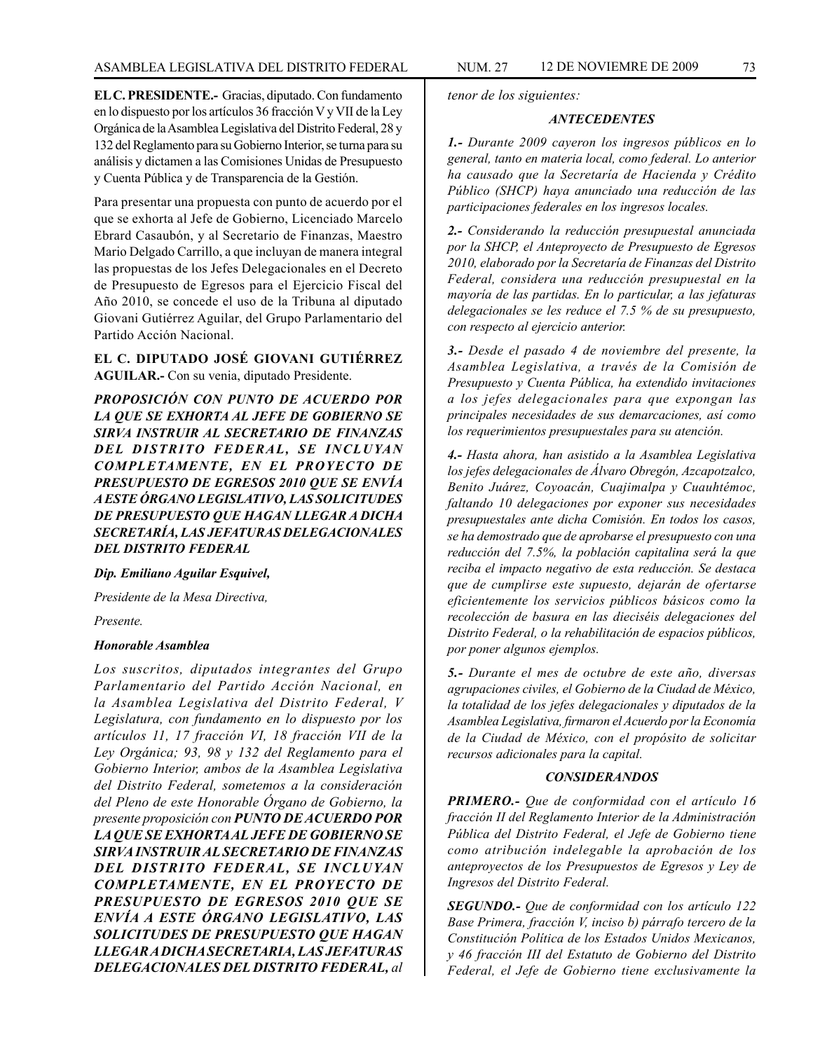**EL C. PRESIDENTE.-** Gracias, diputado. Con fundamento en lo dispuesto por los artículos 36 fracción V y VII de la Ley Orgánica de la Asamblea Legislativa del Distrito Federal, 28 y 132 del Reglamento para su Gobierno Interior, se turna para su análisis y dictamen a las Comisiones Unidas de Presupuesto y Cuenta Pública y de Transparencia de la Gestión.

Para presentar una propuesta con punto de acuerdo por el que se exhorta al Jefe de Gobierno, Licenciado Marcelo Ebrard Casaubón, y al Secretario de Finanzas, Maestro Mario Delgado Carrillo, a que incluyan de manera integral las propuestas de los Jefes Delegacionales en el Decreto de Presupuesto de Egresos para el Ejercicio Fiscal del Año 2010, se concede el uso de la Tribuna al diputado Giovani Gutiérrez Aguilar, del Grupo Parlamentario del Partido Acción Nacional.

**EL C. DIPUTADO JOSÉ GIOVANI GUTIÉRREZ AGUILAR.-** Con su venia, diputado Presidente.

***PROPOSICIÓN CON PUNTO DE ACUERDO POR LA QUE SE EXHORTA AL JEFE DE GOBIERNO SE SIRVA INSTRUIR AL SECRETARIO DE FINANZAS DEL DISTRITO FEDERAL, SE INCLUYAN COMPLETAMENTE, EN EL PROYECTO DE PRESUPUESTO DE EGRESOS 2010 QUE SE ENVÍA A ESTE ÓRGANO LEGISLATIVO, LAS SOLICITUDES DE PRESUPUESTO QUE HAGAN LLEGAR A DICHA SECRETARÍA, LAS JEFATURAS DELEGACIONALES DEL DISTRITO FEDERAL***

***Dip. Emiliano Aguilar Esquivel,***

*Presidente de la Mesa Directiva,*

*Presente.*

***Honorable Asamblea***

*Los suscritos, diputados integrantes del Grupo Parlamentario del Partido Acción Nacional, en la Asamblea Legislativa del Distrito Federal, V Legislatura, con fundamento en lo dispuesto por los artículos 11, 17 fracción VI, 18 fracción VII de la Ley Orgánica; 93, 98 y 132 del Reglamento para el Gobierno Interior, ambos de la Asamblea Legislativa del Distrito Federal, sometemos a la consideración del Pleno de este Honorable Órgano de Gobierno, la presente proposición con* ***PUNTO DE ACUERDO POR LA QUE SE EXHORTA AL JEFE DE GOBIERNO SE SIRVA INSTRUIR AL SECRETARIO DE FINANZAS DEL DISTRITO FEDERAL, SE INCLUYAN COMPLETAMENTE, EN EL PROYECTO DE PRESUPUESTO DE EGRESOS 2010 QUE SE ENVÍA A ESTE ÓRGANO LEGISLATIVO, LAS SOLICITUDES DE PRESUPUESTO QUE HAGAN LLEGAR A DICHA SECRETARIA, LAS JEFATURAS DELEGACIONALES DEL DISTRITO FEDERAL,*** *al tenor de los siguientes:*

***ANTECEDENTES***

***1.-*** *Durante 2009 cayeron los ingresos públicos en lo general, tanto en materia local, como federal. Lo anterior ha causado que la Secretaría de Hacienda y Crédito Público (SHCP) haya anunciado una reducción de las participaciones federales en los ingresos locales.*

***2.-*** *Considerando la reducción presupuestal anunciada por la SHCP, el Anteproyecto de Presupuesto de Egresos 2010, elaborado por la Secretaría de Finanzas del Distrito Federal, considera una reducción presupuestal en la mayoría de las partidas. En lo particular, a las jefaturas delegacionales se les reduce el 7.5 % de su presupuesto, con respecto al ejercicio anterior.*

***3.-*** *Desde el pasado 4 de noviembre del presente, la Asamblea Legislativa, a través de la Comisión de Presupuesto y Cuenta Pública, ha extendido invitaciones a los jefes delegacionales para que expongan las principales necesidades de sus demarcaciones, así como los requerimientos presupuestales para su atención.*

***4.-*** *Hasta ahora, han asistido a la Asamblea Legislativa los jefes delegacionales de Álvaro Obregón, Azcapotzalco, Benito Juárez, Coyoacán, Cuajimalpa y Cuauhtémoc, faltando 10 delegaciones por exponer sus necesidades presupuestales ante dicha Comisión. En todos los casos, se ha demostrado que de aprobarse el presupuesto con una reducción del 7.5%, la población capitalina será la que reciba el impacto negativo de esta reducción. Se destaca que de cumplirse este supuesto, dejarán de ofertarse eficientemente los servicios públicos básicos como la recolección de basura en las dieciséis delegaciones del Distrito Federal, o la rehabilitación de espacios públicos, por poner algunos ejemplos.*

***5.-*** *Durante el mes de octubre de este año, diversas agrupaciones civiles, el Gobierno de la Ciudad de México, la totalidad de los jefes delegacionales y diputados de la Asamblea Legislativa, firmaron el Acuerdo por la Economía de la Ciudad de México, con el propósito de solicitar recursos adicionales para la capital.*

***CONSIDERANDOS***

***PRIMERO.-*** *Que de conformidad con el artículo 16 fracción II del Reglamento Interior de la Administración Pública del Distrito Federal, el Jefe de Gobierno tiene como atribución indelegable la aprobación de los anteproyectos de los Presupuestos de Egresos y Ley de Ingresos del Distrito Federal.*

***SEGUNDO.-*** *Que de conformidad con los artículo 122 Base Primera, fracción V, inciso b) párrafo tercero de la Constitución Política de los Estados Unidos Mexicanos, y 46 fracción III del Estatuto de Gobierno del Distrito Federal, el Jefe de Gobierno tiene exclusivamente la*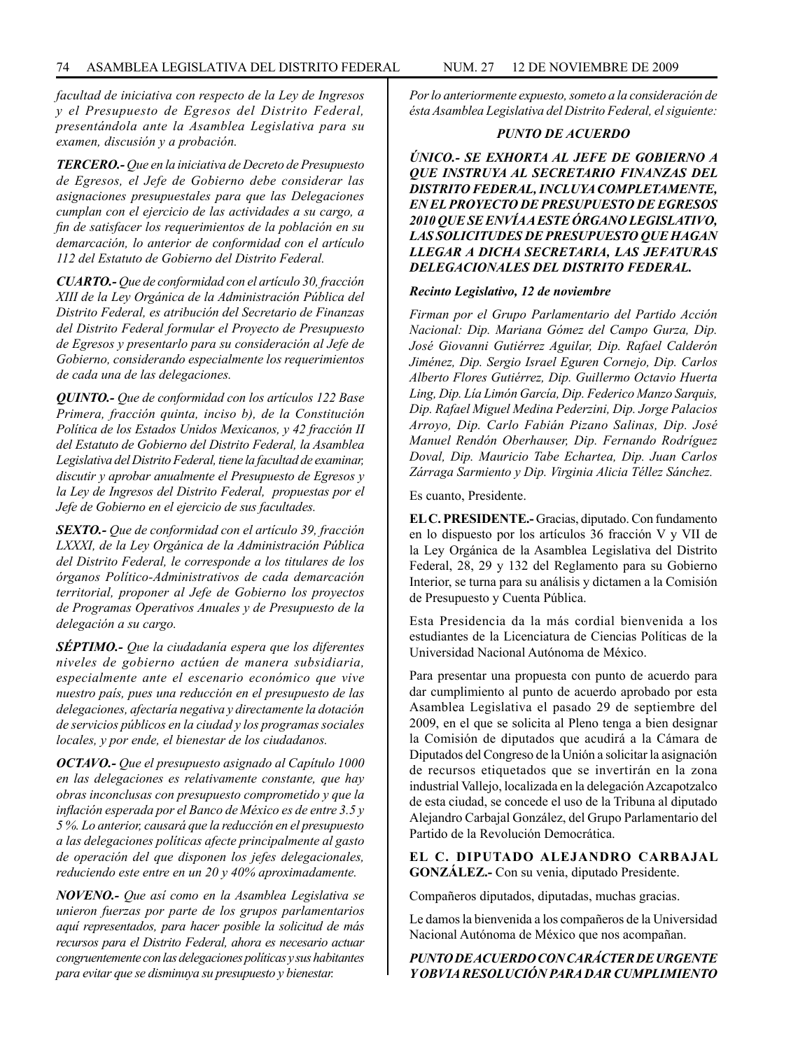*facultad de iniciativa con respecto de la Ley de Ingresos y el Presupuesto de Egresos del Distrito Federal, presentándola ante la Asamblea Legislativa para su examen, discusión y a probación.*

***TERCERO.-*** *Que en la iniciativa de Decreto de Presupuesto de Egresos, el Jefe de Gobierno debe considerar las asignaciones presupuestales para que las Delegaciones cumplan con el ejercicio de las actividades a su cargo, a fin de satisfacer los requerimientos de la población en su demarcación, lo anterior de conformidad con el artículo 112 del Estatuto de Gobierno del Distrito Federal.*

***CUARTO.-*** *Que de conformidad con el artículo 30, fracción XIII de la Ley Orgánica de la Administración Pública del Distrito Federal, es atribución del Secretario de Finanzas del Distrito Federal formular el Proyecto de Presupuesto de Egresos y presentarlo para su consideración al Jefe de Gobierno, considerando especialmente los requerimientos de cada una de las delegaciones.*

***QUINTO.-*** *Que de conformidad con los artículos 122 Base Primera, fracción quinta, inciso b), de la Constitución Política de los Estados Unidos Mexicanos, y 42 fracción II del Estatuto de Gobierno del Distrito Federal, la Asamblea Legislativa del Distrito Federal, tiene la facultad de examinar, discutir y aprobar anualmente el Presupuesto de Egresos y la Ley de Ingresos del Distrito Federal, propuestas por el Jefe de Gobierno en el ejercicio de sus facultades.*

***SEXTO.-*** *Que de conformidad con el artículo 39, fracción LXXXI, de la Ley Orgánica de la Administración Pública del Distrito Federal, le corresponde a los titulares de los órganos Político-Administrativos de cada demarcación territorial, proponer al Jefe de Gobierno los proyectos de Programas Operativos Anuales y de Presupuesto de la delegación a su cargo.*

***SÉPTIMO.-*** *Que la ciudadanía espera que los diferentes niveles de gobierno actúen de manera subsidiaria, especialmente ante el escenario económico que vive nuestro país, pues una reducción en el presupuesto de las delegaciones, afectaría negativa y directamente la dotación de servicios públicos en la ciudad y los programas sociales locales, y por ende, el bienestar de los ciudadanos.*

***OCTAVO.-*** *Que el presupuesto asignado al Capítulo 1000 en las delegaciones es relativamente constante, que hay obras inconclusas con presupuesto comprometido y que la inflación esperada por el Banco de México es de entre 3.5 y 5 %. Lo anterior, causará que la reducción en el presupuesto a las delegaciones políticas afecte principalmente al gasto de operación del que disponen los jefes delegacionales, reduciendo este entre en un 20 y 40% aproximadamente.*

***NOVENO.-*** *Que así como en la Asamblea Legislativa se unieron fuerzas por parte de los grupos parlamentarios aquí representados, para hacer posible la solicitud de más recursos para el Distrito Federal, ahora es necesario actuar congruentemente con las delegaciones políticas y sus habitantes para evitar que se disminuya su presupuesto y bienestar.*

*Por lo anteriormente expuesto, someto a la consideración de ésta Asamblea Legislativa del Distrito Federal, el siguiente:*

***PUNTO DE ACUERDO***

***ÚNICO.- SE EXHORTA AL JEFE DE GOBIERNO A QUE INSTRUYA AL SECRETARIO FINANZAS DEL DISTRITO FEDERAL, INCLUYA COMPLETAMENTE, EN EL PROYECTO DE PRESUPUESTO DE EGRESOS 2010 QUE SE ENVÍA A ESTE ÓRGANO LEGISLATIVO, LAS SOLICITUDES DE PRESUPUESTO QUE HAGAN LLEGAR A DICHA SECRETARIA, LAS JEFATURAS DELEGACIONALES DEL DISTRITO FEDERAL.***

***Recinto Legislativo, 12 de noviembre***

*Firman por el Grupo Parlamentario del Partido Acción Nacional: Dip. Mariana Gómez del Campo Gurza, Dip. José Giovanni Gutiérrez Aguilar, Dip. Rafael Calderón Jiménez, Dip. Sergio Israel Eguren Cornejo, Dip. Carlos Alberto Flores Gutiérrez, Dip. Guillermo Octavio Huerta Ling, Dip. Lía Limón García, Dip. Federico Manzo Sarquis, Dip. Rafael Miguel Medina Pederzini, Dip. Jorge Palacios Arroyo, Dip. Carlo Fabián Pizano Salinas, Dip. José Manuel Rendón Oberhauser, Dip. Fernando Rodríguez Doval, Dip. Mauricio Tabe Echartea, Dip. Juan Carlos Zárraga Sarmiento y Dip. Virginia Alicia Téllez Sánchez.*

Es cuanto, Presidente.

**EL C. PRESIDENTE.-** Gracias, diputado. Con fundamento en lo dispuesto por los artículos 36 fracción V y VII de la Ley Orgánica de la Asamblea Legislativa del Distrito Federal, 28, 29 y 132 del Reglamento para su Gobierno Interior, se turna para su análisis y dictamen a la Comisión de Presupuesto y Cuenta Pública.

Esta Presidencia da la más cordial bienvenida a los estudiantes de la Licenciatura de Ciencias Políticas de la Universidad Nacional Autónoma de México.

Para presentar una propuesta con punto de acuerdo para dar cumplimiento al punto de acuerdo aprobado por esta Asamblea Legislativa el pasado 29 de septiembre del 2009, en el que se solicita al Pleno tenga a bien designar la Comisión de diputados que acudirá a la Cámara de Diputados del Congreso de la Unión a solicitar la asignación de recursos etiquetados que se invertirán en la zona industrial Vallejo, localizada en la delegación Azcapotzalco de esta ciudad, se concede el uso de la Tribuna al diputado Alejandro Carbajal González, del Grupo Parlamentario del Partido de la Revolución Democrática.

**EL C. DIPUTADO ALEJANDRO CARBAJAL GONZÁLEZ.-** Con su venia, diputado Presidente.

Compañeros diputados, diputadas, muchas gracias.

Le damos la bienvenida a los compañeros de la Universidad Nacional Autónoma de México que nos acompañan.

***PUNTO DE ACUERDO CON CARÁCTER DE URGENTE Y OBVIA RESOLUCIÓN PARA DAR CUMPLIMIENTO***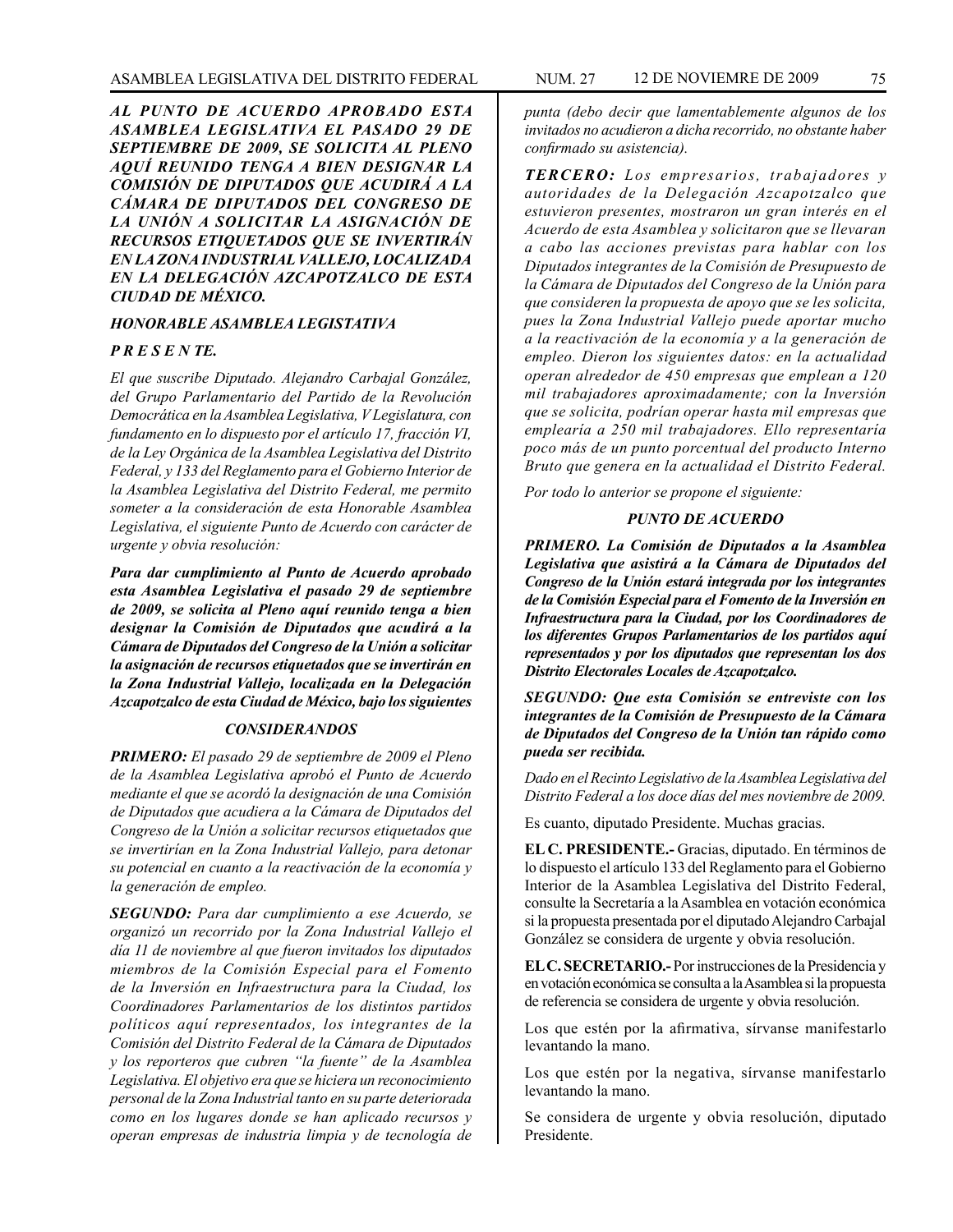***AL PUNTO DE ACUERDO APROBADO ESTA ASAMBLEA LEGISLATIVA EL PASADO 29 DE SEPTIEMBRE DE 2009, SE SOLICITA AL PLENO AQUÍ REUNIDO TENGA A BIEN DESIGNAR LA COMISIÓN DE DIPUTADOS QUE ACUDIRÁ A LA CÁMARA DE DIPUTADOS DEL CONGRESO DE LA UNIÓN A SOLICITAR LA ASIGNACIÓN DE RECURSOS ETIQUETADOS QUE SE INVERTIRÁN EN LA ZONA INDUSTRIAL VALLEJO, LOCALIZADA EN LA DELEGACIÓN AZCAPOTZALCO DE ESTA CIUDAD DE MÉXICO.***

***HONORABLE ASAMBLEA LEGISTATIVA***

***P R E S E N TE.***

*El que suscribe Diputado. Alejandro Carbajal González, del Grupo Parlamentario del Partido de la Revolución Democrática en la Asamblea Legislativa, V Legislatura, con fundamento en lo dispuesto por el artículo 17, fracción VI, de la Ley Orgánica de la Asamblea Legislativa del Distrito Federal, y 133 del Reglamento para el Gobierno Interior de la Asamblea Legislativa del Distrito Federal, me permito someter a la consideración de esta Honorable Asamblea Legislativa, el siguiente Punto de Acuerdo con carácter de urgente y obvia resolución:*

***Para dar cumplimiento al Punto de Acuerdo aprobado esta Asamblea Legislativa el pasado 29 de septiembre de 2009, se solicita al Pleno aquí reunido tenga a bien designar la Comisión de Diputados que acudirá a la Cámara de Diputados del Congreso de la Unión a solicitar la asignación de recursos etiquetados que se invertirán en la Zona Industrial Vallejo, localizada en la Delegación Azcapotzalco de esta Ciudad de México, bajo los siguientes***

***CONSIDERANDOS***

***PRIMERO:*** *El pasado 29 de septiembre de 2009 el Pleno de la Asamblea Legislativa aprobó el Punto de Acuerdo mediante el que se acordó la designación de una Comisión de Diputados que acudiera a la Cámara de Diputados del Congreso de la Unión a solicitar recursos etiquetados que se invertirían en la Zona Industrial Vallejo, para detonar su potencial en cuanto a la reactivación de la economía y la generación de empleo.*

***SEGUNDO:*** *Para dar cumplimiento a ese Acuerdo, se organizó un recorrido por la Zona Industrial Vallejo el día 11 de noviembre al que fueron invitados los diputados miembros de la Comisión Especial para el Fomento de la Inversión en Infraestructura para la Ciudad, los Coordinadores Parlamentarios de los distintos partidos políticos aquí representados, los integrantes de la Comisión del Distrito Federal de la Cámara de Diputados y los reporteros que cubren "la fuente" de la Asamblea Legislativa. El objetivo era que se hiciera un reconocimiento personal de la Zona Industrial tanto en su parte deteriorada como en los lugares donde se han aplicado recursos y operan empresas de industria limpia y de tecnología de punta (debo decir que lamentablemente algunos de los invitados no acudieron a dicha recorrido, no obstante haber confirmado su asistencia).*

***TERCERO:*** *Los empresarios, trabajadores y autoridades de la Delegación Azcapotzalco que estuvieron presentes, mostraron un gran interés en el Acuerdo de esta Asamblea y solicitaron que se llevaran a cabo las acciones previstas para hablar con los Diputados integrantes de la Comisión de Presupuesto de la Cámara de Diputados del Congreso de la Unión para que consideren la propuesta de apoyo que se les solicita, pues la Zona Industrial Vallejo puede aportar mucho a la reactivación de la economía y a la generación de empleo. Dieron los siguientes datos: en la actualidad operan alrededor de 450 empresas que emplean a 120 mil trabajadores aproximadamente; con la Inversión que se solicita, podrían operar hasta mil empresas que emplearía a 250 mil trabajadores. Ello representaría poco más de un punto porcentual del producto Interno Bruto que genera en la actualidad el Distrito Federal.*

*Por todo lo anterior se propone el siguiente:*

***PUNTO DE ACUERDO***

***PRIMERO. La Comisión de Diputados a la Asamblea Legislativa que asistirá a la Cámara de Diputados del Congreso de la Unión estará integrada por los integrantes de la Comisión Especial para el Fomento de la Inversión en Infraestructura para la Ciudad, por los Coordinadores de los diferentes Grupos Parlamentarios de los partidos aquí representados y por los diputados que representan los dos Distrito Electorales Locales de Azcapotzalco.***

***SEGUNDO: Que esta Comisión se entreviste con los integrantes de la Comisión de Presupuesto de la Cámara de Diputados del Congreso de la Unión tan rápido como pueda ser recibida.***

*Dado en el Recinto Legislativo de la Asamblea Legislativa del Distrito Federal a los doce días del mes noviembre de 2009.*

Es cuanto, diputado Presidente. Muchas gracias.

**EL C. PRESIDENTE.-** Gracias, diputado. En términos de lo dispuesto el artículo 133 del Reglamento para el Gobierno Interior de la Asamblea Legislativa del Distrito Federal, consulte la Secretaría a la Asamblea en votación económica si la propuesta presentada por el diputado Alejandro Carbajal González se considera de urgente y obvia resolución.

**EL C. SECRETARIO.-** Por instrucciones de la Presidencia y en votación económica se consulta a la Asamblea si la propuesta de referencia se considera de urgente y obvia resolución.

Los que estén por la afirmativa, sírvanse manifestarlo levantando la mano.

Los que estén por la negativa, sírvanse manifestarlo levantando la mano.

Se considera de urgente y obvia resolución, diputado Presidente.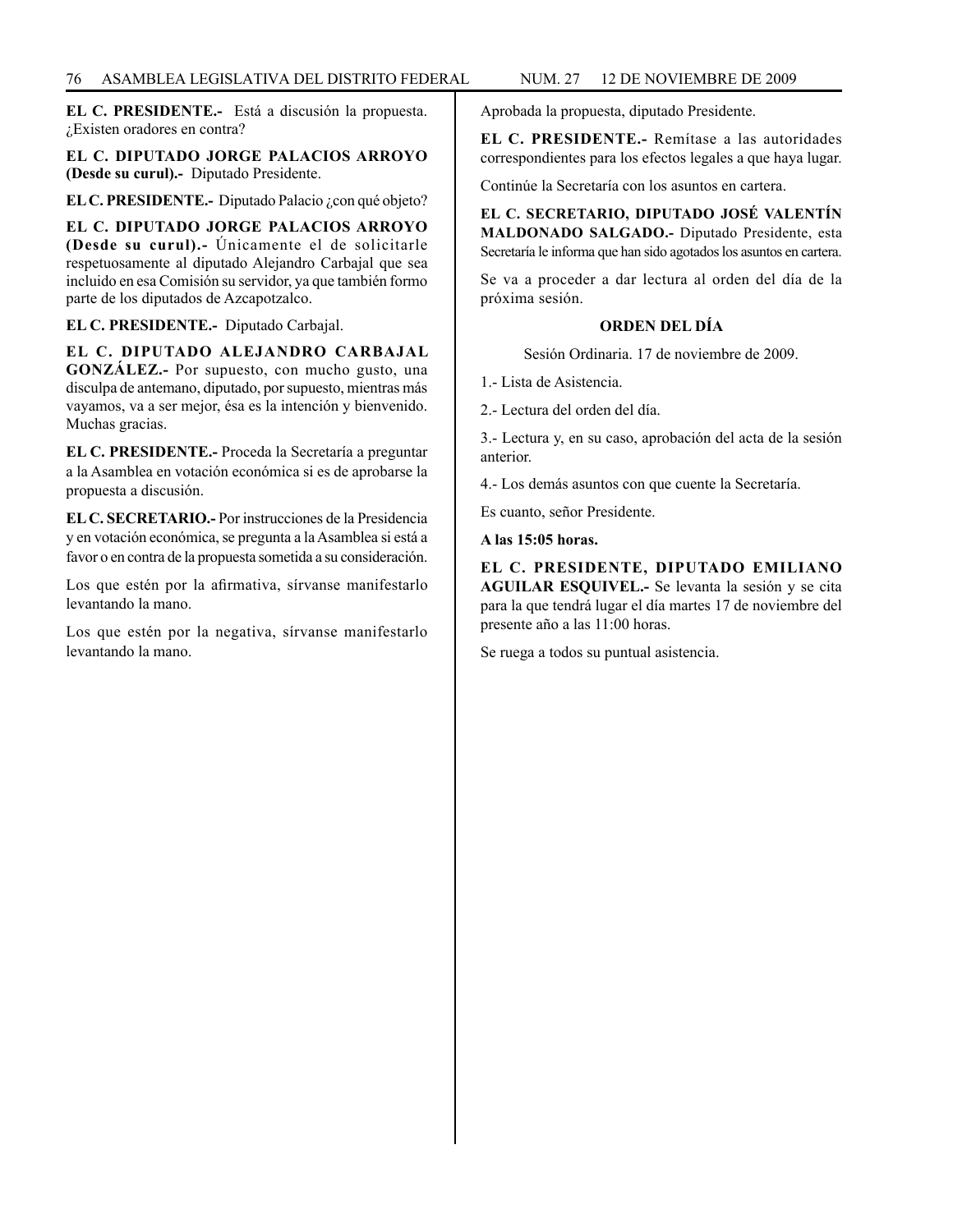**EL C. PRESIDENTE.-** Está a discusión la propuesta. ¿Existen oradores en contra?

**EL C. DIPUTADO JORGE PALACIOS ARROYO (Desde su curul).-** Diputado Presidente.

**EL C. PRESIDENTE.-** Diputado Palacio ¿con qué objeto?

**EL C. DIPUTADO JORGE PALACIOS ARROYO (Desde su curul).-** Únicamente el de solicitarle respetuosamente al diputado Alejandro Carbajal que sea incluido en esa Comisión su servidor, ya que también formo parte de los diputados de Azcapotzalco.

**EL C. PRESIDENTE.-** Diputado Carbajal.

**EL C. DIPUTADO ALEJANDRO CARBAJAL GONZÁLEZ.-** Por supuesto, con mucho gusto, una disculpa de antemano, diputado, por supuesto, mientras más vayamos, va a ser mejor, ésa es la intención y bienvenido. Muchas gracias.

**EL C. PRESIDENTE.-** Proceda la Secretaría a preguntar a la Asamblea en votación económica si es de aprobarse la propuesta a discusión.

**EL C. SECRETARIO.-** Por instrucciones de la Presidencia y en votación económica, se pregunta a la Asamblea si está a favor o en contra de la propuesta sometida a su consideración.

Los que estén por la afirmativa, sírvanse manifestarlo levantando la mano.

Los que estén por la negativa, sírvanse manifestarlo levantando la mano.

Aprobada la propuesta, diputado Presidente.

**EL C. PRESIDENTE.-** Remítase a las autoridades correspondientes para los efectos legales a que haya lugar.

Continúe la Secretaría con los asuntos en cartera.

**EL C. SECRETARIO, DIPUTADO JOSÉ VALENTÍN MALDONADO SALGADO.-** Diputado Presidente, esta Secretaría le informa que han sido agotados los asuntos en cartera.

Se va a proceder a dar lectura al orden del día de la próxima sesión.

## ORDEN DEL DÍA

Sesión Ordinaria. 17 de noviembre de 2009.

1.- Lista de Asistencia.

2.- Lectura del orden del día.

3.- Lectura y, en su caso, aprobación del acta de la sesión anterior.

4.- Los demás asuntos con que cuente la Secretaría.

Es cuanto, señor Presidente.

**A las 15:05 horas.**

**EL C. PRESIDENTE, DIPUTADO EMILIANO AGUILAR ESQUIVEL.-** Se levanta la sesión y se cita para la que tendrá lugar el día martes 17 de noviembre del presente año a las 11:00 horas.

Se ruega a todos su puntual asistencia.